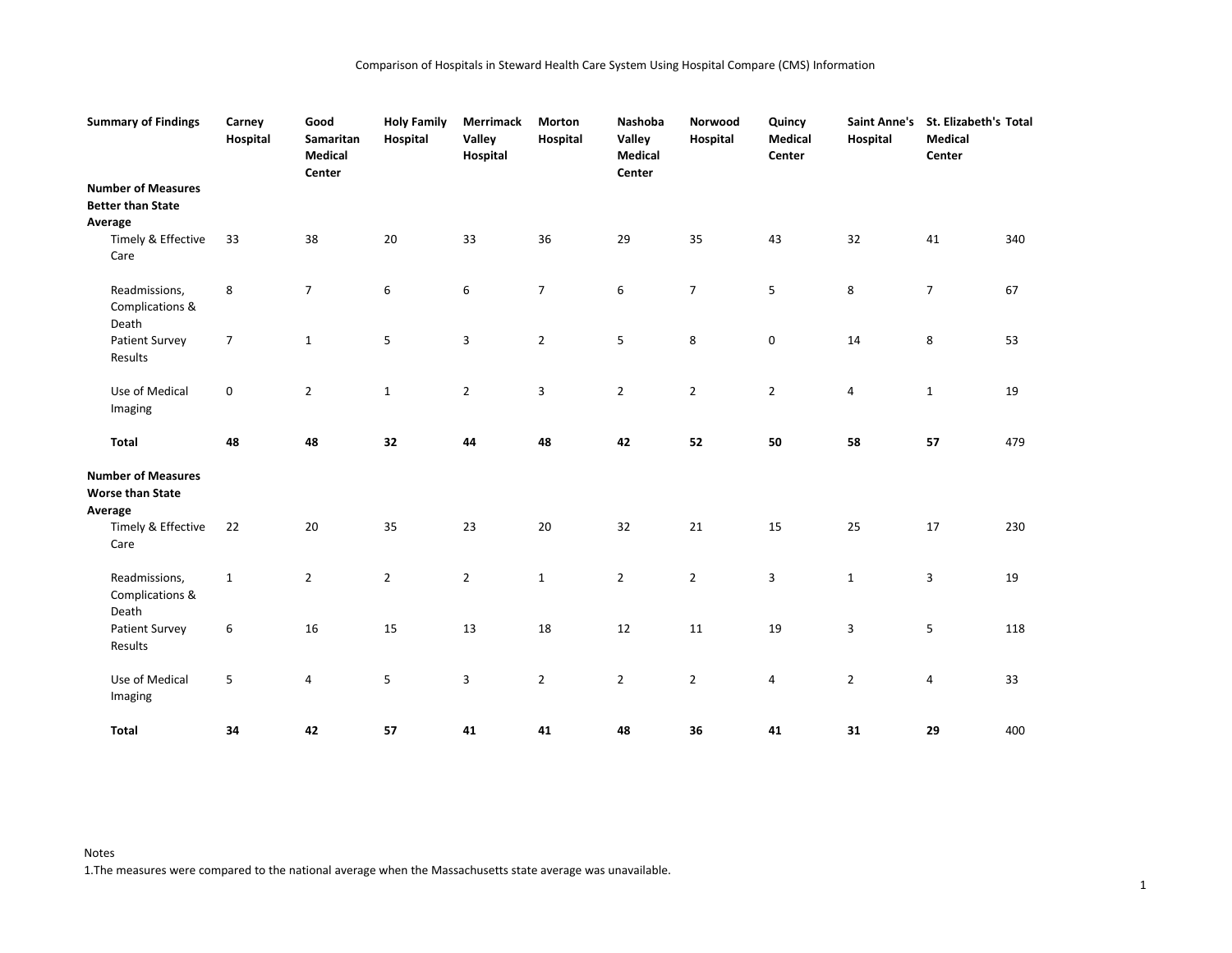Comparison of Hospitals in Steward Health Care System Using Hospital Compare (CMS) Information

| Summary of Findings | Carney Hospital | Good Samaritan Medical Center | Holy Family Hospital | Merrimack Valley Hospital | Morton Hospital | Nashoba Valley Medical Center | Norwood Hospital | Quincy Medical Center | Saint Anne's Hospital | St. Elizabeth's Medical Center | Total |
|---|---|---|---|---|---|---|---|---|---|---|---|
| **Number of Measures Better than State Average** | | | | | | | | | | | |
| Timely & Effective Care | 33 | 38 | 20 | 33 | 36 | 29 | 35 | 43 | 32 | 41 | 340 |
| Readmissions, Complications & Death | 8 | 7 | 6 | 6 | 7 | 6 | 7 | 5 | 8 | 7 | 67 |
| Patient Survey Results | 7 | 1 | 5 | 3 | 2 | 5 | 8 | 0 | 14 | 8 | 53 |
| Use of Medical Imaging | 0 | 2 | 1 | 2 | 3 | 2 | 2 | 2 | 4 | 1 | 19 |
| **Total** | **48** | **48** | **32** | **44** | **48** | **42** | **52** | **50** | **58** | **57** | 479 |
| **Number of Measures Worse than State Average** | | | | | | | | | | | |
| Timely & Effective Care | 22 | 20 | 35 | 23 | 20 | 32 | 21 | 15 | 25 | 17 | 230 |
| Readmissions, Complications & Death | 1 | 2 | 2 | 2 | 1 | 2 | 2 | 3 | 1 | 3 | 19 |
| Patient Survey Results | 6 | 16 | 15 | 13 | 18 | 12 | 11 | 19 | 3 | 5 | 118 |
| Use of Medical Imaging | 5 | 4 | 5 | 3 | 2 | 2 | 2 | 4 | 2 | 4 | 33 |
| **Total** | **34** | **42** | **57** | **41** | **41** | **48** | **36** | **41** | **31** | **29** | 400 |

Notes

1.The measures were compared to the national average when the Massachusetts state average was unavailable.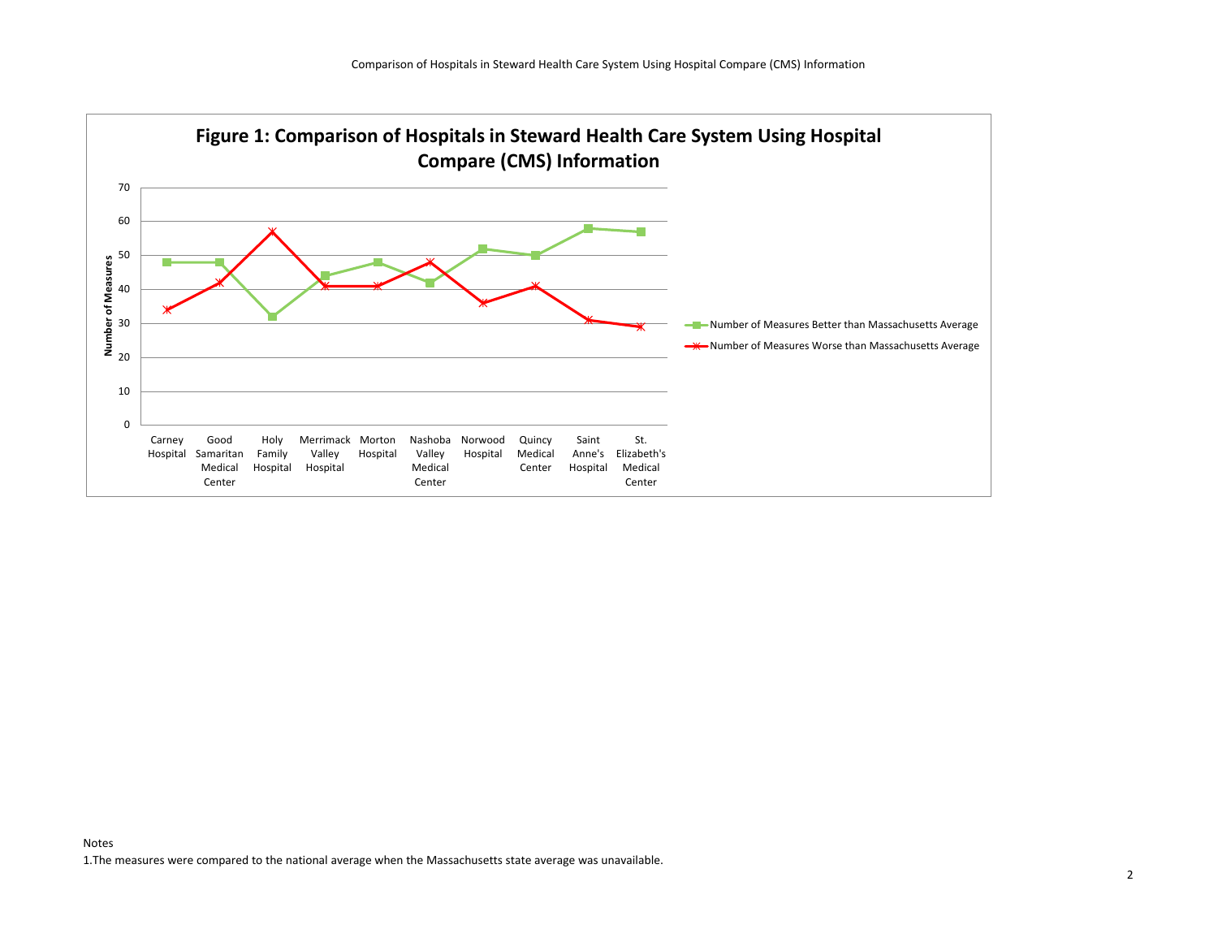# Figure 1: Comparison of Hospitals in Steward Health Care System Using Hospital Compare (CMS) Information

| Hospital | Number of Measures Better than Massachusetts Average | Number of Measures Worse than Massachusetts Average |
|---|---|---|
| Carney Hospital | 48 | 34 |
| Good Samaritan Medical Center | 48 | 42 |
| Holy Family Hospital | 32 | 57 |
| Merrimack Valley Hospital | 44 | 41 |
| Morton Hospital | 48 | 41 |
| Nashoba Valley Medical Center | 42 | 48 |
| Norwood Hospital | 52 | 36 |
| Quincy Medical Center | 50 | 41 |
| Saint Anne's Hospital | 58 | 31 |
| St. Elizabeth's Medical Center | 57 | 29 |

Notes

1.The measures were compared to the national average when the Massachusetts state average was unavailable.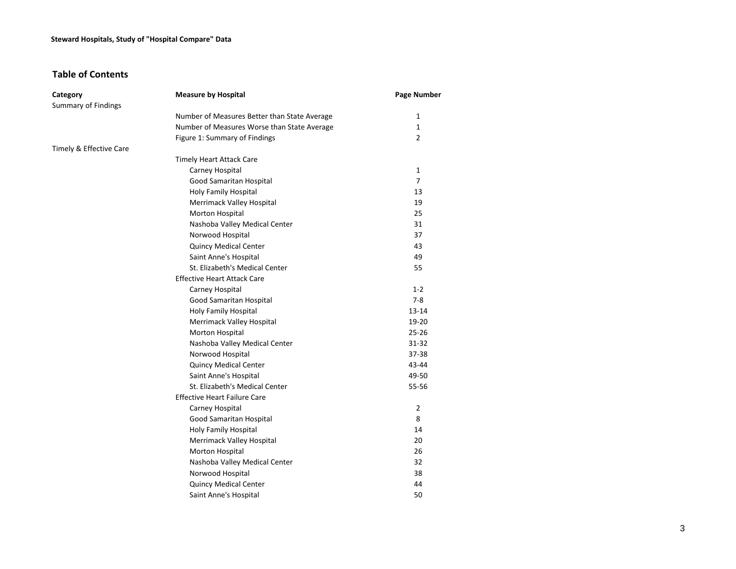**Steward Hospitals, Study of "Hospital Compare" Data**

## Table of Contents

| Category | Measure by Hospital | Page Number |
|---|---|---|
| Summary of Findings | | |
| | Number of Measures Better than State Average | 1 |
| | Number of Measures Worse than State Average | 1 |
| | Figure 1: Summary of Findings | 2 |
| Timely & Effective Care | | |
| | Timely Heart Attack Care | |
| | Carney Hospital | 1 |
| | Good Samaritan Hospital | 7 |
| | Holy Family Hospital | 13 |
| | Merrimack Valley Hospital | 19 |
| | Morton Hospital | 25 |
| | Nashoba Valley Medical Center | 31 |
| | Norwood Hospital | 37 |
| | Quincy Medical Center | 43 |
| | Saint Anne's Hospital | 49 |
| | St. Elizabeth's Medical Center | 55 |
| | Effective Heart Attack Care | |
| | Carney Hospital | 1-2 |
| | Good Samaritan Hospital | 7-8 |
| | Holy Family Hospital | 13-14 |
| | Merrimack Valley Hospital | 19-20 |
| | Morton Hospital | 25-26 |
| | Nashoba Valley Medical Center | 31-32 |
| | Norwood Hospital | 37-38 |
| | Quincy Medical Center | 43-44 |
| | Saint Anne's Hospital | 49-50 |
| | St. Elizabeth's Medical Center | 55-56 |
| | Effective Heart Failure Care | |
| | Carney Hospital | 2 |
| | Good Samaritan Hospital | 8 |
| | Holy Family Hospital | 14 |
| | Merrimack Valley Hospital | 20 |
| | Morton Hospital | 26 |
| | Nashoba Valley Medical Center | 32 |
| | Norwood Hospital | 38 |
| | Quincy Medical Center | 44 |
| | Saint Anne's Hospital | 50 |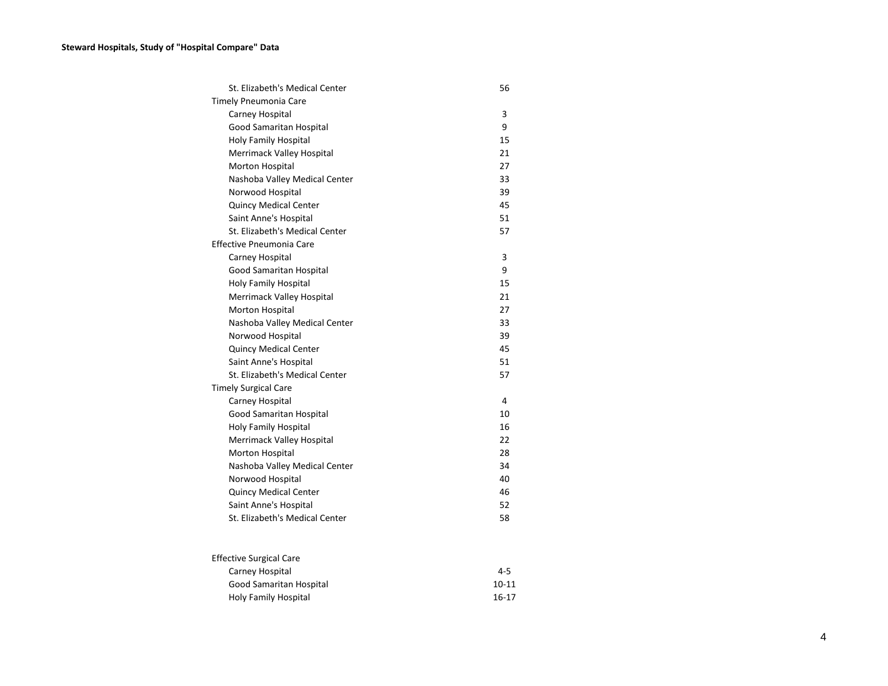**Steward Hospitals, Study of "Hospital Compare" Data**

| | |
|---|---|
| St. Elizabeth's Medical Center | 56 |
| Timely Pneumonia Care | |
| Carney Hospital | 3 |
| Good Samaritan Hospital | 9 |
| Holy Family Hospital | 15 |
| Merrimack Valley Hospital | 21 |
| Morton Hospital | 27 |
| Nashoba Valley Medical Center | 33 |
| Norwood Hospital | 39 |
| Quincy Medical Center | 45 |
| Saint Anne's Hospital | 51 |
| St. Elizabeth's Medical Center | 57 |
| Effective Pneumonia Care | |
| Carney Hospital | 3 |
| Good Samaritan Hospital | 9 |
| Holy Family Hospital | 15 |
| Merrimack Valley Hospital | 21 |
| Morton Hospital | 27 |
| Nashoba Valley Medical Center | 33 |
| Norwood Hospital | 39 |
| Quincy Medical Center | 45 |
| Saint Anne's Hospital | 51 |
| St. Elizabeth's Medical Center | 57 |
| Timely Surgical Care | |
| Carney Hospital | 4 |
| Good Samaritan Hospital | 10 |
| Holy Family Hospital | 16 |
| Merrimack Valley Hospital | 22 |
| Morton Hospital | 28 |
| Nashoba Valley Medical Center | 34 |
| Norwood Hospital | 40 |
| Quincy Medical Center | 46 |
| Saint Anne's Hospital | 52 |
| St. Elizabeth's Medical Center | 58 |
| Effective Surgical Care | |
| Carney Hospital | 4-5 |
| Good Samaritan Hospital | 10-11 |
| Holy Family Hospital | 16-17 |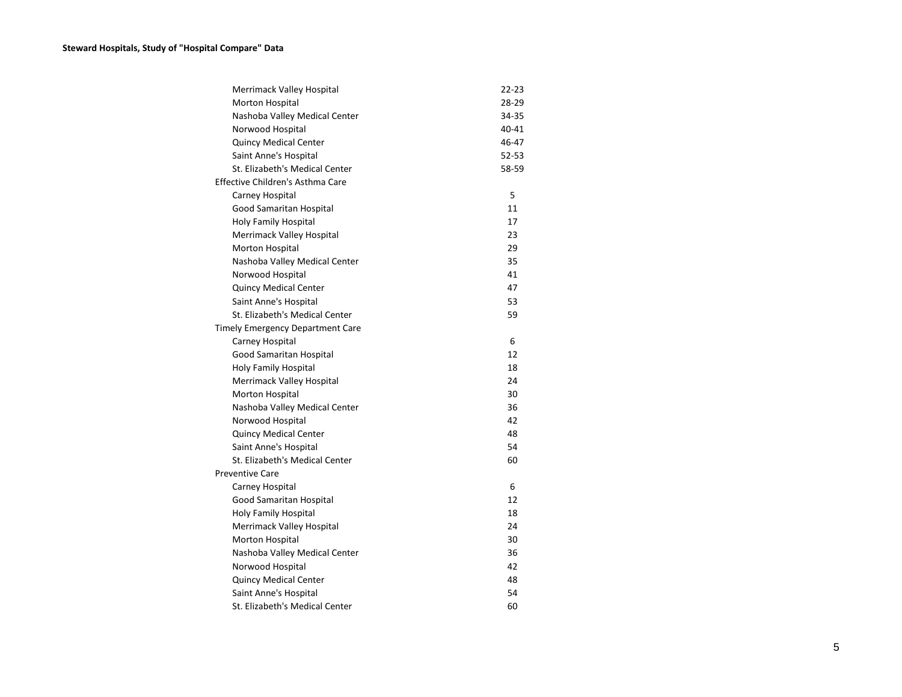**Steward Hospitals, Study of "Hospital Compare" Data**

| | |
|---|---|
| Merrimack Valley Hospital | 22-23 |
| Morton Hospital | 28-29 |
| Nashoba Valley Medical Center | 34-35 |
| Norwood Hospital | 40-41 |
| Quincy Medical Center | 46-47 |
| Saint Anne's Hospital | 52-53 |
| St. Elizabeth's Medical Center | 58-59 |
| **Effective Children's Asthma Care** | |
| Carney Hospital | 5 |
| Good Samaritan Hospital | 11 |
| Holy Family Hospital | 17 |
| Merrimack Valley Hospital | 23 |
| Morton Hospital | 29 |
| Nashoba Valley Medical Center | 35 |
| Norwood Hospital | 41 |
| Quincy Medical Center | 47 |
| Saint Anne's Hospital | 53 |
| St. Elizabeth's Medical Center | 59 |
| **Timely Emergency Department Care** | |
| Carney Hospital | 6 |
| Good Samaritan Hospital | 12 |
| Holy Family Hospital | 18 |
| Merrimack Valley Hospital | 24 |
| Morton Hospital | 30 |
| Nashoba Valley Medical Center | 36 |
| Norwood Hospital | 42 |
| Quincy Medical Center | 48 |
| Saint Anne's Hospital | 54 |
| St. Elizabeth's Medical Center | 60 |
| **Preventive Care** | |
| Carney Hospital | 6 |
| Good Samaritan Hospital | 12 |
| Holy Family Hospital | 18 |
| Merrimack Valley Hospital | 24 |
| Morton Hospital | 30 |
| Nashoba Valley Medical Center | 36 |
| Norwood Hospital | 42 |
| Quincy Medical Center | 48 |
| Saint Anne's Hospital | 54 |
| St. Elizabeth's Medical Center | 60 |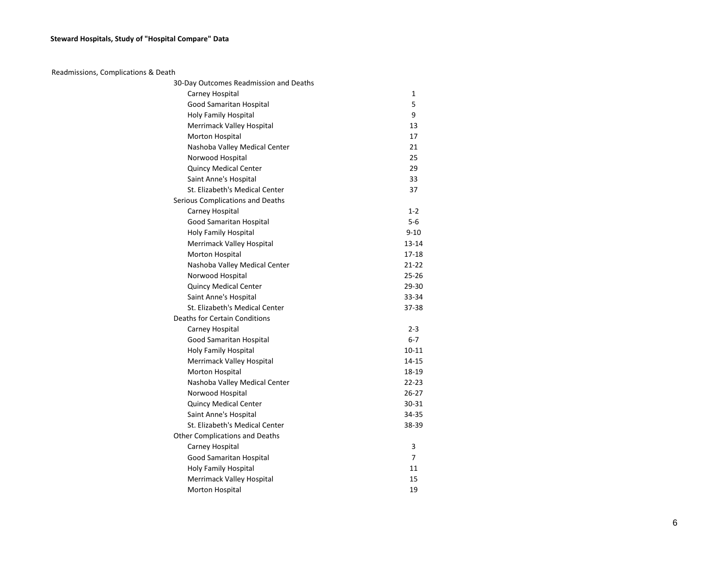**Steward Hospitals, Study of "Hospital Compare" Data**

Readmissions, Complications & Death

| | |
|---|---|
| 30-Day Outcomes Readmission and Deaths | |
| Carney Hospital | 1 |
| Good Samaritan Hospital | 5 |
| Holy Family Hospital | 9 |
| Merrimack Valley Hospital | 13 |
| Morton Hospital | 17 |
| Nashoba Valley Medical Center | 21 |
| Norwood Hospital | 25 |
| Quincy Medical Center | 29 |
| Saint Anne's Hospital | 33 |
| St. Elizabeth's Medical Center | 37 |
| Serious Complications and Deaths | |
| Carney Hospital | 1-2 |
| Good Samaritan Hospital | 5-6 |
| Holy Family Hospital | 9-10 |
| Merrimack Valley Hospital | 13-14 |
| Morton Hospital | 17-18 |
| Nashoba Valley Medical Center | 21-22 |
| Norwood Hospital | 25-26 |
| Quincy Medical Center | 29-30 |
| Saint Anne's Hospital | 33-34 |
| St. Elizabeth's Medical Center | 37-38 |
| Deaths for Certain Conditions | |
| Carney Hospital | 2-3 |
| Good Samaritan Hospital | 6-7 |
| Holy Family Hospital | 10-11 |
| Merrimack Valley Hospital | 14-15 |
| Morton Hospital | 18-19 |
| Nashoba Valley Medical Center | 22-23 |
| Norwood Hospital | 26-27 |
| Quincy Medical Center | 30-31 |
| Saint Anne's Hospital | 34-35 |
| St. Elizabeth's Medical Center | 38-39 |
| Other Complications and Deaths | |
| Carney Hospital | 3 |
| Good Samaritan Hospital | 7 |
| Holy Family Hospital | 11 |
| Merrimack Valley Hospital | 15 |
| Morton Hospital | 19 |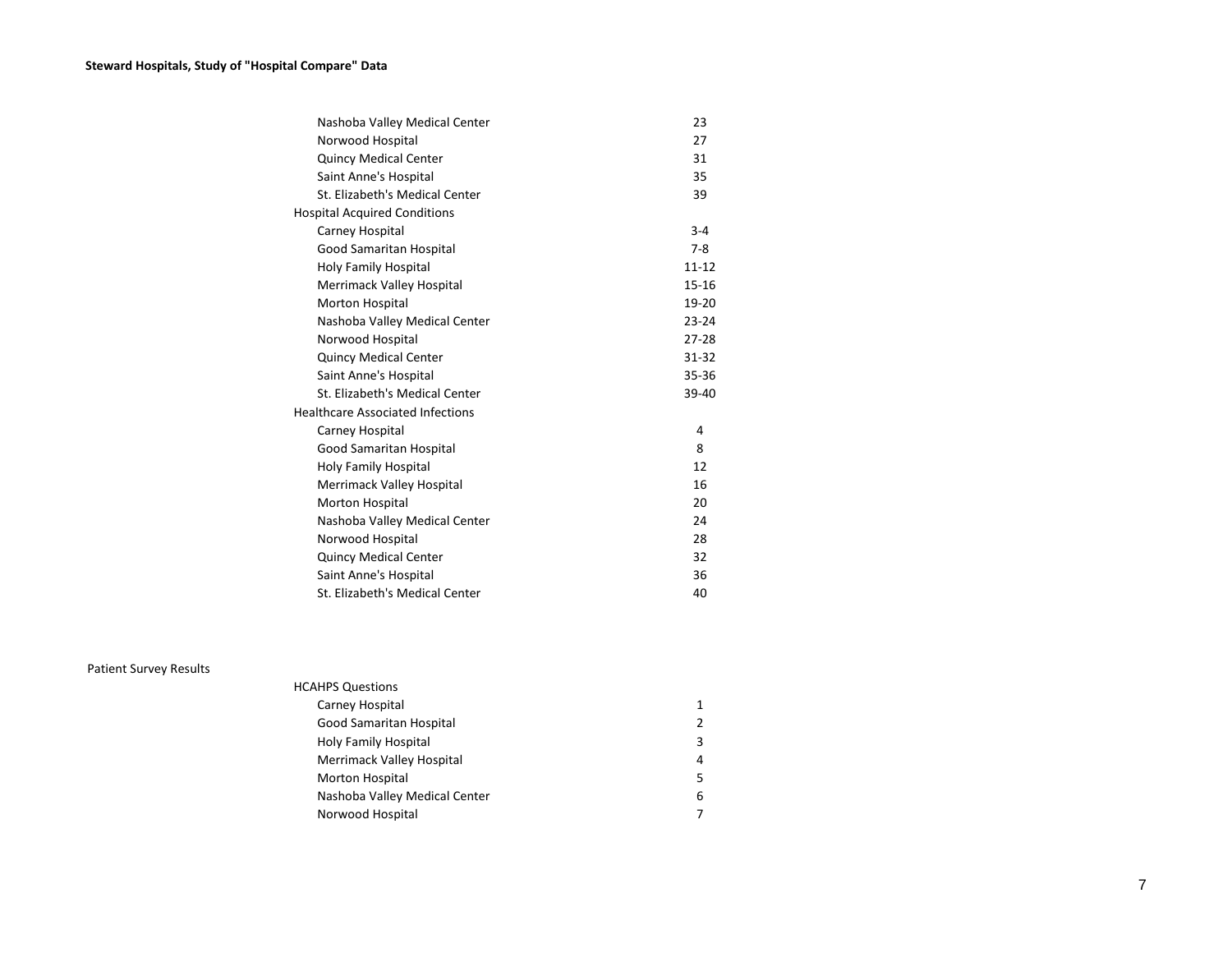**Steward Hospitals, Study of "Hospital Compare" Data**

| | |
|---|---|
| Nashoba Valley Medical Center | 23 |
| Norwood Hospital | 27 |
| Quincy Medical Center | 31 |
| Saint Anne's Hospital | 35 |
| St. Elizabeth's Medical Center | 39 |
| **Hospital Acquired Conditions** | |
| Carney Hospital | 3-4 |
| Good Samaritan Hospital | 7-8 |
| Holy Family Hospital | 11-12 |
| Merrimack Valley Hospital | 15-16 |
| Morton Hospital | 19-20 |
| Nashoba Valley Medical Center | 23-24 |
| Norwood Hospital | 27-28 |
| Quincy Medical Center | 31-32 |
| Saint Anne's Hospital | 35-36 |
| St. Elizabeth's Medical Center | 39-40 |
| **Healthcare Associated Infections** | |
| Carney Hospital | 4 |
| Good Samaritan Hospital | 8 |
| Holy Family Hospital | 12 |
| Merrimack Valley Hospital | 16 |
| Morton Hospital | 20 |
| Nashoba Valley Medical Center | 24 |
| Norwood Hospital | 28 |
| Quincy Medical Center | 32 |
| Saint Anne's Hospital | 36 |
| St. Elizabeth's Medical Center | 40 |

Patient Survey Results

| | |
|---|---|
| **HCAHPS Questions** | |
| Carney Hospital | 1 |
| Good Samaritan Hospital | 2 |
| Holy Family Hospital | 3 |
| Merrimack Valley Hospital | 4 |
| Morton Hospital | 5 |
| Nashoba Valley Medical Center | 6 |
| Norwood Hospital | 7 |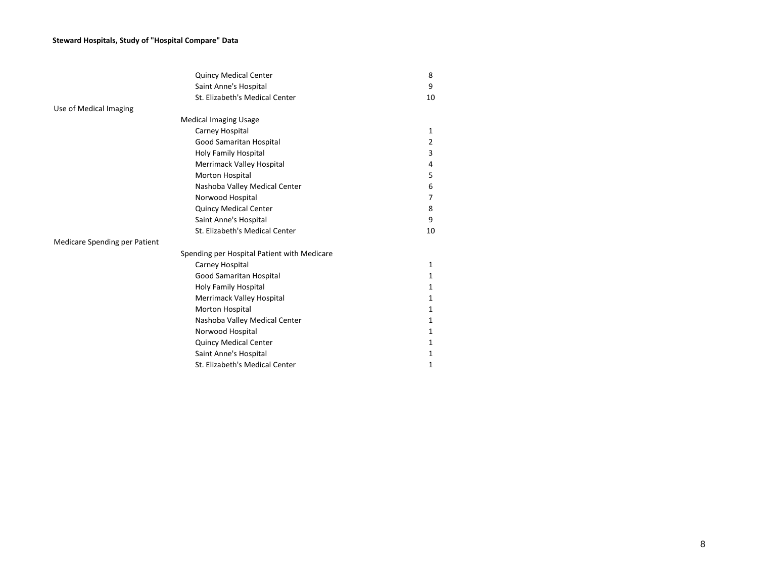**Steward Hospitals, Study of "Hospital Compare" Data**

| | | |
|---|---|---|
| | Quincy Medical Center | 8 |
| | Saint Anne's Hospital | 9 |
| | St. Elizabeth's Medical Center | 10 |
| Use of Medical Imaging | | |
| | Medical Imaging Usage | |
| | Carney Hospital | 1 |
| | Good Samaritan Hospital | 2 |
| | Holy Family Hospital | 3 |
| | Merrimack Valley Hospital | 4 |
| | Morton Hospital | 5 |
| | Nashoba Valley Medical Center | 6 |
| | Norwood Hospital | 7 |
| | Quincy Medical Center | 8 |
| | Saint Anne's Hospital | 9 |
| | St. Elizabeth's Medical Center | 10 |
| Medicare Spending per Patient | | |
| | Spending per Hospital Patient with Medicare | |
| | Carney Hospital | 1 |
| | Good Samaritan Hospital | 1 |
| | Holy Family Hospital | 1 |
| | Merrimack Valley Hospital | 1 |
| | Morton Hospital | 1 |
| | Nashoba Valley Medical Center | 1 |
| | Norwood Hospital | 1 |
| | Quincy Medical Center | 1 |
| | Saint Anne's Hospital | 1 |
| | St. Elizabeth's Medical Center | 1 |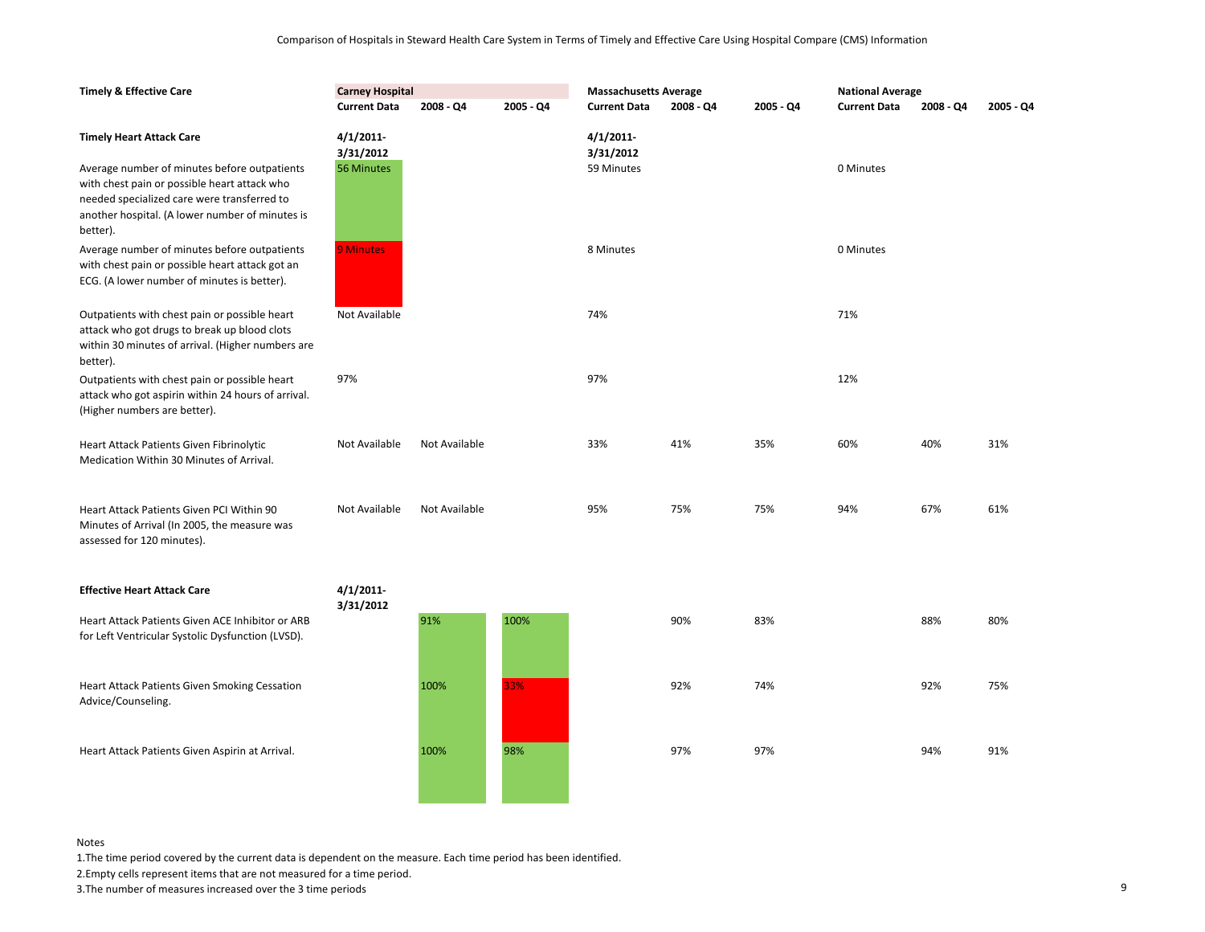Comparison of Hospitals in Steward Health Care System in Terms of Timely and Effective Care Using Hospital Compare (CMS) Information

| Timely & Effective Care | Carney Hospital | | | Massachusetts Average | | | National Average | | |
|---|---|---|---|---|---|---|---|---|---|
| | Current Data | 2008 - Q4 | 2005 - Q4 | Current Data | 2008 - Q4 | 2005 - Q4 | Current Data | 2008 - Q4 | 2005 - Q4 |
| **Timely Heart Attack Care** | 4/1/2011-3/31/2012 | | | 4/1/2011-3/31/2012 | | | | | |
| Average number of minutes before outpatients with chest pain or possible heart attack who needed specialized care were transferred to another hospital. (A lower number of minutes is better). | 56 Minutes | | | 59 Minutes | | | 0 Minutes | | |
| Average number of minutes before outpatients with chest pain or possible heart attack got an ECG. (A lower number of minutes is better). | 9 Minutes | | | 8 Minutes | | | 0 Minutes | | |
| Outpatients with chest pain or possible heart attack who got drugs to break up blood clots within 30 minutes of arrival. (Higher numbers are better). | Not Available | | | 74% | | | 71% | | |
| Outpatients with chest pain or possible heart attack who got aspirin within 24 hours of arrival. (Higher numbers are better). | 97% | | | 97% | | | 12% | | |
| Heart Attack Patients Given Fibrinolytic Medication Within 30 Minutes of Arrival. | Not Available | Not Available | | 33% | 41% | 35% | 60% | 40% | 31% |
| Heart Attack Patients Given PCI Within 90 Minutes of Arrival (In 2005, the measure was assessed for 120 minutes). | Not Available | Not Available | | 95% | 75% | 75% | 94% | 67% | 61% |
| **Effective Heart Attack Care** | 4/1/2011-3/31/2012 | | | | | | | | |
| Heart Attack Patients Given ACE Inhibitor or ARB for Left Ventricular Systolic Dysfunction (LVSD). | | 91% | 100% | | 90% | 83% | | 88% | 80% |
| Heart Attack Patients Given Smoking Cessation Advice/Counseling. | | 100% | 33% | | 92% | 74% | | 92% | 75% |
| Heart Attack Patients Given Aspirin at Arrival. | | 100% | 98% | | 97% | 97% | | 94% | 91% |

Notes

1. The time period covered by the current data is dependent on the measure. Each time period has been identified.
2. Empty cells represent items that are not measured for a time period.
3. The number of measures increased over the 3 time periods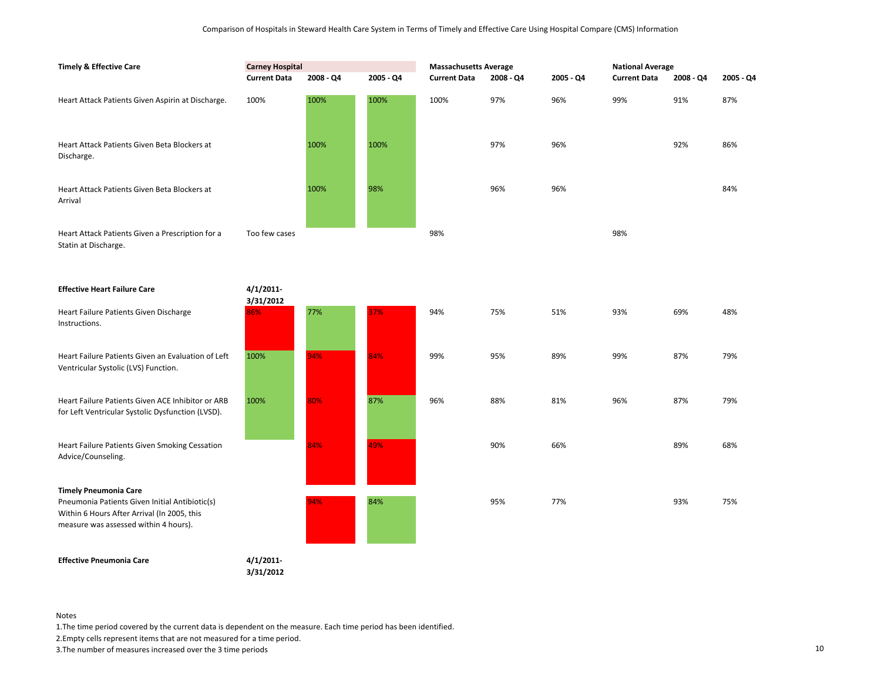Comparison of Hospitals in Steward Health Care System in Terms of Timely and Effective Care Using Hospital Compare (CMS) Information

| Timely & Effective Care | Carney Hospital | | | Massachusetts Average | | | National Average | | |
|---|---|---|---|---|---|---|---|---|---|
| | Current Data | 2008 - Q4 | 2005 - Q4 | Current Data | 2008 - Q4 | 2005 - Q4 | Current Data | 2008 - Q4 | 2005 - Q4 |
| Heart Attack Patients Given Aspirin at Discharge. | 100% | 100% | 100% | 100% | 97% | 96% | 99% | 91% | 87% |
| Heart Attack Patients Given Beta Blockers at Discharge. | | 100% | 100% | | 97% | 96% | | 92% | 86% |
| Heart Attack Patients Given Beta Blockers at Arrival | | 100% | 98% | | 96% | 96% | | | 84% |
| Heart Attack Patients Given a Prescription for a Statin at Discharge. | Too few cases | | | 98% | | | 98% | | |
| **Effective Heart Failure Care** | **4/1/2011-3/31/2012** | | | | | | | | |
| Heart Failure Patients Given Discharge Instructions. | 86% | 77% | 37% | 94% | 75% | 51% | 93% | 69% | 48% |
| Heart Failure Patients Given an Evaluation of Left Ventricular Systolic (LVS) Function. | 100% | 94% | 84% | 99% | 95% | 89% | 99% | 87% | 79% |
| Heart Failure Patients Given ACE Inhibitor or ARB for Left Ventricular Systolic Dysfunction (LVSD). | 100% | 80% | 87% | 96% | 88% | 81% | 96% | 87% | 79% |
| Heart Failure Patients Given Smoking Cessation Advice/Counseling. | | 84% | 49% | | 90% | 66% | | 89% | 68% |
| **Timely Pneumonia Care** | | | | | | | | | |
| Pneumonia Patients Given Initial Antibiotic(s) Within 6 Hours After Arrival (In 2005, this measure was assessed within 4 hours). | | 94% | 84% | | 95% | 77% | | 93% | 75% |
| **Effective Pneumonia Care** | **4/1/2011-3/31/2012** | | | | | | | | |

Notes

1. The time period covered by the current data is dependent on the measure. Each time period has been identified.
2. Empty cells represent items that are not measured for a time period.
3. The number of measures increased over the 3 time periods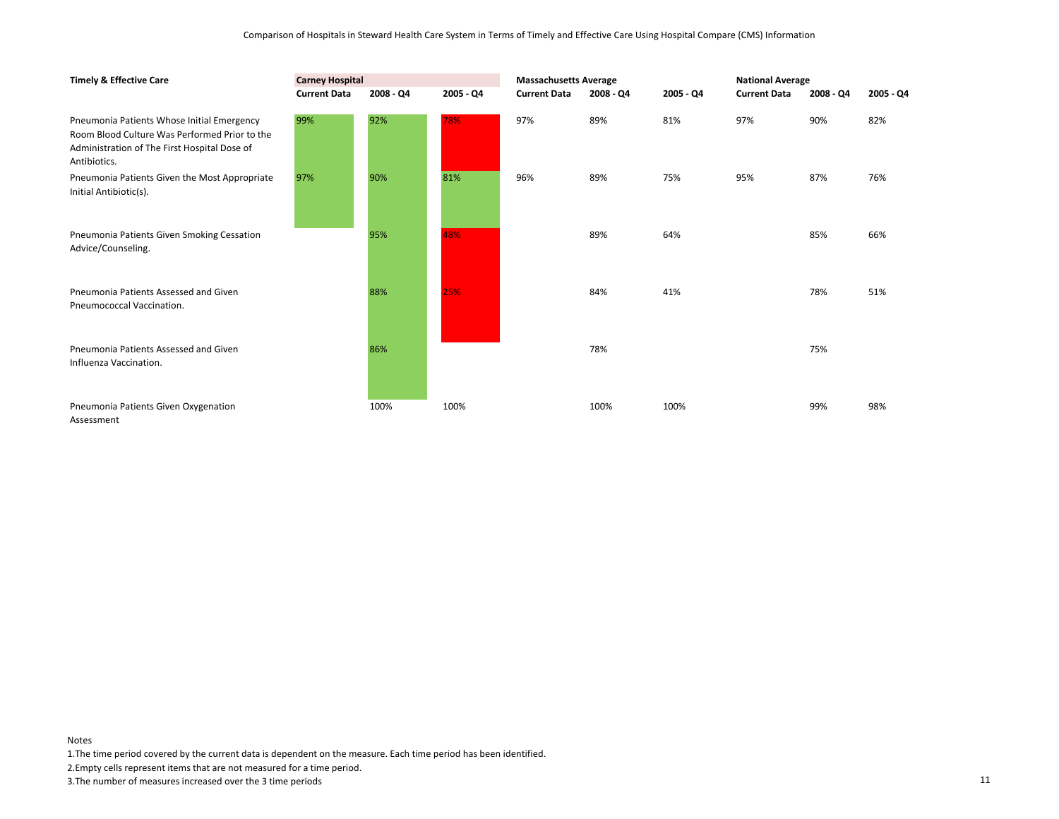Comparison of Hospitals in Steward Health Care System in Terms of Timely and Effective Care Using Hospital Compare (CMS) Information

| Timely & Effective Care | Carney Hospital | | | Massachusetts Average | | | National Average | | |
|---|---|---|---|---|---|---|---|---|---|
| | Current Data | 2008 - Q4 | 2005 - Q4 | Current Data | 2008 - Q4 | 2005 - Q4 | Current Data | 2008 - Q4 | 2005 - Q4 |
| Pneumonia Patients Whose Initial Emergency Room Blood Culture Was Performed Prior to the Administration of The First Hospital Dose of Antibiotics. | 99% | 92% | 78% | 97% | 89% | 81% | 97% | 90% | 82% |
| Pneumonia Patients Given the Most Appropriate Initial Antibiotic(s). | 97% | 90% | 81% | 96% | 89% | 75% | 95% | 87% | 76% |
| Pneumonia Patients Given Smoking Cessation Advice/Counseling. | | 95% | 48% | | 89% | 64% | | 85% | 66% |
| Pneumonia Patients Assessed and Given Pneumococcal Vaccination. | | 88% | 25% | | 84% | 41% | | 78% | 51% |
| Pneumonia Patients Assessed and Given Influenza Vaccination. | | 86% | | | 78% | | | 75% | |
| Pneumonia Patients Given Oxygenation Assessment | | 100% | 100% | | 100% | 100% | | 99% | 98% |

Notes

1.The time period covered by the current data is dependent on the measure. Each time period has been identified.

2.Empty cells represent items that are not measured for a time period.

3.The number of measures increased over the 3 time periods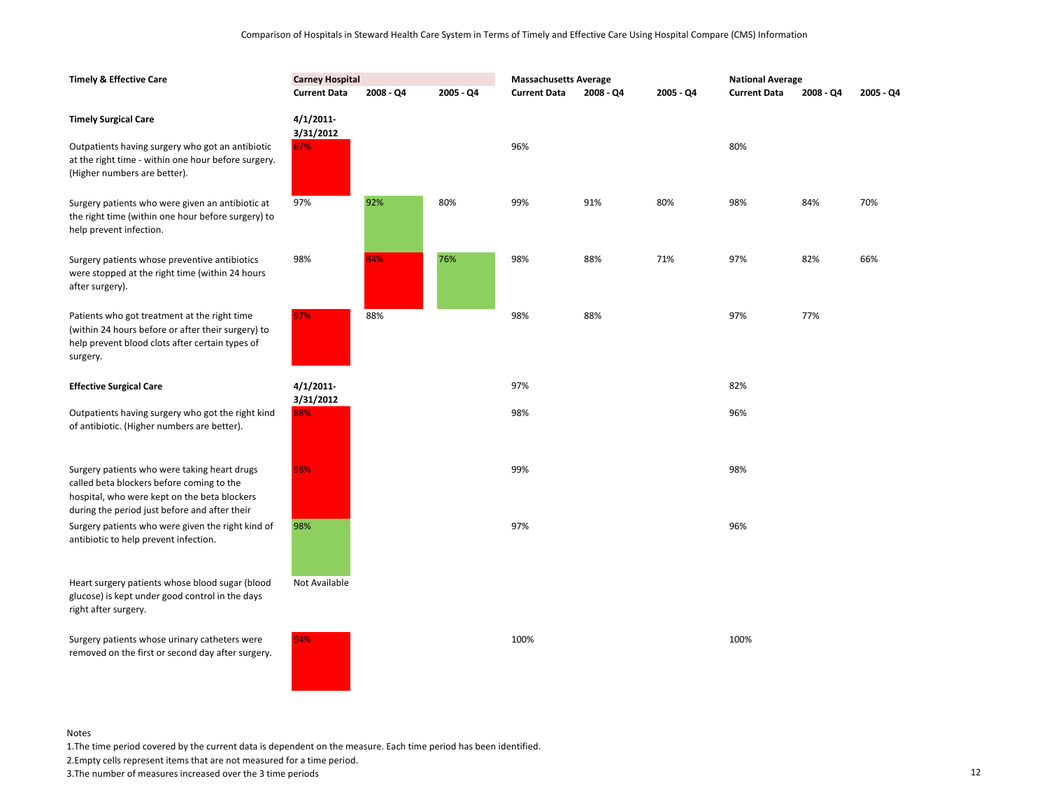Comparison of Hospitals in Steward Health Care System in Terms of Timely and Effective Care Using Hospital Compare (CMS) Information

| Timely & Effective Care | Carney Hospital | | | Massachusetts Average | | | National Average | | |
|---|---|---|---|---|---|---|---|---|---|
| | Current Data | 2008 - Q4 | 2005 - Q4 | Current Data | 2008 - Q4 | 2005 - Q4 | Current Data | 2008 - Q4 | 2005 - Q4 |
| **Timely Surgical Care** | 4/1/2011-3/31/2012 | | | | | | | | |
| Outpatients having surgery who got an antibiotic at the right time - within one hour before surgery. (Higher numbers are better). | 67% | | | 96% | | | 80% | | |
| Surgery patients who were given an antibiotic at the right time (within one hour before surgery) to help prevent infection. | 97% | 92% | 80% | 99% | 91% | 80% | 98% | 84% | 70% |
| Surgery patients whose preventive antibiotics were stopped at the right time (within 24 hours after surgery). | 98% | 84% | 76% | 98% | 88% | 71% | 97% | 82% | 66% |
| Patients who got treatment at the right time (within 24 hours before or after their surgery) to help prevent blood clots after certain types of surgery. | 97% | 88% | | 98% | 88% | | 97% | 77% | |
| **Effective Surgical Care** | 4/1/2011-3/31/2012 | | | 97% | | | 82% | | |
| Outpatients having surgery who got the right kind of antibiotic. (Higher numbers are better). | 88% | | | 98% | | | 96% | | |
| Surgery patients who were taking heart drugs called beta blockers before coming to the hospital, who were kept on the beta blockers during the period just before and after their | 98% | | | 99% | | | 98% | | |
| Surgery patients who were given the right kind of antibiotic to help prevent infection. | 98% | | | 97% | | | 96% | | |
| Heart surgery patients whose blood sugar (blood glucose) is kept under good control in the days right after surgery. | Not Available | | | | | | | | |
| Surgery patients whose urinary catheters were removed on the first or second day after surgery. | 94% | | | 100% | | | 100% | | |

Notes

1.The time period covered by the current data is dependent on the measure. Each time period has been identified.

2.Empty cells represent items that are not measured for a time period.

3.The number of measures increased over the 3 time periods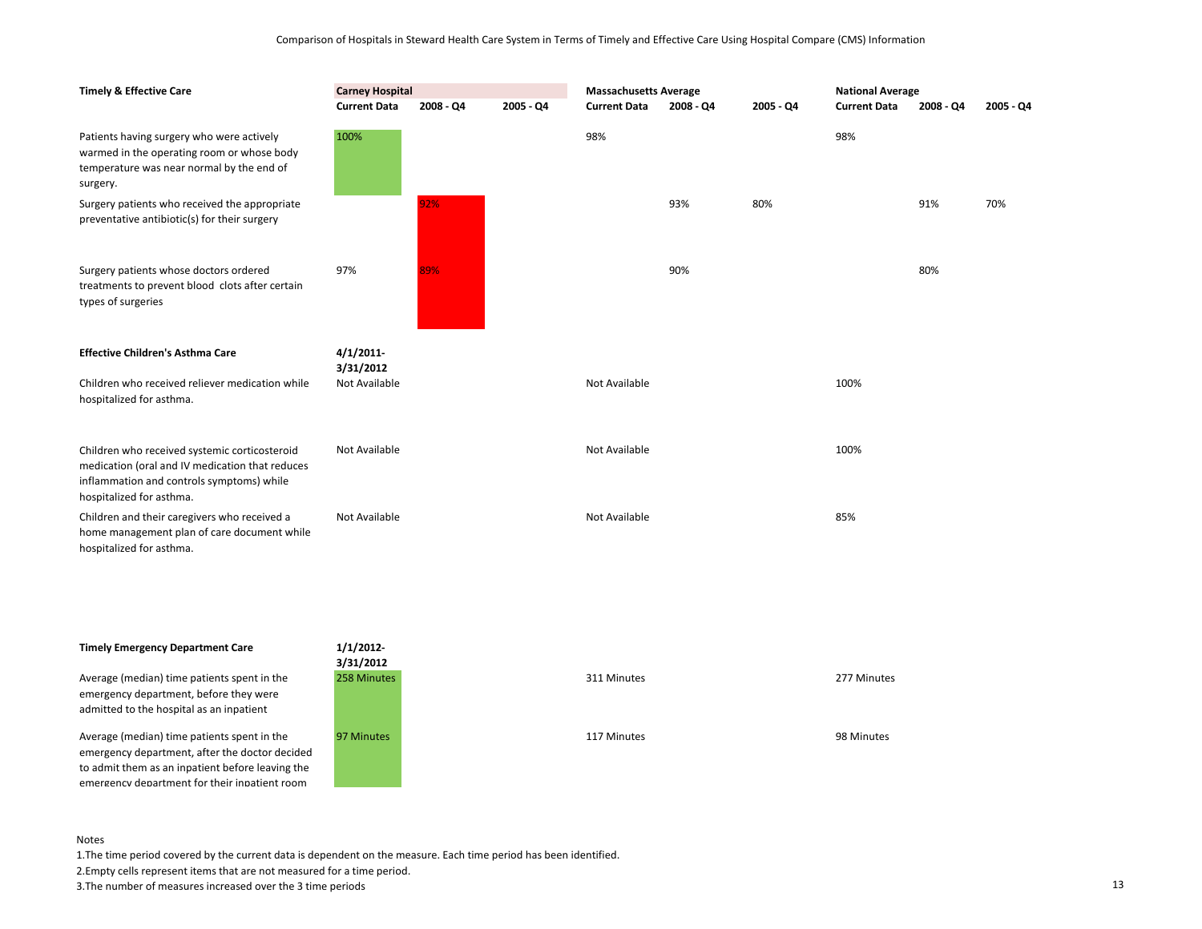Comparison of Hospitals in Steward Health Care System in Terms of Timely and Effective Care Using Hospital Compare (CMS) Information

| Timely & Effective Care | Carney Hospital | | | Massachusetts Average | | | National Average | | |
|---|---|---|---|---|---|---|---|---|---|
| | Current Data | 2008 - Q4 | 2005 - Q4 | Current Data | 2008 - Q4 | 2005 - Q4 | Current Data | 2008 - Q4 | 2005 - Q4 |
| Patients having surgery who were actively warmed in the operating room or whose body temperature was near normal by the end of surgery. | 100% | | | 98% | | | 98% | | |
| Surgery patients who received the appropriate preventative antibiotic(s) for their surgery | | 92% | | | 93% | 80% | | 91% | 70% |
| Surgery patients whose doctors ordered treatments to prevent blood clots after certain types of surgeries | 97% | 89% | | | 90% | | | 80% | |
| **Effective Children's Asthma Care** | **4/1/2011-3/31/2012** | | | | | | | | |
| Children who received reliever medication while hospitalized for asthma. | Not Available | | | Not Available | | | 100% | | |
| Children who received systemic corticosteroid medication (oral and IV medication that reduces inflammation and controls symptoms) while hospitalized for asthma. | Not Available | | | Not Available | | | 100% | | |
| Children and their caregivers who received a home management plan of care document while hospitalized for asthma. | Not Available | | | Not Available | | | 85% | | |
| **Timely Emergency Department Care** | **1/1/2012-3/31/2012** | | | | | | | | |
| Average (median) time patients spent in the emergency department, before they were admitted to the hospital as an inpatient | 258 Minutes | | | 311 Minutes | | | 277 Minutes | | |
| Average (median) time patients spent in the emergency department, after the doctor decided to admit them as an inpatient before leaving the emergency department for their inpatient room | 97 Minutes | | | 117 Minutes | | | 98 Minutes | | |

Notes

1.The time period covered by the current data is dependent on the measure. Each time period has been identified.

2.Empty cells represent items that are not measured for a time period.

3.The number of measures increased over the 3 time periods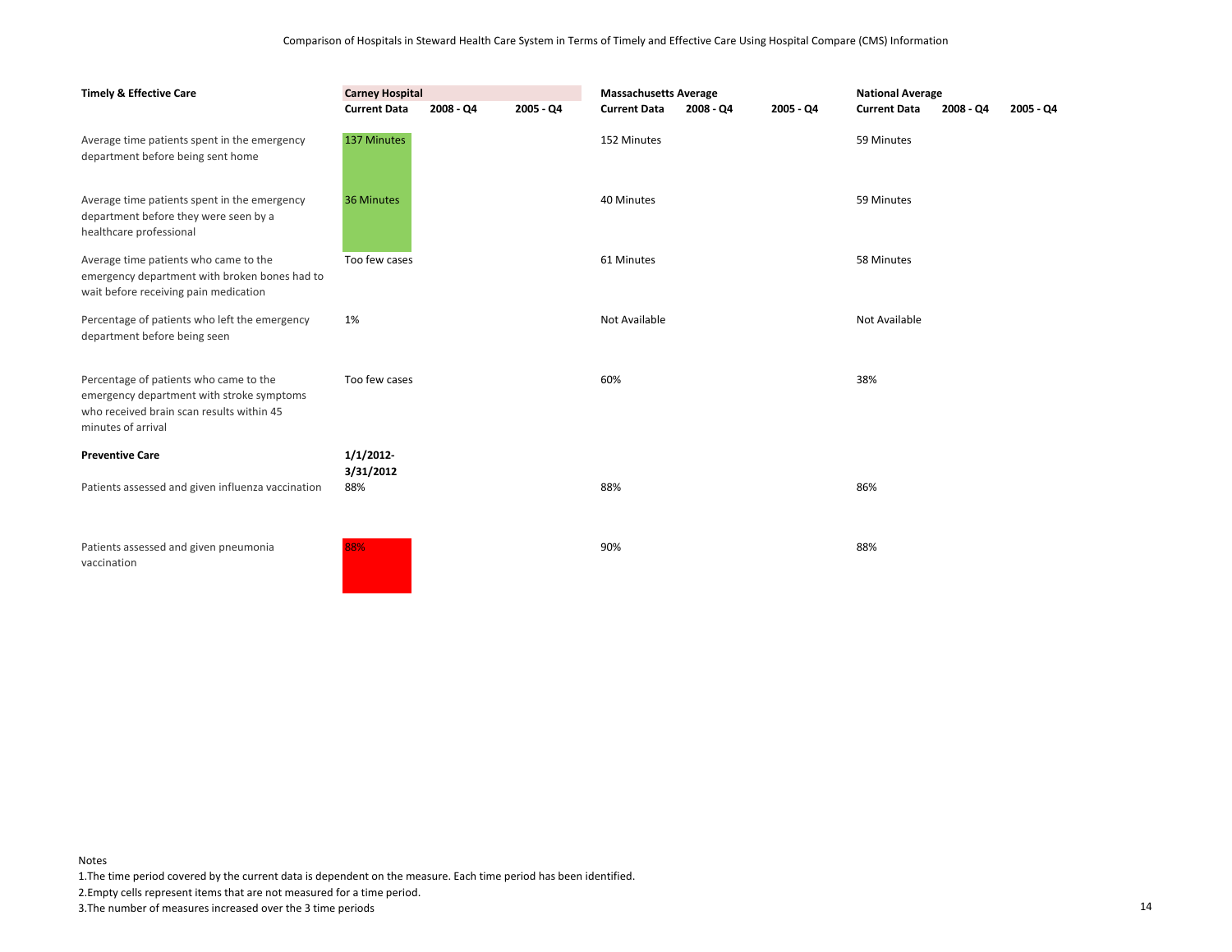Comparison of Hospitals in Steward Health Care System in Terms of Timely and Effective Care Using Hospital Compare (CMS) Information

| Timely & Effective Care | Carney Hospital | | | Massachusetts Average | | | National Average | | |
|---|---|---|---|---|---|---|---|---|---|
| | Current Data | 2008 - Q4 | 2005 - Q4 | Current Data | 2008 - Q4 | 2005 - Q4 | Current Data | 2008 - Q4 | 2005 - Q4 |
| Average time patients spent in the emergency department before being sent home | 137 Minutes | | | 152 Minutes | | | 59 Minutes | | |
| Average time patients spent in the emergency department before they were seen by a healthcare professional | 36 Minutes | | | 40 Minutes | | | 59 Minutes | | |
| Average time patients who came to the emergency department with broken bones had to wait before receiving pain medication | Too few cases | | | 61 Minutes | | | 58 Minutes | | |
| Percentage of patients who left the emergency department before being seen | 1% | | | Not Available | | | Not Available | | |
| Percentage of patients who came to the emergency department with stroke symptoms who received brain scan results within 45 minutes of arrival | Too few cases | | | 60% | | | 38% | | |
| **Preventive Care** | **1/1/2012-3/31/2012** | | | | | | | | |
| Patients assessed and given influenza vaccination | 88% | | | 88% | | | 86% | | |
| Patients assessed and given pneumonia vaccination | 88% | | | 90% | | | 88% | | |

Notes

1.The time period covered by the current data is dependent on the measure. Each time period has been identified.

2.Empty cells represent items that are not measured for a time period.

3.The number of measures increased over the 3 time periods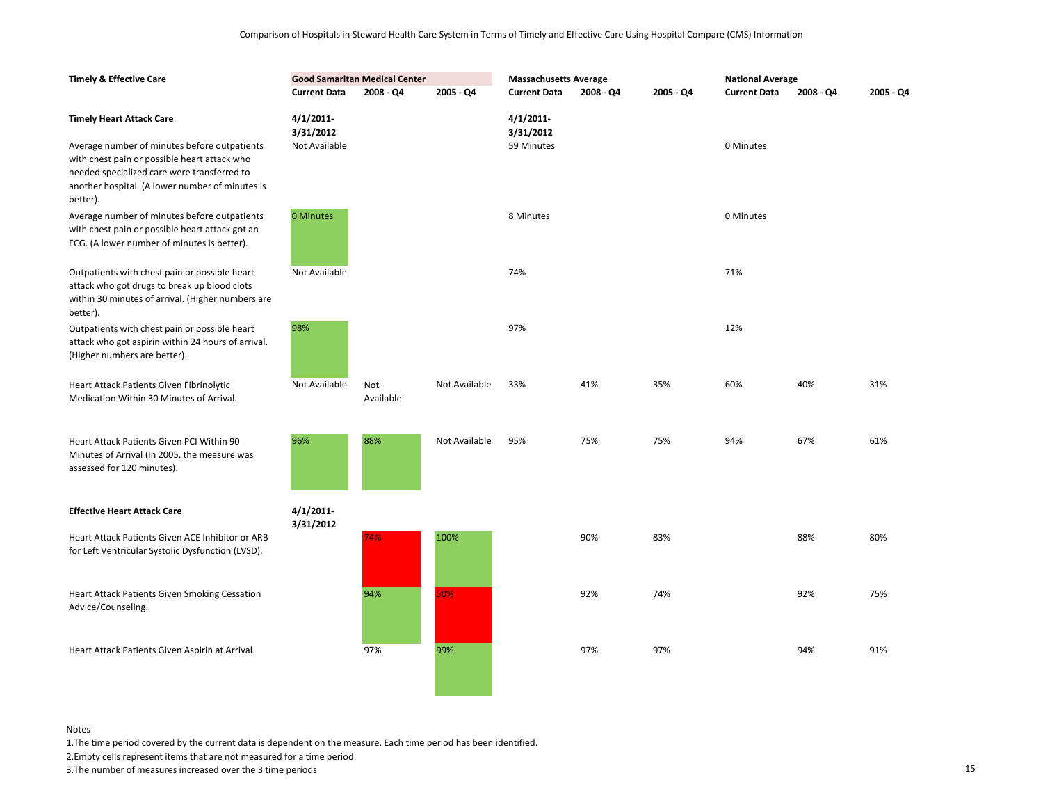Comparison of Hospitals in Steward Health Care System in Terms of Timely and Effective Care Using Hospital Compare (CMS) Information

| Timely & Effective Care | Good Samaritan Medical Center | | | Massachusetts Average | | | National Average | | |
|---|---|---|---|---|---|---|---|---|---|
| | Current Data | 2008 - Q4 | 2005 - Q4 | Current Data | 2008 - Q4 | 2005 - Q4 | Current Data | 2008 - Q4 | 2005 - Q4 |
| **Timely Heart Attack Care** | 4/1/2011-3/31/2012 | | | 4/1/2011-3/31/2012 | | | | | |
| Average number of minutes before outpatients with chest pain or possible heart attack who needed specialized care were transferred to another hospital. (A lower number of minutes is better). | Not Available | | | 59 Minutes | | | 0 Minutes | | |
| Average number of minutes before outpatients with chest pain or possible heart attack got an ECG. (A lower number of minutes is better). | 0 Minutes | | | 8 Minutes | | | 0 Minutes | | |
| Outpatients with chest pain or possible heart attack who got drugs to break up blood clots within 30 minutes of arrival. (Higher numbers are better). | Not Available | | | 74% | | | 71% | | |
| Outpatients with chest pain or possible heart attack who got aspirin within 24 hours of arrival. (Higher numbers are better). | 98% | | | 97% | | | 12% | | |
| Heart Attack Patients Given Fibrinolytic Medication Within 30 Minutes of Arrival. | Not Available | Not Available | Not Available | 33% | 41% | 35% | 60% | 40% | 31% |
| Heart Attack Patients Given PCI Within 90 Minutes of Arrival (In 2005, the measure was assessed for 120 minutes). | 96% | 88% | Not Available | 95% | 75% | 75% | 94% | 67% | 61% |
| **Effective Heart Attack Care** | 4/1/2011-3/31/2012 | | | | | | | | |
| Heart Attack Patients Given ACE Inhibitor or ARB for Left Ventricular Systolic Dysfunction (LVSD). | | 74% | 100% | | 90% | 83% | | 88% | 80% |
| Heart Attack Patients Given Smoking Cessation Advice/Counseling. | | 94% | 50% | | 92% | 74% | | 92% | 75% |
| Heart Attack Patients Given Aspirin at Arrival. | | 97% | 99% | | 97% | 97% | | 94% | 91% |

Notes

1. The time period covered by the current data is dependent on the measure. Each time period has been identified.
2. Empty cells represent items that are not measured for a time period.
3. The number of measures increased over the 3 time periods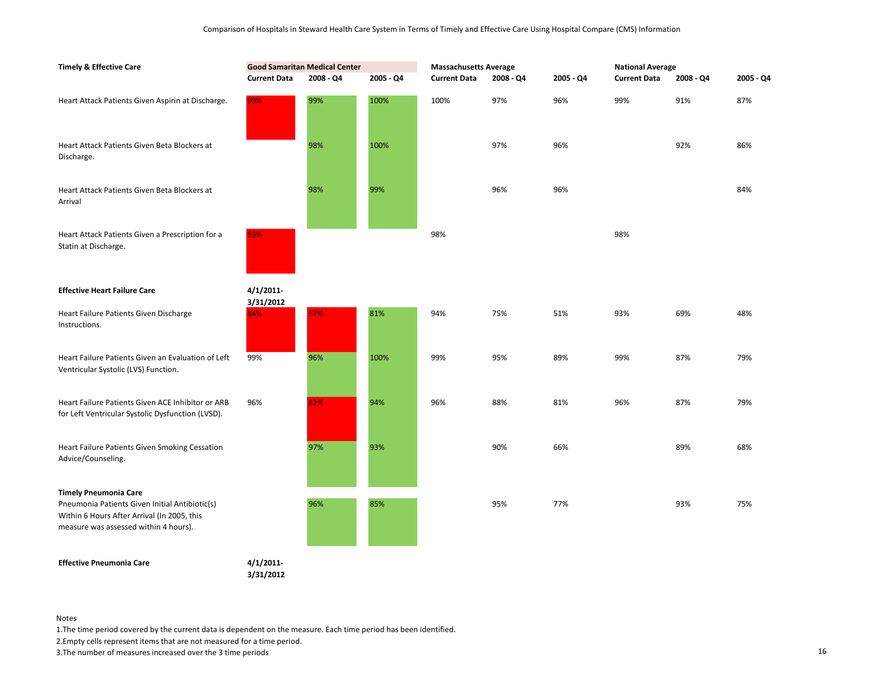Comparison of Hospitals in Steward Health Care System in Terms of Timely and Effective Care Using Hospital Compare (CMS) Information

| Timely & Effective Care | Good Samaritan Medical Center | | | Massachusetts Average | | | National Average | | |
|---|---|---|---|---|---|---|---|---|---|
| | Current Data | 2008 - Q4 | 2005 - Q4 | Current Data | 2008 - Q4 | 2005 - Q4 | Current Data | 2008 - Q4 | 2005 - Q4 |
| Heart Attack Patients Given Aspirin at Discharge. | 99% | 99% | 100% | 100% | 97% | 96% | 99% | 91% | 87% |
| Heart Attack Patients Given Beta Blockers at Discharge. | | 98% | 100% | | 97% | 96% | | 92% | 86% |
| Heart Attack Patients Given Beta Blockers at Arrival | | 98% | 99% | | 96% | 96% | | | 84% |
| Heart Attack Patients Given a Prescription for a Statin at Discharge. | 93% | | | 98% | | | 98% | | |
| **Effective Heart Failure Care** | **4/1/2011-3/31/2012** | | | | | | | | |
| Heart Failure Patients Given Discharge Instructions. | 84% | 57% | 81% | 94% | 75% | 51% | 93% | 69% | 48% |
| Heart Failure Patients Given an Evaluation of Left Ventricular Systolic (LVS) Function. | 99% | 96% | 100% | 99% | 95% | 89% | 99% | 87% | 79% |
| Heart Failure Patients Given ACE Inhibitor or ARB for Left Ventricular Systolic Dysfunction (LVSD). | 96% | 82% | 94% | 96% | 88% | 81% | 96% | 87% | 79% |
| Heart Failure Patients Given Smoking Cessation Advice/Counseling. | | 97% | 93% | | 90% | 66% | | 89% | 68% |
| **Timely Pneumonia Care** | | | | | | | | | |
| Pneumonia Patients Given Initial Antibiotic(s) Within 6 Hours After Arrival (In 2005, this measure was assessed within 4 hours). | | 96% | 85% | | 95% | 77% | | 93% | 75% |
| **Effective Pneumonia Care** | **4/1/2011-3/31/2012** | | | | | | | | |

Notes

1.The time period covered by the current data is dependent on the measure. Each time period has been identified.

2.Empty cells represent items that are not measured for a time period.

3.The number of measures increased over the 3 time periods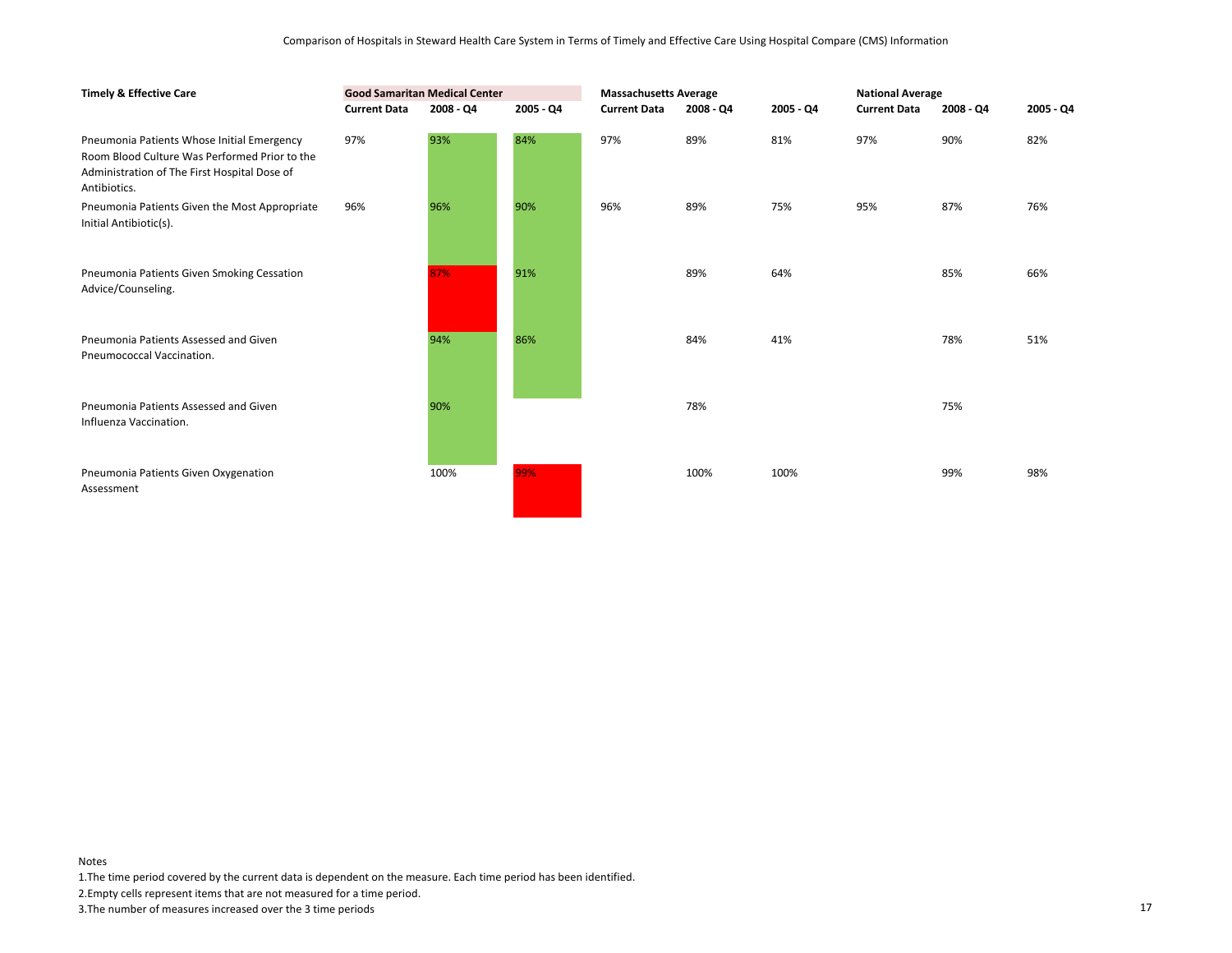Comparison of Hospitals in Steward Health Care System in Terms of Timely and Effective Care Using Hospital Compare (CMS) Information

| Timely & Effective Care | Good Samaritan Medical Center | | | Massachusetts Average | | | National Average | | |
|---|---|---|---|---|---|---|---|---|---|
| | Current Data | 2008 - Q4 | 2005 - Q4 | Current Data | 2008 - Q4 | 2005 - Q4 | Current Data | 2008 - Q4 | 2005 - Q4 |
| Pneumonia Patients Whose Initial Emergency Room Blood Culture Was Performed Prior to the Administration of The First Hospital Dose of Antibiotics. | 97% | 93% | 84% | 97% | 89% | 81% | 97% | 90% | 82% |
| Pneumonia Patients Given the Most Appropriate Initial Antibiotic(s). | 96% | 96% | 90% | 96% | 89% | 75% | 95% | 87% | 76% |
| Pneumonia Patients Given Smoking Cessation Advice/Counseling. | | 87% | 91% | | 89% | 64% | | 85% | 66% |
| Pneumonia Patients Assessed and Given Pneumococcal Vaccination. | | 94% | 86% | | 84% | 41% | | 78% | 51% |
| Pneumonia Patients Assessed and Given Influenza Vaccination. | | 90% | | | 78% | | | 75% | |
| Pneumonia Patients Given Oxygenation Assessment | | 100% | 99% | | 100% | 100% | | 99% | 98% |

Notes

1.The time period covered by the current data is dependent on the measure. Each time period has been identified.

2.Empty cells represent items that are not measured for a time period.

3.The number of measures increased over the 3 time periods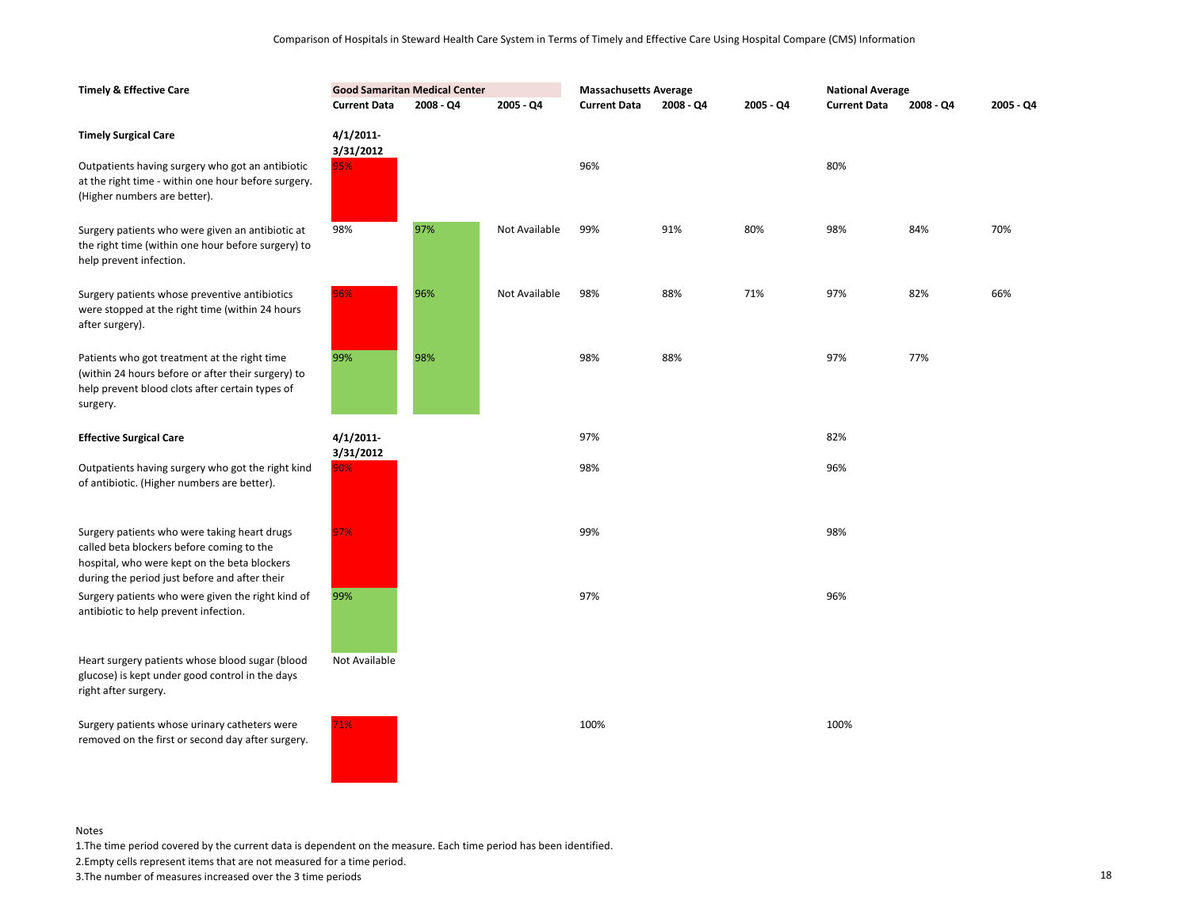Comparison of Hospitals in Steward Health Care System in Terms of Timely and Effective Care Using Hospital Compare (CMS) Information

| Timely & Effective Care | Good Samaritan Medical Center | | | Massachusetts Average | | | National Average | | |
|---|---|---|---|---|---|---|---|---|---|
| | Current Data | 2008 - Q4 | 2005 - Q4 | Current Data | 2008 - Q4 | 2005 - Q4 | Current Data | 2008 - Q4 | 2005 - Q4 |
| **Timely Surgical Care** | 4/1/2011-3/31/2012 | | | | | | | | |
| Outpatients having surgery who got an antibiotic at the right time - within one hour before surgery. (Higher numbers are better). | 95% | | | 96% | | | 80% | | |
| Surgery patients who were given an antibiotic at the right time (within one hour before surgery) to help prevent infection. | 98% | 97% | Not Available | 99% | 91% | 80% | 98% | 84% | 70% |
| Surgery patients whose preventive antibiotics were stopped at the right time (within 24 hours after surgery). | 96% | 96% | Not Available | 98% | 88% | 71% | 97% | 82% | 66% |
| Patients who got treatment at the right time (within 24 hours before or after their surgery) to help prevent blood clots after certain types of surgery. | 99% | 98% | | 98% | 88% | | 97% | 77% | |
| **Effective Surgical Care** | 4/1/2011-3/31/2012 | | | 97% | | | 82% | | |
| Outpatients having surgery who got the right kind of antibiotic. (Higher numbers are better). | 90% | | | 98% | | | 96% | | |
| Surgery patients who were taking heart drugs called beta blockers before coming to the hospital, who were kept on the beta blockers during the period just before and after their | 97% | | | 99% | | | 98% | | |
| Surgery patients who were given the right kind of antibiotic to help prevent infection. | 99% | | | 97% | | | 96% | | |
| Heart surgery patients whose blood sugar (blood glucose) is kept under good control in the days right after surgery. | Not Available | | | | | | | | |
| Surgery patients whose urinary catheters were removed on the first or second day after surgery. | 71% | | | 100% | | | 100% | | |

Notes

1. The time period covered by the current data is dependent on the measure. Each time period has been identified.
2. Empty cells represent items that are not measured for a time period.
3. The number of measures increased over the 3 time periods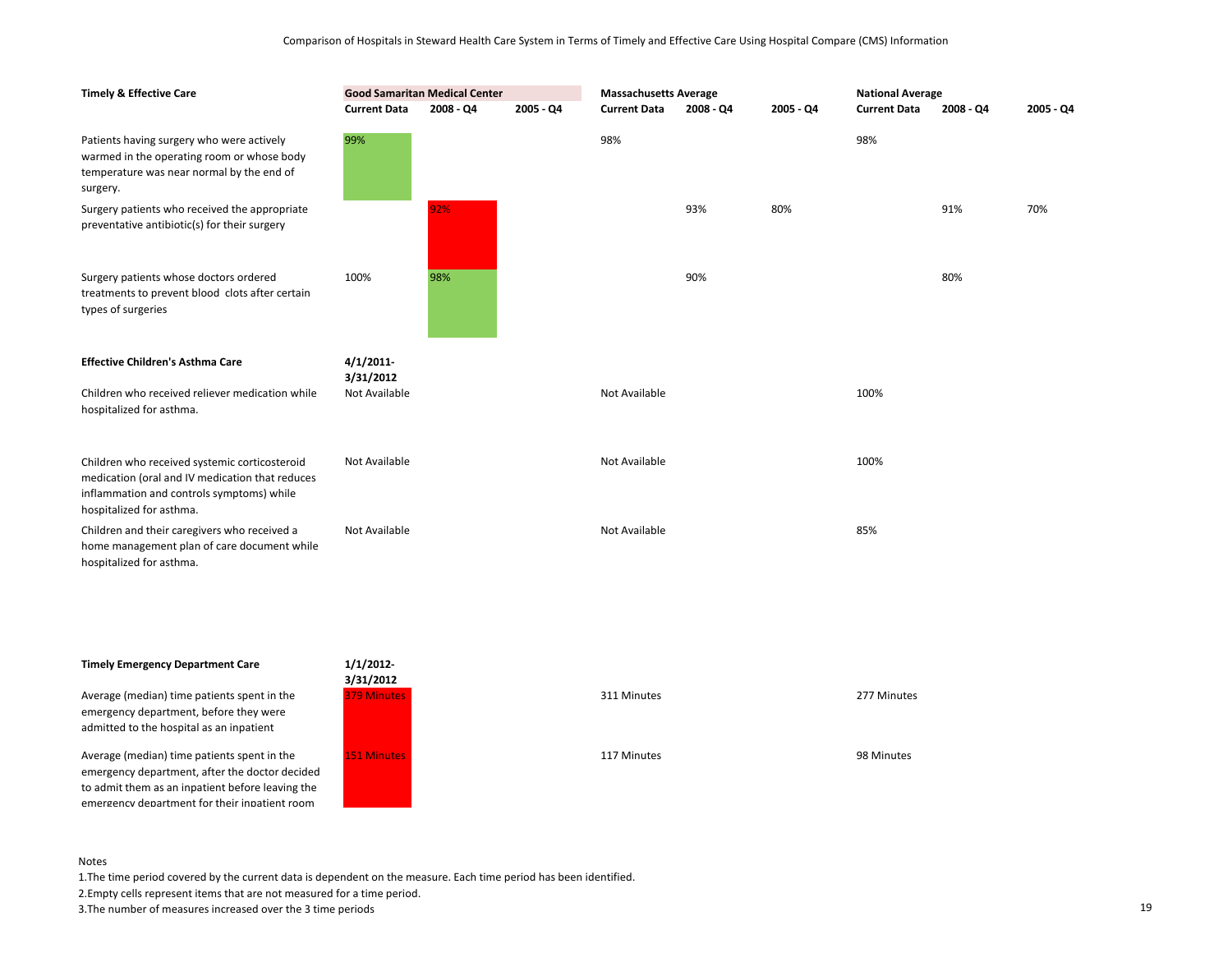Comparison of Hospitals in Steward Health Care System in Terms of Timely and Effective Care Using Hospital Compare (CMS) Information

| Timely & Effective Care | Good Samaritan Medical Center | | | Massachusetts Average | | | National Average | | |
|---|---|---|---|---|---|---|---|---|---|
| | Current Data | 2008 - Q4 | 2005 - Q4 | Current Data | 2008 - Q4 | 2005 - Q4 | Current Data | 2008 - Q4 | 2005 - Q4 |
| Patients having surgery who were actively warmed in the operating room or whose body temperature was near normal by the end of surgery. | 99% | | | 98% | | | 98% | | |
| Surgery patients who received the appropriate preventative antibiotic(s) for their surgery | | 92% | | | 93% | 80% | | 91% | 70% |
| Surgery patients whose doctors ordered treatments to prevent blood clots after certain types of surgeries | 100% | 98% | | | 90% | | | 80% | |
| **Effective Children's Asthma Care** | **4/1/2011-3/31/2012** | | | | | | | | |
| Children who received reliever medication while hospitalized for asthma. | Not Available | | | Not Available | | | 100% | | |
| Children who received systemic corticosteroid medication (oral and IV medication that reduces inflammation and controls symptoms) while hospitalized for asthma. | Not Available | | | Not Available | | | 100% | | |
| Children and their caregivers who received a home management plan of care document while hospitalized for asthma. | Not Available | | | Not Available | | | 85% | | |
| **Timely Emergency Department Care** | **1/1/2012-3/31/2012** | | | | | | | | |
| Average (median) time patients spent in the emergency department, before they were admitted to the hospital as an inpatient | 379 Minutes | | | 311 Minutes | | | 277 Minutes | | |
| Average (median) time patients spent in the emergency department, after the doctor decided to admit them as an inpatient before leaving the emergency department for their inpatient room | 151 Minutes | | | 117 Minutes | | | 98 Minutes | | |

Notes

1.The time period covered by the current data is dependent on the measure. Each time period has been identified.

2.Empty cells represent items that are not measured for a time period.

3.The number of measures increased over the 3 time periods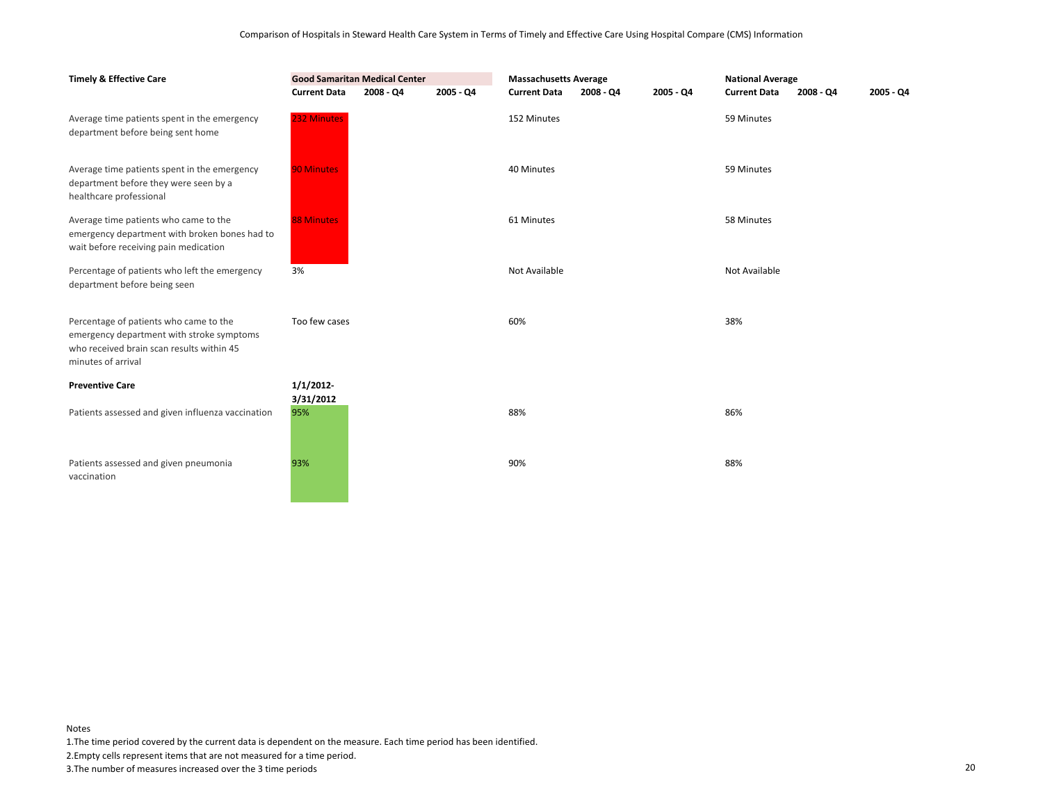Comparison of Hospitals in Steward Health Care System in Terms of Timely and Effective Care Using Hospital Compare (CMS) Information

| Timely & Effective Care | Good Samaritan Medical Center | | | Massachusetts Average | | | National Average | | |
|---|---|---|---|---|---|---|---|---|---|
| | Current Data | 2008 - Q4 | 2005 - Q4 | Current Data | 2008 - Q4 | 2005 - Q4 | Current Data | 2008 - Q4 | 2005 - Q4 |
| Average time patients spent in the emergency department before being sent home | 232 Minutes | | | 152 Minutes | | | 59 Minutes | | |
| Average time patients spent in the emergency department before they were seen by a healthcare professional | 90 Minutes | | | 40 Minutes | | | 59 Minutes | | |
| Average time patients who came to the emergency department with broken bones had to wait before receiving pain medication | 88 Minutes | | | 61 Minutes | | | 58 Minutes | | |
| Percentage of patients who left the emergency department before being seen | 3% | | | Not Available | | | Not Available | | |
| Percentage of patients who came to the emergency department with stroke symptoms who received brain scan results within 45 minutes of arrival | Too few cases | | | 60% | | | 38% | | |
| **Preventive Care** | **1/1/2012-3/31/2012** | | | | | | | | |
| Patients assessed and given influenza vaccination | 95% | | | 88% | | | 86% | | |
| Patients assessed and given pneumonia vaccination | 93% | | | 90% | | | 88% | | |

Notes

1.The time period covered by the current data is dependent on the measure. Each time period has been identified.

2.Empty cells represent items that are not measured for a time period.

3.The number of measures increased over the 3 time periods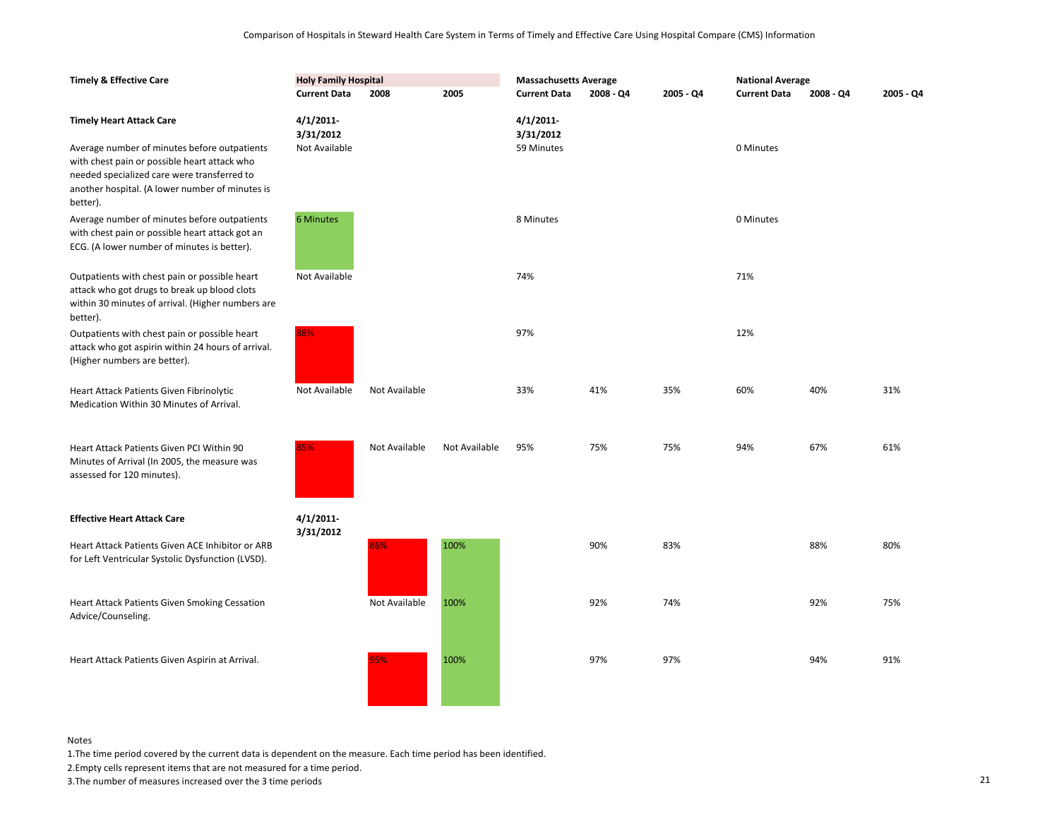Comparison of Hospitals in Steward Health Care System in Terms of Timely and Effective Care Using Hospital Compare (CMS) Information

| Timely & Effective Care | Holy Family Hospital | | | Massachusetts Average | | | National Average | | |
|---|---|---|---|---|---|---|---|---|---|
| | Current Data | 2008 | 2005 | Current Data | 2008 - Q4 | 2005 - Q4 | Current Data | 2008 - Q4 | 2005 - Q4 |
| **Timely Heart Attack Care** | 4/1/2011-3/31/2012 | | | 4/1/2011-3/31/2012 | | | | | |
| Average number of minutes before outpatients with chest pain or possible heart attack who needed specialized care were transferred to another hospital. (A lower number of minutes is better). | Not Available | | | 59 Minutes | | | 0 Minutes | | |
| Average number of minutes before outpatients with chest pain or possible heart attack got an ECG. (A lower number of minutes is better). | 6 Minutes | | | 8 Minutes | | | 0 Minutes | | |
| Outpatients with chest pain or possible heart attack who got drugs to break up blood clots within 30 minutes of arrival. (Higher numbers are better). | Not Available | | | 74% | | | 71% | | |
| Outpatients with chest pain or possible heart attack who got aspirin within 24 hours of arrival. (Higher numbers are better). | 88% | | | 97% | | | 12% | | |
| Heart Attack Patients Given Fibrinolytic Medication Within 30 Minutes of Arrival. | Not Available | Not Available | | 33% | 41% | 35% | 60% | 40% | 31% |
| Heart Attack Patients Given PCI Within 90 Minutes of Arrival (In 2005, the measure was assessed for 120 minutes). | 85% | Not Available | Not Available | 95% | 75% | 75% | 94% | 67% | 61% |
| **Effective Heart Attack Care** | 4/1/2011-3/31/2012 | | | | | | | | |
| Heart Attack Patients Given ACE Inhibitor or ARB for Left Ventricular Systolic Dysfunction (LVSD). | | 86% | 100% | | 90% | 83% | | 88% | 80% |
| Heart Attack Patients Given Smoking Cessation Advice/Counseling. | | Not Available | 100% | | 92% | 74% | | 92% | 75% |
| Heart Attack Patients Given Aspirin at Arrival. | | 95% | 100% | | 97% | 97% | | 94% | 91% |

Notes

1.The time period covered by the current data is dependent on the measure. Each time period has been identified.

2.Empty cells represent items that are not measured for a time period.

3.The number of measures increased over the 3 time periods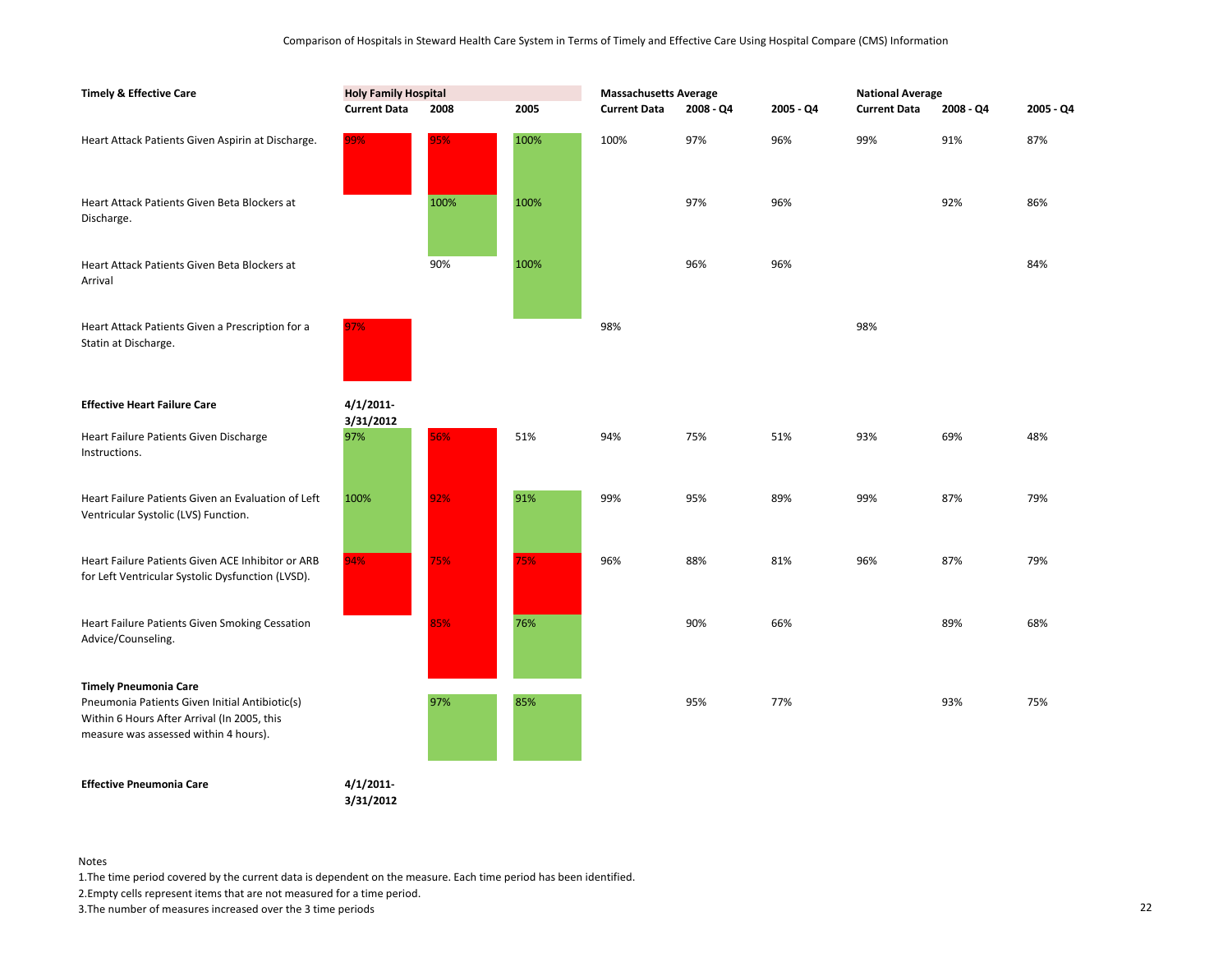Comparison of Hospitals in Steward Health Care System in Terms of Timely and Effective Care Using Hospital Compare (CMS) Information

| Timely & Effective Care | Holy Family Hospital | | | Massachusetts Average | | | National Average | | |
|---|---|---|---|---|---|---|---|---|---|
| | Current Data | 2008 | 2005 | Current Data | 2008 - Q4 | 2005 - Q4 | Current Data | 2008 - Q4 | 2005 - Q4 |
| Heart Attack Patients Given Aspirin at Discharge. | 99% | 95% | 100% | 100% | 97% | 96% | 99% | 91% | 87% |
| Heart Attack Patients Given Beta Blockers at Discharge. | | 100% | 100% | | 97% | 96% | | 92% | 86% |
| Heart Attack Patients Given Beta Blockers at Arrival | | 90% | 100% | | 96% | 96% | | | 84% |
| Heart Attack Patients Given a Prescription for a Statin at Discharge. | 97% | | | 98% | | | 98% | | |
| **Effective Heart Failure Care** | **4/1/2011-3/31/2012** | | | | | | | | |
| Heart Failure Patients Given Discharge Instructions. | 97% | 56% | 51% | 94% | 75% | 51% | 93% | 69% | 48% |
| Heart Failure Patients Given an Evaluation of Left Ventricular Systolic (LVS) Function. | 100% | 92% | 91% | 99% | 95% | 89% | 99% | 87% | 79% |
| Heart Failure Patients Given ACE Inhibitor or ARB for Left Ventricular Systolic Dysfunction (LVSD). | 94% | 75% | 75% | 96% | 88% | 81% | 96% | 87% | 79% |
| Heart Failure Patients Given Smoking Cessation Advice/Counseling. | | 85% | 76% | | 90% | 66% | | 89% | 68% |
| **Timely Pneumonia Care** | | | | | | | | | |
| Pneumonia Patients Given Initial Antibiotic(s) Within 6 Hours After Arrival (In 2005, this measure was assessed within 4 hours). | | 97% | 85% | | 95% | 77% | | 93% | 75% |
| **Effective Pneumonia Care** | **4/1/2011-3/31/2012** | | | | | | | | |

Notes

1.The time period covered by the current data is dependent on the measure. Each time period has been identified.

2.Empty cells represent items that are not measured for a time period.

3.The number of measures increased over the 3 time periods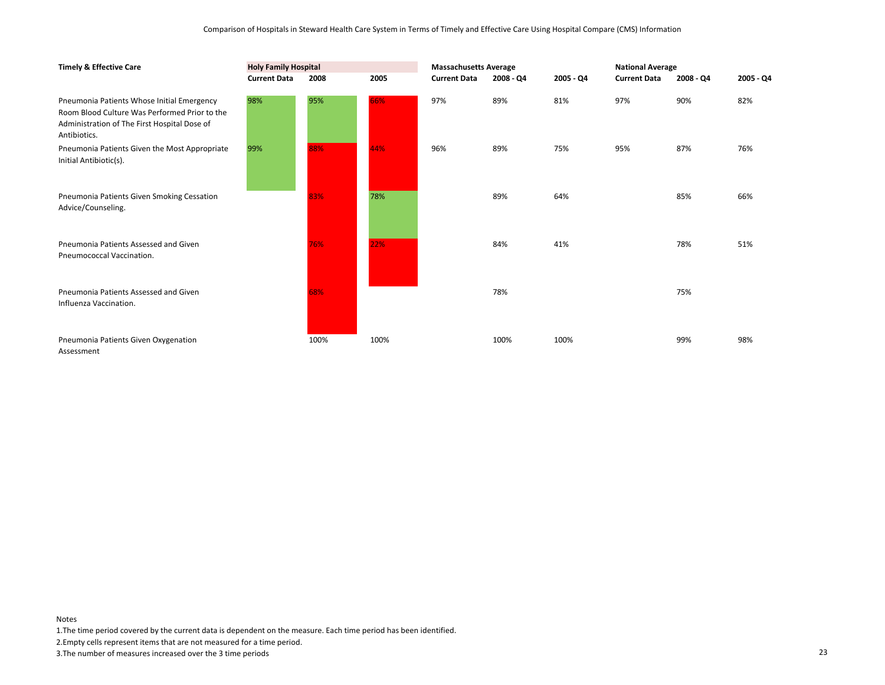Comparison of Hospitals in Steward Health Care System in Terms of Timely and Effective Care Using Hospital Compare (CMS) Information

| Timely & Effective Care | Holy Family Hospital | | | Massachusetts Average | | | National Average | | |
|---|---|---|---|---|---|---|---|---|---|
| | Current Data | 2008 | 2005 | Current Data | 2008 - Q4 | 2005 - Q4 | Current Data | 2008 - Q4 | 2005 - Q4 |
| Pneumonia Patients Whose Initial Emergency Room Blood Culture Was Performed Prior to the Administration of The First Hospital Dose of Antibiotics. | 98% | 95% | 66% | 97% | 89% | 81% | 97% | 90% | 82% |
| Pneumonia Patients Given the Most Appropriate Initial Antibiotic(s). | 99% | 88% | 44% | 96% | 89% | 75% | 95% | 87% | 76% |
| Pneumonia Patients Given Smoking Cessation Advice/Counseling. | | 83% | 78% | | 89% | 64% | | 85% | 66% |
| Pneumonia Patients Assessed and Given Pneumococcal Vaccination. | | 76% | 22% | | 84% | 41% | | 78% | 51% |
| Pneumonia Patients Assessed and Given Influenza Vaccination. | | 68% | | | 78% | | | 75% | |
| Pneumonia Patients Given Oxygenation Assessment | | 100% | 100% | | 100% | 100% | | 99% | 98% |

Notes

1.The time period covered by the current data is dependent on the measure. Each time period has been identified.

2.Empty cells represent items that are not measured for a time period.

3.The number of measures increased over the 3 time periods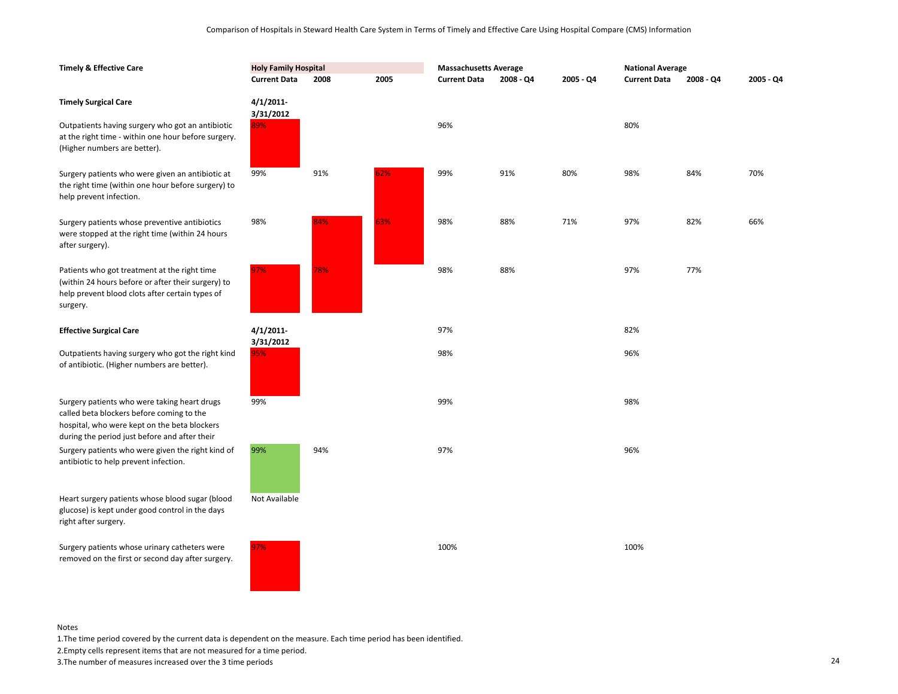Comparison of Hospitals in Steward Health Care System in Terms of Timely and Effective Care Using Hospital Compare (CMS) Information

| Timely & Effective Care | Holy Family Hospital | | | Massachusetts Average | | | National Average | | |
|---|---|---|---|---|---|---|---|---|---|
| | Current Data | 2008 | 2005 | Current Data | 2008 - Q4 | 2005 - Q4 | Current Data | 2008 - Q4 | 2005 - Q4 |
| **Timely Surgical Care** | 4/1/2011-3/31/2012 | | | | | | | | |
| Outpatients having surgery who got an antibiotic at the right time - within one hour before surgery. (Higher numbers are better). | 89% | | | 96% | | | 80% | | |
| Surgery patients who were given an antibiotic at the right time (within one hour before surgery) to help prevent infection. | 99% | 91% | 62% | 99% | 91% | 80% | 98% | 84% | 70% |
| Surgery patients whose preventive antibiotics were stopped at the right time (within 24 hours after surgery). | 98% | 84% | 63% | 98% | 88% | 71% | 97% | 82% | 66% |
| Patients who got treatment at the right time (within 24 hours before or after their surgery) to help prevent blood clots after certain types of surgery. | 97% | 78% | | 98% | 88% | | 97% | 77% | |
| **Effective Surgical Care** | 4/1/2011-3/31/2012 | | | 97% | | | 82% | | |
| Outpatients having surgery who got the right kind of antibiotic. (Higher numbers are better). | 95% | | | 98% | | | 96% | | |
| Surgery patients who were taking heart drugs called beta blockers before coming to the hospital, who were kept on the beta blockers during the period just before and after their | 99% | | | 99% | | | 98% | | |
| Surgery patients who were given the right kind of antibiotic to help prevent infection. | 99% | 94% | | 97% | | | 96% | | |
| Heart surgery patients whose blood sugar (blood glucose) is kept under good control in the days right after surgery. | Not Available | | | | | | | | |
| Surgery patients whose urinary catheters were removed on the first or second day after surgery. | 97% | | | 100% | | | 100% | | |

Notes

1. The time period covered by the current data is dependent on the measure. Each time period has been identified.
2. Empty cells represent items that are not measured for a time period.
3. The number of measures increased over the 3 time periods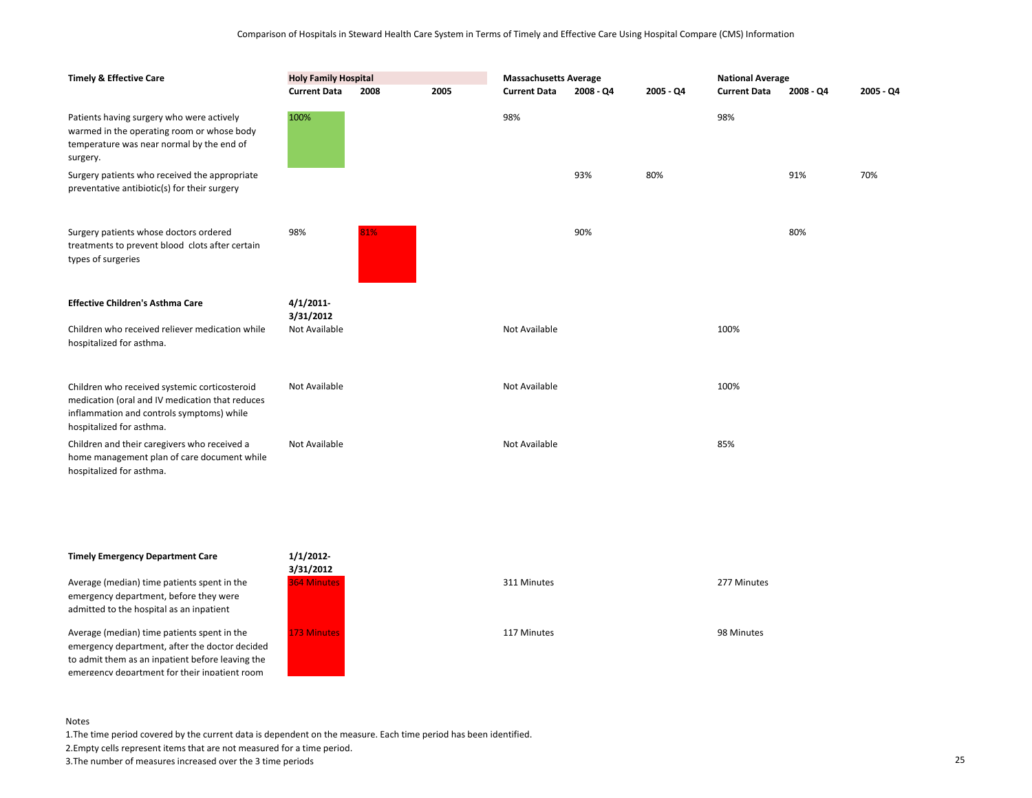Comparison of Hospitals in Steward Health Care System in Terms of Timely and Effective Care Using Hospital Compare (CMS) Information

| Timely & Effective Care | Holy Family Hospital | | | Massachusetts Average | | | National Average | | |
|---|---|---|---|---|---|---|---|---|---|
| | Current Data | 2008 | 2005 | Current Data | 2008 - Q4 | 2005 - Q4 | Current Data | 2008 - Q4 | 2005 - Q4 |
| Patients having surgery who were actively warmed in the operating room or whose body temperature was near normal by the end of surgery. | 100% | | | 98% | | | 98% | | |
| Surgery patients who received the appropriate preventative antibiotic(s) for their surgery | | | | | 93% | 80% | | 91% | 70% |
| Surgery patients whose doctors ordered treatments to prevent blood clots after certain types of surgeries | 98% | 81% | | | 90% | | | 80% | |
| **Effective Children's Asthma Care** | **4/1/2011-3/31/2012** | | | | | | | | |
| Children who received reliever medication while hospitalized for asthma. | Not Available | | | Not Available | | | 100% | | |
| Children who received systemic corticosteroid medication (oral and IV medication that reduces inflammation and controls symptoms) while hospitalized for asthma. | Not Available | | | Not Available | | | 100% | | |
| Children and their caregivers who received a home management plan of care document while hospitalized for asthma. | Not Available | | | Not Available | | | 85% | | |
| **Timely Emergency Department Care** | **1/1/2012-3/31/2012** | | | | | | | | |
| Average (median) time patients spent in the emergency department, before they were admitted to the hospital as an inpatient | 364 Minutes | | | 311 Minutes | | | 277 Minutes | | |
| Average (median) time patients spent in the emergency department, after the doctor decided to admit them as an inpatient before leaving the emergency department for their inpatient room | 173 Minutes | | | 117 Minutes | | | 98 Minutes | | |

Notes

1.The time period covered by the current data is dependent on the measure. Each time period has been identified.

2.Empty cells represent items that are not measured for a time period.

3.The number of measures increased over the 3 time periods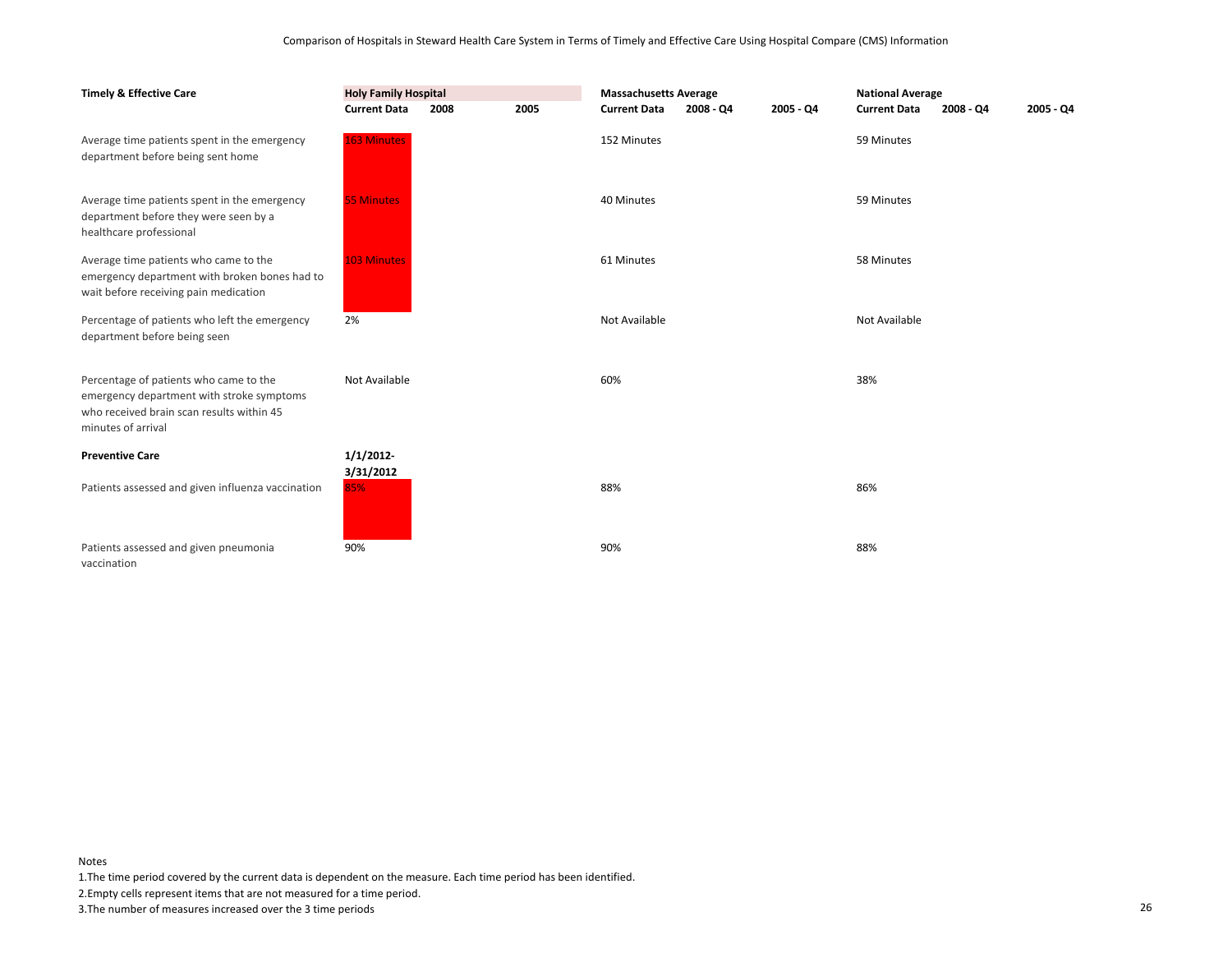Comparison of Hospitals in Steward Health Care System in Terms of Timely and Effective Care Using Hospital Compare (CMS) Information

| **Timely & Effective Care** | **Holy Family Hospital** | | | **Massachusetts Average** | | | **National Average** | | |
|---|---|---|---|---|---|---|---|---|---|
| | **Current Data** | **2008** | **2005** | **Current Data** | **2008 - Q4** | **2005 - Q4** | **Current Data** | **2008 - Q4** | **2005 - Q4** |
| Average time patients spent in the emergency department before being sent home | 163 Minutes | | | 152 Minutes | | | 59 Minutes | | |
| Average time patients spent in the emergency department before they were seen by a healthcare professional | 55 Minutes | | | 40 Minutes | | | 59 Minutes | | |
| Average time patients who came to the emergency department with broken bones had to wait before receiving pain medication | 103 Minutes | | | 61 Minutes | | | 58 Minutes | | |
| Percentage of patients who left the emergency department before being seen | 2% | | | Not Available | | | Not Available | | |
| Percentage of patients who came to the emergency department with stroke symptoms who received brain scan results within 45 minutes of arrival | Not Available | | | 60% | | | 38% | | |
| **Preventive Care** | **1/1/2012-3/31/2012** | | | | | | | | |
| Patients assessed and given influenza vaccination | 85% | | | 88% | | | 86% | | |
| Patients assessed and given pneumonia vaccination | 90% | | | 90% | | | 88% | | |

Notes

1. The time period covered by the current data is dependent on the measure. Each time period has been identified.
2. Empty cells represent items that are not measured for a time period.
3. The number of measures increased over the 3 time periods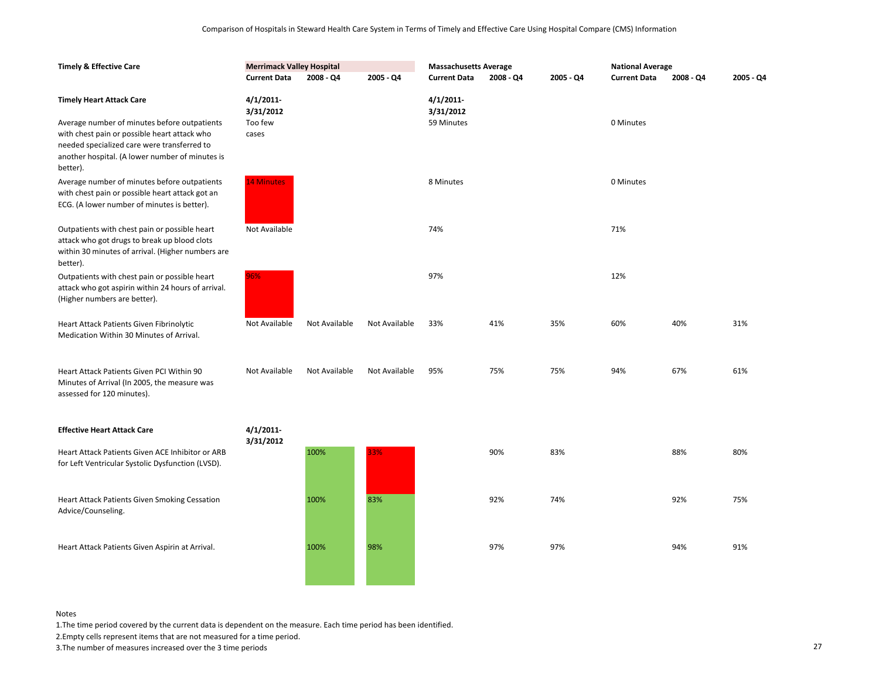Comparison of Hospitals in Steward Health Care System in Terms of Timely and Effective Care Using Hospital Compare (CMS) Information

| Timely & Effective Care | Merrimack Valley Hospital | | | Massachusetts Average | | | National Average | | |
|---|---|---|---|---|---|---|---|---|---|
| | **Current Data** | **2008 - Q4** | **2005 - Q4** | **Current Data** | **2008 - Q4** | **2005 - Q4** | **Current Data** | **2008 - Q4** | **2005 - Q4** |
| **Timely Heart Attack Care** | **4/1/2011-3/31/2012** | | | **4/1/2011-3/31/2012** | | | | | |
| Average number of minutes before outpatients with chest pain or possible heart attack who needed specialized care were transferred to another hospital. (A lower number of minutes is better). | Too few cases | | | 59 Minutes | | | 0 Minutes | | |
| Average number of minutes before outpatients with chest pain or possible heart attack got an ECG. (A lower number of minutes is better). | 14 Minutes | | | 8 Minutes | | | 0 Minutes | | |
| Outpatients with chest pain or possible heart attack who got drugs to break up blood clots within 30 minutes of arrival. (Higher numbers are better). | Not Available | | | 74% | | | 71% | | |
| Outpatients with chest pain or possible heart attack who got aspirin within 24 hours of arrival. (Higher numbers are better). | 96% | | | 97% | | | 12% | | |
| Heart Attack Patients Given Fibrinolytic Medication Within 30 Minutes of Arrival. | Not Available | Not Available | Not Available | 33% | 41% | 35% | 60% | 40% | 31% |
| Heart Attack Patients Given PCI Within 90 Minutes of Arrival (In 2005, the measure was assessed for 120 minutes). | Not Available | Not Available | Not Available | 95% | 75% | 75% | 94% | 67% | 61% |
| **Effective Heart Attack Care** | **4/1/2011-3/31/2012** | | | | | | | | |
| Heart Attack Patients Given ACE Inhibitor or ARB for Left Ventricular Systolic Dysfunction (LVSD). | | 100% | 33% | | 90% | 83% | | 88% | 80% |
| Heart Attack Patients Given Smoking Cessation Advice/Counseling. | | 100% | 83% | | 92% | 74% | | 92% | 75% |
| Heart Attack Patients Given Aspirin at Arrival. | | 100% | 98% | | 97% | 97% | | 94% | 91% |

Notes

1. The time period covered by the current data is dependent on the measure. Each time period has been identified.
2. Empty cells represent items that are not measured for a time period.
3. The number of measures increased over the 3 time periods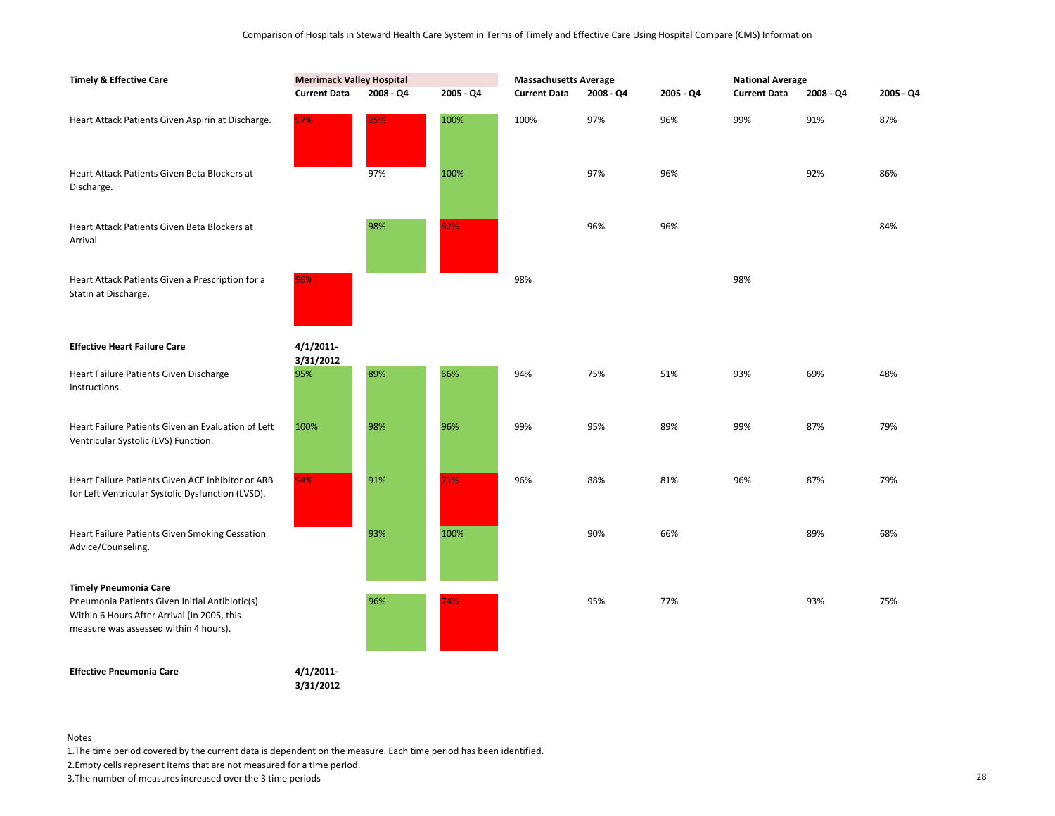Comparison of Hospitals in Steward Health Care System in Terms of Timely and Effective Care Using Hospital Compare (CMS) Information

| Timely & Effective Care | Merrimack Valley Hospital | | | Massachusetts Average | | | National Average | | |
|---|---|---|---|---|---|---|---|---|---|
| | Current Data | 2008 - Q4 | 2005 - Q4 | Current Data | 2008 - Q4 | 2005 - Q4 | Current Data | 2008 - Q4 | 2005 - Q4 |
| Heart Attack Patients Given Aspirin at Discharge. | 97% | 95% | 100% | 100% | 97% | 96% | 99% | 91% | 87% |
| Heart Attack Patients Given Beta Blockers at Discharge. | | 97% | 100% | | 97% | 96% | | 92% | 86% |
| Heart Attack Patients Given Beta Blockers at Arrival | | 98% | 92% | | 96% | 96% | | | 84% |
| Heart Attack Patients Given a Prescription for a Statin at Discharge. | 96% | | | 98% | | | 98% | | |
| **Effective Heart Failure Care** | **4/1/2011-3/31/2012** | | | | | | | | |
| Heart Failure Patients Given Discharge Instructions. | 95% | 89% | 66% | 94% | 75% | 51% | 93% | 69% | 48% |
| Heart Failure Patients Given an Evaluation of Left Ventricular Systolic (LVS) Function. | 100% | 98% | 96% | 99% | 95% | 89% | 99% | 87% | 79% |
| Heart Failure Patients Given ACE Inhibitor or ARB for Left Ventricular Systolic Dysfunction (LVSD). | 94% | 91% | 71% | 96% | 88% | 81% | 96% | 87% | 79% |
| Heart Failure Patients Given Smoking Cessation Advice/Counseling. | | 93% | 100% | | 90% | 66% | | 89% | 68% |
| **Timely Pneumonia Care** | | | | | | | | | |
| Pneumonia Patients Given Initial Antibiotic(s) Within 6 Hours After Arrival (In 2005, this measure was assessed within 4 hours). | | 96% | 74% | | 95% | 77% | | 93% | 75% |
| **Effective Pneumonia Care** | **4/1/2011-3/31/2012** | | | | | | | | |

Notes

1.The time period covered by the current data is dependent on the measure. Each time period has been identified.

2.Empty cells represent items that are not measured for a time period.

3.The number of measures increased over the 3 time periods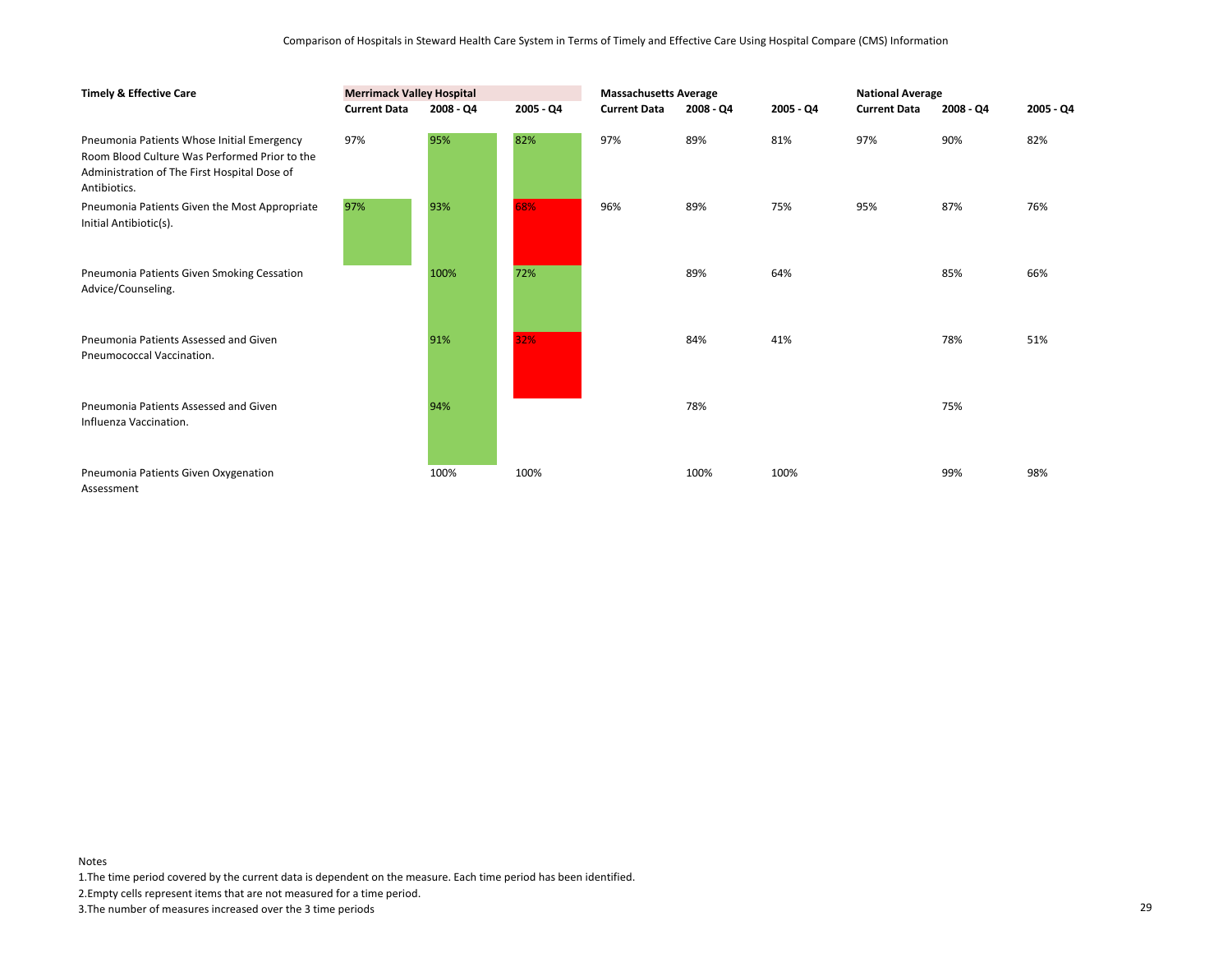Comparison of Hospitals in Steward Health Care System in Terms of Timely and Effective Care Using Hospital Compare (CMS) Information

| Timely & Effective Care | Merrimack Valley Hospital | | | Massachusetts Average | | | National Average | | |
|---|---|---|---|---|---|---|---|---|---|
| | Current Data | 2008 - Q4 | 2005 - Q4 | Current Data | 2008 - Q4 | 2005 - Q4 | Current Data | 2008 - Q4 | 2005 - Q4 |
| Pneumonia Patients Whose Initial Emergency Room Blood Culture Was Performed Prior to the Administration of The First Hospital Dose of Antibiotics. | 97% | 95% | 82% | 97% | 89% | 81% | 97% | 90% | 82% |
| Pneumonia Patients Given the Most Appropriate Initial Antibiotic(s). | 97% | 93% | 68% | 96% | 89% | 75% | 95% | 87% | 76% |
| Pneumonia Patients Given Smoking Cessation Advice/Counseling. | | 100% | 72% | | 89% | 64% | | 85% | 66% |
| Pneumonia Patients Assessed and Given Pneumococcal Vaccination. | | 91% | 32% | | 84% | 41% | | 78% | 51% |
| Pneumonia Patients Assessed and Given Influenza Vaccination. | | 94% | | | 78% | | | 75% | |
| Pneumonia Patients Given Oxygenation Assessment | | 100% | 100% | | 100% | 100% | | 99% | 98% |

Notes

1.The time period covered by the current data is dependent on the measure. Each time period has been identified.

2.Empty cells represent items that are not measured for a time period.

3.The number of measures increased over the 3 time periods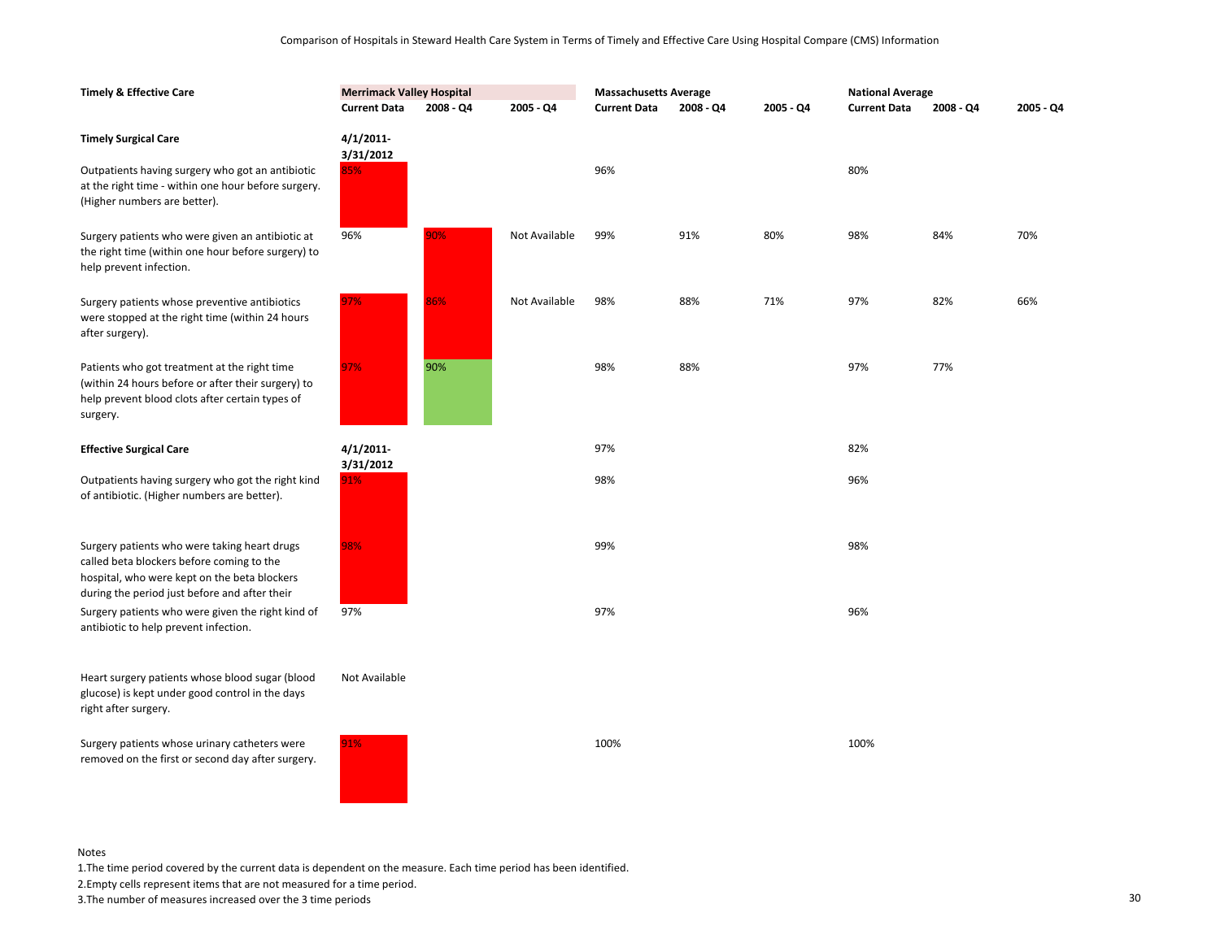Comparison of Hospitals in Steward Health Care System in Terms of Timely and Effective Care Using Hospital Compare (CMS) Information

| Timely & Effective Care | Merrimack Valley Hospital | | | Massachusetts Average | | | National Average | | |
|---|---|---|---|---|---|---|---|---|---|
| | **Current Data** | **2008 - Q4** | **2005 - Q4** | **Current Data** | **2008 - Q4** | **2005 - Q4** | **Current Data** | **2008 - Q4** | **2005 - Q4** |
| **Timely Surgical Care** | **4/1/2011-3/31/2012** | | | | | | | | |
| Outpatients having surgery who got an antibiotic at the right time - within one hour before surgery. (Higher numbers are better). | 85% | | | 96% | | | 80% | | |
| Surgery patients who were given an antibiotic at the right time (within one hour before surgery) to help prevent infection. | 96% | 90% | Not Available | 99% | 91% | 80% | 98% | 84% | 70% |
| Surgery patients whose preventive antibiotics were stopped at the right time (within 24 hours after surgery). | 97% | 86% | Not Available | 98% | 88% | 71% | 97% | 82% | 66% |
| Patients who got treatment at the right time (within 24 hours before or after their surgery) to help prevent blood clots after certain types of surgery. | 97% | 90% | | 98% | 88% | | 97% | 77% | |
| **Effective Surgical Care** | **4/1/2011-3/31/2012** | | | 97% | | | 82% | | |
| Outpatients having surgery who got the right kind of antibiotic. (Higher numbers are better). | 91% | | | 98% | | | 96% | | |
| Surgery patients who were taking heart drugs called beta blockers before coming to the hospital, who were kept on the beta blockers during the period just before and after their | 98% | | | 99% | | | 98% | | |
| Surgery patients who were given the right kind of antibiotic to help prevent infection. | 97% | | | 97% | | | 96% | | |
| Heart surgery patients whose blood sugar (blood glucose) is kept under good control in the days right after surgery. | Not Available | | | | | | | | |
| Surgery patients whose urinary catheters were removed on the first or second day after surgery. | 91% | | | 100% | | | 100% | | |

Notes

1.The time period covered by the current data is dependent on the measure. Each time period has been identified.

2.Empty cells represent items that are not measured for a time period.

3.The number of measures increased over the 3 time periods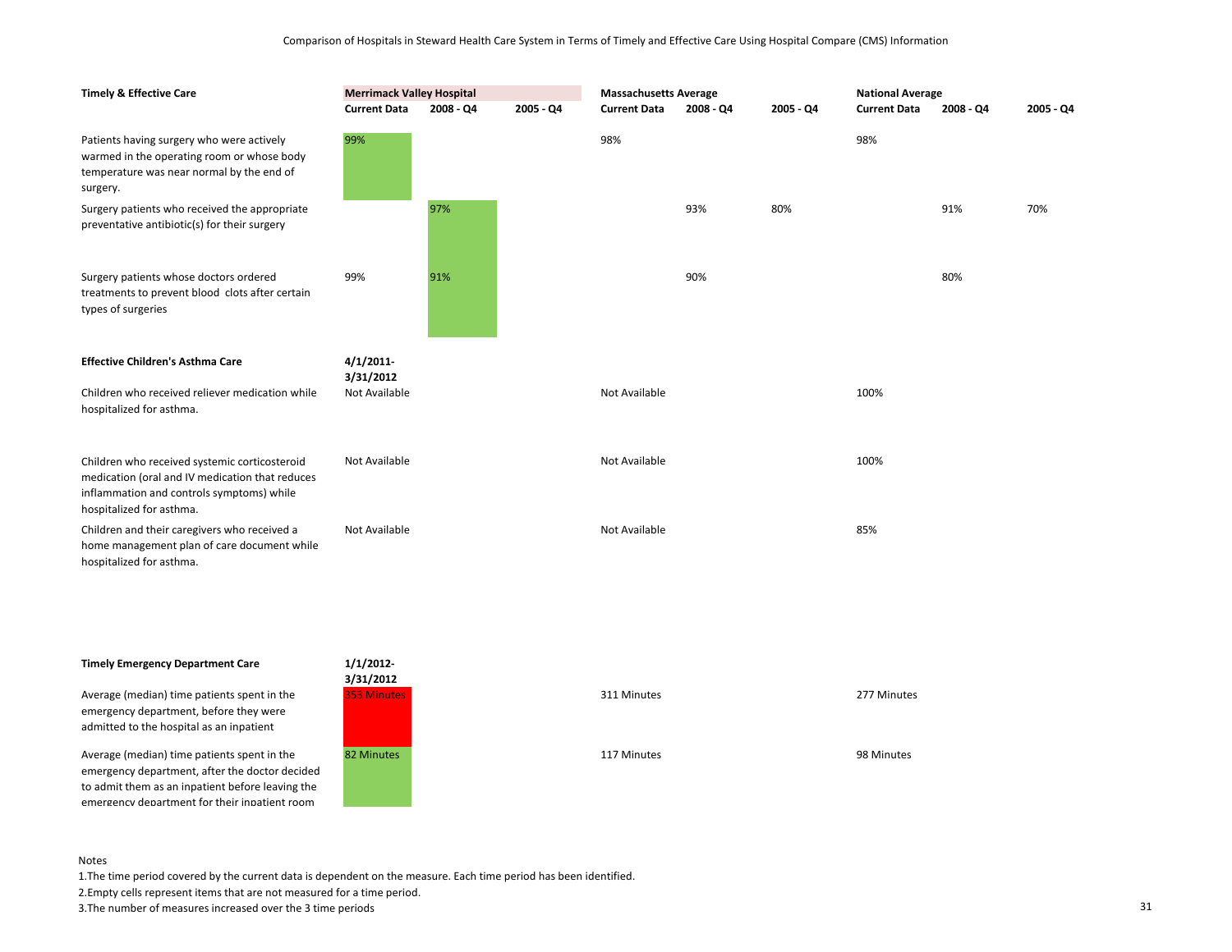Comparison of Hospitals in Steward Health Care System in Terms of Timely and Effective Care Using Hospital Compare (CMS) Information

| Timely & Effective Care | Merrimack Valley Hospital | | | Massachusetts Average | | | National Average | | |
|---|---|---|---|---|---|---|---|---|---|
| | Current Data | 2008 - Q4 | 2005 - Q4 | Current Data | 2008 - Q4 | 2005 - Q4 | Current Data | 2008 - Q4 | 2005 - Q4 |
| Patients having surgery who were actively warmed in the operating room or whose body temperature was near normal by the end of surgery. | 99% | | | 98% | | | 98% | | |
| Surgery patients who received the appropriate preventative antibiotic(s) for their surgery | | 97% | | | 93% | 80% | | 91% | 70% |
| Surgery patients whose doctors ordered treatments to prevent blood clots after certain types of surgeries | 99% | 91% | | | 90% | | | 80% | |
| **Effective Children's Asthma Care** | **4/1/2011-3/31/2012** | | | | | | | | |
| Children who received reliever medication while hospitalized for asthma. | Not Available | | | Not Available | | | 100% | | |
| Children who received systemic corticosteroid medication (oral and IV medication that reduces inflammation and controls symptoms) while hospitalized for asthma. | Not Available | | | Not Available | | | 100% | | |
| Children and their caregivers who received a home management plan of care document while hospitalized for asthma. | Not Available | | | Not Available | | | 85% | | |
| **Timely Emergency Department Care** | **1/1/2012-3/31/2012** | | | | | | | | |
| Average (median) time patients spent in the emergency department, before they were admitted to the hospital as an inpatient | 353 Minutes | | | 311 Minutes | | | 277 Minutes | | |
| Average (median) time patients spent in the emergency department, after the doctor decided to admit them as an inpatient before leaving the emergency department for their inpatient room | 82 Minutes | | | 117 Minutes | | | 98 Minutes | | |

Notes

1.The time period covered by the current data is dependent on the measure. Each time period has been identified.

2.Empty cells represent items that are not measured for a time period.

3.The number of measures increased over the 3 time periods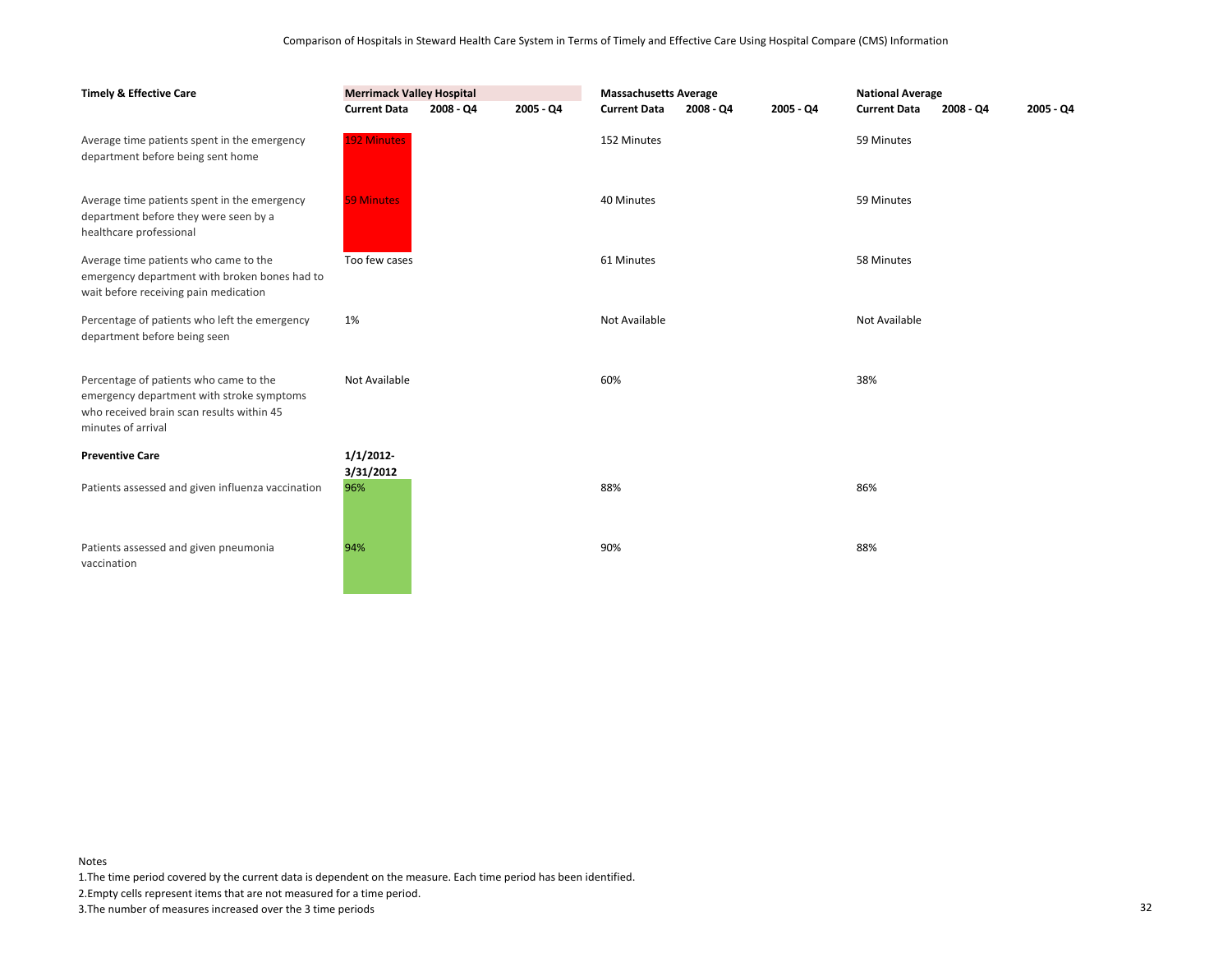Comparison of Hospitals in Steward Health Care System in Terms of Timely and Effective Care Using Hospital Compare (CMS) Information

| Timely & Effective Care | Merrimack Valley Hospital | | | Massachusetts Average | | | National Average | | |
|---|---|---|---|---|---|---|---|---|---|
| | **Current Data** | **2008 - Q4** | **2005 - Q4** | **Current Data** | **2008 - Q4** | **2005 - Q4** | **Current Data** | **2008 - Q4** | **2005 - Q4** |
| Average time patients spent in the emergency department before being sent home | 192 Minutes | | | 152 Minutes | | | 59 Minutes | | |
| Average time patients spent in the emergency department before they were seen by a healthcare professional | 59 Minutes | | | 40 Minutes | | | 59 Minutes | | |
| Average time patients who came to the emergency department with broken bones had to wait before receiving pain medication | Too few cases | | | 61 Minutes | | | 58 Minutes | | |
| Percentage of patients who left the emergency department before being seen | 1% | | | Not Available | | | Not Available | | |
| Percentage of patients who came to the emergency department with stroke symptoms who received brain scan results within 45 minutes of arrival | Not Available | | | 60% | | | 38% | | |
| **Preventive Care** | **1/1/2012-3/31/2012** | | | | | | | | |
| Patients assessed and given influenza vaccination | 96% | | | 88% | | | 86% | | |
| Patients assessed and given pneumonia vaccination | 94% | | | 90% | | | 88% | | |

Notes

1.The time period covered by the current data is dependent on the measure. Each time period has been identified.

2.Empty cells represent items that are not measured for a time period.

3.The number of measures increased over the 3 time periods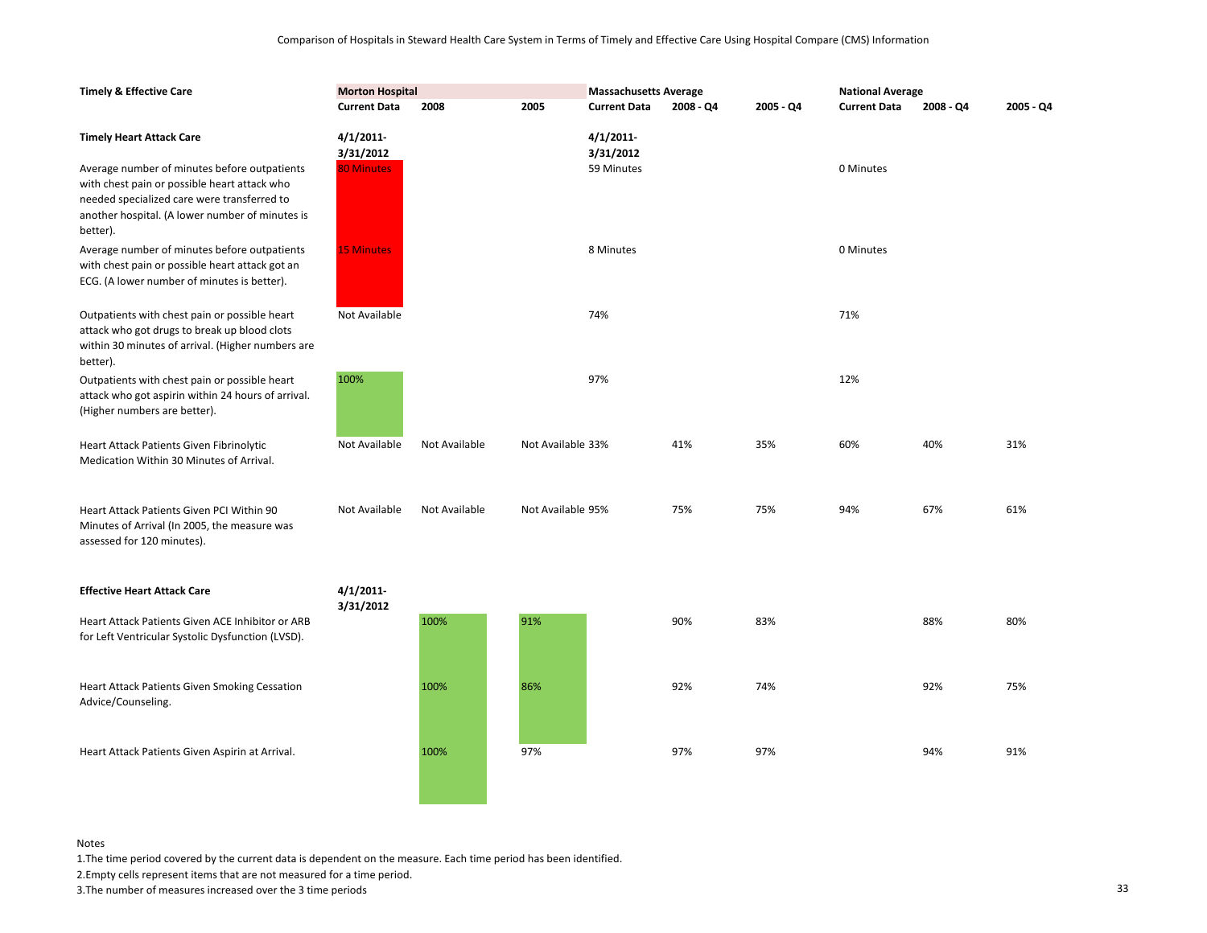Comparison of Hospitals in Steward Health Care System in Terms of Timely and Effective Care Using Hospital Compare (CMS) Information

| Timely & Effective Care | Morton Hospital | | | Massachusetts Average | | | National Average | | |
|---|---|---|---|---|---|---|---|---|---|
| | Current Data | 2008 | 2005 | Current Data | 2008 - Q4 | 2005 - Q4 | Current Data | 2008 - Q4 | 2005 - Q4 |
| **Timely Heart Attack Care** | **4/1/2011-3/31/2012** | | | **4/1/2011-3/31/2012** | | | | | |
| Average number of minutes before outpatients with chest pain or possible heart attack who needed specialized care were transferred to another hospital. (A lower number of minutes is better). | 80 Minutes | | | 59 Minutes | | | 0 Minutes | | |
| Average number of minutes before outpatients with chest pain or possible heart attack got an ECG. (A lower number of minutes is better). | 15 Minutes | | | 8 Minutes | | | 0 Minutes | | |
| Outpatients with chest pain or possible heart attack who got drugs to break up blood clots within 30 minutes of arrival. (Higher numbers are better). | Not Available | | | 74% | | | 71% | | |
| Outpatients with chest pain or possible heart attack who got aspirin within 24 hours of arrival. (Higher numbers are better). | 100% | | | 97% | | | 12% | | |
| Heart Attack Patients Given Fibrinolytic Medication Within 30 Minutes of Arrival. | Not Available | Not Available | Not Available | 33% | 41% | 35% | 60% | 40% | 31% |
| Heart Attack Patients Given PCI Within 90 Minutes of Arrival (In 2005, the measure was assessed for 120 minutes). | Not Available | Not Available | Not Available | 95% | 75% | 75% | 94% | 67% | 61% |
| **Effective Heart Attack Care** | **4/1/2011-3/31/2012** | | | | | | | | |
| Heart Attack Patients Given ACE Inhibitor or ARB for Left Ventricular Systolic Dysfunction (LVSD). | | 100% | 91% | | 90% | 83% | | 88% | 80% |
| Heart Attack Patients Given Smoking Cessation Advice/Counseling. | | 100% | 86% | | 92% | 74% | | 92% | 75% |
| Heart Attack Patients Given Aspirin at Arrival. | | 100% | 97% | | 97% | 97% | | 94% | 91% |

Notes

1. The time period covered by the current data is dependent on the measure. Each time period has been identified.
2. Empty cells represent items that are not measured for a time period.
3. The number of measures increased over the 3 time periods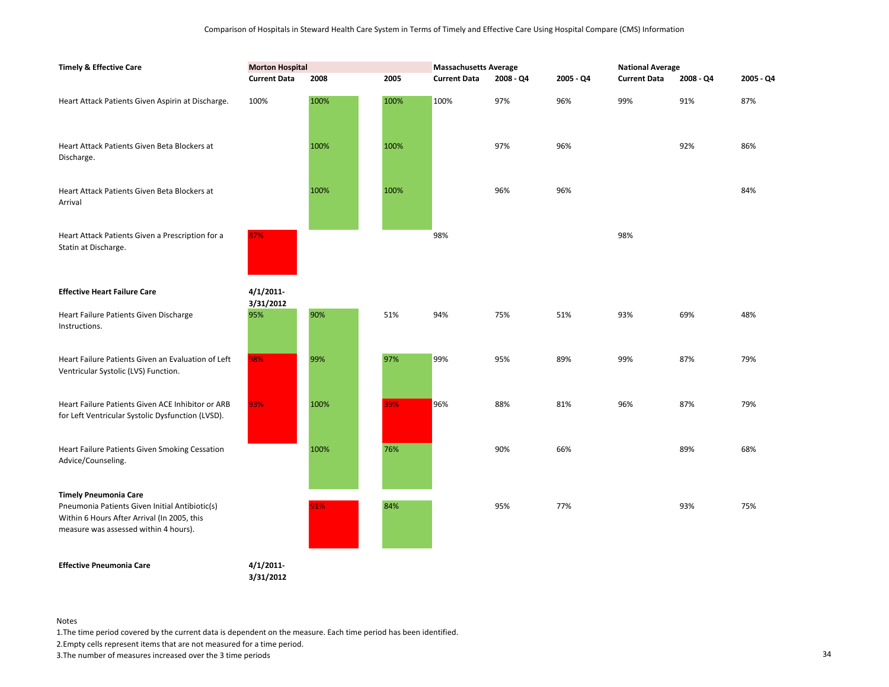Comparison of Hospitals in Steward Health Care System in Terms of Timely and Effective Care Using Hospital Compare (CMS) Information

| Timely & Effective Care | Morton Hospital | | | Massachusetts Average | | | National Average | | |
|---|---|---|---|---|---|---|---|---|---|
| | Current Data | 2008 | 2005 | Current Data | 2008 - Q4 | 2005 - Q4 | Current Data | 2008 - Q4 | 2005 - Q4 |
| Heart Attack Patients Given Aspirin at Discharge. | 100% | 100% | 100% | 100% | 97% | 96% | 99% | 91% | 87% |
| Heart Attack Patients Given Beta Blockers at Discharge. | | 100% | 100% | | 97% | 96% | | 92% | 86% |
| Heart Attack Patients Given Beta Blockers at Arrival | | 100% | 100% | | 96% | 96% | | | 84% |
| Heart Attack Patients Given a Prescription for a Statin at Discharge. | 87% | | | 98% | | | 98% | | |
| **Effective Heart Failure Care** | **4/1/2011-3/31/2012** | | | | | | | | |
| Heart Failure Patients Given Discharge Instructions. | 95% | 90% | 51% | 94% | 75% | 51% | 93% | 69% | 48% |
| Heart Failure Patients Given an Evaluation of Left Ventricular Systolic (LVS) Function. | 98% | 99% | 97% | 99% | 95% | 89% | 99% | 87% | 79% |
| Heart Failure Patients Given ACE Inhibitor or ARB for Left Ventricular Systolic Dysfunction (LVSD). | 93% | 100% | 39% | 96% | 88% | 81% | 96% | 87% | 79% |
| Heart Failure Patients Given Smoking Cessation Advice/Counseling. | | 100% | 76% | | 90% | 66% | | 89% | 68% |
| **Timely Pneumonia Care** | | | | | | | | | |
| Pneumonia Patients Given Initial Antibiotic(s) Within 6 Hours After Arrival (In 2005, this measure was assessed within 4 hours). | | 91% | 84% | | 95% | 77% | | 93% | 75% |
| **Effective Pneumonia Care** | **4/1/2011-3/31/2012** | | | | | | | | |

Notes

1.The time period covered by the current data is dependent on the measure. Each time period has been identified.

2.Empty cells represent items that are not measured for a time period.

3.The number of measures increased over the 3 time periods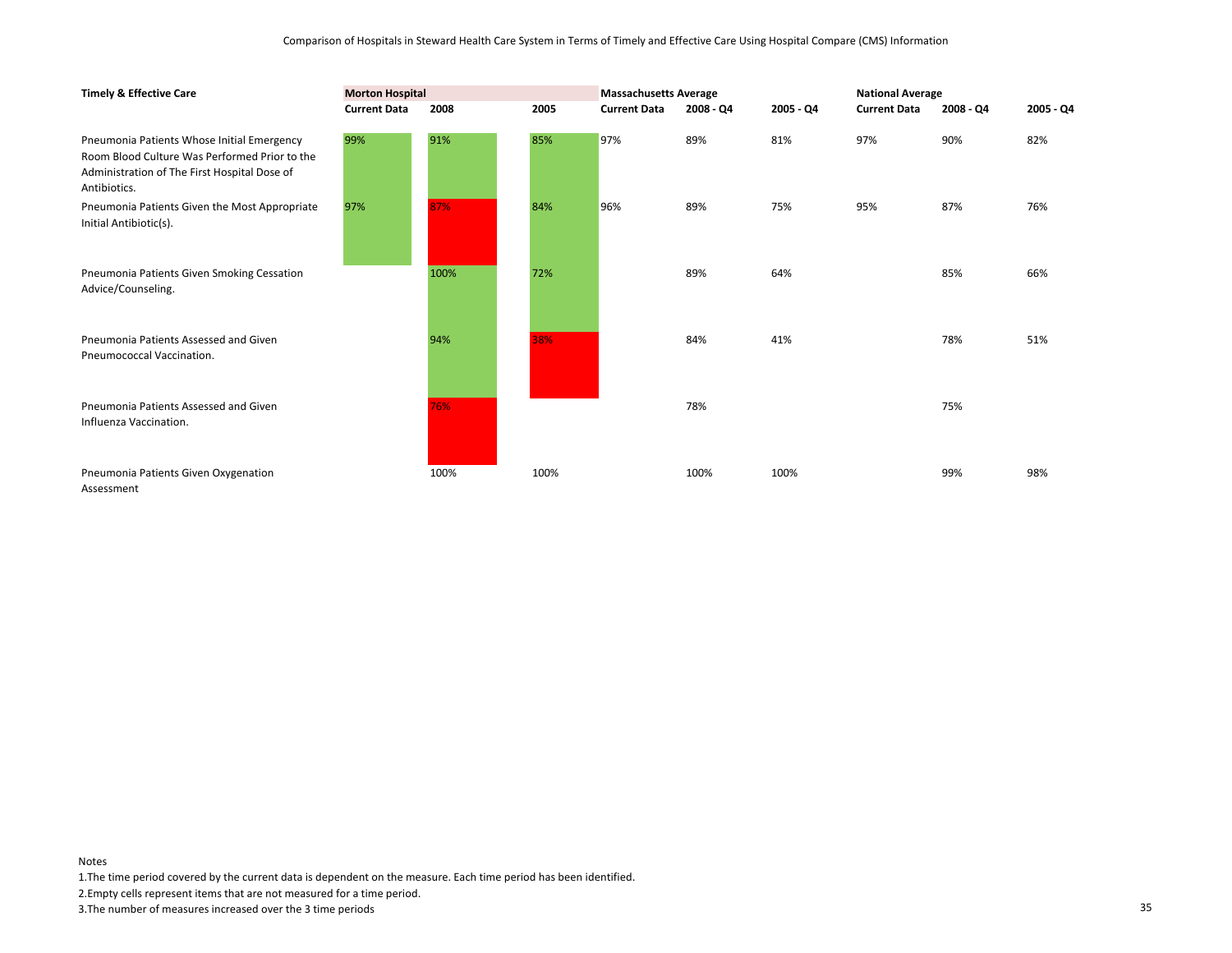Comparison of Hospitals in Steward Health Care System in Terms of Timely and Effective Care Using Hospital Compare (CMS) Information

| Timely & Effective Care | Morton Hospital | | | Massachusetts Average | | | National Average | | |
|---|---|---|---|---|---|---|---|---|---|
| | Current Data | 2008 | 2005 | Current Data | 2008 - Q4 | 2005 - Q4 | Current Data | 2008 - Q4 | 2005 - Q4 |
| Pneumonia Patients Whose Initial Emergency Room Blood Culture Was Performed Prior to the Administration of The First Hospital Dose of Antibiotics. | 99% | 91% | 85% | 97% | 89% | 81% | 97% | 90% | 82% |
| Pneumonia Patients Given the Most Appropriate Initial Antibiotic(s). | 97% | 87% | 84% | 96% | 89% | 75% | 95% | 87% | 76% |
| Pneumonia Patients Given Smoking Cessation Advice/Counseling. | | 100% | 72% | | 89% | 64% | | 85% | 66% |
| Pneumonia Patients Assessed and Given Pneumococcal Vaccination. | | 94% | 38% | | 84% | 41% | | 78% | 51% |
| Pneumonia Patients Assessed and Given Influenza Vaccination. | | 76% | | | 78% | | | 75% | |
| Pneumonia Patients Given Oxygenation Assessment | | 100% | 100% | | 100% | 100% | | 99% | 98% |

Notes

1. The time period covered by the current data is dependent on the measure. Each time period has been identified.
2. Empty cells represent items that are not measured for a time period.
3. The number of measures increased over the 3 time periods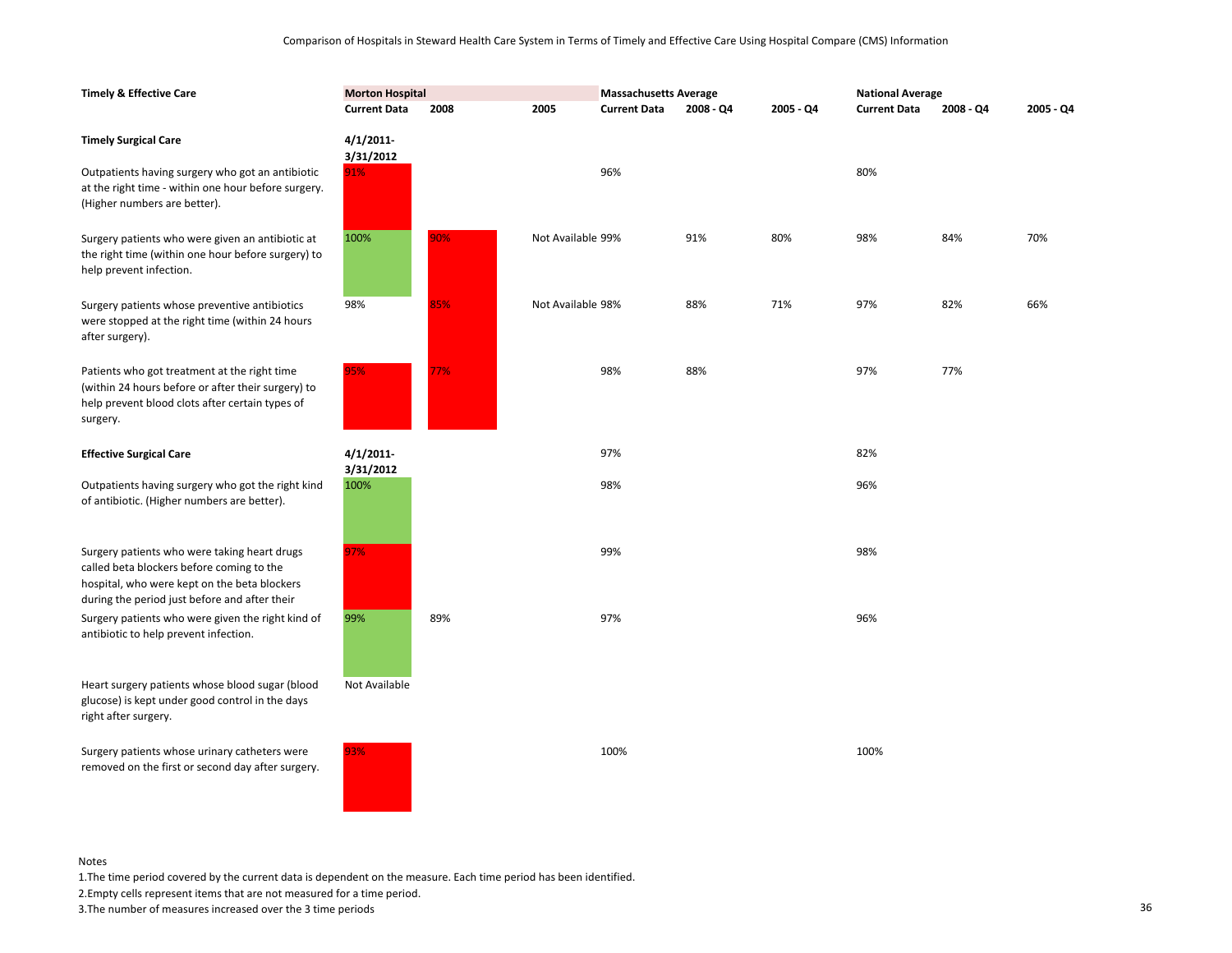Comparison of Hospitals in Steward Health Care System in Terms of Timely and Effective Care Using Hospital Compare (CMS) Information

| Timely & Effective Care | Morton Hospital | | | Massachusetts Average | | | National Average | | |
|---|---|---|---|---|---|---|---|---|---|
| | Current Data | 2008 | 2005 | Current Data | 2008 - Q4 | 2005 - Q4 | Current Data | 2008 - Q4 | 2005 - Q4 |
| **Timely Surgical Care** | 4/1/2011-3/31/2012 | | | | | | | | |
| Outpatients having surgery who got an antibiotic at the right time - within one hour before surgery. (Higher numbers are better). | 91% | | | 96% | | | 80% | | |
| Surgery patients who were given an antibiotic at the right time (within one hour before surgery) to help prevent infection. | 100% | 90% | Not Available | 99% | 91% | 80% | 98% | 84% | 70% |
| Surgery patients whose preventive antibiotics were stopped at the right time (within 24 hours after surgery). | 98% | 85% | Not Available | 98% | 88% | 71% | 97% | 82% | 66% |
| Patients who got treatment at the right time (within 24 hours before or after their surgery) to help prevent blood clots after certain types of surgery. | 95% | 77% | | 98% | 88% | | 97% | 77% | |
| **Effective Surgical Care** | 4/1/2011-3/31/2012 | | | 97% | | | 82% | | |
| Outpatients having surgery who got the right kind of antibiotic. (Higher numbers are better). | 100% | | | 98% | | | 96% | | |
| Surgery patients who were taking heart drugs called beta blockers before coming to the hospital, who were kept on the beta blockers during the period just before and after their | 97% | | | 99% | | | 98% | | |
| Surgery patients who were given the right kind of antibiotic to help prevent infection. | 99% | 89% | | 97% | | | 96% | | |
| Heart surgery patients whose blood sugar (blood glucose) is kept under good control in the days right after surgery. | Not Available | | | | | | | | |
| Surgery patients whose urinary catheters were removed on the first or second day after surgery. | 93% | | | 100% | | | 100% | | |

Notes

1.The time period covered by the current data is dependent on the measure. Each time period has been identified.

2.Empty cells represent items that are not measured for a time period.

3.The number of measures increased over the 3 time periods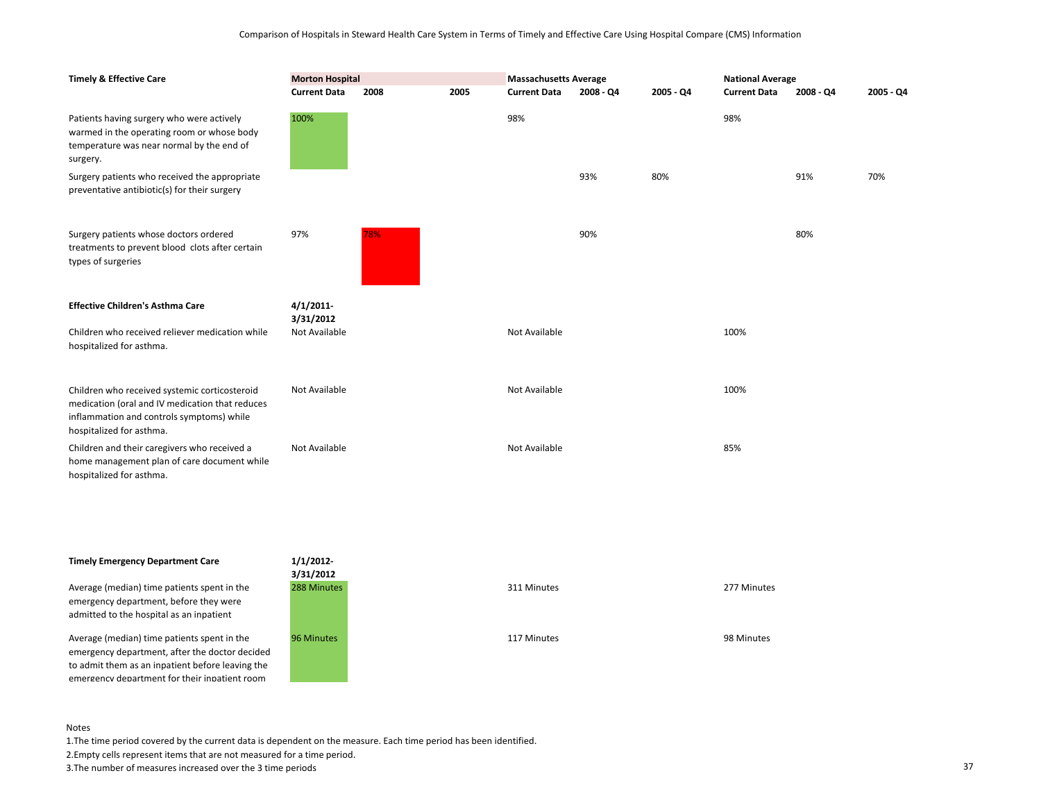Comparison of Hospitals in Steward Health Care System in Terms of Timely and Effective Care Using Hospital Compare (CMS) Information

| Timely & Effective Care | Morton Hospital | | | Massachusetts Average | | | National Average | | |
|---|---|---|---|---|---|---|---|---|---|
| | Current Data | 2008 | 2005 | Current Data | 2008 - Q4 | 2005 - Q4 | Current Data | 2008 - Q4 | 2005 - Q4 |
| Patients having surgery who were actively warmed in the operating room or whose body temperature was near normal by the end of surgery. | 100% | | | 98% | | | 98% | | |
| Surgery patients who received the appropriate preventative antibiotic(s) for their surgery | | | | | 93% | 80% | | 91% | 70% |
| Surgery patients whose doctors ordered treatments to prevent blood clots after certain types of surgeries | 97% | 78% | | | 90% | | | 80% | |
| **Effective Children's Asthma Care** | **4/1/2011-3/31/2012** | | | | | | | | |
| Children who received reliever medication while hospitalized for asthma. | Not Available | | | Not Available | | | 100% | | |
| Children who received systemic corticosteroid medication (oral and IV medication that reduces inflammation and controls symptoms) while hospitalized for asthma. | Not Available | | | Not Available | | | 100% | | |
| Children and their caregivers who received a home management plan of care document while hospitalized for asthma. | Not Available | | | Not Available | | | 85% | | |
| **Timely Emergency Department Care** | **1/1/2012-3/31/2012** | | | | | | | | |
| Average (median) time patients spent in the emergency department, before they were admitted to the hospital as an inpatient | 288 Minutes | | | 311 Minutes | | | 277 Minutes | | |
| Average (median) time patients spent in the emergency department, after the doctor decided to admit them as an inpatient before leaving the emergency department for their inpatient room | 96 Minutes | | | 117 Minutes | | | 98 Minutes | | |

Notes

1. The time period covered by the current data is dependent on the measure. Each time period has been identified.
2. Empty cells represent items that are not measured for a time period.
3. The number of measures increased over the 3 time periods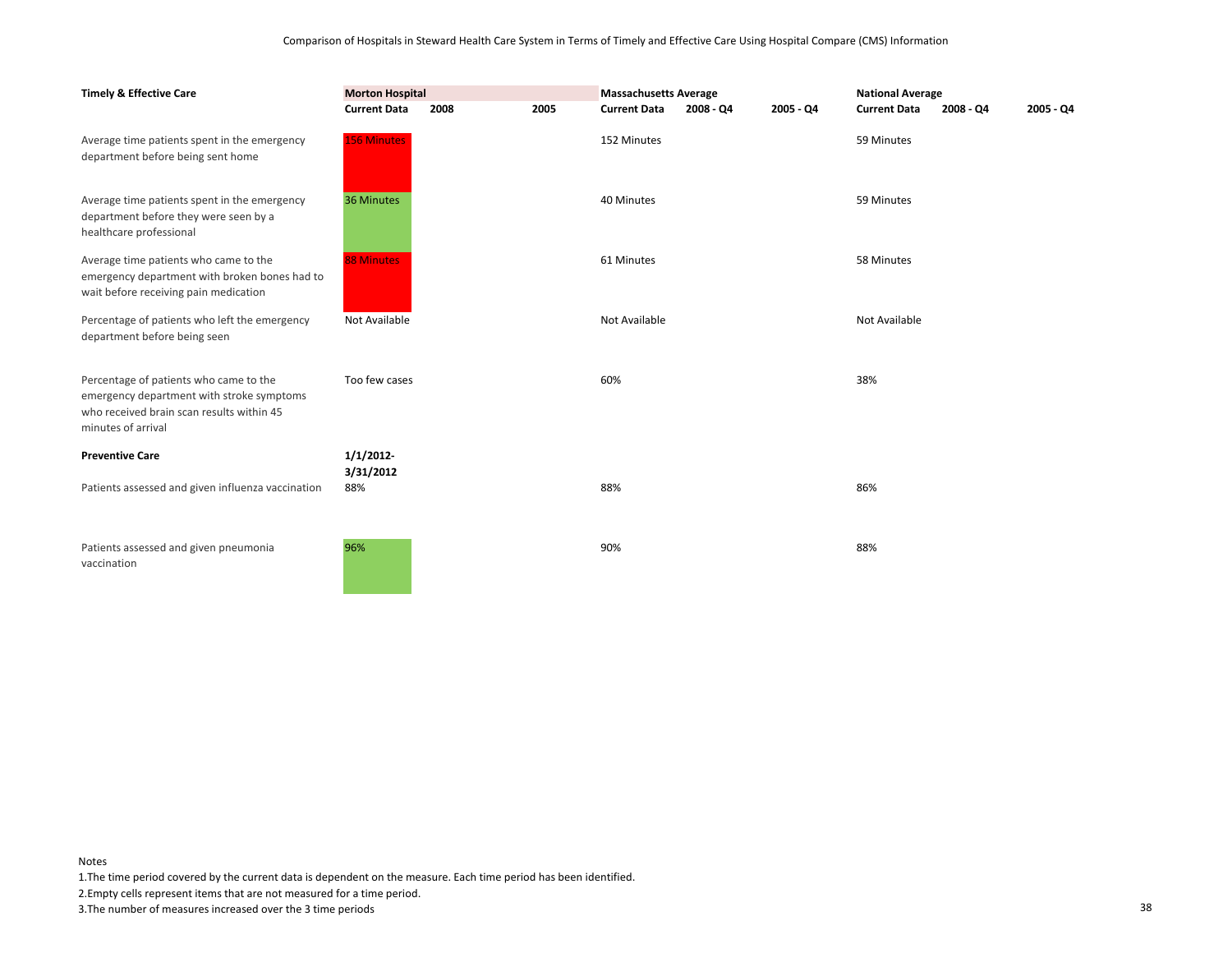Comparison of Hospitals in Steward Health Care System in Terms of Timely and Effective Care Using Hospital Compare (CMS) Information

| Timely & Effective Care | Morton Hospital | | | Massachusetts Average | | | National Average | | |
|---|---|---|---|---|---|---|---|---|---|
| | Current Data | 2008 | 2005 | Current Data | 2008 - Q4 | 2005 - Q4 | Current Data | 2008 - Q4 | 2005 - Q4 |
| Average time patients spent in the emergency department before being sent home | 156 Minutes | | | 152 Minutes | | | 59 Minutes | | |
| Average time patients spent in the emergency department before they were seen by a healthcare professional | 36 Minutes | | | 40 Minutes | | | 59 Minutes | | |
| Average time patients who came to the emergency department with broken bones had to wait before receiving pain medication | 88 Minutes | | | 61 Minutes | | | 58 Minutes | | |
| Percentage of patients who left the emergency department before being seen | Not Available | | | Not Available | | | Not Available | | |
| Percentage of patients who came to the emergency department with stroke symptoms who received brain scan results within 45 minutes of arrival | Too few cases | | | 60% | | | 38% | | |
| **Preventive Care** | **1/1/2012-3/31/2012** | | | | | | | | |
| Patients assessed and given influenza vaccination | 88% | | | 88% | | | 86% | | |
| Patients assessed and given pneumonia vaccination | 96% | | | 90% | | | 88% | | |

Notes

1. The time period covered by the current data is dependent on the measure. Each time period has been identified.
2. Empty cells represent items that are not measured for a time period.
3. The number of measures increased over the 3 time periods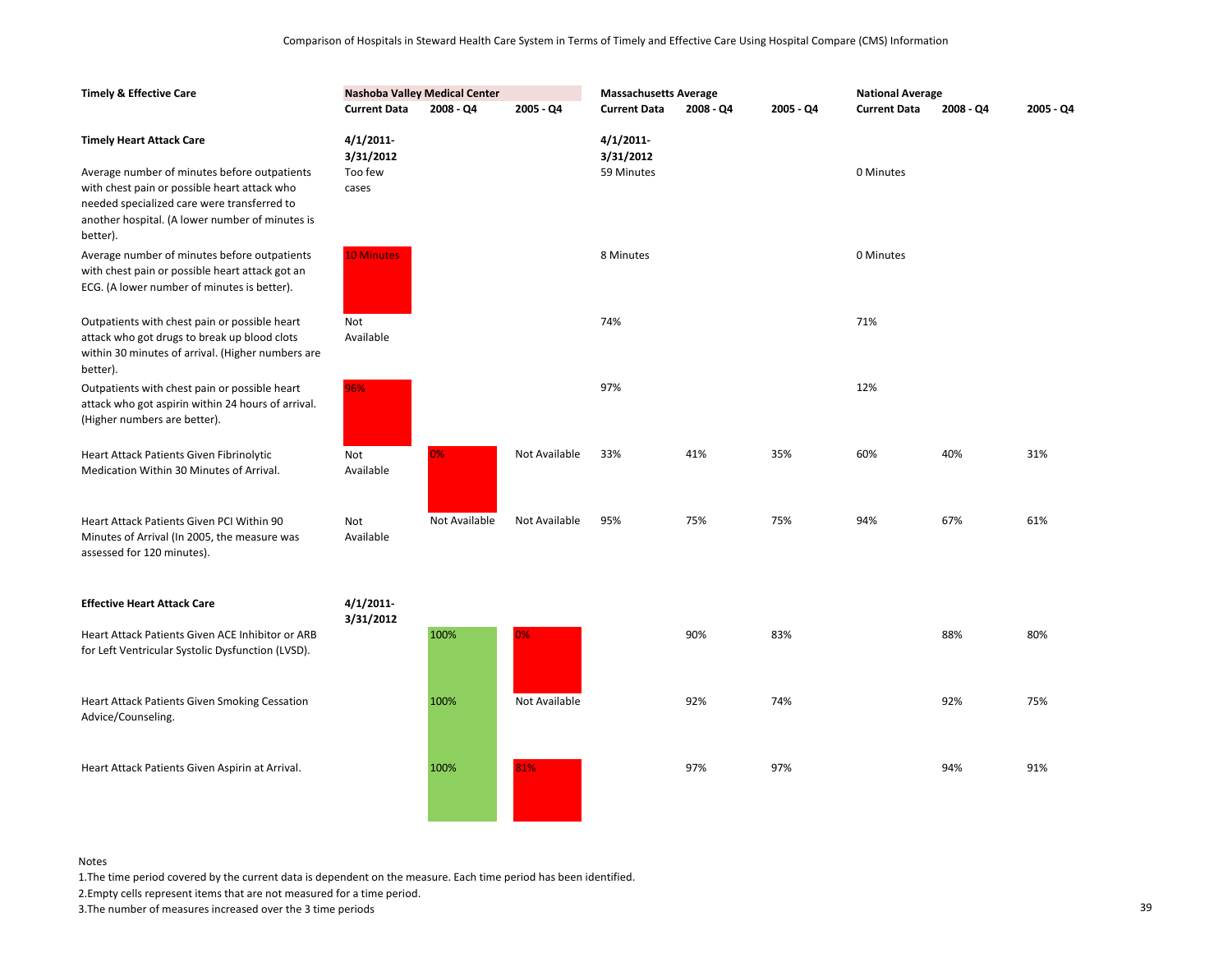Comparison of Hospitals in Steward Health Care System in Terms of Timely and Effective Care Using Hospital Compare (CMS) Information

| Timely & Effective Care | Nashoba Valley Medical Center | | | Massachusetts Average | | | National Average | | |
|---|---|---|---|---|---|---|---|---|---|
| | **Current Data** | **2008 - Q4** | **2005 - Q4** | **Current Data** | **2008 - Q4** | **2005 - Q4** | **Current Data** | **2008 - Q4** | **2005 - Q4** |
| **Timely Heart Attack Care** | **4/1/2011-3/31/2012** | | | **4/1/2011-3/31/2012** | | | | | |
| Average number of minutes before outpatients with chest pain or possible heart attack who needed specialized care were transferred to another hospital. (A lower number of minutes is better). | Too few cases | | | 59 Minutes | | | 0 Minutes | | |
| Average number of minutes before outpatients with chest pain or possible heart attack got an ECG. (A lower number of minutes is better). | 10 Minutes | | | 8 Minutes | | | 0 Minutes | | |
| Outpatients with chest pain or possible heart attack who got drugs to break up blood clots within 30 minutes of arrival. (Higher numbers are better). | Not Available | | | 74% | | | 71% | | |
| Outpatients with chest pain or possible heart attack who got aspirin within 24 hours of arrival. (Higher numbers are better). | 96% | | | 97% | | | 12% | | |
| Heart Attack Patients Given Fibrinolytic Medication Within 30 Minutes of Arrival. | Not Available | 0% | Not Available | 33% | 41% | 35% | 60% | 40% | 31% |
| Heart Attack Patients Given PCI Within 90 Minutes of Arrival (In 2005, the measure was assessed for 120 minutes). | Not Available | Not Available | Not Available | 95% | 75% | 75% | 94% | 67% | 61% |
| **Effective Heart Attack Care** | **4/1/2011-3/31/2012** | | | | | | | | |
| Heart Attack Patients Given ACE Inhibitor or ARB for Left Ventricular Systolic Dysfunction (LVSD). | | 100% | 0% | | 90% | 83% | | 88% | 80% |
| Heart Attack Patients Given Smoking Cessation Advice/Counseling. | | 100% | Not Available | | 92% | 74% | | 92% | 75% |
| Heart Attack Patients Given Aspirin at Arrival. | | 100% | 81% | | 97% | 97% | | 94% | 91% |

Notes

1. The time period covered by the current data is dependent on the measure. Each time period has been identified.
2. Empty cells represent items that are not measured for a time period.
3. The number of measures increased over the 3 time periods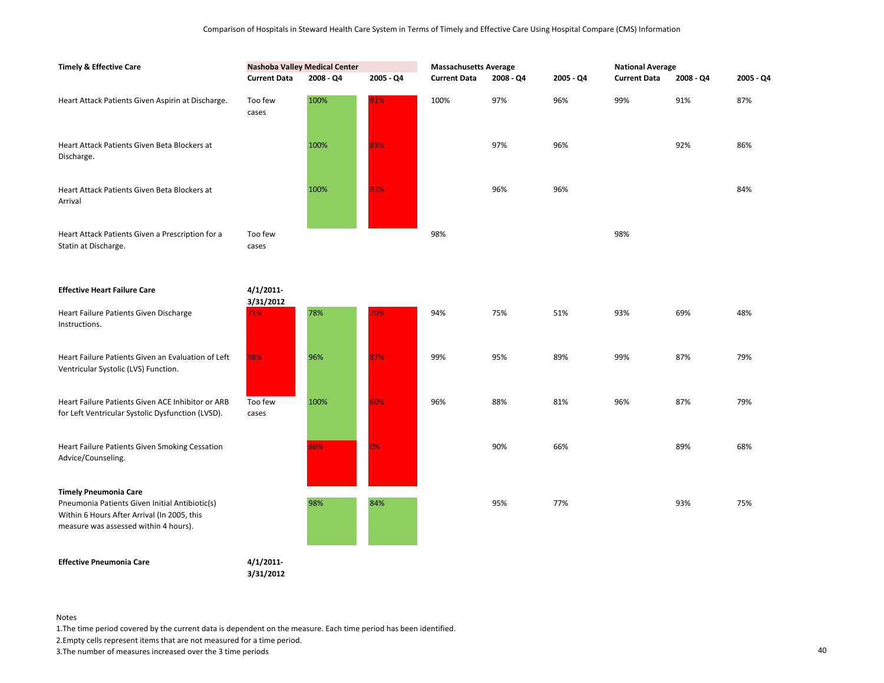Comparison of Hospitals in Steward Health Care System in Terms of Timely and Effective Care Using Hospital Compare (CMS) Information

| Timely & Effective Care | Nashoba Valley Medical Center | | | Massachusetts Average | | | National Average | | |
|---|---|---|---|---|---|---|---|---|---|
| | Current Data | 2008 - Q4 | 2005 - Q4 | Current Data | 2008 - Q4 | 2005 - Q4 | Current Data | 2008 - Q4 | 2005 - Q4 |
| Heart Attack Patients Given Aspirin at Discharge. | Too few cases | 100% | 91% | 100% | 97% | 96% | 99% | 91% | 87% |
| Heart Attack Patients Given Beta Blockers at Discharge. | | 100% | 83% | | 97% | 96% | | 92% | 86% |
| Heart Attack Patients Given Beta Blockers at Arrival | | 100% | 83% | | 96% | 96% | | | 84% |
| Heart Attack Patients Given a Prescription for a Statin at Discharge. | Too few cases | | | 98% | | | 98% | | |
| **Effective Heart Failure Care** | **4/1/2011-3/31/2012** | | | | | | | | |
| Heart Failure Patients Given Discharge Instructions. | 71% | 78% | 20% | 94% | 75% | 51% | 93% | 69% | 48% |
| Heart Failure Patients Given an Evaluation of Left Ventricular Systolic (LVS) Function. | 98% | 96% | 87% | 99% | 95% | 89% | 99% | 87% | 79% |
| Heart Failure Patients Given ACE Inhibitor or ARB for Left Ventricular Systolic Dysfunction (LVSD). | Too few cases | 100% | 60% | 96% | 88% | 81% | 96% | 87% | 79% |
| Heart Failure Patients Given Smoking Cessation Advice/Counseling. | | 86% | 0% | | 90% | 66% | | 89% | 68% |
| **Timely Pneumonia Care** | | | | | | | | | |
| Pneumonia Patients Given Initial Antibiotic(s) Within 6 Hours After Arrival (In 2005, this measure was assessed within 4 hours). | | 98% | 84% | | 95% | 77% | | 93% | 75% |
| **Effective Pneumonia Care** | **4/1/2011-3/31/2012** | | | | | | | | |

Notes

1.The time period covered by the current data is dependent on the measure. Each time period has been identified.

2.Empty cells represent items that are not measured for a time period.

3.The number of measures increased over the 3 time periods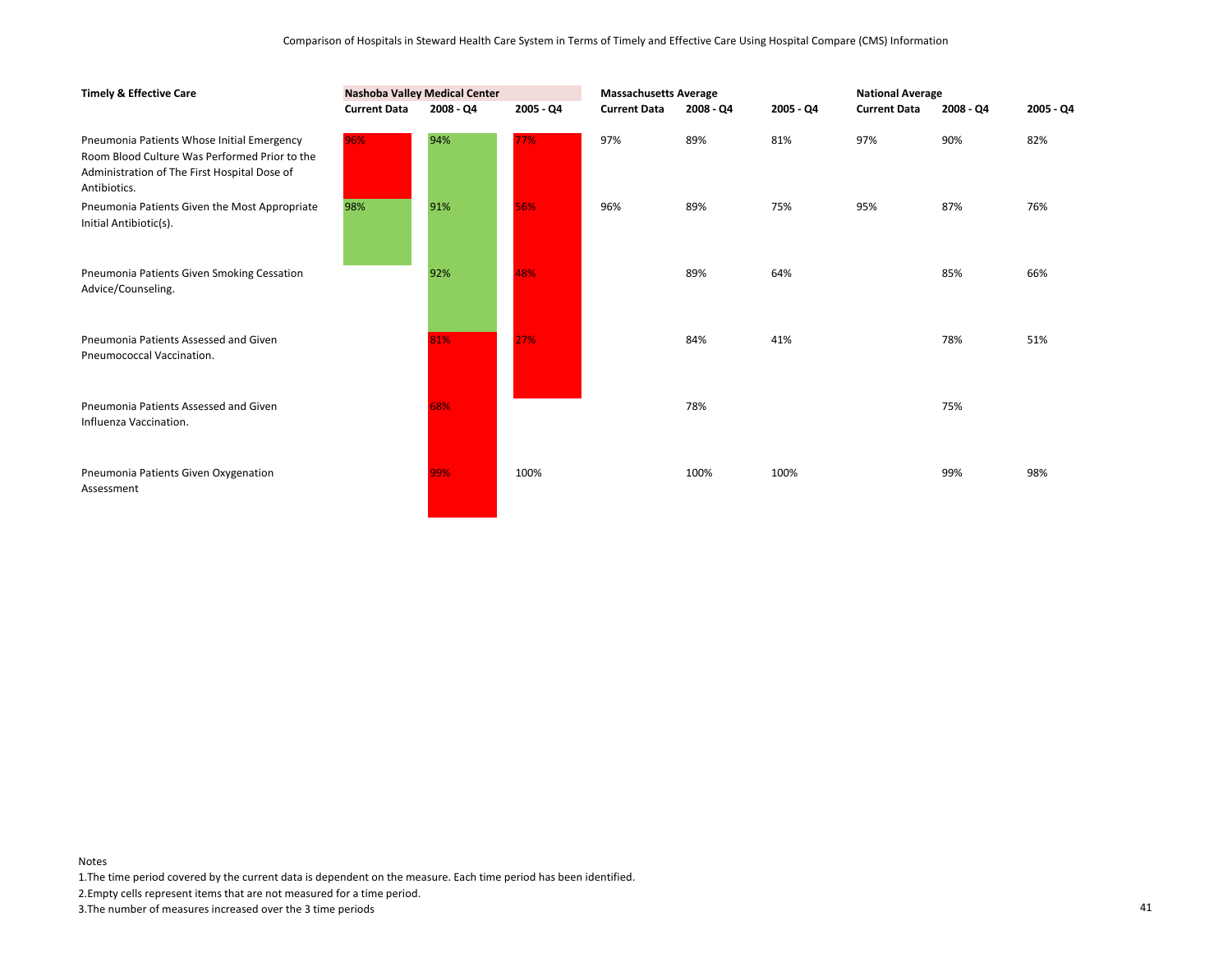Comparison of Hospitals in Steward Health Care System in Terms of Timely and Effective Care Using Hospital Compare (CMS) Information

| Timely & Effective Care | Nashoba Valley Medical Center | | | Massachusetts Average | | | National Average | | |
|---|---|---|---|---|---|---|---|---|---|
| | Current Data | 2008 - Q4 | 2005 - Q4 | Current Data | 2008 - Q4 | 2005 - Q4 | Current Data | 2008 - Q4 | 2005 - Q4 |
| Pneumonia Patients Whose Initial Emergency Room Blood Culture Was Performed Prior to the Administration of The First Hospital Dose of Antibiotics. | 96% | 94% | 77% | 97% | 89% | 81% | 97% | 90% | 82% |
| Pneumonia Patients Given the Most Appropriate Initial Antibiotic(s). | 98% | 91% | 56% | 96% | 89% | 75% | 95% | 87% | 76% |
| Pneumonia Patients Given Smoking Cessation Advice/Counseling. | | 92% | 48% | | 89% | 64% | | 85% | 66% |
| Pneumonia Patients Assessed and Given Pneumococcal Vaccination. | | 81% | 27% | | 84% | 41% | | 78% | 51% |
| Pneumonia Patients Assessed and Given Influenza Vaccination. | | 68% | | | 78% | | | 75% | |
| Pneumonia Patients Given Oxygenation Assessment | | 99% | 100% | | 100% | 100% | | 99% | 98% |

Notes

1.The time period covered by the current data is dependent on the measure. Each time period has been identified.

2.Empty cells represent items that are not measured for a time period.

3.The number of measures increased over the 3 time periods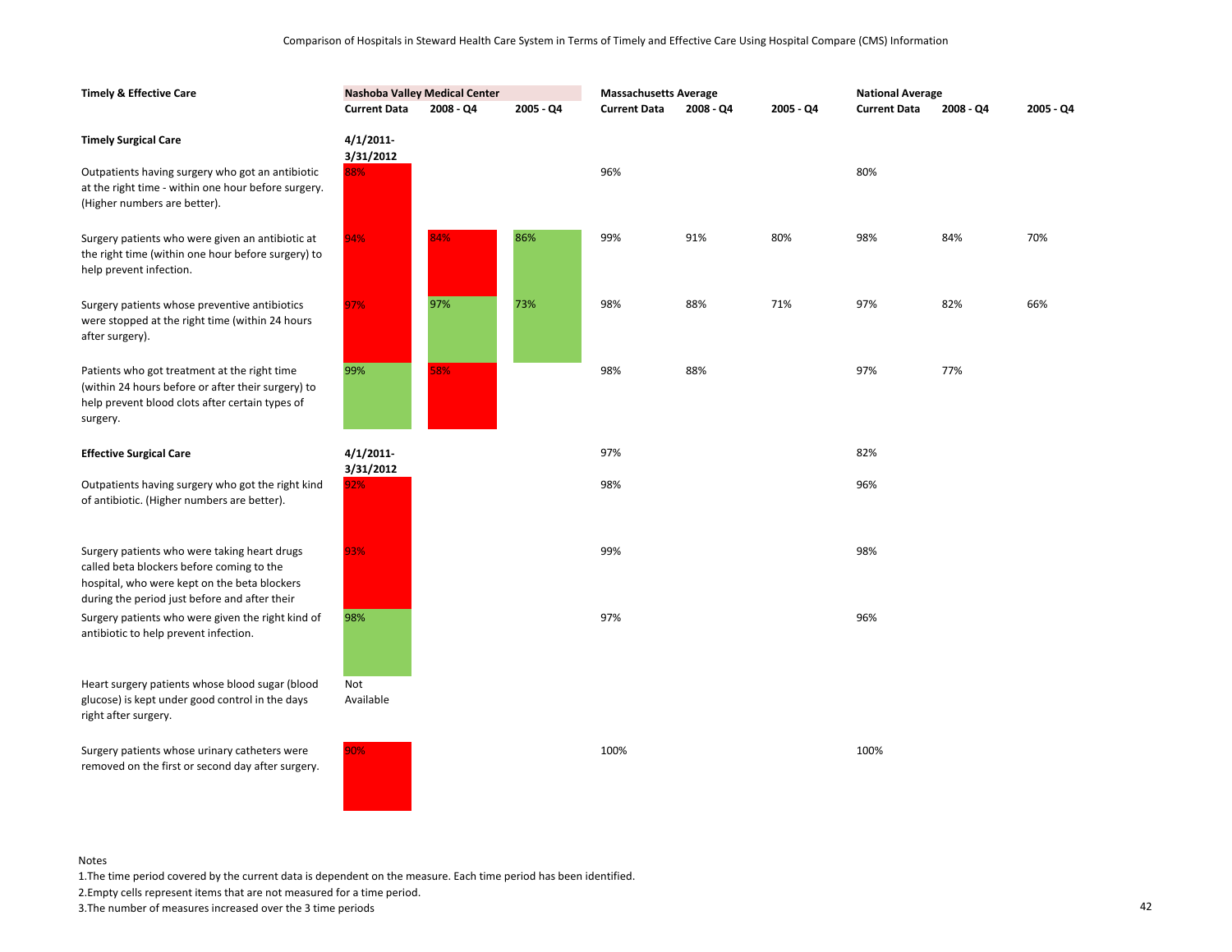Comparison of Hospitals in Steward Health Care System in Terms of Timely and Effective Care Using Hospital Compare (CMS) Information

| Timely & Effective Care | Nashoba Valley Medical Center | | | Massachusetts Average | | | National Average | | |
|---|---|---|---|---|---|---|---|---|---|
| | Current Data | 2008 - Q4 | 2005 - Q4 | Current Data | 2008 - Q4 | 2005 - Q4 | Current Data | 2008 - Q4 | 2005 - Q4 |
| **Timely Surgical Care** | 4/1/2011-3/31/2012 | | | | | | | | |
| Outpatients having surgery who got an antibiotic at the right time - within one hour before surgery. (Higher numbers are better). | 88% | | | 96% | | | 80% | | |
| Surgery patients who were given an antibiotic at the right time (within one hour before surgery) to help prevent infection. | 94% | 84% | 86% | 99% | 91% | 80% | 98% | 84% | 70% |
| Surgery patients whose preventive antibiotics were stopped at the right time (within 24 hours after surgery). | 97% | 97% | 73% | 98% | 88% | 71% | 97% | 82% | 66% |
| Patients who got treatment at the right time (within 24 hours before or after their surgery) to help prevent blood clots after certain types of surgery. | 99% | 58% | | 98% | 88% | | 97% | 77% | |
| **Effective Surgical Care** | 4/1/2011-3/31/2012 | | | 97% | | | 82% | | |
| Outpatients having surgery who got the right kind of antibiotic. (Higher numbers are better). | 92% | | | 98% | | | 96% | | |
| Surgery patients who were taking heart drugs called beta blockers before coming to the hospital, who were kept on the beta blockers during the period just before and after their | 93% | | | 99% | | | 98% | | |
| Surgery patients who were given the right kind of antibiotic to help prevent infection. | 98% | | | 97% | | | 96% | | |
| Heart surgery patients whose blood sugar (blood glucose) is kept under good control in the days right after surgery. | Not Available | | | | | | | | |
| Surgery patients whose urinary catheters were removed on the first or second day after surgery. | 90% | | | 100% | | | 100% | | |

Notes

1.The time period covered by the current data is dependent on the measure. Each time period has been identified.

2.Empty cells represent items that are not measured for a time period.

3.The number of measures increased over the 3 time periods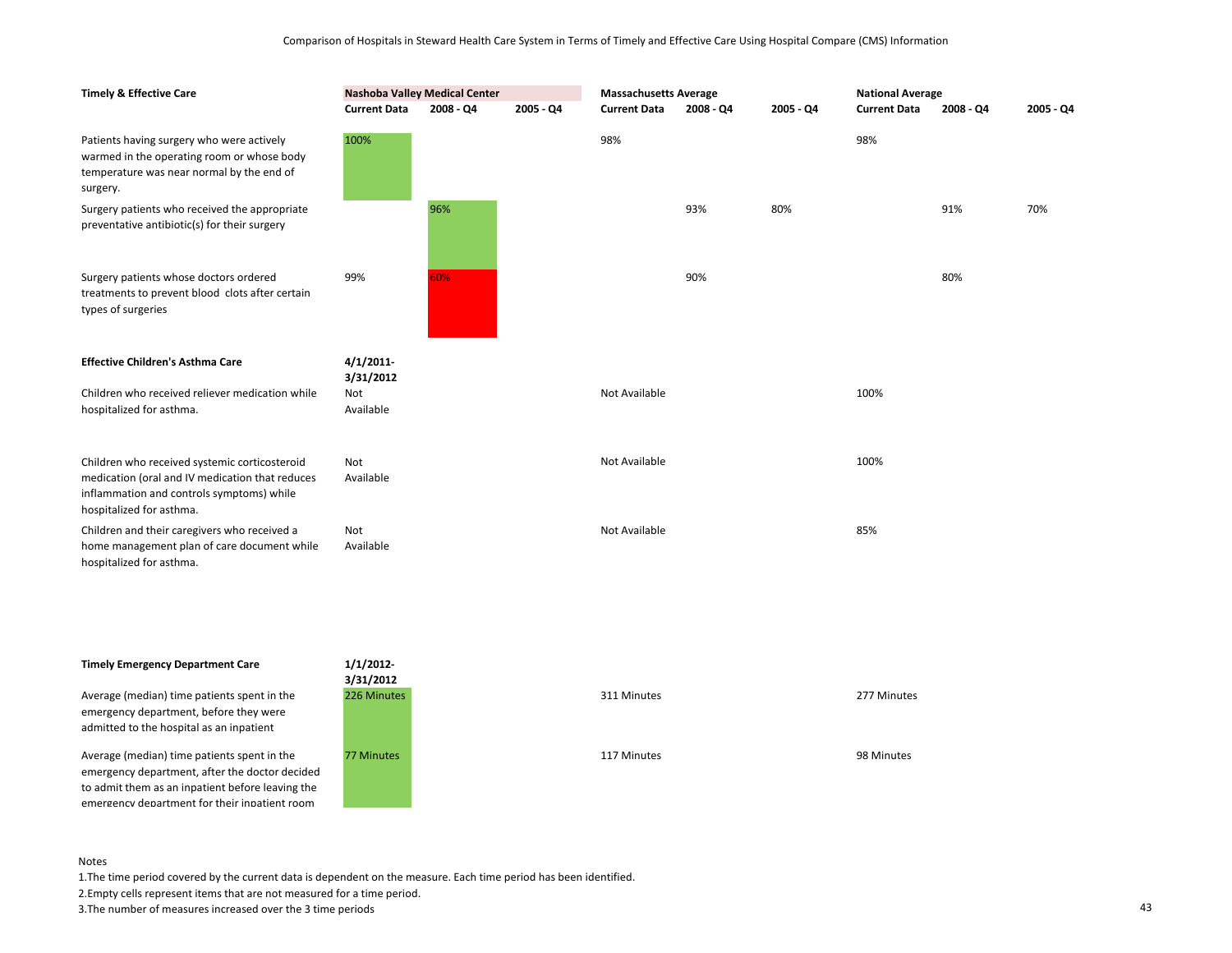Comparison of Hospitals in Steward Health Care System in Terms of Timely and Effective Care Using Hospital Compare (CMS) Information

| Timely & Effective Care | Nashoba Valley Medical Center | | | Massachusetts Average | | | National Average | | |
|---|---|---|---|---|---|---|---|---|---|
| | Current Data | 2008 - Q4 | 2005 - Q4 | Current Data | 2008 - Q4 | 2005 - Q4 | Current Data | 2008 - Q4 | 2005 - Q4 |
| Patients having surgery who were actively warmed in the operating room or whose body temperature was near normal by the end of surgery. | 100% | | | 98% | | | 98% | | |
| Surgery patients who received the appropriate preventative antibiotic(s) for their surgery | | 96% | | | 93% | 80% | | 91% | 70% |
| Surgery patients whose doctors ordered treatments to prevent blood clots after certain types of surgeries | 99% | 60% | | | 90% | | | 80% | |
| **Effective Children's Asthma Care** | **4/1/2011-3/31/2012** | | | | | | | | |
| Children who received reliever medication while hospitalized for asthma. | Not Available | | | Not Available | | | 100% | | |
| Children who received systemic corticosteroid medication (oral and IV medication that reduces inflammation and controls symptoms) while hospitalized for asthma. | Not Available | | | Not Available | | | 100% | | |
| Children and their caregivers who received a home management plan of care document while hospitalized for asthma. | Not Available | | | Not Available | | | 85% | | |
| **Timely Emergency Department Care** | **1/1/2012-3/31/2012** | | | | | | | | |
| Average (median) time patients spent in the emergency department, before they were admitted to the hospital as an inpatient | 226 Minutes | | | 311 Minutes | | | 277 Minutes | | |
| Average (median) time patients spent in the emergency department, after the doctor decided to admit them as an inpatient before leaving the emergency department for their inpatient room | 77 Minutes | | | 117 Minutes | | | 98 Minutes | | |

Notes

1.The time period covered by the current data is dependent on the measure. Each time period has been identified.

2.Empty cells represent items that are not measured for a time period.

3.The number of measures increased over the 3 time periods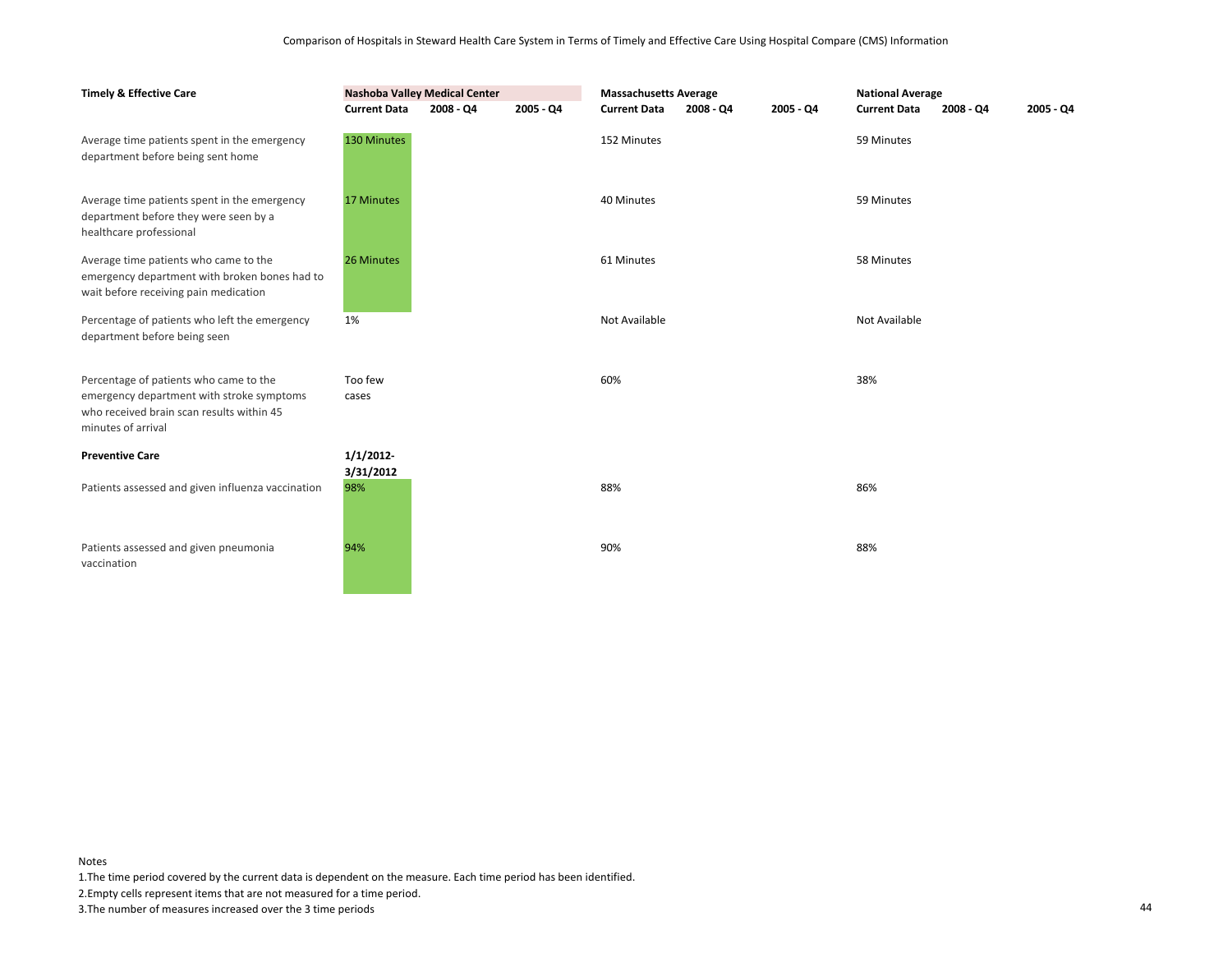Comparison of Hospitals in Steward Health Care System in Terms of Timely and Effective Care Using Hospital Compare (CMS) Information

| Timely & Effective Care | Nashoba Valley Medical Center | | | Massachusetts Average | | | National Average | | |
|---|---|---|---|---|---|---|---|---|---|
| | Current Data | 2008 - Q4 | 2005 - Q4 | Current Data | 2008 - Q4 | 2005 - Q4 | Current Data | 2008 - Q4 | 2005 - Q4 |
| Average time patients spent in the emergency department before being sent home | 130 Minutes | | | 152 Minutes | | | 59 Minutes | | |
| Average time patients spent in the emergency department before they were seen by a healthcare professional | 17 Minutes | | | 40 Minutes | | | 59 Minutes | | |
| Average time patients who came to the emergency department with broken bones had to wait before receiving pain medication | 26 Minutes | | | 61 Minutes | | | 58 Minutes | | |
| Percentage of patients who left the emergency department before being seen | 1% | | | Not Available | | | Not Available | | |
| Percentage of patients who came to the emergency department with stroke symptoms who received brain scan results within 45 minutes of arrival | Too few cases | | | 60% | | | 38% | | |
| **Preventive Care** | **1/1/2012-3/31/2012** | | | | | | | | |
| Patients assessed and given influenza vaccination | 98% | | | 88% | | | 86% | | |
| Patients assessed and given pneumonia vaccination | 94% | | | 90% | | | 88% | | |

Notes
1. The time period covered by the current data is dependent on the measure. Each time period has been identified.
2. Empty cells represent items that are not measured for a time period.
3. The number of measures increased over the 3 time periods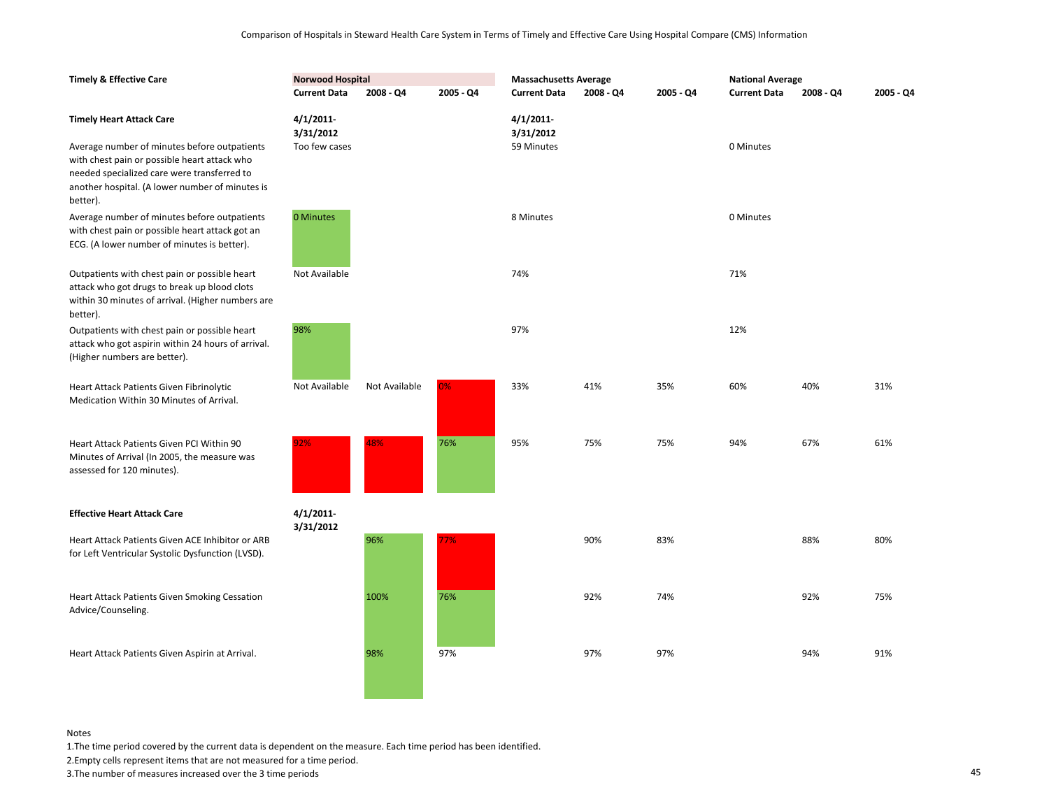Comparison of Hospitals in Steward Health Care System in Terms of Timely and Effective Care Using Hospital Compare (CMS) Information

| Timely & Effective Care | Norwood Hospital | | | Massachusetts Average | | | National Average | | |
|---|---|---|---|---|---|---|---|---|---|
| | Current Data | 2008 - Q4 | 2005 - Q4 | Current Data | 2008 - Q4 | 2005 - Q4 | Current Data | 2008 - Q4 | 2005 - Q4 |
| **Timely Heart Attack Care** | 4/1/2011-3/31/2012 | | | 4/1/2011-3/31/2012 | | | | | |
| Average number of minutes before outpatients with chest pain or possible heart attack who needed specialized care were transferred to another hospital. (A lower number of minutes is better). | Too few cases | | | 59 Minutes | | | 0 Minutes | | |
| Average number of minutes before outpatients with chest pain or possible heart attack got an ECG. (A lower number of minutes is better). | 0 Minutes | | | 8 Minutes | | | 0 Minutes | | |
| Outpatients with chest pain or possible heart attack who got drugs to break up blood clots within 30 minutes of arrival. (Higher numbers are better). | Not Available | | | 74% | | | 71% | | |
| Outpatients with chest pain or possible heart attack who got aspirin within 24 hours of arrival. (Higher numbers are better). | 98% | | | 97% | | | 12% | | |
| Heart Attack Patients Given Fibrinolytic Medication Within 30 Minutes of Arrival. | Not Available | Not Available | 0% | 33% | 41% | 35% | 60% | 40% | 31% |
| Heart Attack Patients Given PCI Within 90 Minutes of Arrival (In 2005, the measure was assessed for 120 minutes). | 92% | 48% | 76% | 95% | 75% | 75% | 94% | 67% | 61% |
| **Effective Heart Attack Care** | 4/1/2011-3/31/2012 | | | | | | | | |
| Heart Attack Patients Given ACE Inhibitor or ARB for Left Ventricular Systolic Dysfunction (LVSD). | | 96% | 77% | | 90% | 83% | | 88% | 80% |
| Heart Attack Patients Given Smoking Cessation Advice/Counseling. | | 100% | 76% | | 92% | 74% | | 92% | 75% |
| Heart Attack Patients Given Aspirin at Arrival. | | 98% | 97% | | 97% | 97% | | 94% | 91% |

Notes

1. The time period covered by the current data is dependent on the measure. Each time period has been identified.
2. Empty cells represent items that are not measured for a time period.
3. The number of measures increased over the 3 time periods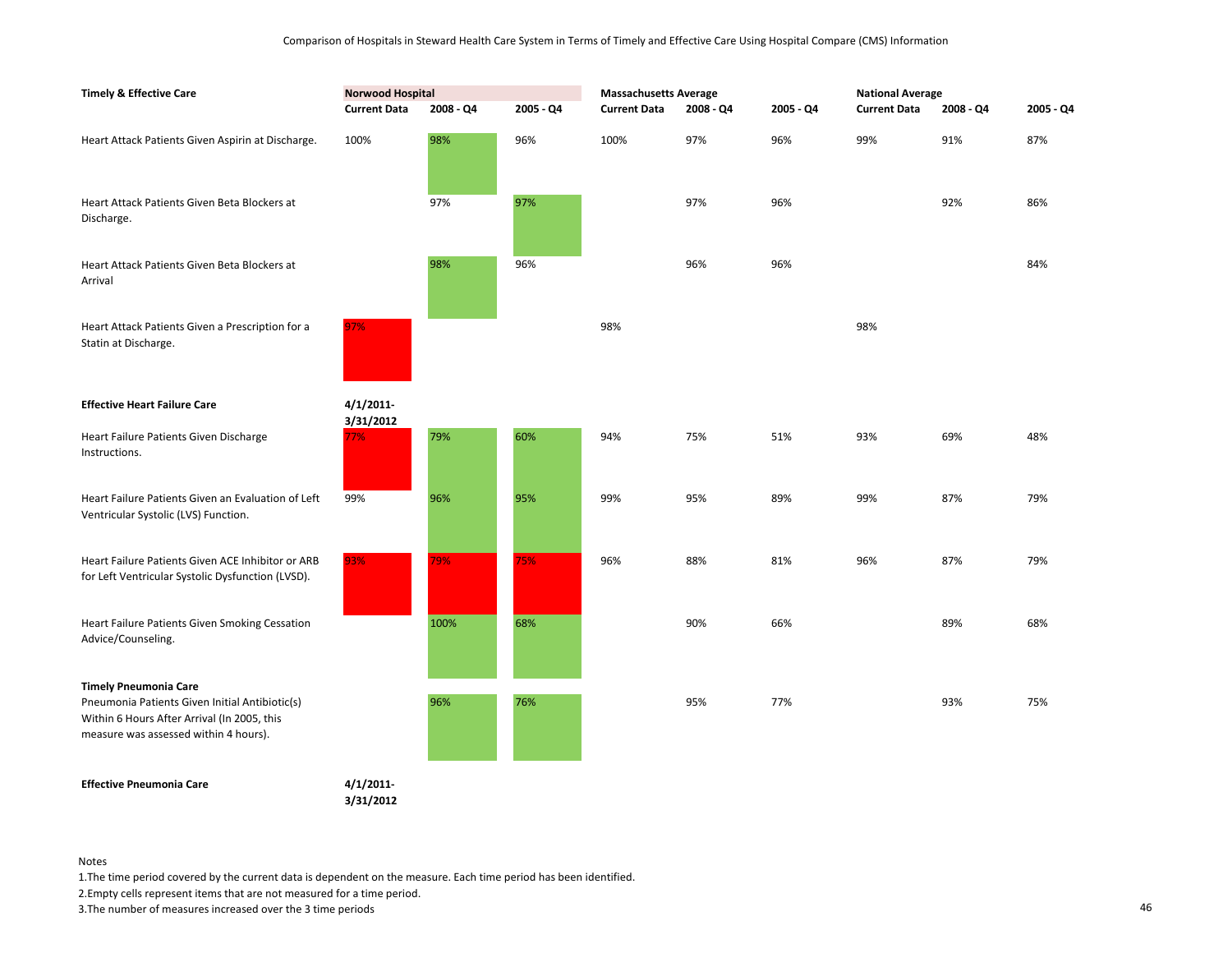Comparison of Hospitals in Steward Health Care System in Terms of Timely and Effective Care Using Hospital Compare (CMS) Information

| Timely & Effective Care | Norwood Hospital | | | Massachusetts Average | | | National Average | | |
|---|---|---|---|---|---|---|---|---|---|
| | Current Data | 2008 - Q4 | 2005 - Q4 | Current Data | 2008 - Q4 | 2005 - Q4 | Current Data | 2008 - Q4 | 2005 - Q4 |
| Heart Attack Patients Given Aspirin at Discharge. | 100% | 98% | 96% | 100% | 97% | 96% | 99% | 91% | 87% |
| Heart Attack Patients Given Beta Blockers at Discharge. | | 97% | 97% | | 97% | 96% | | 92% | 86% |
| Heart Attack Patients Given Beta Blockers at Arrival | | 98% | 96% | | 96% | 96% | | | 84% |
| Heart Attack Patients Given a Prescription for a Statin at Discharge. | 97% | | | 98% | | | 98% | | |
| **Effective Heart Failure Care** | **4/1/2011-3/31/2012** | | | | | | | | |
| Heart Failure Patients Given Discharge Instructions. | 77% | 79% | 60% | 94% | 75% | 51% | 93% | 69% | 48% |
| Heart Failure Patients Given an Evaluation of Left Ventricular Systolic (LVS) Function. | 99% | 96% | 95% | 99% | 95% | 89% | 99% | 87% | 79% |
| Heart Failure Patients Given ACE Inhibitor or ARB for Left Ventricular Systolic Dysfunction (LVSD). | 93% | 79% | 75% | 96% | 88% | 81% | 96% | 87% | 79% |
| Heart Failure Patients Given Smoking Cessation Advice/Counseling. | | 100% | 68% | | 90% | 66% | | 89% | 68% |
| **Timely Pneumonia Care** | | | | | | | | | |
| Pneumonia Patients Given Initial Antibiotic(s) Within 6 Hours After Arrival (In 2005, this measure was assessed within 4 hours). | | 96% | 76% | | 95% | 77% | | 93% | 75% |
| **Effective Pneumonia Care** | **4/1/2011-3/31/2012** | | | | | | | | |

Notes

1.The time period covered by the current data is dependent on the measure. Each time period has been identified.

2.Empty cells represent items that are not measured for a time period.

3.The number of measures increased over the 3 time periods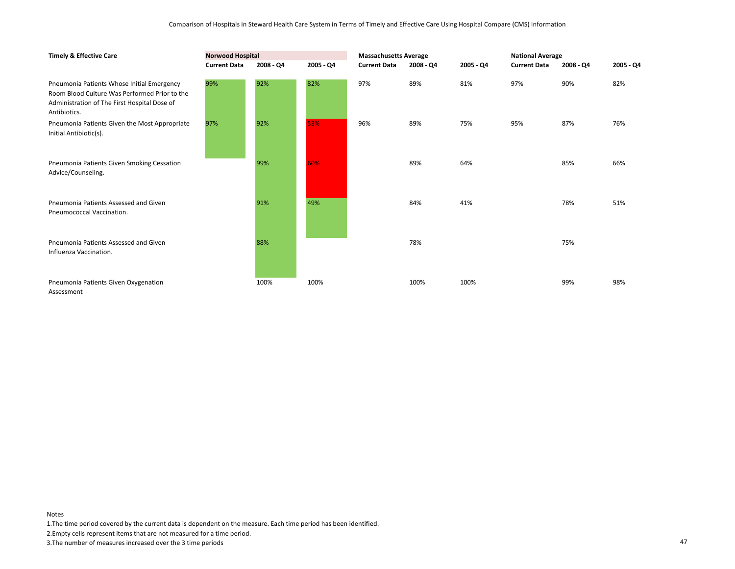Comparison of Hospitals in Steward Health Care System in Terms of Timely and Effective Care Using Hospital Compare (CMS) Information

| Timely & Effective Care | Norwood Hospital | | | Massachusetts Average | | | National Average | | |
|---|---|---|---|---|---|---|---|---|---|
| | Current Data | 2008 - Q4 | 2005 - Q4 | Current Data | 2008 - Q4 | 2005 - Q4 | Current Data | 2008 - Q4 | 2005 - Q4 |
| Pneumonia Patients Whose Initial Emergency Room Blood Culture Was Performed Prior to the Administration of The First Hospital Dose of Antibiotics. | 99% | 92% | 82% | 97% | 89% | 81% | 97% | 90% | 82% |
| Pneumonia Patients Given the Most Appropriate Initial Antibiotic(s). | 97% | 92% | 53% | 96% | 89% | 75% | 95% | 87% | 76% |
| Pneumonia Patients Given Smoking Cessation Advice/Counseling. | | 99% | 60% | | 89% | 64% | | 85% | 66% |
| Pneumonia Patients Assessed and Given Pneumococcal Vaccination. | | 91% | 49% | | 84% | 41% | | 78% | 51% |
| Pneumonia Patients Assessed and Given Influenza Vaccination. | | 88% | | | 78% | | | 75% | |
| Pneumonia Patients Given Oxygenation Assessment | | 100% | 100% | | 100% | 100% | | 99% | 98% |

Notes

1.The time period covered by the current data is dependent on the measure. Each time period has been identified.

2.Empty cells represent items that are not measured for a time period.

3.The number of measures increased over the 3 time periods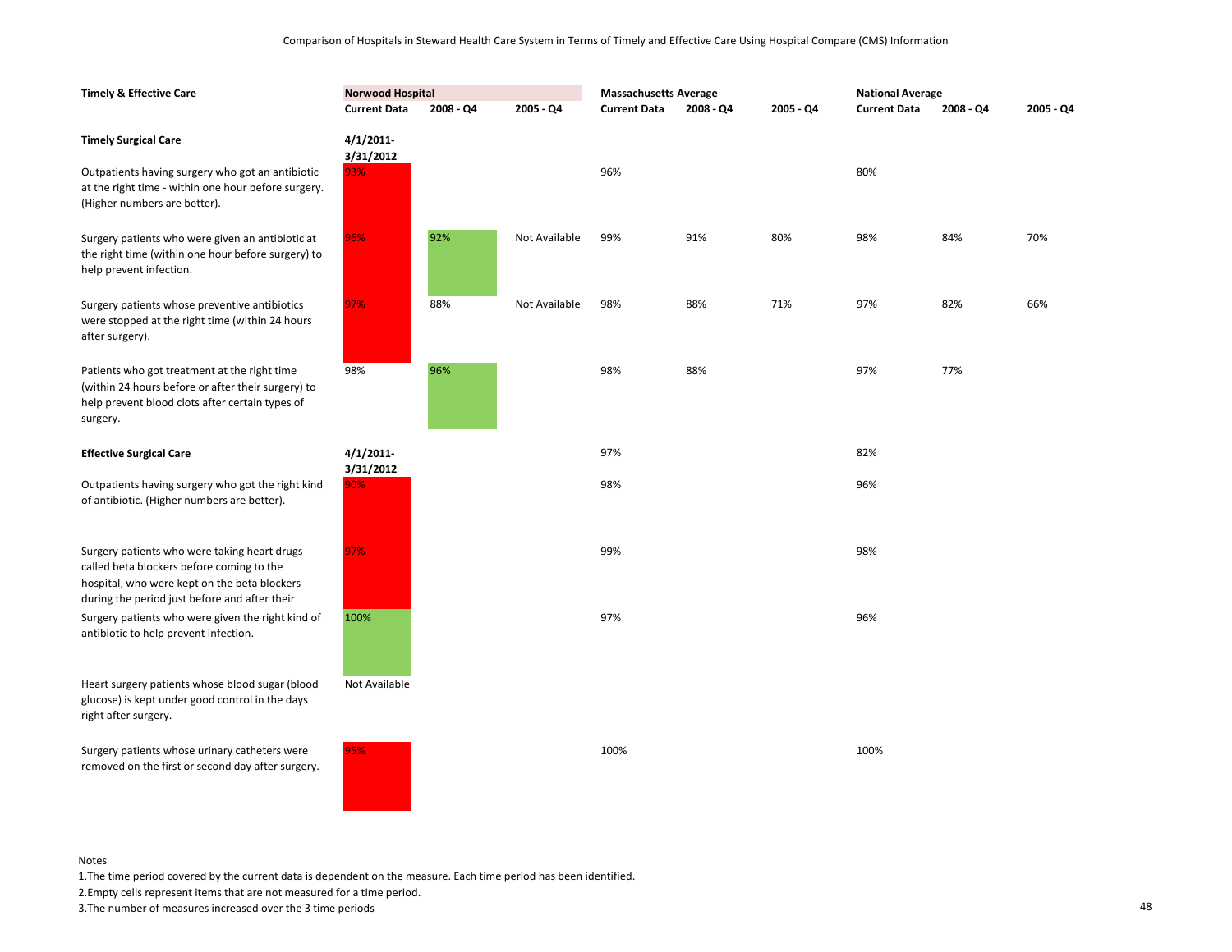Comparison of Hospitals in Steward Health Care System in Terms of Timely and Effective Care Using Hospital Compare (CMS) Information

| Timely & Effective Care | Norwood Hospital | | | Massachusetts Average | | | National Average | | |
|---|---|---|---|---|---|---|---|---|---|
| | Current Data | 2008 - Q4 | 2005 - Q4 | Current Data | 2008 - Q4 | 2005 - Q4 | Current Data | 2008 - Q4 | 2005 - Q4 |
| **Timely Surgical Care** | 4/1/2011-3/31/2012 | | | | | | | | |
| Outpatients having surgery who got an antibiotic at the right time - within one hour before surgery. (Higher numbers are better). | 93% | | | 96% | | | 80% | | |
| Surgery patients who were given an antibiotic at the right time (within one hour before surgery) to help prevent infection. | 96% | 92% | Not Available | 99% | 91% | 80% | 98% | 84% | 70% |
| Surgery patients whose preventive antibiotics were stopped at the right time (within 24 hours after surgery). | 97% | 88% | Not Available | 98% | 88% | 71% | 97% | 82% | 66% |
| Patients who got treatment at the right time (within 24 hours before or after their surgery) to help prevent blood clots after certain types of surgery. | 98% | 96% | | 98% | 88% | | 97% | 77% | |
| **Effective Surgical Care** | 4/1/2011-3/31/2012 | | | 97% | | | 82% | | |
| Outpatients having surgery who got the right kind of antibiotic. (Higher numbers are better). | 90% | | | 98% | | | 96% | | |
| Surgery patients who were taking heart drugs called beta blockers before coming to the hospital, who were kept on the beta blockers during the period just before and after their | 97% | | | 99% | | | 98% | | |
| Surgery patients who were given the right kind of antibiotic to help prevent infection. | 100% | | | 97% | | | 96% | | |
| Heart surgery patients whose blood sugar (blood glucose) is kept under good control in the days right after surgery. | Not Available | | | | | | | | |
| Surgery patients whose urinary catheters were removed on the first or second day after surgery. | 95% | | | 100% | | | 100% | | |

Notes

1. The time period covered by the current data is dependent on the measure. Each time period has been identified.
2. Empty cells represent items that are not measured for a time period.
3. The number of measures increased over the 3 time periods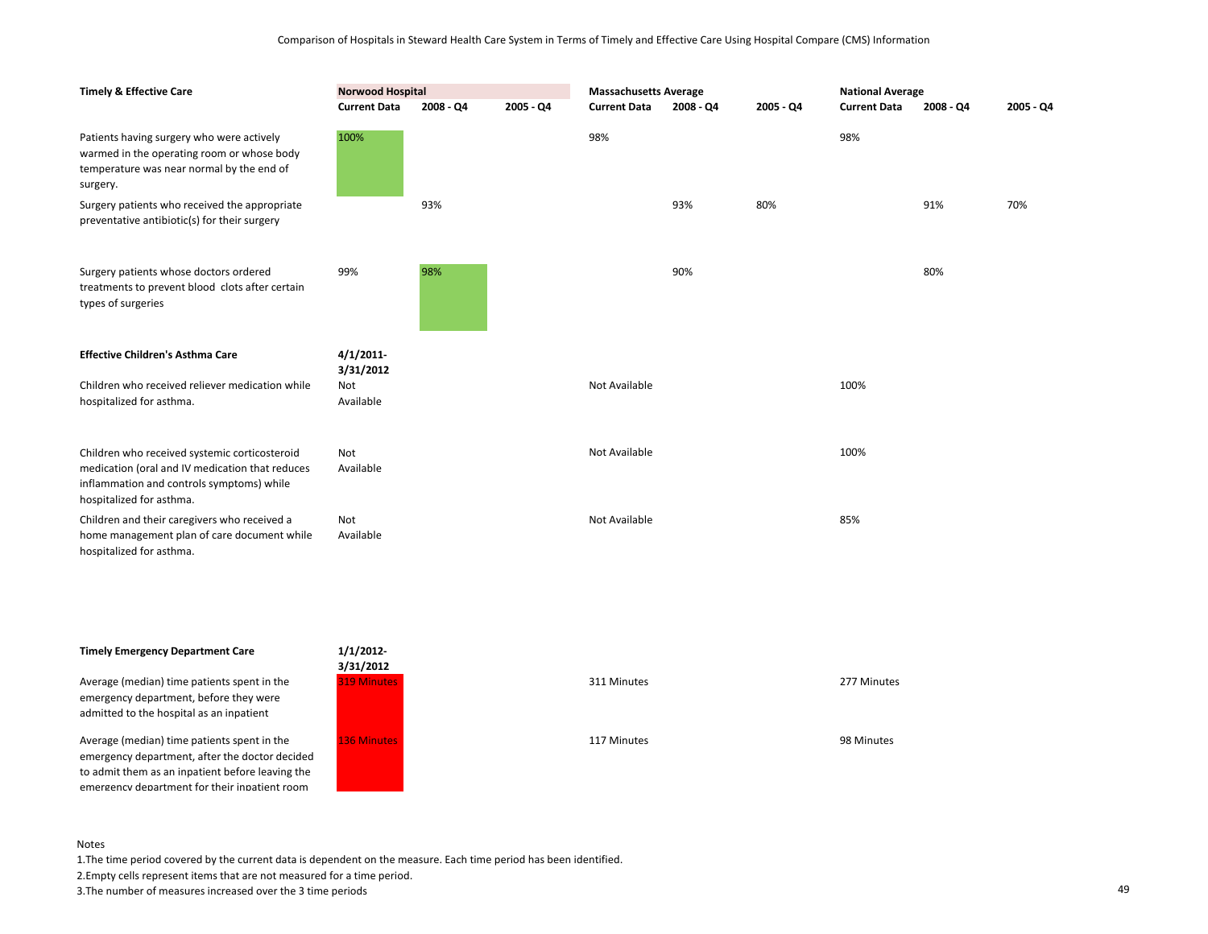Comparison of Hospitals in Steward Health Care System in Terms of Timely and Effective Care Using Hospital Compare (CMS) Information

| Timely & Effective Care | Norwood Hospital | | | Massachusetts Average | | | National Average | | |
|---|---|---|---|---|---|---|---|---|---|
| | Current Data | 2008 - Q4 | 2005 - Q4 | Current Data | 2008 - Q4 | 2005 - Q4 | Current Data | 2008 - Q4 | 2005 - Q4 |
| Patients having surgery who were actively warmed in the operating room or whose body temperature was near normal by the end of surgery. | 100% | | | 98% | | | 98% | | |
| Surgery patients who received the appropriate preventative antibiotic(s) for their surgery | | 93% | | | 93% | 80% | | 91% | 70% |
| Surgery patients whose doctors ordered treatments to prevent blood clots after certain types of surgeries | 99% | 98% | | | 90% | | | 80% | |
| **Effective Children's Asthma Care** | **4/1/2011-3/31/2012** | | | | | | | | |
| Children who received reliever medication while hospitalized for asthma. | Not Available | | | Not Available | | | 100% | | |
| Children who received systemic corticosteroid medication (oral and IV medication that reduces inflammation and controls symptoms) while hospitalized for asthma. | Not Available | | | Not Available | | | 100% | | |
| Children and their caregivers who received a home management plan of care document while hospitalized for asthma. | Not Available | | | Not Available | | | 85% | | |
| **Timely Emergency Department Care** | **1/1/2012-3/31/2012** | | | | | | | | |
| Average (median) time patients spent in the emergency department, before they were admitted to the hospital as an inpatient | 319 Minutes | | | 311 Minutes | | | 277 Minutes | | |
| Average (median) time patients spent in the emergency department, after the doctor decided to admit them as an inpatient before leaving the emergency department for their inpatient room | 136 Minutes | | | 117 Minutes | | | 98 Minutes | | |

Notes

1. The time period covered by the current data is dependent on the measure. Each time period has been identified.
2. Empty cells represent items that are not measured for a time period.
3. The number of measures increased over the 3 time periods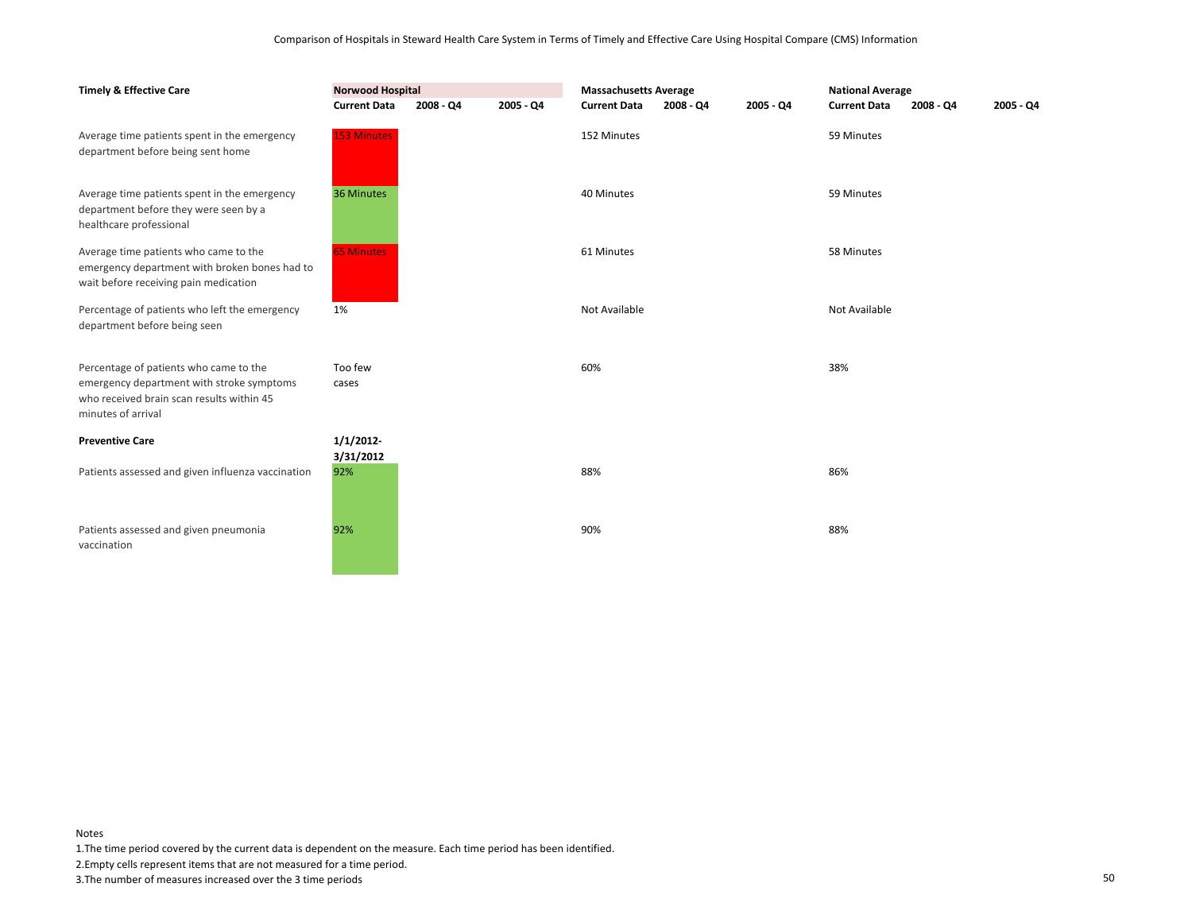Comparison of Hospitals in Steward Health Care System in Terms of Timely and Effective Care Using Hospital Compare (CMS) Information

| Timely & Effective Care | Norwood Hospital | | | Massachusetts Average | | | National Average | | |
|---|---|---|---|---|---|---|---|---|---|
| | Current Data | 2008 - Q4 | 2005 - Q4 | Current Data | 2008 - Q4 | 2005 - Q4 | Current Data | 2008 - Q4 | 2005 - Q4 |
| Average time patients spent in the emergency department before being sent home | 153 Minutes | | | 152 Minutes | | | 59 Minutes | | |
| Average time patients spent in the emergency department before they were seen by a healthcare professional | 36 Minutes | | | 40 Minutes | | | 59 Minutes | | |
| Average time patients who came to the emergency department with broken bones had to wait before receiving pain medication | 65 Minutes | | | 61 Minutes | | | 58 Minutes | | |
| Percentage of patients who left the emergency department before being seen | 1% | | | Not Available | | | Not Available | | |
| Percentage of patients who came to the emergency department with stroke symptoms who received brain scan results within 45 minutes of arrival | Too few cases | | | 60% | | | 38% | | |
| **Preventive Care** | **1/1/2012-3/31/2012** | | | | | | | | |
| Patients assessed and given influenza vaccination | 92% | | | 88% | | | 86% | | |
| Patients assessed and given pneumonia vaccination | 92% | | | 90% | | | 88% | | |

Notes

1.The time period covered by the current data is dependent on the measure. Each time period has been identified.

2.Empty cells represent items that are not measured for a time period.

3.The number of measures increased over the 3 time periods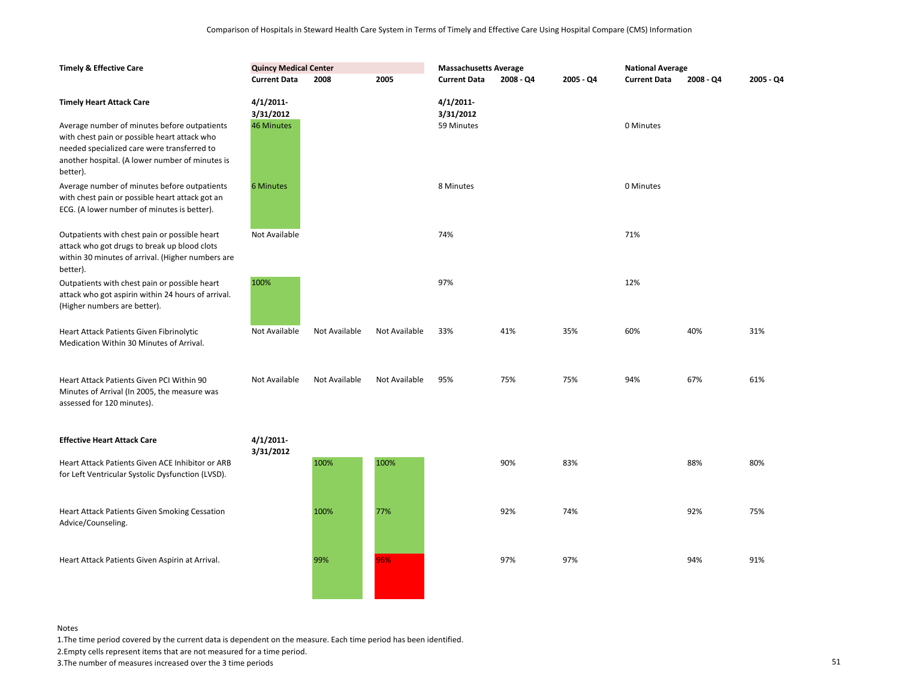Comparison of Hospitals in Steward Health Care System in Terms of Timely and Effective Care Using Hospital Compare (CMS) Information

| Timely & Effective Care | Quincy Medical Center | | | Massachusetts Average | | | National Average | | |
|---|---|---|---|---|---|---|---|---|---|
| | Current Data | 2008 | 2005 | Current Data | 2008 - Q4 | 2005 - Q4 | Current Data | 2008 - Q4 | 2005 - Q4 |
| **Timely Heart Attack Care** | 4/1/2011-3/31/2012 | | | 4/1/2011-3/31/2012 | | | | | |
| Average number of minutes before outpatients with chest pain or possible heart attack who needed specialized care were transferred to another hospital. (A lower number of minutes is better). | 46 Minutes | | | 59 Minutes | | | 0 Minutes | | |
| Average number of minutes before outpatients with chest pain or possible heart attack got an ECG. (A lower number of minutes is better). | 6 Minutes | | | 8 Minutes | | | 0 Minutes | | |
| Outpatients with chest pain or possible heart attack who got drugs to break up blood clots within 30 minutes of arrival. (Higher numbers are better). | Not Available | | | 74% | | | 71% | | |
| Outpatients with chest pain or possible heart attack who got aspirin within 24 hours of arrival. (Higher numbers are better). | 100% | | | 97% | | | 12% | | |
| Heart Attack Patients Given Fibrinolytic Medication Within 30 Minutes of Arrival. | Not Available | Not Available | Not Available | 33% | 41% | 35% | 60% | 40% | 31% |
| Heart Attack Patients Given PCI Within 90 Minutes of Arrival (In 2005, the measure was assessed for 120 minutes). | Not Available | Not Available | Not Available | 95% | 75% | 75% | 94% | 67% | 61% |
| **Effective Heart Attack Care** | 4/1/2011-3/31/2012 | | | | | | | | |
| Heart Attack Patients Given ACE Inhibitor or ARB for Left Ventricular Systolic Dysfunction (LVSD). | | 100% | 100% | | 90% | 83% | | 88% | 80% |
| Heart Attack Patients Given Smoking Cessation Advice/Counseling. | | 100% | 77% | | 92% | 74% | | 92% | 75% |
| Heart Attack Patients Given Aspirin at Arrival. | | 99% | 96% | | 97% | 97% | | 94% | 91% |

Notes

1. The time period covered by the current data is dependent on the measure. Each time period has been identified.
2. Empty cells represent items that are not measured for a time period.
3. The number of measures increased over the 3 time periods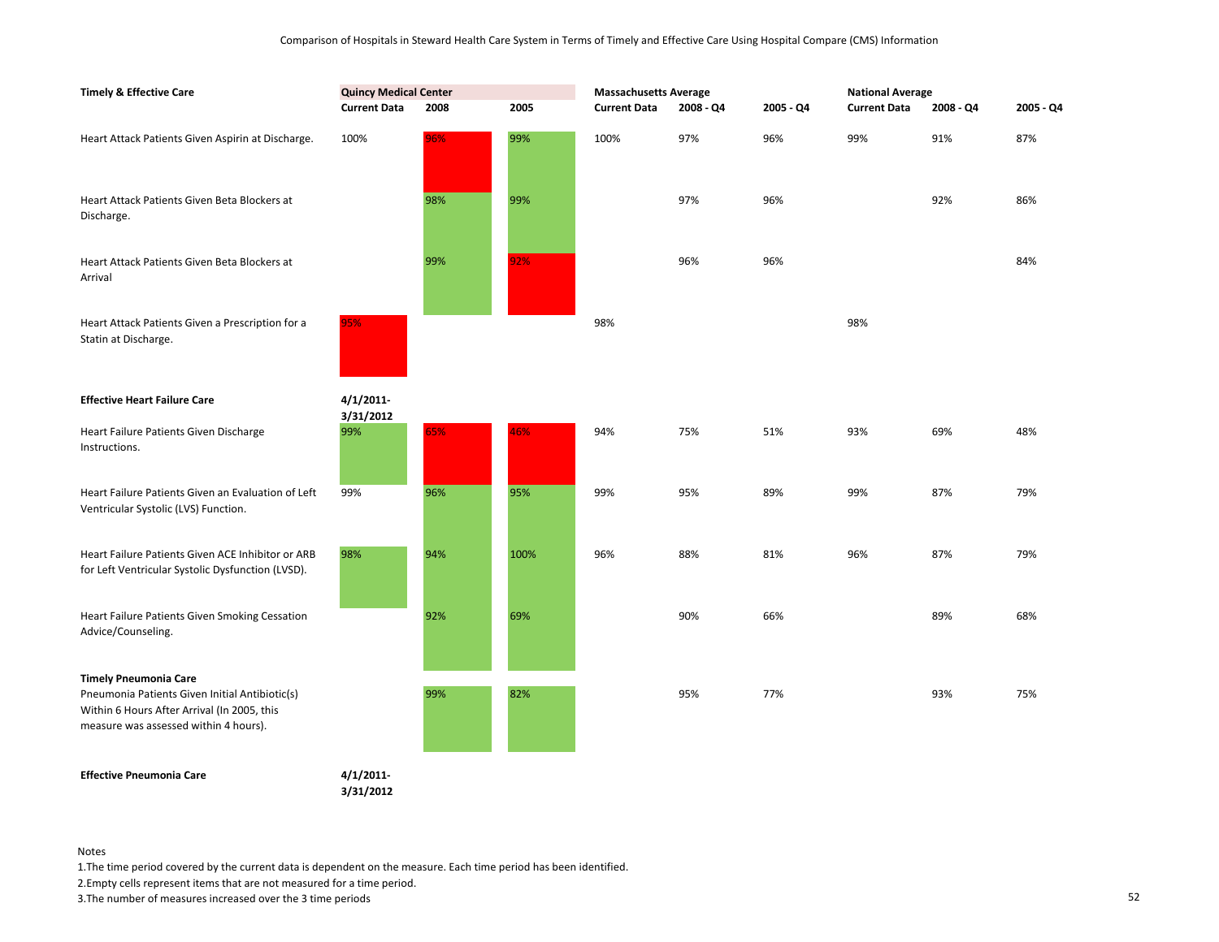Comparison of Hospitals in Steward Health Care System in Terms of Timely and Effective Care Using Hospital Compare (CMS) Information

| Timely & Effective Care | Quincy Medical Center | | | Massachusetts Average | | | National Average | | |
|---|---|---|---|---|---|---|---|---|---|
| | Current Data | 2008 | 2005 | Current Data | 2008 - Q4 | 2005 - Q4 | Current Data | 2008 - Q4 | 2005 - Q4 |
| Heart Attack Patients Given Aspirin at Discharge. | 100% | 96% | 99% | 100% | 97% | 96% | 99% | 91% | 87% |
| Heart Attack Patients Given Beta Blockers at Discharge. | | 98% | 99% | | 97% | 96% | | 92% | 86% |
| Heart Attack Patients Given Beta Blockers at Arrival | | 99% | 92% | | 96% | 96% | | | 84% |
| Heart Attack Patients Given a Prescription for a Statin at Discharge. | 95% | | | 98% | | | 98% | | |
| **Effective Heart Failure Care** | **4/1/2011-3/31/2012** | | | | | | | | |
| Heart Failure Patients Given Discharge Instructions. | 99% | 65% | 46% | 94% | 75% | 51% | 93% | 69% | 48% |
| Heart Failure Patients Given an Evaluation of Left Ventricular Systolic (LVS) Function. | 99% | 96% | 95% | 99% | 95% | 89% | 99% | 87% | 79% |
| Heart Failure Patients Given ACE Inhibitor or ARB for Left Ventricular Systolic Dysfunction (LVSD). | 98% | 94% | 100% | 96% | 88% | 81% | 96% | 87% | 79% |
| Heart Failure Patients Given Smoking Cessation Advice/Counseling. | | 92% | 69% | | 90% | 66% | | 89% | 68% |
| **Timely Pneumonia Care** | | | | | | | | | |
| Pneumonia Patients Given Initial Antibiotic(s) Within 6 Hours After Arrival (In 2005, this measure was assessed within 4 hours). | | 99% | 82% | | 95% | 77% | | 93% | 75% |
| **Effective Pneumonia Care** | **4/1/2011-3/31/2012** | | | | | | | | |

Notes

1. The time period covered by the current data is dependent on the measure. Each time period has been identified.
2. Empty cells represent items that are not measured for a time period.
3. The number of measures increased over the 3 time periods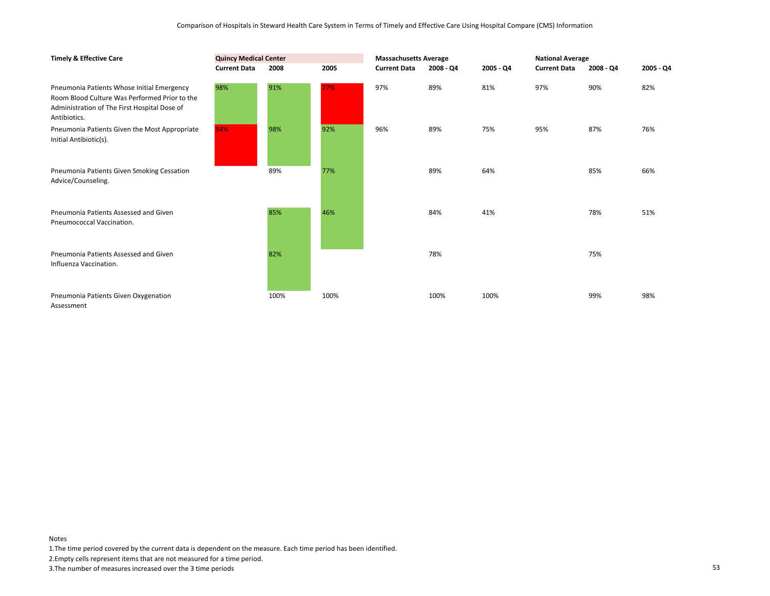Comparison of Hospitals in Steward Health Care System in Terms of Timely and Effective Care Using Hospital Compare (CMS) Information

| Timely & Effective Care | Quincy Medical Center | | | Massachusetts Average | | | National Average | | |
|---|---|---|---|---|---|---|---|---|---|
| | Current Data | 2008 | 2005 | Current Data | 2008 - Q4 | 2005 - Q4 | Current Data | 2008 - Q4 | 2005 - Q4 |
| Pneumonia Patients Whose Initial Emergency Room Blood Culture Was Performed Prior to the Administration of The First Hospital Dose of Antibiotics. | 98% | 91% | 77% | 97% | 89% | 81% | 97% | 90% | 82% |
| Pneumonia Patients Given the Most Appropriate Initial Antibiotic(s). | 94% | 98% | 92% | 96% | 89% | 75% | 95% | 87% | 76% |
| Pneumonia Patients Given Smoking Cessation Advice/Counseling. | | 89% | 77% | | 89% | 64% | | 85% | 66% |
| Pneumonia Patients Assessed and Given Pneumococcal Vaccination. | | 85% | 46% | | 84% | 41% | | 78% | 51% |
| Pneumonia Patients Assessed and Given Influenza Vaccination. | | 82% | | | 78% | | | 75% | |
| Pneumonia Patients Given Oxygenation Assessment | | 100% | 100% | | 100% | 100% | | 99% | 98% |

Notes

1. The time period covered by the current data is dependent on the measure. Each time period has been identified.
2. Empty cells represent items that are not measured for a time period.
3. The number of measures increased over the 3 time periods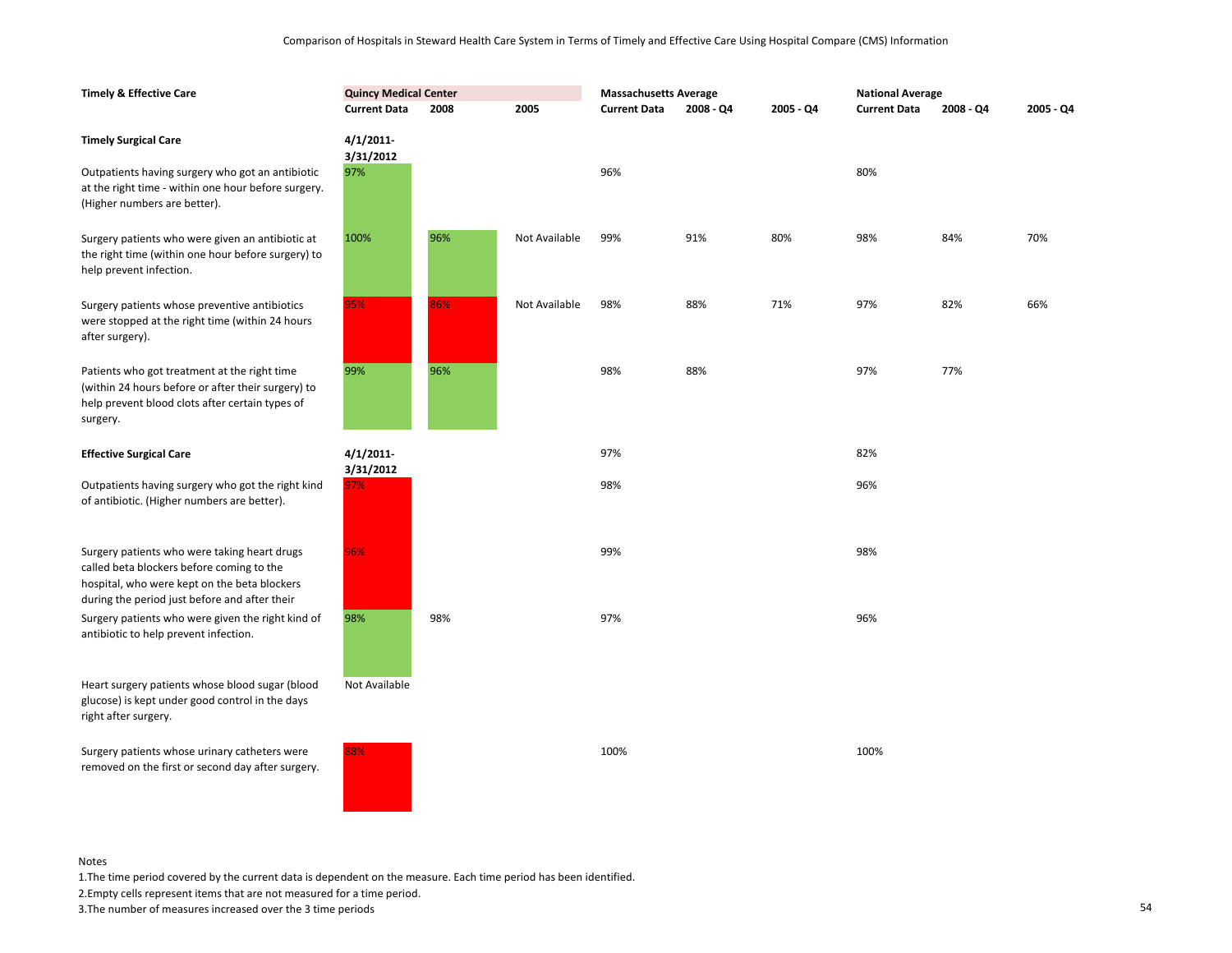Comparison of Hospitals in Steward Health Care System in Terms of Timely and Effective Care Using Hospital Compare (CMS) Information

| Timely & Effective Care | Quincy Medical Center | | | Massachusetts Average | | | National Average | | |
|---|---|---|---|---|---|---|---|---|---|
| | Current Data | 2008 | 2005 | Current Data | 2008 - Q4 | 2005 - Q4 | Current Data | 2008 - Q4 | 2005 - Q4 |
| **Timely Surgical Care** | 4/1/2011-3/31/2012 | | | | | | | | |
| Outpatients having surgery who got an antibiotic at the right time - within one hour before surgery. (Higher numbers are better). | 97% | | | 96% | | | 80% | | |
| Surgery patients who were given an antibiotic at the right time (within one hour before surgery) to help prevent infection. | 100% | 96% | Not Available | 99% | 91% | 80% | 98% | 84% | 70% |
| Surgery patients whose preventive antibiotics were stopped at the right time (within 24 hours after surgery). | 95% | 86% | Not Available | 98% | 88% | 71% | 97% | 82% | 66% |
| Patients who got treatment at the right time (within 24 hours before or after their surgery) to help prevent blood clots after certain types of surgery. | 99% | 96% | | 98% | 88% | | 97% | 77% | |
| **Effective Surgical Care** | 4/1/2011-3/31/2012 | | | 97% | | | 82% | | |
| Outpatients having surgery who got the right kind of antibiotic. (Higher numbers are better). | 97% | | | 98% | | | 96% | | |
| Surgery patients who were taking heart drugs called beta blockers before coming to the hospital, who were kept on the beta blockers during the period just before and after their | 96% | | | 99% | | | 98% | | |
| Surgery patients who were given the right kind of antibiotic to help prevent infection. | 98% | 98% | | 97% | | | 96% | | |
| Heart surgery patients whose blood sugar (blood glucose) is kept under good control in the days right after surgery. | Not Available | | | | | | | | |
| Surgery patients whose urinary catheters were removed on the first or second day after surgery. | 88% | | | 100% | | | 100% | | |

Notes

1.The time period covered by the current data is dependent on the measure. Each time period has been identified.

2.Empty cells represent items that are not measured for a time period.

3.The number of measures increased over the 3 time periods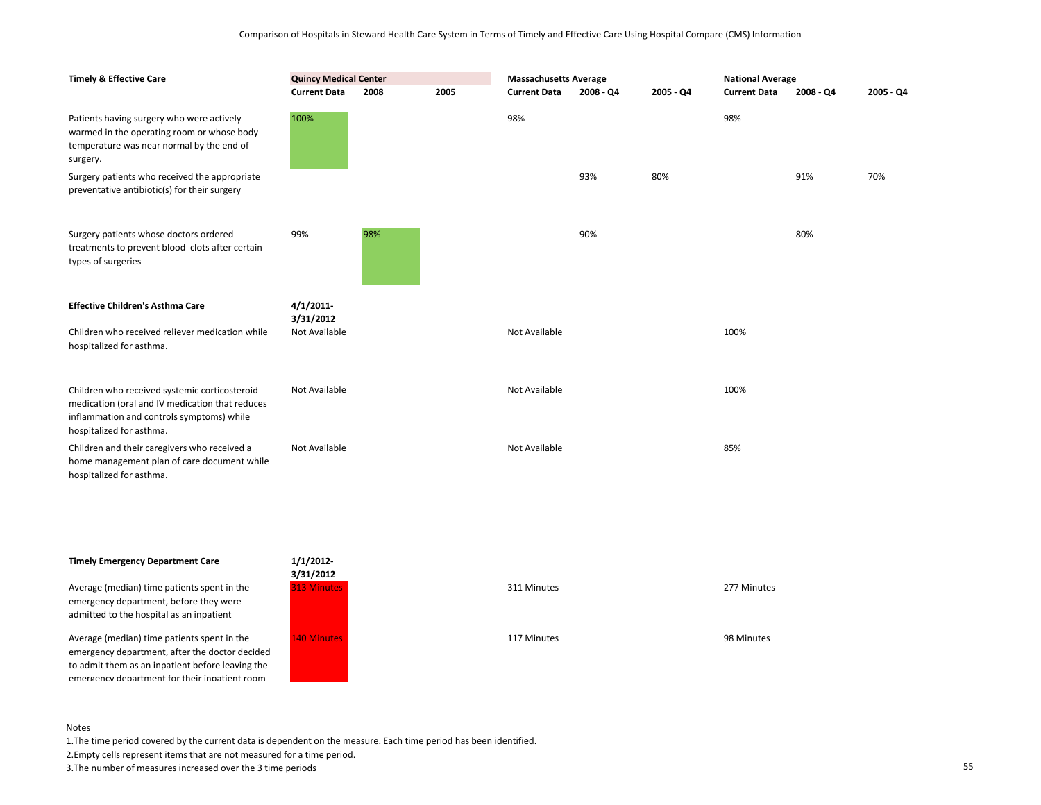Comparison of Hospitals in Steward Health Care System in Terms of Timely and Effective Care Using Hospital Compare (CMS) Information

| Timely & Effective Care | Quincy Medical Center | | | Massachusetts Average | | | National Average | | |
|---|---|---|---|---|---|---|---|---|---|
| | Current Data | 2008 | 2005 | Current Data | 2008 - Q4 | 2005 - Q4 | Current Data | 2008 - Q4 | 2005 - Q4 |
| Patients having surgery who were actively warmed in the operating room or whose body temperature was near normal by the end of surgery. | 100% | | | 98% | | | 98% | | |
| Surgery patients who received the appropriate preventative antibiotic(s) for their surgery | | | | | 93% | 80% | | 91% | 70% |
| Surgery patients whose doctors ordered treatments to prevent blood clots after certain types of surgeries | 99% | 98% | | | 90% | | | 80% | |
| **Effective Children's Asthma Care** | **4/1/2011-3/31/2012** | | | | | | | | |
| Children who received reliever medication while hospitalized for asthma. | Not Available | | | Not Available | | | 100% | | |
| Children who received systemic corticosteroid medication (oral and IV medication that reduces inflammation and controls symptoms) while hospitalized for asthma. | Not Available | | | Not Available | | | 100% | | |
| Children and their caregivers who received a home management plan of care document while hospitalized for asthma. | Not Available | | | Not Available | | | 85% | | |
| **Timely Emergency Department Care** | **1/1/2012-3/31/2012** | | | | | | | | |
| Average (median) time patients spent in the emergency department, before they were admitted to the hospital as an inpatient | 313 Minutes | | | 311 Minutes | | | 277 Minutes | | |
| Average (median) time patients spent in the emergency department, after the doctor decided to admit them as an inpatient before leaving the emergency department for their inpatient room | 140 Minutes | | | 117 Minutes | | | 98 Minutes | | |

Notes
1.The time period covered by the current data is dependent on the measure. Each time period has been identified.
2.Empty cells represent items that are not measured for a time period.
3.The number of measures increased over the 3 time periods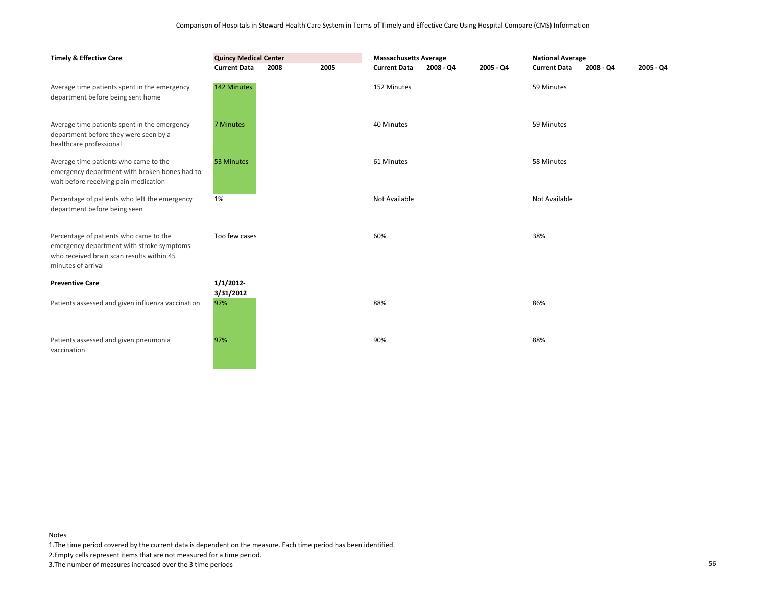Comparison of Hospitals in Steward Health Care System in Terms of Timely and Effective Care Using Hospital Compare (CMS) Information

| Timely & Effective Care | Quincy Medical Center | | | Massachusetts Average | | | National Average | | |
|---|---|---|---|---|---|---|---|---|---|
| | Current Data | 2008 | 2005 | Current Data | 2008 - Q4 | 2005 - Q4 | Current Data | 2008 - Q4 | 2005 - Q4 |
| Average time patients spent in the emergency department before being sent home | 142 Minutes | | | 152 Minutes | | | 59 Minutes | | |
| Average time patients spent in the emergency department before they were seen by a healthcare professional | 7 Minutes | | | 40 Minutes | | | 59 Minutes | | |
| Average time patients who came to the emergency department with broken bones had to wait before receiving pain medication | 53 Minutes | | | 61 Minutes | | | 58 Minutes | | |
| Percentage of patients who left the emergency department before being seen | 1% | | | Not Available | | | Not Available | | |
| Percentage of patients who came to the emergency department with stroke symptoms who received brain scan results within 45 minutes of arrival | Too few cases | | | 60% | | | 38% | | |
| **Preventive Care** | **1/1/2012-3/31/2012** | | | | | | | | |
| Patients assessed and given influenza vaccination | 97% | | | 88% | | | 86% | | |
| Patients assessed and given pneumonia vaccination | 97% | | | 90% | | | 88% | | |

Notes

1. The time period covered by the current data is dependent on the measure. Each time period has been identified.
2. Empty cells represent items that are not measured for a time period.
3. The number of measures increased over the 3 time periods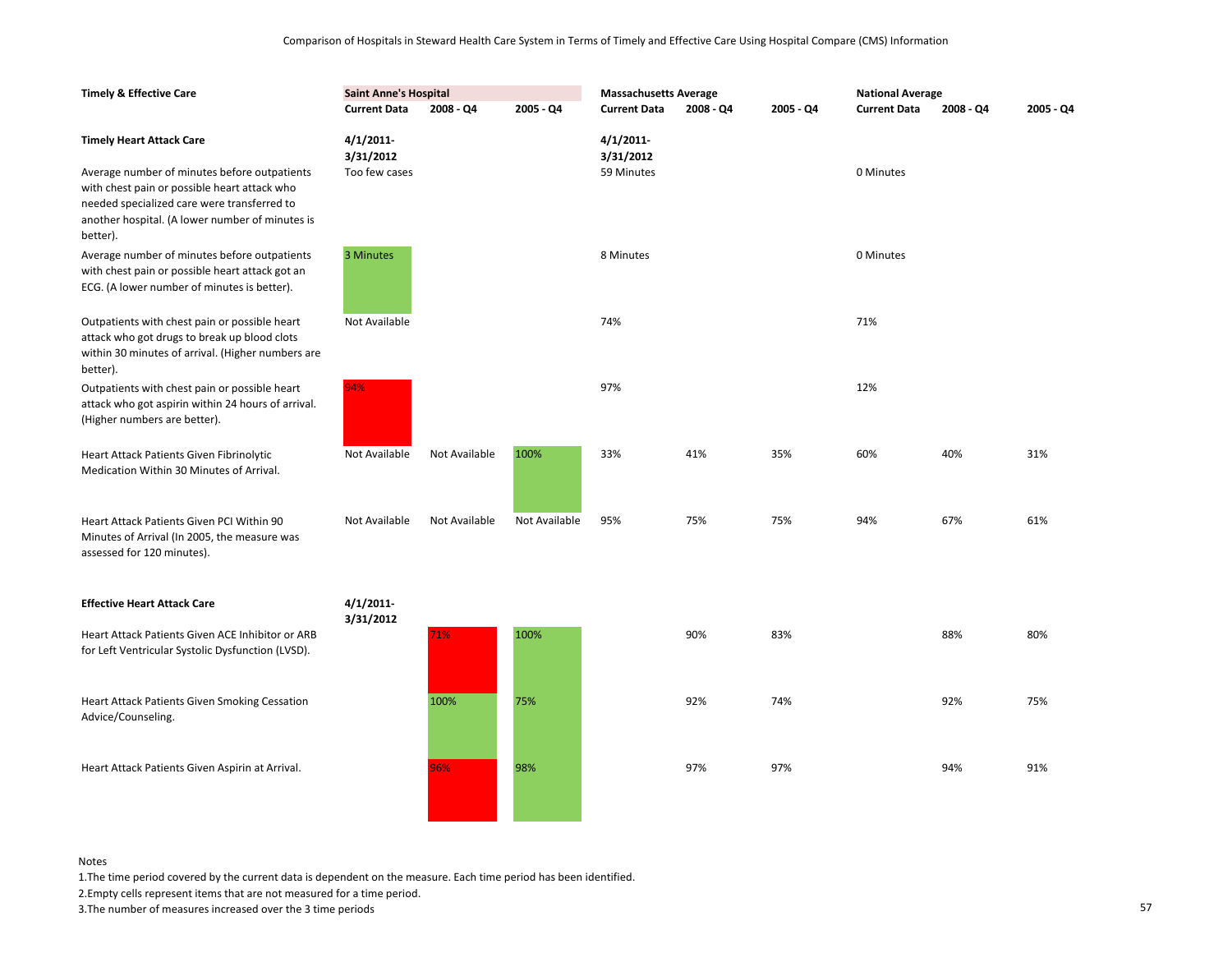Comparison of Hospitals in Steward Health Care System in Terms of Timely and Effective Care Using Hospital Compare (CMS) Information

| Timely & Effective Care | Saint Anne's Hospital | | | Massachusetts Average | | | National Average | | |
|---|---|---|---|---|---|---|---|---|---|
| | Current Data | 2008 - Q4 | 2005 - Q4 | Current Data | 2008 - Q4 | 2005 - Q4 | Current Data | 2008 - Q4 | 2005 - Q4 |
| **Timely Heart Attack Care** | 4/1/2011-3/31/2012 | | | 4/1/2011-3/31/2012 | | | | | |
| Average number of minutes before outpatients with chest pain or possible heart attack who needed specialized care were transferred to another hospital. (A lower number of minutes is better). | Too few cases | | | 59 Minutes | | | 0 Minutes | | |
| Average number of minutes before outpatients with chest pain or possible heart attack got an ECG. (A lower number of minutes is better). | 3 Minutes | | | 8 Minutes | | | 0 Minutes | | |
| Outpatients with chest pain or possible heart attack who got drugs to break up blood clots within 30 minutes of arrival. (Higher numbers are better). | Not Available | | | 74% | | | 71% | | |
| Outpatients with chest pain or possible heart attack who got aspirin within 24 hours of arrival. (Higher numbers are better). | 94% | | | 97% | | | 12% | | |
| Heart Attack Patients Given Fibrinolytic Medication Within 30 Minutes of Arrival. | Not Available | Not Available | 100% | 33% | 41% | 35% | 60% | 40% | 31% |
| Heart Attack Patients Given PCI Within 90 Minutes of Arrival (In 2005, the measure was assessed for 120 minutes). | Not Available | Not Available | Not Available | 95% | 75% | 75% | 94% | 67% | 61% |
| **Effective Heart Attack Care** | 4/1/2011-3/31/2012 | | | | | | | | |
| Heart Attack Patients Given ACE Inhibitor or ARB for Left Ventricular Systolic Dysfunction (LVSD). | | 71% | 100% | | 90% | 83% | | 88% | 80% |
| Heart Attack Patients Given Smoking Cessation Advice/Counseling. | | 100% | 75% | | 92% | 74% | | 92% | 75% |
| Heart Attack Patients Given Aspirin at Arrival. | | 96% | 98% | | 97% | 97% | | 94% | 91% |

Notes

1.The time period covered by the current data is dependent on the measure. Each time period has been identified.

2.Empty cells represent items that are not measured for a time period.

3.The number of measures increased over the 3 time periods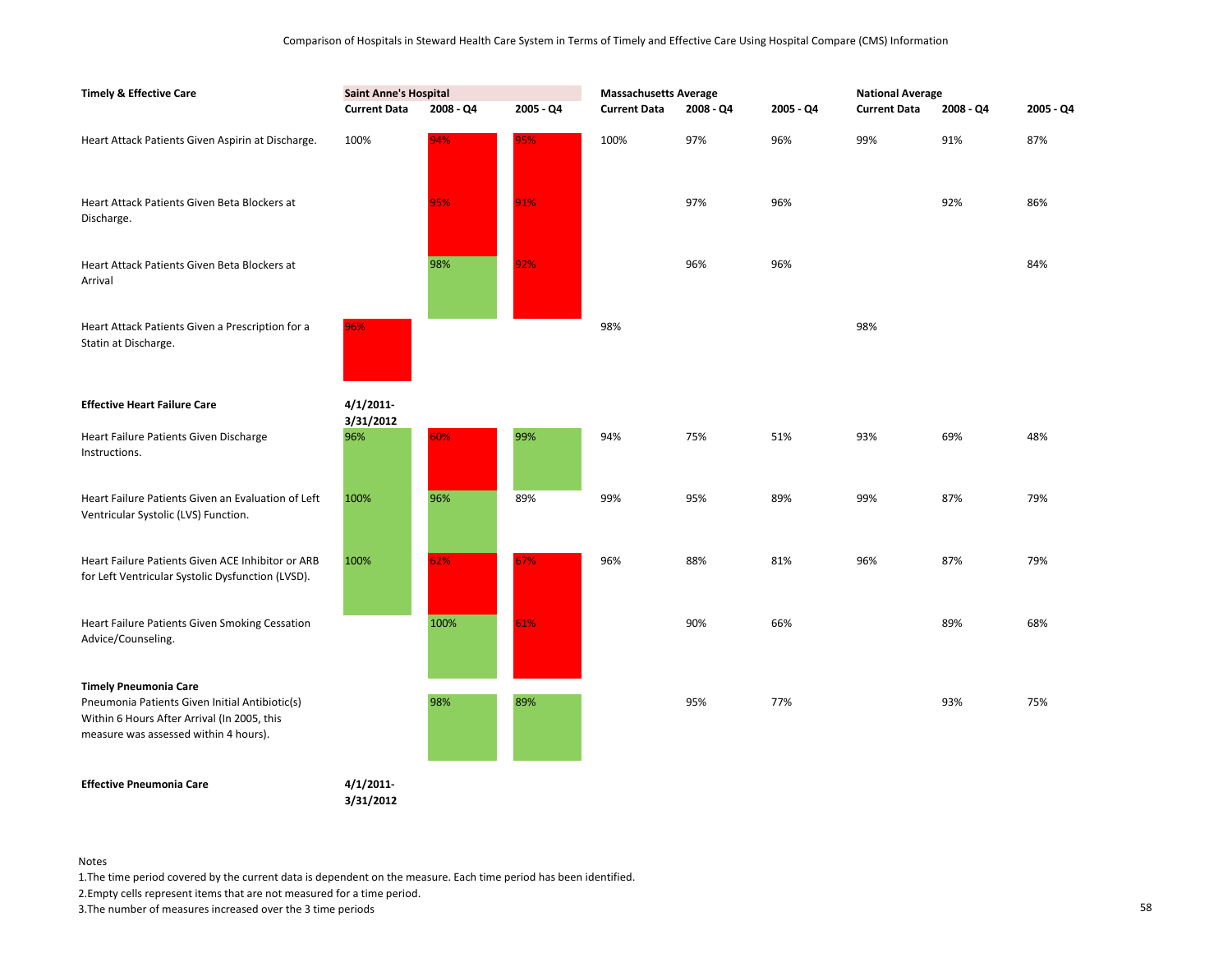Comparison of Hospitals in Steward Health Care System in Terms of Timely and Effective Care Using Hospital Compare (CMS) Information

| Timely & Effective Care | Saint Anne's Hospital | | | Massachusetts Average | | | National Average | | |
|---|---|---|---|---|---|---|---|---|---|
| | Current Data | 2008 - Q4 | 2005 - Q4 | Current Data | 2008 - Q4 | 2005 - Q4 | Current Data | 2008 - Q4 | 2005 - Q4 |
| Heart Attack Patients Given Aspirin at Discharge. | 100% | 94% | 95% | 100% | 97% | 96% | 99% | 91% | 87% |
| Heart Attack Patients Given Beta Blockers at Discharge. | | 95% | 91% | | 97% | 96% | | 92% | 86% |
| Heart Attack Patients Given Beta Blockers at Arrival | | 98% | 92% | | 96% | 96% | | | 84% |
| Heart Attack Patients Given a Prescription for a Statin at Discharge. | 96% | | | 98% | | | 98% | | |
| **Effective Heart Failure Care** | **4/1/2011-3/31/2012** | | | | | | | | |
| Heart Failure Patients Given Discharge Instructions. | 96% | 60% | 99% | 94% | 75% | 51% | 93% | 69% | 48% |
| Heart Failure Patients Given an Evaluation of Left Ventricular Systolic (LVS) Function. | 100% | 96% | 89% | 99% | 95% | 89% | 99% | 87% | 79% |
| Heart Failure Patients Given ACE Inhibitor or ARB for Left Ventricular Systolic Dysfunction (LVSD). | 100% | 62% | 67% | 96% | 88% | 81% | 96% | 87% | 79% |
| Heart Failure Patients Given Smoking Cessation Advice/Counseling. | | 100% | 61% | | 90% | 66% | | 89% | 68% |
| **Timely Pneumonia Care** | | | | | | | | | |
| Pneumonia Patients Given Initial Antibiotic(s) Within 6 Hours After Arrival (In 2005, this measure was assessed within 4 hours). | | 98% | 89% | | 95% | 77% | | 93% | 75% |
| **Effective Pneumonia Care** | **4/1/2011-3/31/2012** | | | | | | | | |

Notes

1.The time period covered by the current data is dependent on the measure. Each time period has been identified.

2.Empty cells represent items that are not measured for a time period.

3.The number of measures increased over the 3 time periods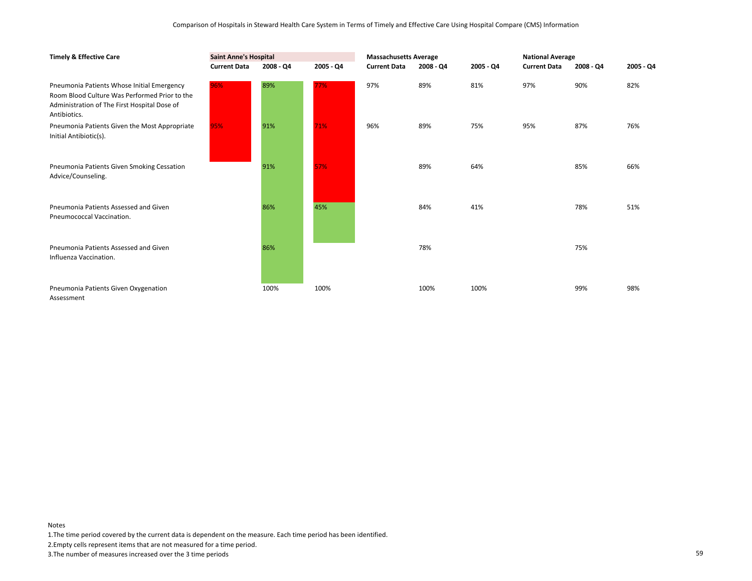Comparison of Hospitals in Steward Health Care System in Terms of Timely and Effective Care Using Hospital Compare (CMS) Information

| Timely & Effective Care | Saint Anne's Hospital | | | Massachusetts Average | | | National Average | | |
|---|---|---|---|---|---|---|---|---|---|
| | Current Data | 2008 - Q4 | 2005 - Q4 | Current Data | 2008 - Q4 | 2005 - Q4 | Current Data | 2008 - Q4 | 2005 - Q4 |
| Pneumonia Patients Whose Initial Emergency Room Blood Culture Was Performed Prior to the Administration of The First Hospital Dose of Antibiotics. | 96% | 89% | 77% | 97% | 89% | 81% | 97% | 90% | 82% |
| Pneumonia Patients Given the Most Appropriate Initial Antibiotic(s). | 95% | 91% | 71% | 96% | 89% | 75% | 95% | 87% | 76% |
| Pneumonia Patients Given Smoking Cessation Advice/Counseling. | | 91% | 57% | | 89% | 64% | | 85% | 66% |
| Pneumonia Patients Assessed and Given Pneumococcal Vaccination. | | 86% | 45% | | 84% | 41% | | 78% | 51% |
| Pneumonia Patients Assessed and Given Influenza Vaccination. | | 86% | | | 78% | | | 75% | |
| Pneumonia Patients Given Oxygenation Assessment | | 100% | 100% | | 100% | 100% | | 99% | 98% |

Notes

1.The time period covered by the current data is dependent on the measure. Each time period has been identified.

2.Empty cells represent items that are not measured for a time period.

3.The number of measures increased over the 3 time periods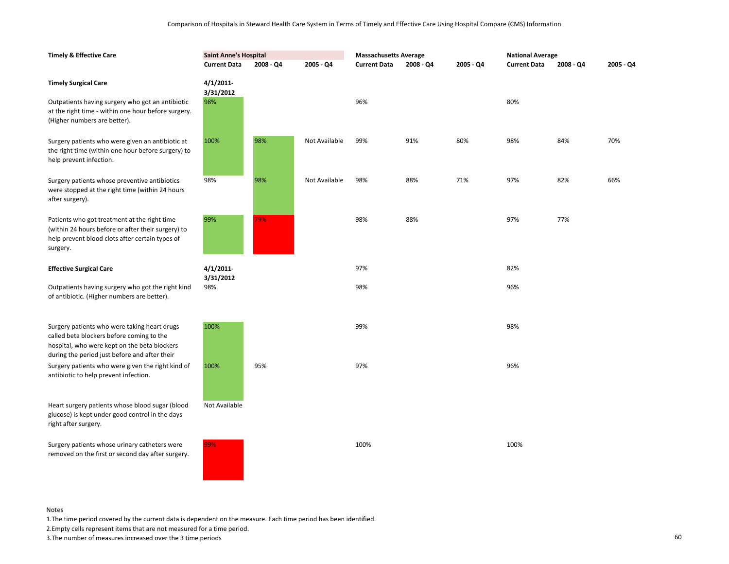Comparison of Hospitals in Steward Health Care System in Terms of Timely and Effective Care Using Hospital Compare (CMS) Information

| Timely & Effective Care | Saint Anne's Hospital | | | Massachusetts Average | | | National Average | | |
|---|---|---|---|---|---|---|---|---|---|
| | Current Data | 2008 - Q4 | 2005 - Q4 | Current Data | 2008 - Q4 | 2005 - Q4 | Current Data | 2008 - Q4 | 2005 - Q4 |
| **Timely Surgical Care** | 4/1/2011-3/31/2012 | | | | | | | | |
| Outpatients having surgery who got an antibiotic at the right time - within one hour before surgery. (Higher numbers are better). | 98% | | | 96% | | | 80% | | |
| Surgery patients who were given an antibiotic at the right time (within one hour before surgery) to help prevent infection. | 100% | 98% | Not Available | 99% | 91% | 80% | 98% | 84% | 70% |
| Surgery patients whose preventive antibiotics were stopped at the right time (within 24 hours after surgery). | 98% | 98% | Not Available | 98% | 88% | 71% | 97% | 82% | 66% |
| Patients who got treatment at the right time (within 24 hours before or after their surgery) to help prevent blood clots after certain types of surgery. | 99% | 79% | | 98% | 88% | | 97% | 77% | |
| **Effective Surgical Care** | 4/1/2011-3/31/2012 | | | 97% | | | 82% | | |
| Outpatients having surgery who got the right kind of antibiotic. (Higher numbers are better). | 98% | | | 98% | | | 96% | | |
| Surgery patients who were taking heart drugs called beta blockers before coming to the hospital, who were kept on the beta blockers during the period just before and after their | 100% | | | 99% | | | 98% | | |
| Surgery patients who were given the right kind of antibiotic to help prevent infection. | 100% | 95% | | 97% | | | 96% | | |
| Heart surgery patients whose blood sugar (blood glucose) is kept under good control in the days right after surgery. | Not Available | | | | | | | | |
| Surgery patients whose urinary catheters were removed on the first or second day after surgery. | 99% | | | 100% | | | 100% | | |

Notes

1.The time period covered by the current data is dependent on the measure. Each time period has been identified.

2.Empty cells represent items that are not measured for a time period.

3.The number of measures increased over the 3 time periods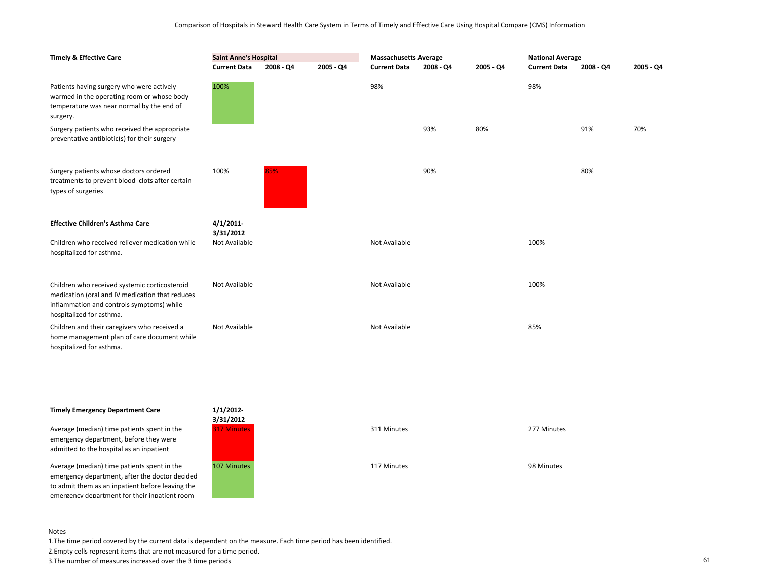Comparison of Hospitals in Steward Health Care System in Terms of Timely and Effective Care Using Hospital Compare (CMS) Information

| Timely & Effective Care | Saint Anne's Hospital | | | Massachusetts Average | | | National Average | | |
|---|---|---|---|---|---|---|---|---|---|
| | Current Data | 2008 - Q4 | 2005 - Q4 | Current Data | 2008 - Q4 | 2005 - Q4 | Current Data | 2008 - Q4 | 2005 - Q4 |
| Patients having surgery who were actively warmed in the operating room or whose body temperature was near normal by the end of surgery. | 100% | | | 98% | | | 98% | | |
| Surgery patients who received the appropriate preventative antibiotic(s) for their surgery | | | | | 93% | 80% | | 91% | 70% |
| Surgery patients whose doctors ordered treatments to prevent blood clots after certain types of surgeries | 100% | 85% | | | 90% | | | 80% | |
| **Effective Children's Asthma Care** | **4/1/2011-3/31/2012** | | | | | | | | |
| Children who received reliever medication while hospitalized for asthma. | Not Available | | | Not Available | | | 100% | | |
| Children who received systemic corticosteroid medication (oral and IV medication that reduces inflammation and controls symptoms) while hospitalized for asthma. | Not Available | | | Not Available | | | 100% | | |
| Children and their caregivers who received a home management plan of care document while hospitalized for asthma. | Not Available | | | Not Available | | | 85% | | |
| **Timely Emergency Department Care** | **1/1/2012-3/31/2012** | | | | | | | | |
| Average (median) time patients spent in the emergency department, before they were admitted to the hospital as an inpatient | 317 Minutes | | | 311 Minutes | | | 277 Minutes | | |
| Average (median) time patients spent in the emergency department, after the doctor decided to admit them as an inpatient before leaving the emergency department for their inpatient room | 107 Minutes | | | 117 Minutes | | | 98 Minutes | | |

Notes

1.The time period covered by the current data is dependent on the measure. Each time period has been identified.

2.Empty cells represent items that are not measured for a time period.

3.The number of measures increased over the 3 time periods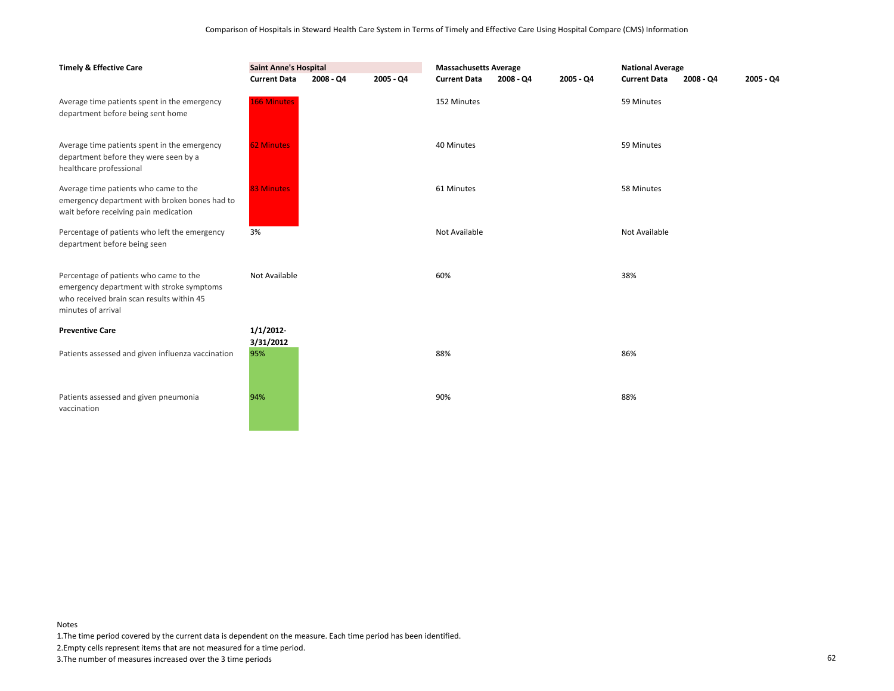Comparison of Hospitals in Steward Health Care System in Terms of Timely and Effective Care Using Hospital Compare (CMS) Information

| **Timely & Effective Care** | **Saint Anne's Hospital** | | | **Massachusetts Average** | | | **National Average** | | |
|---|---|---|---|---|---|---|---|---|---|
| | **Current Data** | **2008 - Q4** | **2005 - Q4** | **Current Data** | **2008 - Q4** | **2005 - Q4** | **Current Data** | **2008 - Q4** | **2005 - Q4** |
| Average time patients spent in the emergency department before being sent home | 166 Minutes | | | 152 Minutes | | | 59 Minutes | | |
| Average time patients spent in the emergency department before they were seen by a healthcare professional | 62 Minutes | | | 40 Minutes | | | 59 Minutes | | |
| Average time patients who came to the emergency department with broken bones had to wait before receiving pain medication | 83 Minutes | | | 61 Minutes | | | 58 Minutes | | |
| Percentage of patients who left the emergency department before being seen | 3% | | | Not Available | | | Not Available | | |
| Percentage of patients who came to the emergency department with stroke symptoms who received brain scan results within 45 minutes of arrival | Not Available | | | 60% | | | 38% | | |
| **Preventive Care** | **1/1/2012-3/31/2012** | | | | | | | | |
| Patients assessed and given influenza vaccination | 95% | | | 88% | | | 86% | | |
| Patients assessed and given pneumonia vaccination | 94% | | | 90% | | | 88% | | |

Notes

1.The time period covered by the current data is dependent on the measure. Each time period has been identified.

2.Empty cells represent items that are not measured for a time period.

3.The number of measures increased over the 3 time periods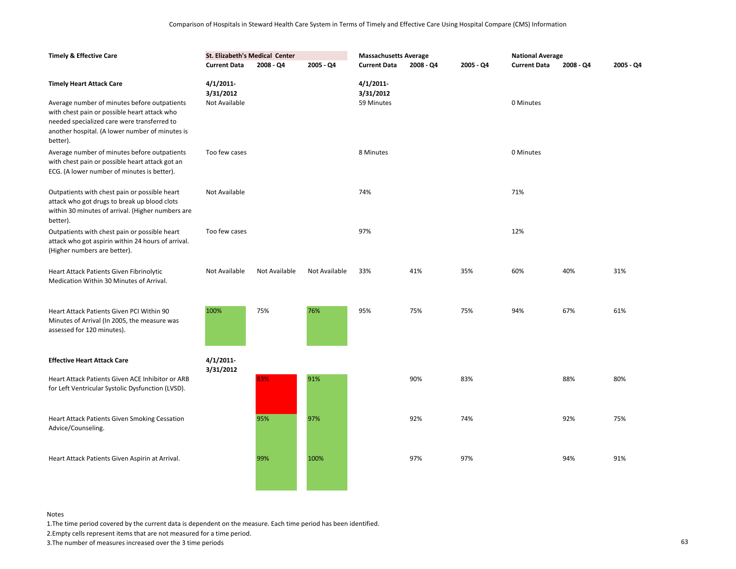Comparison of Hospitals in Steward Health Care System in Terms of Timely and Effective Care Using Hospital Compare (CMS) Information

| Timely & Effective Care | St. Elizabeth's Medical Center | | | Massachusetts Average | | | National Average | | |
|---|---|---|---|---|---|---|---|---|---|
| | Current Data | 2008 - Q4 | 2005 - Q4 | Current Data | 2008 - Q4 | 2005 - Q4 | Current Data | 2008 - Q4 | 2005 - Q4 |
| **Timely Heart Attack Care** | 4/1/2011-3/31/2012 | | | 4/1/2011-3/31/2012 | | | | | |
| Average number of minutes before outpatients with chest pain or possible heart attack who needed specialized care were transferred to another hospital. (A lower number of minutes is better). | Not Available | | | 59 Minutes | | | 0 Minutes | | |
| Average number of minutes before outpatients with chest pain or possible heart attack got an ECG. (A lower number of minutes is better). | Too few cases | | | 8 Minutes | | | 0 Minutes | | |
| Outpatients with chest pain or possible heart attack who got drugs to break up blood clots within 30 minutes of arrival. (Higher numbers are better). | Not Available | | | 74% | | | 71% | | |
| Outpatients with chest pain or possible heart attack who got aspirin within 24 hours of arrival. (Higher numbers are better). | Too few cases | | | 97% | | | 12% | | |
| Heart Attack Patients Given Fibrinolytic Medication Within 30 Minutes of Arrival. | Not Available | Not Available | Not Available | 33% | 41% | 35% | 60% | 40% | 31% |
| Heart Attack Patients Given PCI Within 90 Minutes of Arrival (In 2005, the measure was assessed for 120 minutes). | 100% | 75% | 76% | 95% | 75% | 75% | 94% | 67% | 61% |
| **Effective Heart Attack Care** | 4/1/2011-3/31/2012 | | | | | | | | |
| Heart Attack Patients Given ACE Inhibitor or ARB for Left Ventricular Systolic Dysfunction (LVSD). | | 83% | 91% | | 90% | 83% | | 88% | 80% |
| Heart Attack Patients Given Smoking Cessation Advice/Counseling. | | 95% | 97% | | 92% | 74% | | 92% | 75% |
| Heart Attack Patients Given Aspirin at Arrival. | | 99% | 100% | | 97% | 97% | | 94% | 91% |

Notes

1. The time period covered by the current data is dependent on the measure. Each time period has been identified.
2. Empty cells represent items that are not measured for a time period.
3. The number of measures increased over the 3 time periods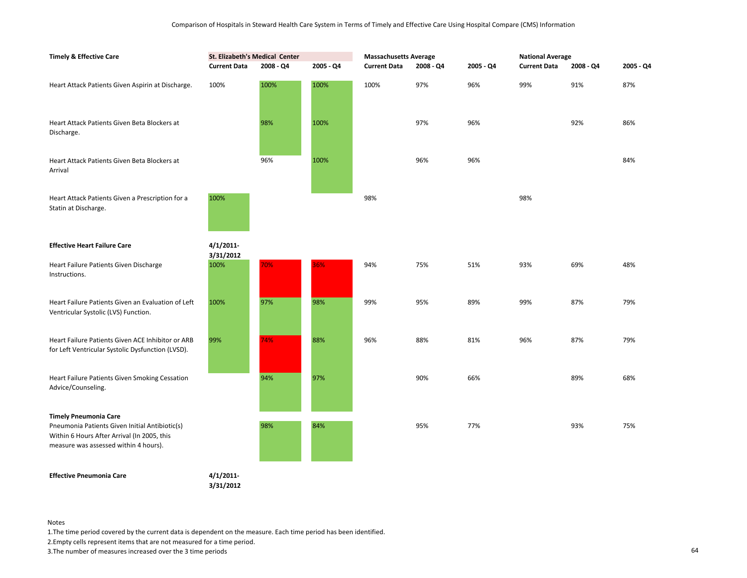Comparison of Hospitals in Steward Health Care System in Terms of Timely and Effective Care Using Hospital Compare (CMS) Information

| Timely & Effective Care | St. Elizabeth's Medical Center | | | Massachusetts Average | | | National Average | | |
|---|---|---|---|---|---|---|---|---|---|
| | Current Data | 2008 - Q4 | 2005 - Q4 | Current Data | 2008 - Q4 | 2005 - Q4 | Current Data | 2008 - Q4 | 2005 - Q4 |
| Heart Attack Patients Given Aspirin at Discharge. | 100% | 100% | 100% | 100% | 97% | 96% | 99% | 91% | 87% |
| Heart Attack Patients Given Beta Blockers at Discharge. | | 98% | 100% | | 97% | 96% | | 92% | 86% |
| Heart Attack Patients Given Beta Blockers at Arrival | | 96% | 100% | | 96% | 96% | | | 84% |
| Heart Attack Patients Given a Prescription for a Statin at Discharge. | 100% | | | 98% | | | 98% | | |
| **Effective Heart Failure Care** | **4/1/2011-3/31/2012** | | | | | | | | |
| Heart Failure Patients Given Discharge Instructions. | 100% | 70% | 36% | 94% | 75% | 51% | 93% | 69% | 48% |
| Heart Failure Patients Given an Evaluation of Left Ventricular Systolic (LVS) Function. | 100% | 97% | 98% | 99% | 95% | 89% | 99% | 87% | 79% |
| Heart Failure Patients Given ACE Inhibitor or ARB for Left Ventricular Systolic Dysfunction (LVSD). | 99% | 74% | 88% | 96% | 88% | 81% | 96% | 87% | 79% |
| Heart Failure Patients Given Smoking Cessation Advice/Counseling. | | 94% | 97% | | 90% | 66% | | 89% | 68% |
| **Timely Pneumonia Care** | | | | | | | | | |
| Pneumonia Patients Given Initial Antibiotic(s) Within 6 Hours After Arrival (In 2005, this measure was assessed within 4 hours). | | 98% | 84% | | 95% | 77% | | 93% | 75% |
| **Effective Pneumonia Care** | **4/1/2011-3/31/2012** | | | | | | | | |

Notes
1.The time period covered by the current data is dependent on the measure. Each time period has been identified.
2.Empty cells represent items that are not measured for a time period.
3.The number of measures increased over the 3 time periods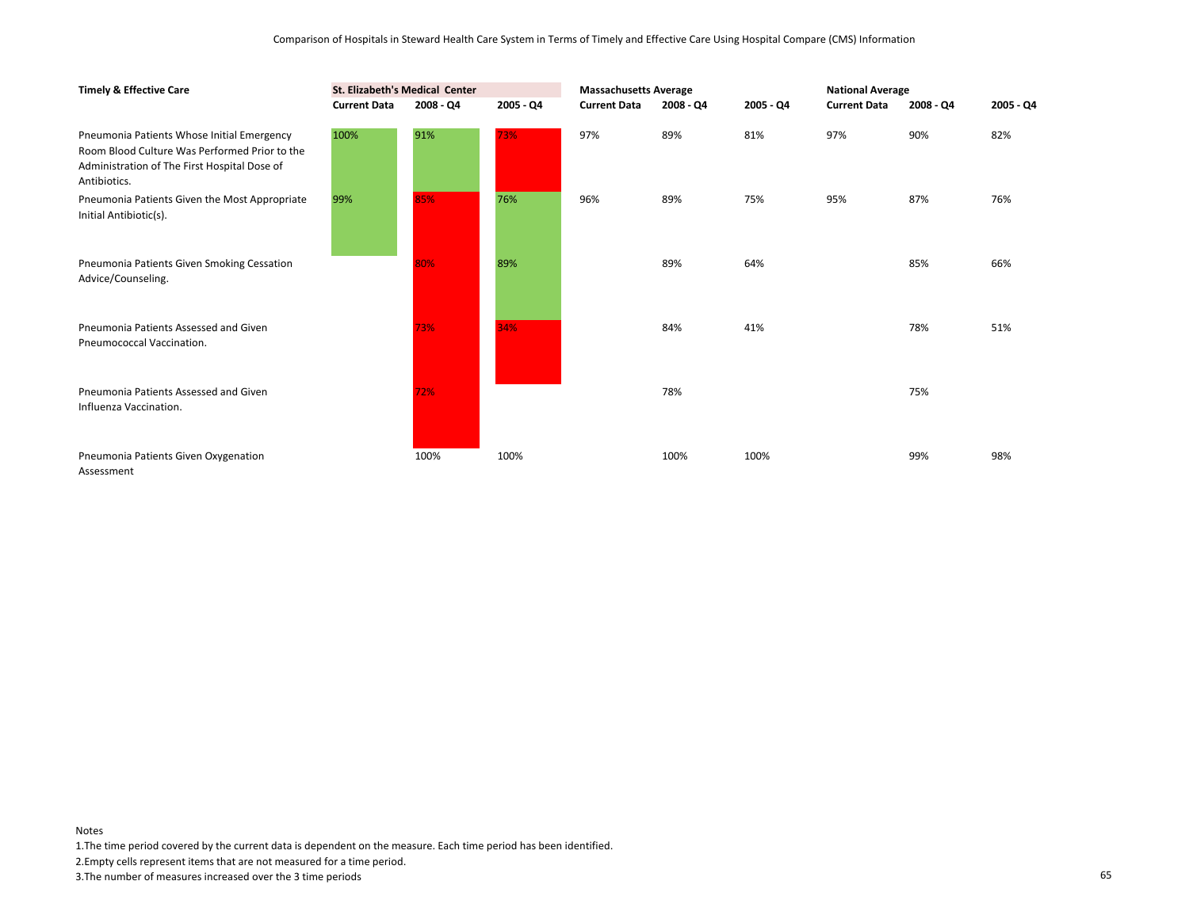Comparison of Hospitals in Steward Health Care System in Terms of Timely and Effective Care Using Hospital Compare (CMS) Information

| Timely & Effective Care | St. Elizabeth's Medical Center | | | Massachusetts Average | | | National Average | | |
|---|---|---|---|---|---|---|---|---|---|
| | Current Data | 2008 - Q4 | 2005 - Q4 | Current Data | 2008 - Q4 | 2005 - Q4 | Current Data | 2008 - Q4 | 2005 - Q4 |
| Pneumonia Patients Whose Initial Emergency Room Blood Culture Was Performed Prior to the Administration of The First Hospital Dose of Antibiotics. | 100% | 91% | 73% | 97% | 89% | 81% | 97% | 90% | 82% |
| Pneumonia Patients Given the Most Appropriate Initial Antibiotic(s). | 99% | 85% | 76% | 96% | 89% | 75% | 95% | 87% | 76% |
| Pneumonia Patients Given Smoking Cessation Advice/Counseling. | | 80% | 89% | | 89% | 64% | | 85% | 66% |
| Pneumonia Patients Assessed and Given Pneumococcal Vaccination. | | 73% | 34% | | 84% | 41% | | 78% | 51% |
| Pneumonia Patients Assessed and Given Influenza Vaccination. | | 72% | | | 78% | | | 75% | |
| Pneumonia Patients Given Oxygenation Assessment | | 100% | 100% | | 100% | 100% | | 99% | 98% |

Notes

1.The time period covered by the current data is dependent on the measure. Each time period has been identified.

2.Empty cells represent items that are not measured for a time period.

3.The number of measures increased over the 3 time periods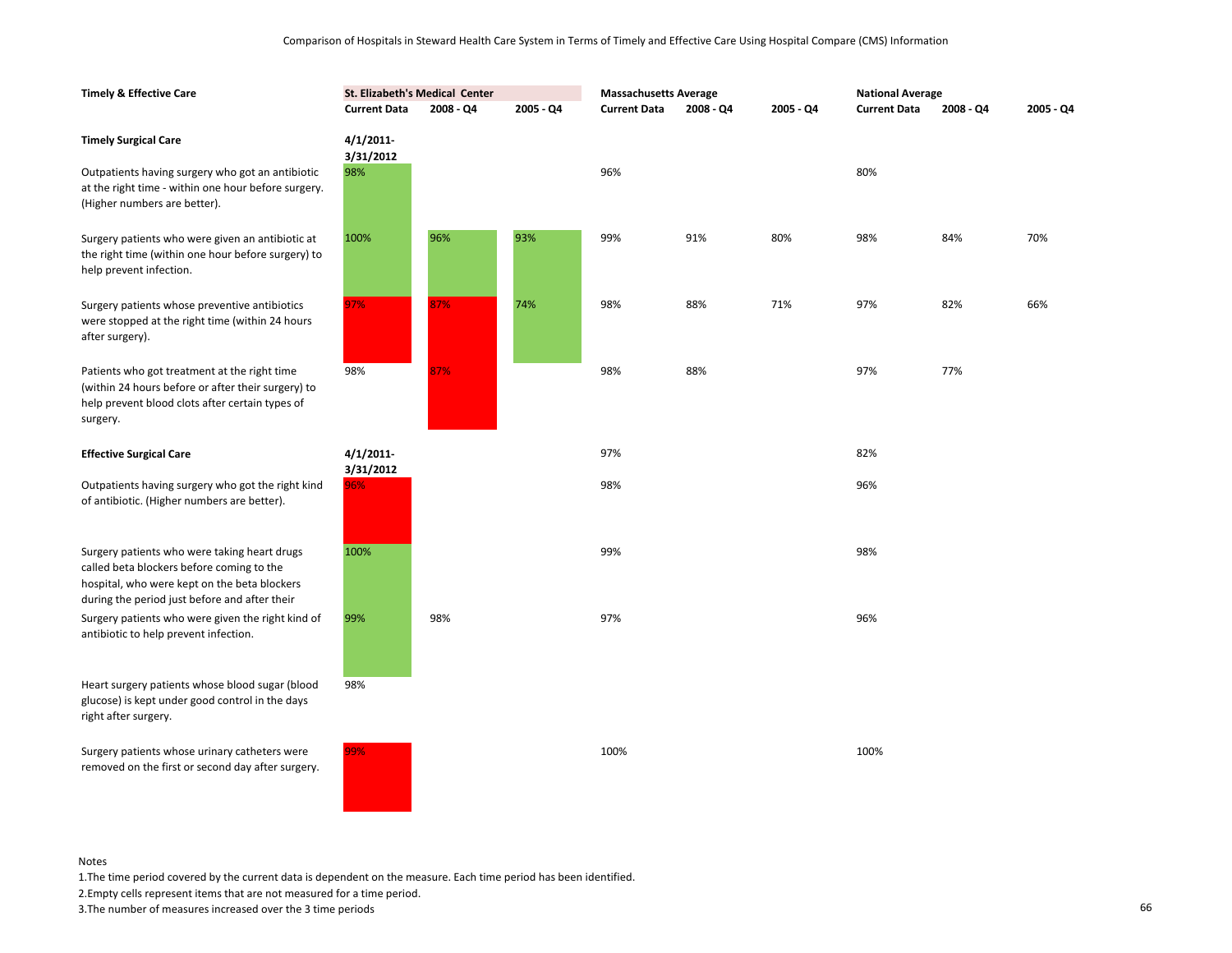Comparison of Hospitals in Steward Health Care System in Terms of Timely and Effective Care Using Hospital Compare (CMS) Information

| Timely & Effective Care | St. Elizabeth's Medical Center | | | Massachusetts Average | | | National Average | | |
|---|---|---|---|---|---|---|---|---|---|
| | Current Data | 2008 - Q4 | 2005 - Q4 | Current Data | 2008 - Q4 | 2005 - Q4 | Current Data | 2008 - Q4 | 2005 - Q4 |
| **Timely Surgical Care** | 4/1/2011-3/31/2012 | | | | | | | | |
| Outpatients having surgery who got an antibiotic at the right time - within one hour before surgery. (Higher numbers are better). | 98% | | | 96% | | | 80% | | |
| Surgery patients who were given an antibiotic at the right time (within one hour before surgery) to help prevent infection. | 100% | 96% | 93% | 99% | 91% | 80% | 98% | 84% | 70% |
| Surgery patients whose preventive antibiotics were stopped at the right time (within 24 hours after surgery). | 97% | 87% | 74% | 98% | 88% | 71% | 97% | 82% | 66% |
| Patients who got treatment at the right time (within 24 hours before or after their surgery) to help prevent blood clots after certain types of surgery. | 98% | 87% | | 98% | 88% | | 97% | 77% | |
| **Effective Surgical Care** | 4/1/2011-3/31/2012 | | | 97% | | | 82% | | |
| Outpatients having surgery who got the right kind of antibiotic. (Higher numbers are better). | 96% | | | 98% | | | 96% | | |
| Surgery patients who were taking heart drugs called beta blockers before coming to the hospital, who were kept on the beta blockers during the period just before and after their | 100% | | | 99% | | | 98% | | |
| Surgery patients who were given the right kind of antibiotic to help prevent infection. | 99% | 98% | | 97% | | | 96% | | |
| Heart surgery patients whose blood sugar (blood glucose) is kept under good control in the days right after surgery. | 98% | | | | | | | | |
| Surgery patients whose urinary catheters were removed on the first or second day after surgery. | 99% | | | 100% | | | 100% | | |

Notes
1. The time period covered by the current data is dependent on the measure. Each time period has been identified.
2. Empty cells represent items that are not measured for a time period.
3. The number of measures increased over the 3 time periods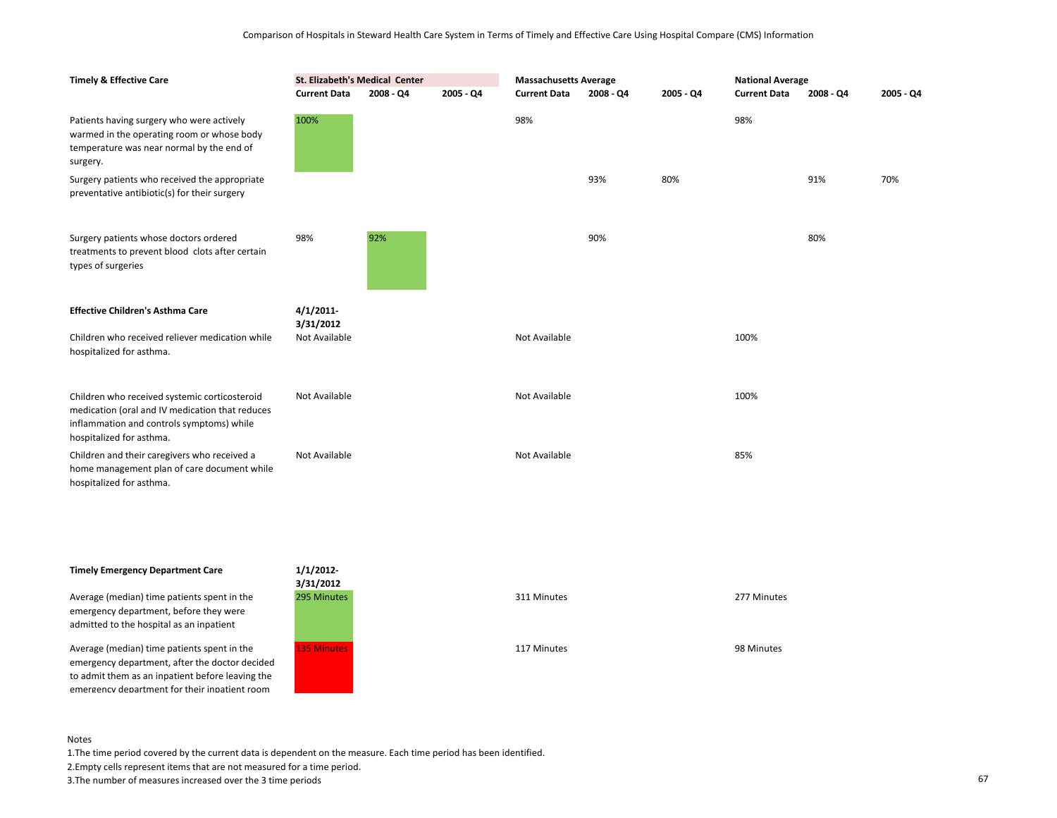Comparison of Hospitals in Steward Health Care System in Terms of Timely and Effective Care Using Hospital Compare (CMS) Information

| Timely & Effective Care | St. Elizabeth's Medical Center | | | Massachusetts Average | | | National Average | | |
|---|---|---|---|---|---|---|---|---|---|
| | Current Data | 2008 - Q4 | 2005 - Q4 | Current Data | 2008 - Q4 | 2005 - Q4 | Current Data | 2008 - Q4 | 2005 - Q4 |
| Patients having surgery who were actively warmed in the operating room or whose body temperature was near normal by the end of surgery. | 100% | | | 98% | | | 98% | | |
| Surgery patients who received the appropriate preventative antibiotic(s) for their surgery | | | | | 93% | 80% | | 91% | 70% |
| Surgery patients whose doctors ordered treatments to prevent blood clots after certain types of surgeries | 98% | 92% | | | 90% | | | 80% | |
| **Effective Children's Asthma Care** | **4/1/2011-3/31/2012** | | | | | | | | |
| Children who received reliever medication while hospitalized for asthma. | Not Available | | | Not Available | | | 100% | | |
| Children who received systemic corticosteroid medication (oral and IV medication that reduces inflammation and controls symptoms) while hospitalized for asthma. | Not Available | | | Not Available | | | 100% | | |
| Children and their caregivers who received a home management plan of care document while hospitalized for asthma. | Not Available | | | Not Available | | | 85% | | |
| **Timely Emergency Department Care** | **1/1/2012-3/31/2012** | | | | | | | | |
| Average (median) time patients spent in the emergency department, before they were admitted to the hospital as an inpatient | 295 Minutes | | | 311 Minutes | | | 277 Minutes | | |
| Average (median) time patients spent in the emergency department, after the doctor decided to admit them as an inpatient before leaving the emergency department for their inpatient room | 135 Minutes | | | 117 Minutes | | | 98 Minutes | | |

Notes

1.The time period covered by the current data is dependent on the measure. Each time period has been identified.

2.Empty cells represent items that are not measured for a time period.

3.The number of measures increased over the 3 time periods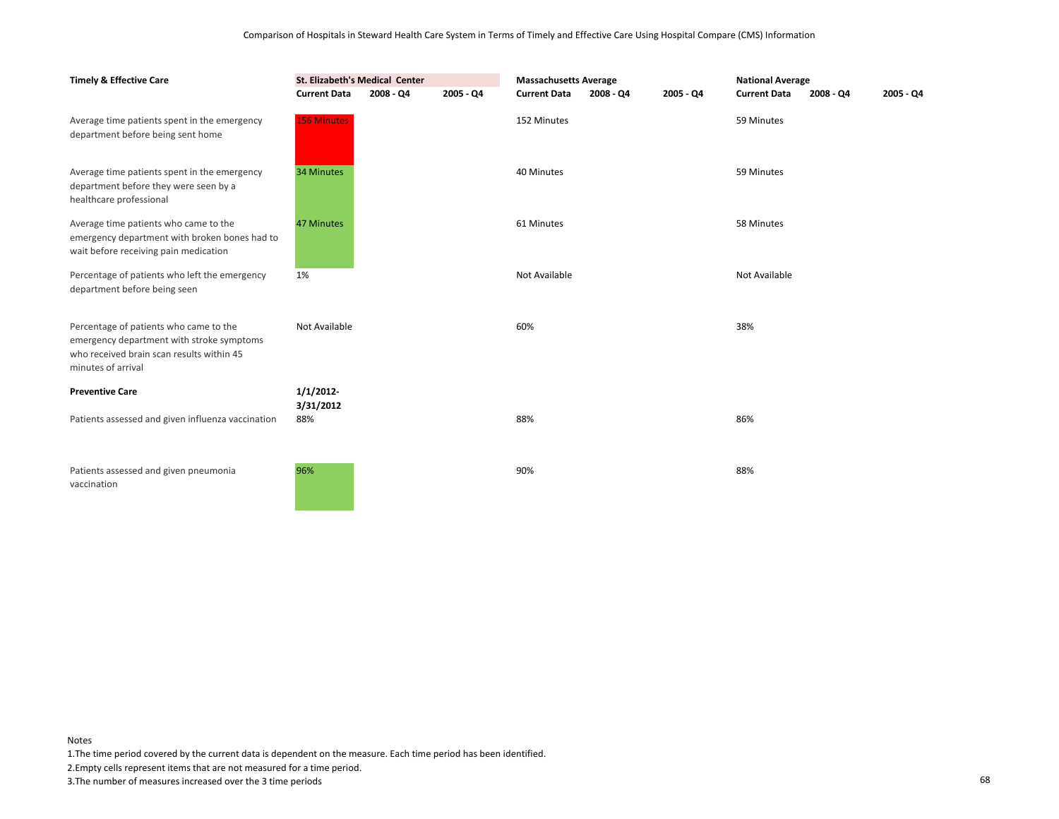Comparison of Hospitals in Steward Health Care System in Terms of Timely and Effective Care Using Hospital Compare (CMS) Information

| Timely & Effective Care | St. Elizabeth's Medical Center | | | Massachusetts Average | | | National Average | | |
|---|---|---|---|---|---|---|---|---|---|
| | Current Data | 2008 - Q4 | 2005 - Q4 | Current Data | 2008 - Q4 | 2005 - Q4 | Current Data | 2008 - Q4 | 2005 - Q4 |
| Average time patients spent in the emergency department before being sent home | 156 Minutes | | | 152 Minutes | | | 59 Minutes | | |
| Average time patients spent in the emergency department before they were seen by a healthcare professional | 34 Minutes | | | 40 Minutes | | | 59 Minutes | | |
| Average time patients who came to the emergency department with broken bones had to wait before receiving pain medication | 47 Minutes | | | 61 Minutes | | | 58 Minutes | | |
| Percentage of patients who left the emergency department before being seen | 1% | | | Not Available | | | Not Available | | |
| Percentage of patients who came to the emergency department with stroke symptoms who received brain scan results within 45 minutes of arrival | Not Available | | | 60% | | | 38% | | |
| **Preventive Care** | **1/1/2012-3/31/2012** | | | | | | | | |
| Patients assessed and given influenza vaccination | 88% | | | 88% | | | 86% | | |
| Patients assessed and given pneumonia vaccination | 96% | | | 90% | | | 88% | | |

Notes
1.The time period covered by the current data is dependent on the measure. Each time period has been identified.
2.Empty cells represent items that are not measured for a time period.
3.The number of measures increased over the 3 time periods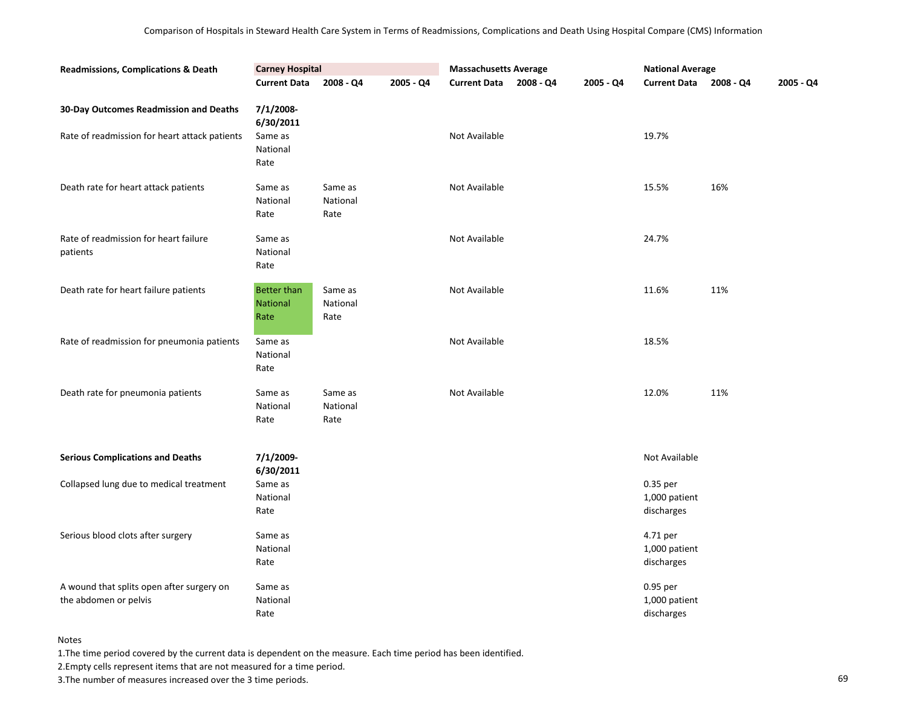Comparison of Hospitals in Steward Health Care System in Terms of Readmissions, Complications and Death Using Hospital Compare (CMS) Information

| Readmissions, Complications & Death | Carney Hospital | | | Massachusetts Average | | | National Average | | |
|---|---|---|---|---|---|---|---|---|---|
| | Current Data | 2008 - Q4 | 2005 - Q4 | Current Data | 2008 - Q4 | 2005 - Q4 | Current Data | 2008 - Q4 | 2005 - Q4 |
| **30-Day Outcomes Readmission and Deaths** | **7/1/2008-6/30/2011** | | | | | | | | |
| Rate of readmission for heart attack patients | Same as National Rate | | | Not Available | | | 19.7% | | |
| Death rate for heart attack patients | Same as National Rate | Same as National Rate | | Not Available | | | 15.5% | 16% | |
| Rate of readmission for heart failure patients | Same as National Rate | | | Not Available | | | 24.7% | | |
| Death rate for heart failure patients | Better than National Rate | Same as National Rate | | Not Available | | | 11.6% | 11% | |
| Rate of readmission for pneumonia patients | Same as National Rate | | | Not Available | | | 18.5% | | |
| Death rate for pneumonia patients | Same as National Rate | Same as National Rate | | Not Available | | | 12.0% | 11% | |
| **Serious Complications and Deaths** | **7/1/2009-6/30/2011** | | | | | | Not Available | | |
| Collapsed lung due to medical treatment | Same as National Rate | | | | | | 0.35 per 1,000 patient discharges | | |
| Serious blood clots after surgery | Same as National Rate | | | | | | 4.71 per 1,000 patient discharges | | |
| A wound that splits open after surgery on the abdomen or pelvis | Same as National Rate | | | | | | 0.95 per 1,000 patient discharges | | |

Notes

1.The time period covered by the current data is dependent on the measure. Each time period has been identified.

2.Empty cells represent items that are not measured for a time period.

3.The number of measures increased over the 3 time periods.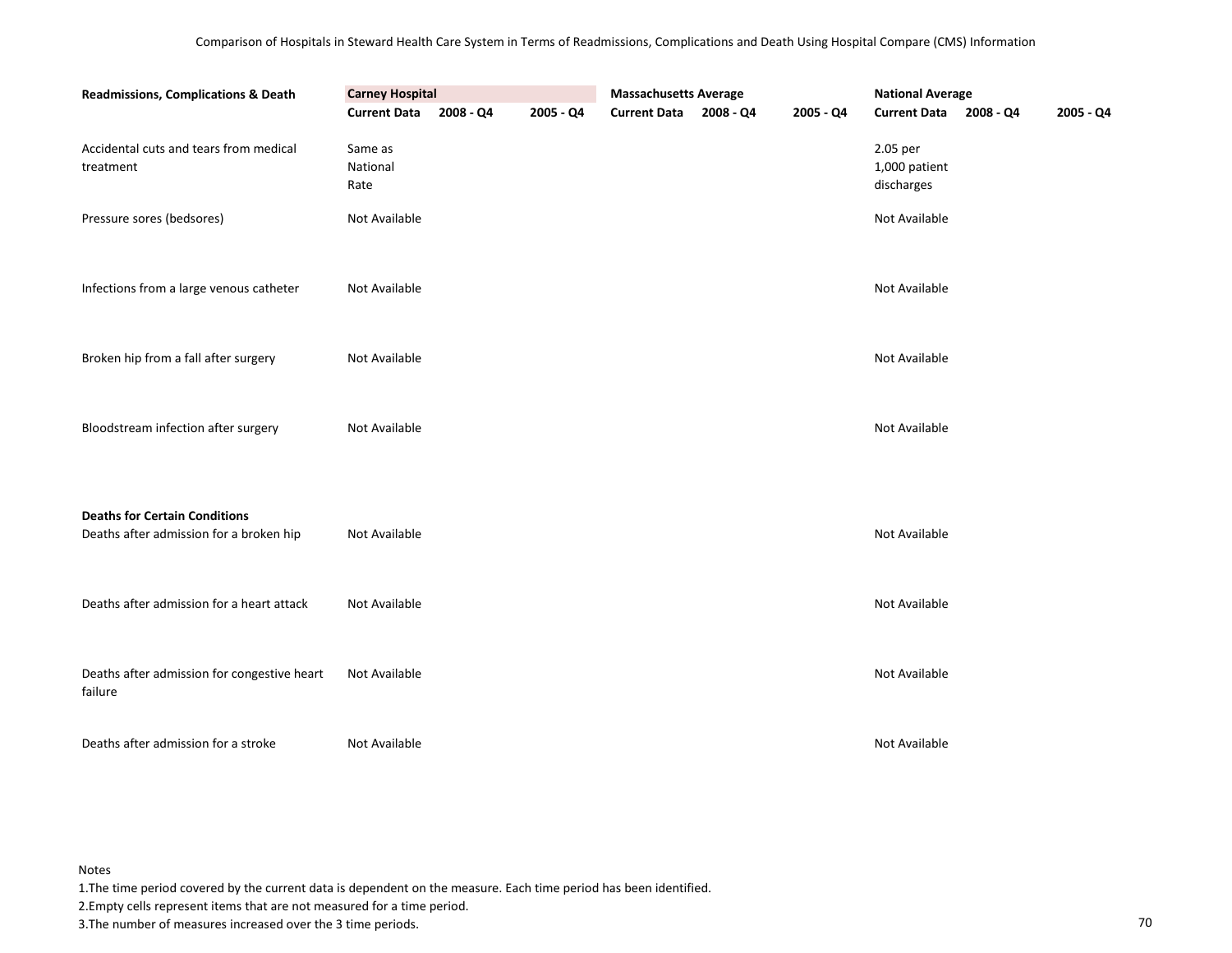Comparison of Hospitals in Steward Health Care System in Terms of Readmissions, Complications and Death Using Hospital Compare (CMS) Information

| Readmissions, Complications & Death | Carney Hospital | | | Massachusetts Average | | | National Average | | |
|---|---|---|---|---|---|---|---|---|---|
| | Current Data | 2008 - Q4 | 2005 - Q4 | Current Data | 2008 - Q4 | 2005 - Q4 | Current Data | 2008 - Q4 | 2005 - Q4 |
| Accidental cuts and tears from medical treatment | Same as National Rate | | | | | | 2.05 per 1,000 patient discharges | | |
| Pressure sores (bedsores) | Not Available | | | | | | Not Available | | |
| Infections from a large venous catheter | Not Available | | | | | | Not Available | | |
| Broken hip from a fall after surgery | Not Available | | | | | | Not Available | | |
| Bloodstream infection after surgery | Not Available | | | | | | Not Available | | |
| **Deaths for Certain Conditions** | | | | | | | | | |
| Deaths after admission for a broken hip | Not Available | | | | | | Not Available | | |
| Deaths after admission for a heart attack | Not Available | | | | | | Not Available | | |
| Deaths after admission for congestive heart failure | Not Available | | | | | | Not Available | | |
| Deaths after admission for a stroke | Not Available | | | | | | Not Available | | |

Notes

1.The time period covered by the current data is dependent on the measure. Each time period has been identified.

2.Empty cells represent items that are not measured for a time period.

3.The number of measures increased over the 3 time periods.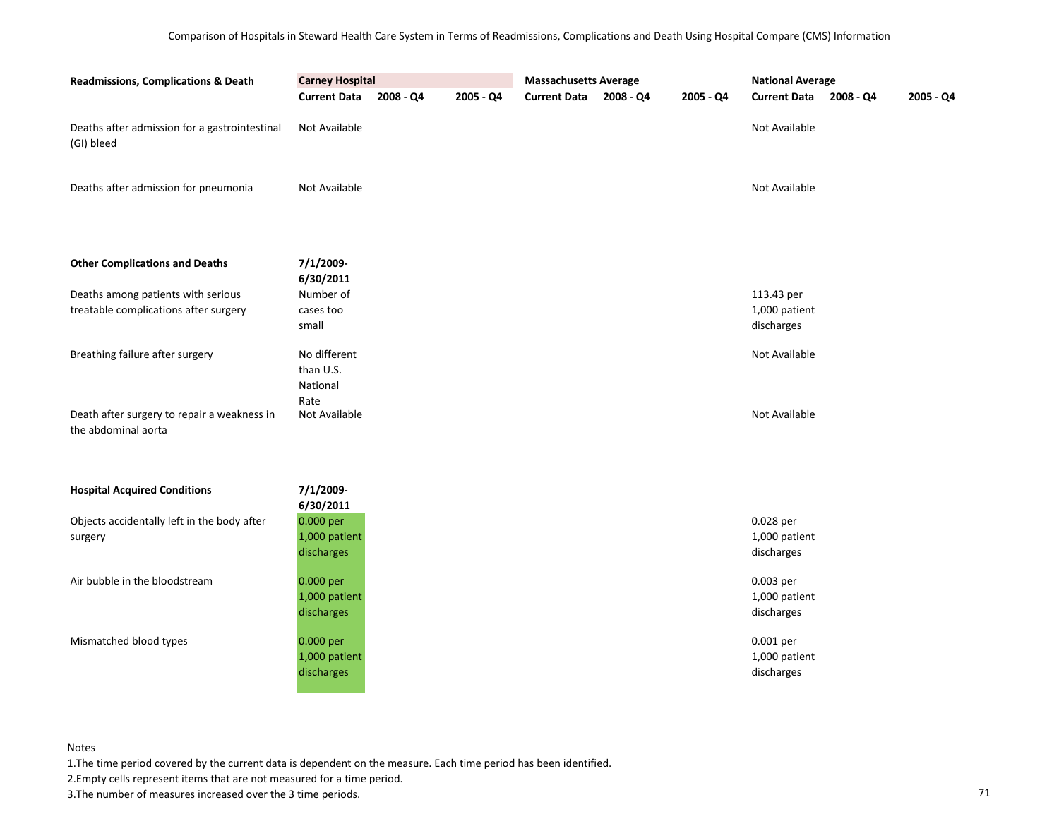Comparison of Hospitals in Steward Health Care System in Terms of Readmissions, Complications and Death Using Hospital Compare (CMS) Information

| Readmissions, Complications & Death | Carney Hospital | | | Massachusetts Average | | | National Average | | |
|---|---|---|---|---|---|---|---|---|---|
| | Current Data | 2008 - Q4 | 2005 - Q4 | Current Data | 2008 - Q4 | 2005 - Q4 | Current Data | 2008 - Q4 | 2005 - Q4 |
| Deaths after admission for a gastrointestinal (GI) bleed | Not Available | | | | | | Not Available | | |
| Deaths after admission for pneumonia | Not Available | | | | | | Not Available | | |
| **Other Complications and Deaths** | **7/1/2009-6/30/2011** | | | | | | | | |
| Deaths among patients with serious treatable complications after surgery | Number of cases too small | | | | | | 113.43 per 1,000 patient discharges | | |
| Breathing failure after surgery | No different than U.S. National Rate | | | | | | Not Available | | |
| Death after surgery to repair a weakness in the abdominal aorta | Not Available | | | | | | Not Available | | |
| **Hospital Acquired Conditions** | **7/1/2009-6/30/2011** | | | | | | | | |
| Objects accidentally left in the body after surgery | 0.000 per 1,000 patient discharges | | | | | | 0.028 per 1,000 patient discharges | | |
| Air bubble in the bloodstream | 0.000 per 1,000 patient discharges | | | | | | 0.003 per 1,000 patient discharges | | |
| Mismatched blood types | 0.000 per 1,000 patient discharges | | | | | | 0.001 per 1,000 patient discharges | | |

Notes

1. The time period covered by the current data is dependent on the measure. Each time period has been identified.
2. Empty cells represent items that are not measured for a time period.
3. The number of measures increased over the 3 time periods.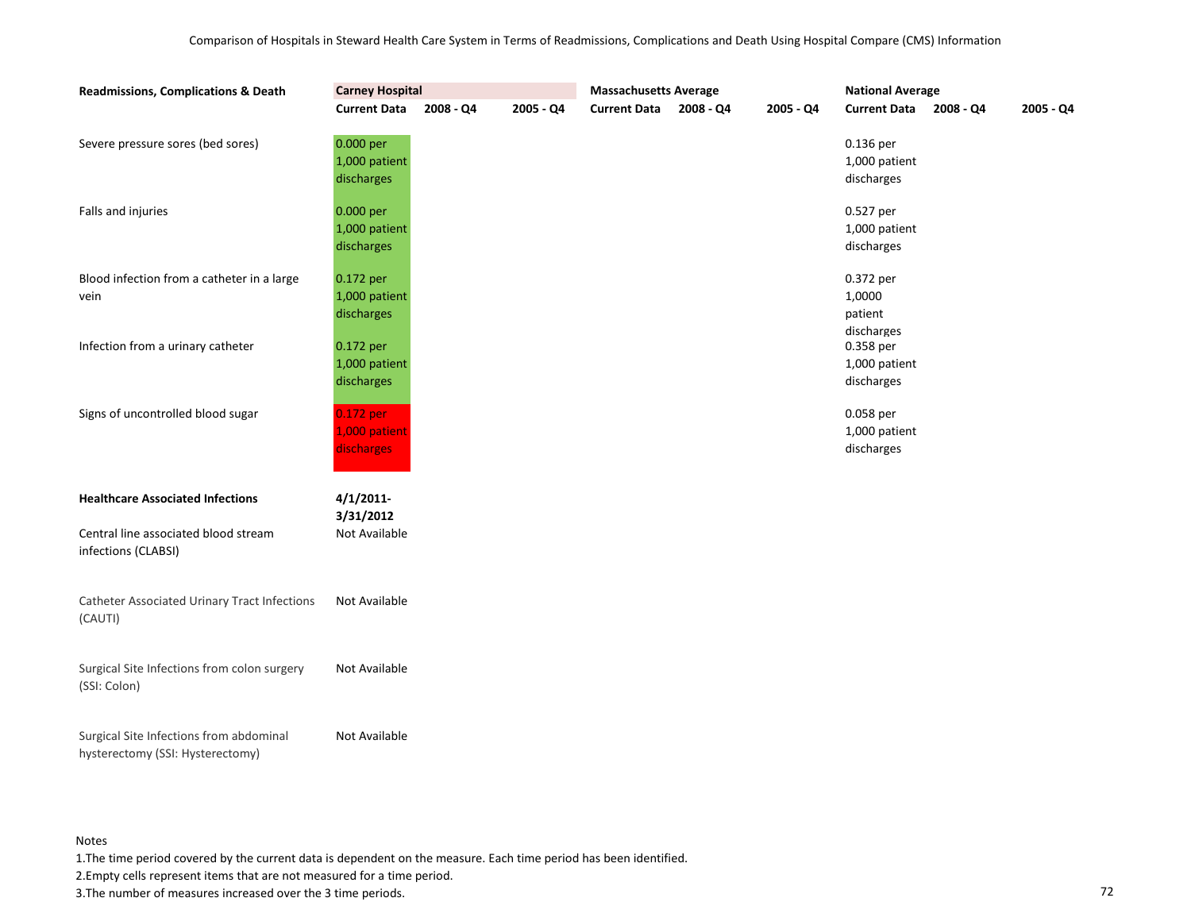Comparison of Hospitals in Steward Health Care System in Terms of Readmissions, Complications and Death Using Hospital Compare (CMS) Information

| Readmissions, Complications & Death | Carney Hospital | | | Massachusetts Average | | | National Average | | |
|---|---|---|---|---|---|---|---|---|---|
| | Current Data | 2008 - Q4 | 2005 - Q4 | Current Data | 2008 - Q4 | 2005 - Q4 | Current Data | 2008 - Q4 | 2005 - Q4 |
| Severe pressure sores (bed sores) | 0.000 per 1,000 patient discharges | | | | | | 0.136 per 1,000 patient discharges | | |
| Falls and injuries | 0.000 per 1,000 patient discharges | | | | | | 0.527 per 1,000 patient discharges | | |
| Blood infection from a catheter in a large vein | 0.172 per 1,000 patient discharges | | | | | | 0.372 per 1,0000 patient discharges | | |
| Infection from a urinary catheter | 0.172 per 1,000 patient discharges | | | | | | 0.358 per 1,000 patient discharges | | |
| Signs of uncontrolled blood sugar | 0.172 per 1,000 patient discharges | | | | | | 0.058 per 1,000 patient discharges | | |
| **Healthcare Associated Infections** | **4/1/2011-3/31/2012** | | | | | | | | |
| Central line associated blood stream infections (CLABSI) | Not Available | | | | | | | | |
| Catheter Associated Urinary Tract Infections (CAUTI) | Not Available | | | | | | | | |
| Surgical Site Infections from colon surgery (SSI: Colon) | Not Available | | | | | | | | |
| Surgical Site Infections from abdominal hysterectomy (SSI: Hysterectomy) | Not Available | | | | | | | | |

Notes

1. The time period covered by the current data is dependent on the measure. Each time period has been identified.
2. Empty cells represent items that are not measured for a time period.
3. The number of measures increased over the 3 time periods.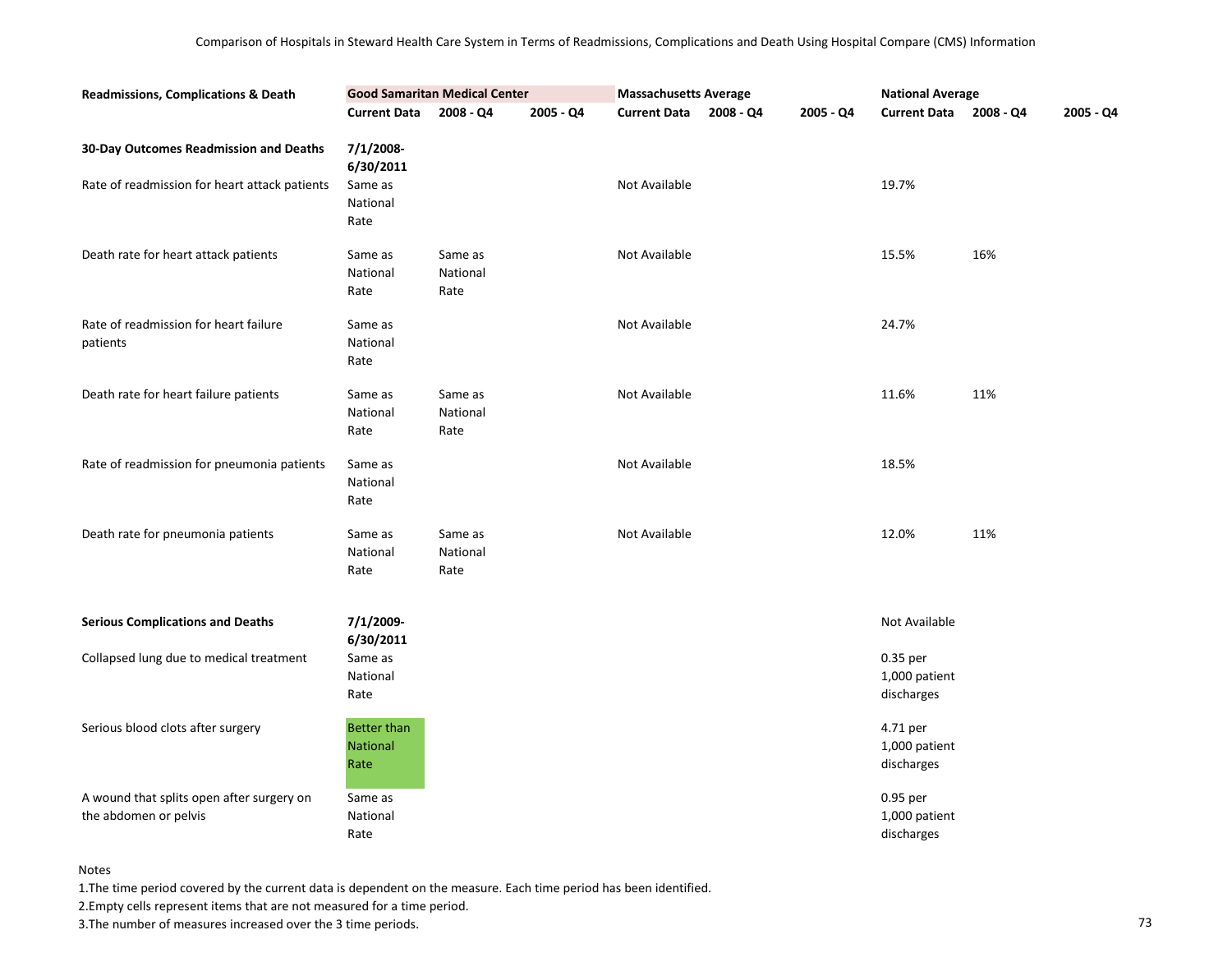Comparison of Hospitals in Steward Health Care System in Terms of Readmissions, Complications and Death Using Hospital Compare (CMS) Information

| Readmissions, Complications & Death | Good Samaritan Medical Center | | | Massachusetts Average | | | National Average | | |
|---|---|---|---|---|---|---|---|---|---|
| | Current Data | 2008 - Q4 | 2005 - Q4 | Current Data | 2008 - Q4 | 2005 - Q4 | Current Data | 2008 - Q4 | 2005 - Q4 |
| **30-Day Outcomes Readmission and Deaths** | **7/1/2008-6/30/2011** | | | | | | | | |
| Rate of readmission for heart attack patients | Same as National Rate | | | Not Available | | | 19.7% | | |
| Death rate for heart attack patients | Same as National Rate | Same as National Rate | | Not Available | | | 15.5% | 16% | |
| Rate of readmission for heart failure patients | Same as National Rate | | | Not Available | | | 24.7% | | |
| Death rate for heart failure patients | Same as National Rate | Same as National Rate | | Not Available | | | 11.6% | 11% | |
| Rate of readmission for pneumonia patients | Same as National Rate | | | Not Available | | | 18.5% | | |
| Death rate for pneumonia patients | Same as National Rate | Same as National Rate | | Not Available | | | 12.0% | 11% | |
| **Serious Complications and Deaths** | **7/1/2009-6/30/2011** | | | | | | Not Available | | |
| Collapsed lung due to medical treatment | Same as National Rate | | | | | | 0.35 per 1,000 patient discharges | | |
| Serious blood clots after surgery | Better than National Rate | | | | | | 4.71 per 1,000 patient discharges | | |
| A wound that splits open after surgery on the abdomen or pelvis | Same as National Rate | | | | | | 0.95 per 1,000 patient discharges | | |

Notes

1.The time period covered by the current data is dependent on the measure. Each time period has been identified.

2.Empty cells represent items that are not measured for a time period.

3.The number of measures increased over the 3 time periods.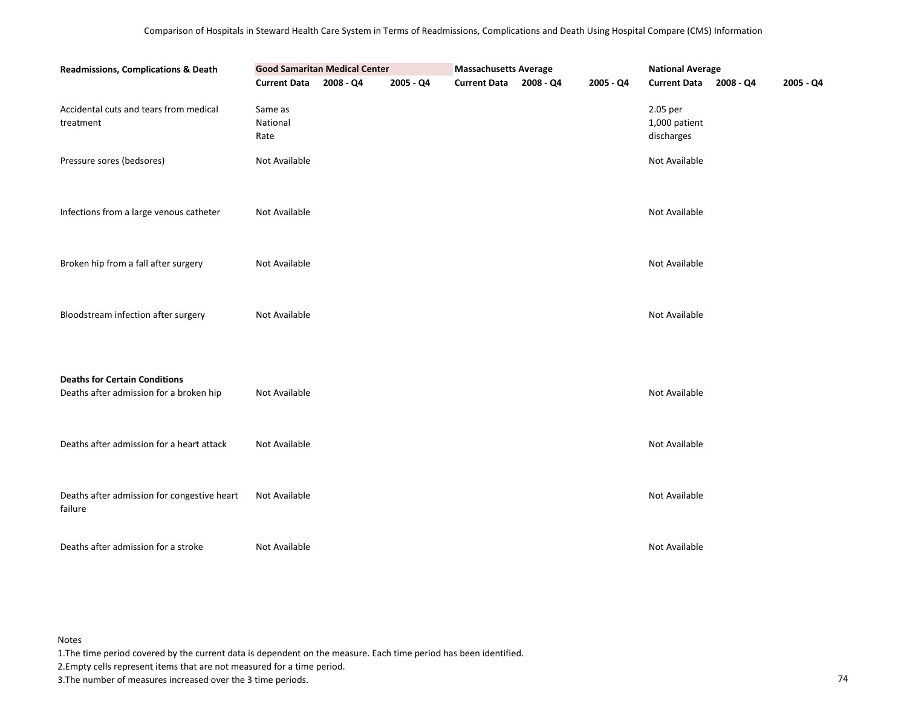Comparison of Hospitals in Steward Health Care System in Terms of Readmissions, Complications and Death Using Hospital Compare (CMS) Information

| Readmissions, Complications & Death | Good Samaritan Medical Center | | | Massachusetts Average | | | National Average | | |
|---|---|---|---|---|---|---|---|---|---|
| | Current Data | 2008 - Q4 | 2005 - Q4 | Current Data | 2008 - Q4 | 2005 - Q4 | Current Data | 2008 - Q4 | 2005 - Q4 |
| Accidental cuts and tears from medical treatment | Same as National Rate | | | | | | 2.05 per 1,000 patient discharges | | |
| Pressure sores (bedsores) | Not Available | | | | | | Not Available | | |
| Infections from a large venous catheter | Not Available | | | | | | Not Available | | |
| Broken hip from a fall after surgery | Not Available | | | | | | Not Available | | |
| Bloodstream infection after surgery | Not Available | | | | | | Not Available | | |
| **Deaths for Certain Conditions** | | | | | | | | | |
| Deaths after admission for a broken hip | Not Available | | | | | | Not Available | | |
| Deaths after admission for a heart attack | Not Available | | | | | | Not Available | | |
| Deaths after admission for congestive heart failure | Not Available | | | | | | Not Available | | |
| Deaths after admission for a stroke | Not Available | | | | | | Not Available | | |

Notes

1.The time period covered by the current data is dependent on the measure. Each time period has been identified.

2.Empty cells represent items that are not measured for a time period.

3.The number of measures increased over the 3 time periods.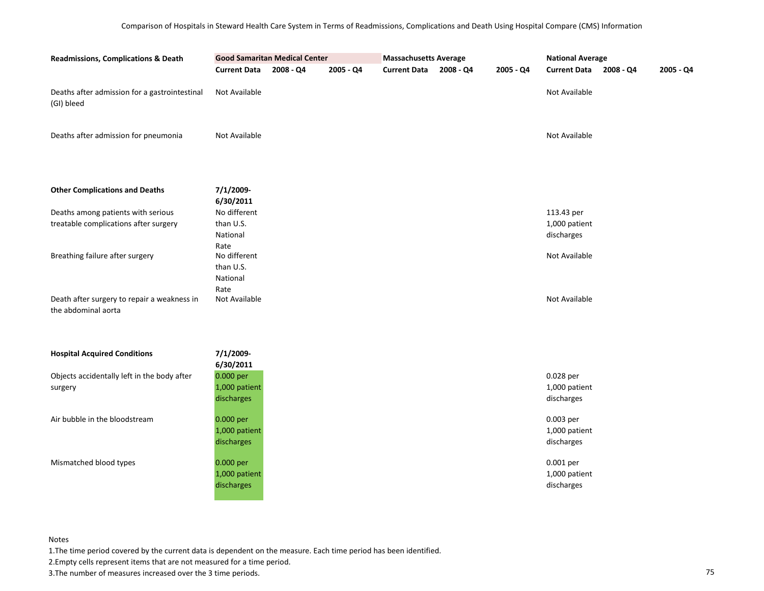Comparison of Hospitals in Steward Health Care System in Terms of Readmissions, Complications and Death Using Hospital Compare (CMS) Information

| Readmissions, Complications & Death | Good Samaritan Medical Center | | | Massachusetts Average | | | National Average | | |
|---|---|---|---|---|---|---|---|---|---|
| | Current Data | 2008 - Q4 | 2005 - Q4 | Current Data | 2008 - Q4 | 2005 - Q4 | Current Data | 2008 - Q4 | 2005 - Q4 |
| Deaths after admission for a gastrointestinal (GI) bleed | Not Available | | | | | | Not Available | | |
| Deaths after admission for pneumonia | Not Available | | | | | | Not Available | | |
| **Other Complications and Deaths** | **7/1/2009-6/30/2011** | | | | | | | | |
| Deaths among patients with serious treatable complications after surgery | No different than U.S. National Rate | | | | | | 113.43 per 1,000 patient discharges | | |
| Breathing failure after surgery | No different than U.S. National Rate | | | | | | Not Available | | |
| Death after surgery to repair a weakness in the abdominal aorta | Not Available | | | | | | Not Available | | |
| **Hospital Acquired Conditions** | **7/1/2009-6/30/2011** | | | | | | | | |
| Objects accidentally left in the body after surgery | 0.000 per 1,000 patient discharges | | | | | | 0.028 per 1,000 patient discharges | | |
| Air bubble in the bloodstream | 0.000 per 1,000 patient discharges | | | | | | 0.003 per 1,000 patient discharges | | |
| Mismatched blood types | 0.000 per 1,000 patient discharges | | | | | | 0.001 per 1,000 patient discharges | | |

Notes

1.The time period covered by the current data is dependent on the measure. Each time period has been identified.

2.Empty cells represent items that are not measured for a time period.

3.The number of measures increased over the 3 time periods.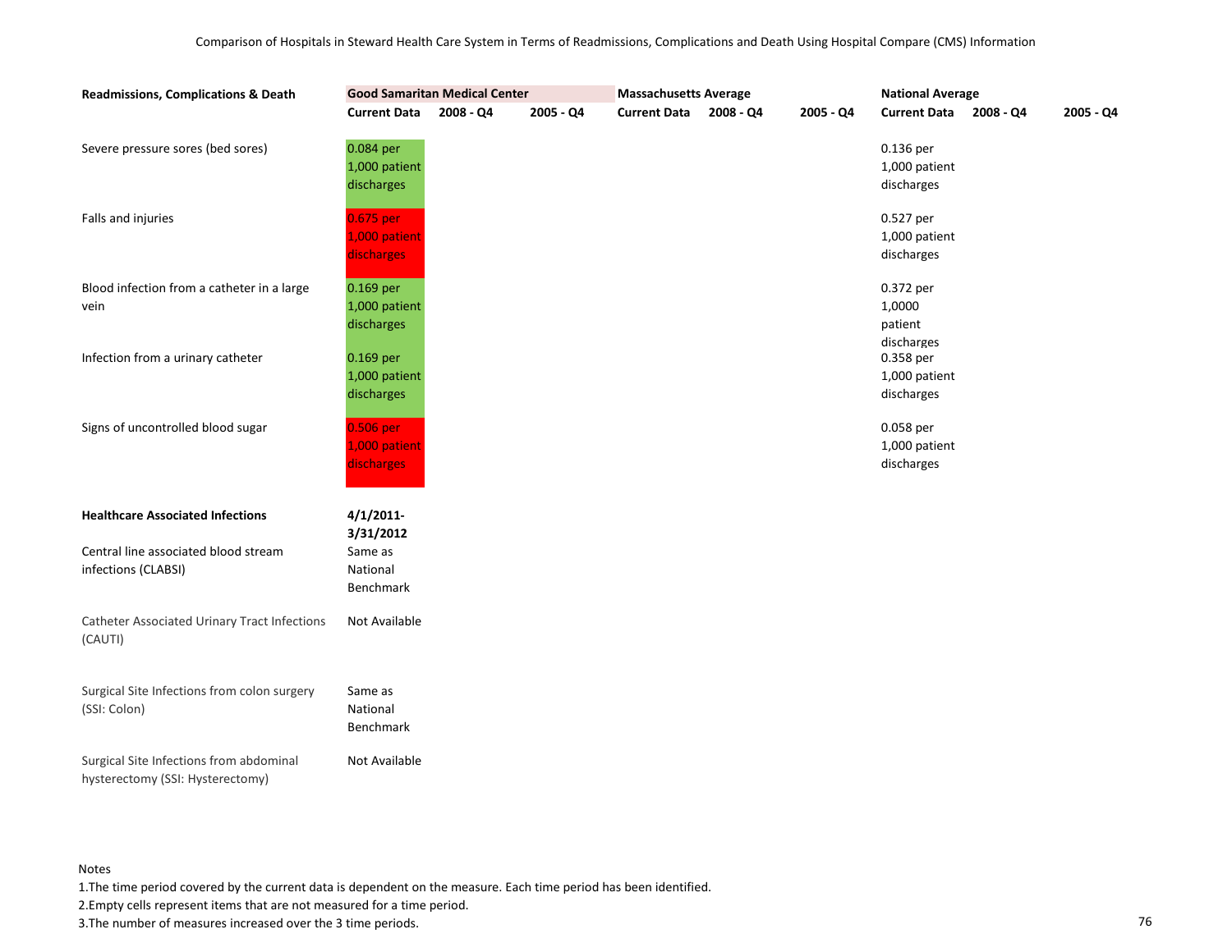Comparison of Hospitals in Steward Health Care System in Terms of Readmissions, Complications and Death Using Hospital Compare (CMS) Information

| Readmissions, Complications & Death | Good Samaritan Medical Center | | | Massachusetts Average | | | National Average | | |
|---|---|---|---|---|---|---|---|---|---|
| | Current Data | 2008 - Q4 | 2005 - Q4 | Current Data | 2008 - Q4 | 2005 - Q4 | Current Data | 2008 - Q4 | 2005 - Q4 |
| Severe pressure sores (bed sores) | 0.084 per 1,000 patient discharges | | | | | | 0.136 per 1,000 patient discharges | | |
| Falls and injuries | 0.675 per 1,000 patient discharges | | | | | | 0.527 per 1,000 patient discharges | | |
| Blood infection from a catheter in a large vein | 0.169 per 1,000 patient discharges | | | | | | 0.372 per 1,0000 patient discharges | | |
| Infection from a urinary catheter | 0.169 per 1,000 patient discharges | | | | | | 0.358 per 1,000 patient discharges | | |
| Signs of uncontrolled blood sugar | 0.506 per 1,000 patient discharges | | | | | | 0.058 per 1,000 patient discharges | | |
| **Healthcare Associated Infections** | **4/1/2011-3/31/2012** | | | | | | | | |
| Central line associated blood stream infections (CLABSI) | Same as National Benchmark | | | | | | | | |
| Catheter Associated Urinary Tract Infections (CAUTI) | Not Available | | | | | | | | |
| Surgical Site Infections from colon surgery (SSI: Colon) | Same as National Benchmark | | | | | | | | |
| Surgical Site Infections from abdominal hysterectomy (SSI: Hysterectomy) | Not Available | | | | | | | | |

Notes

1. The time period covered by the current data is dependent on the measure. Each time period has been identified.
2. Empty cells represent items that are not measured for a time period.
3. The number of measures increased over the 3 time periods.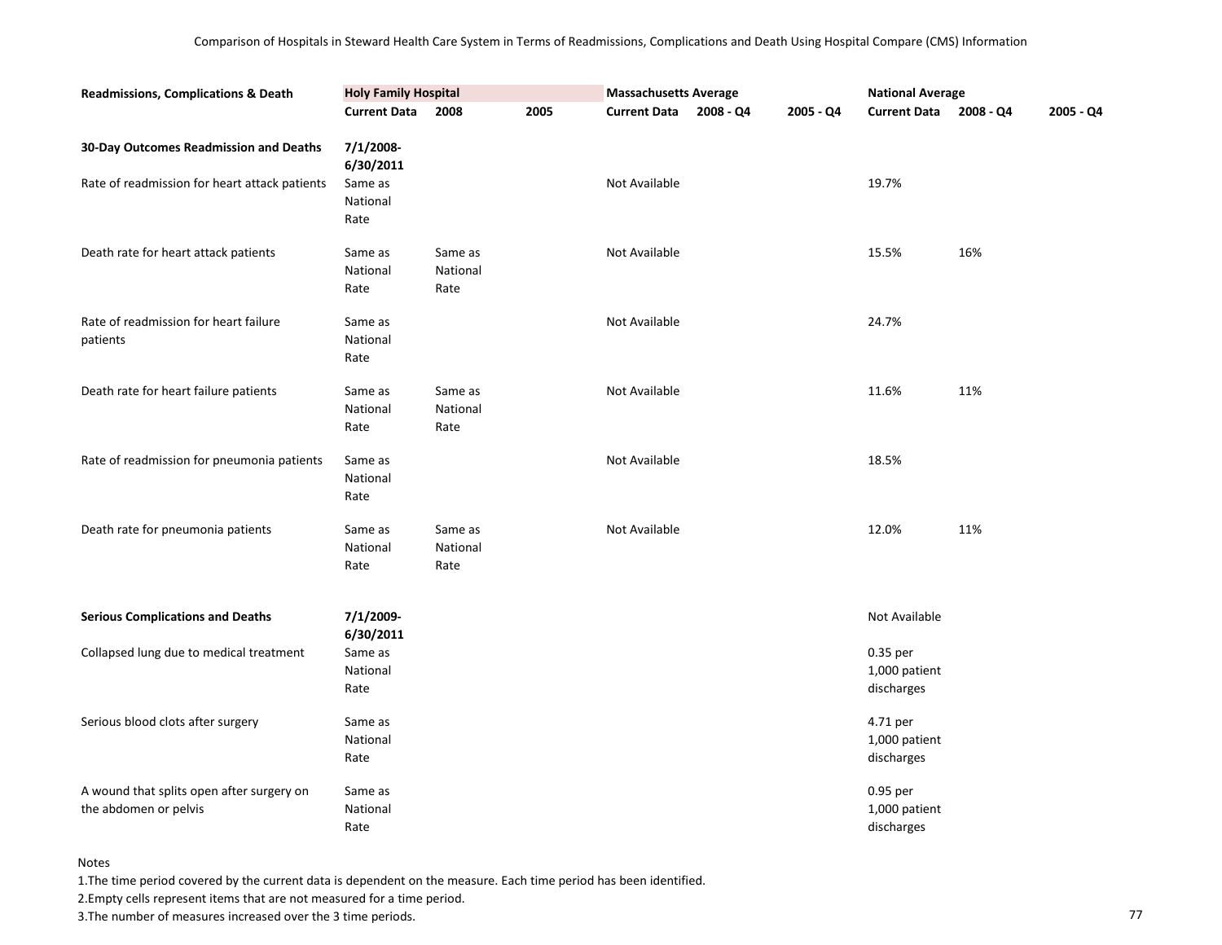Comparison of Hospitals in Steward Health Care System in Terms of Readmissions, Complications and Death Using Hospital Compare (CMS) Information

| Readmissions, Complications & Death | Holy Family Hospital | | | Massachusetts Average | | | National Average | | |
|---|---|---|---|---|---|---|---|---|---|
| | Current Data | 2008 | 2005 | Current Data | 2008 - Q4 | 2005 - Q4 | Current Data | 2008 - Q4 | 2005 - Q4 |
| **30-Day Outcomes Readmission and Deaths** | **7/1/2008-6/30/2011** | | | | | | | | |
| Rate of readmission for heart attack patients | Same as National Rate | | | Not Available | | | 19.7% | | |
| Death rate for heart attack patients | Same as National Rate | Same as National Rate | | Not Available | | | 15.5% | 16% | |
| Rate of readmission for heart failure patients | Same as National Rate | | | Not Available | | | 24.7% | | |
| Death rate for heart failure patients | Same as National Rate | Same as National Rate | | Not Available | | | 11.6% | 11% | |
| Rate of readmission for pneumonia patients | Same as National Rate | | | Not Available | | | 18.5% | | |
| Death rate for pneumonia patients | Same as National Rate | Same as National Rate | | Not Available | | | 12.0% | 11% | |
| **Serious Complications and Deaths** | **7/1/2009-6/30/2011** | | | | | | Not Available | | |
| Collapsed lung due to medical treatment | Same as National Rate | | | | | | 0.35 per 1,000 patient discharges | | |
| Serious blood clots after surgery | Same as National Rate | | | | | | 4.71 per 1,000 patient discharges | | |
| A wound that splits open after surgery on the abdomen or pelvis | Same as National Rate | | | | | | 0.95 per 1,000 patient discharges | | |

Notes

1.The time period covered by the current data is dependent on the measure. Each time period has been identified.

2.Empty cells represent items that are not measured for a time period.

3.The number of measures increased over the 3 time periods.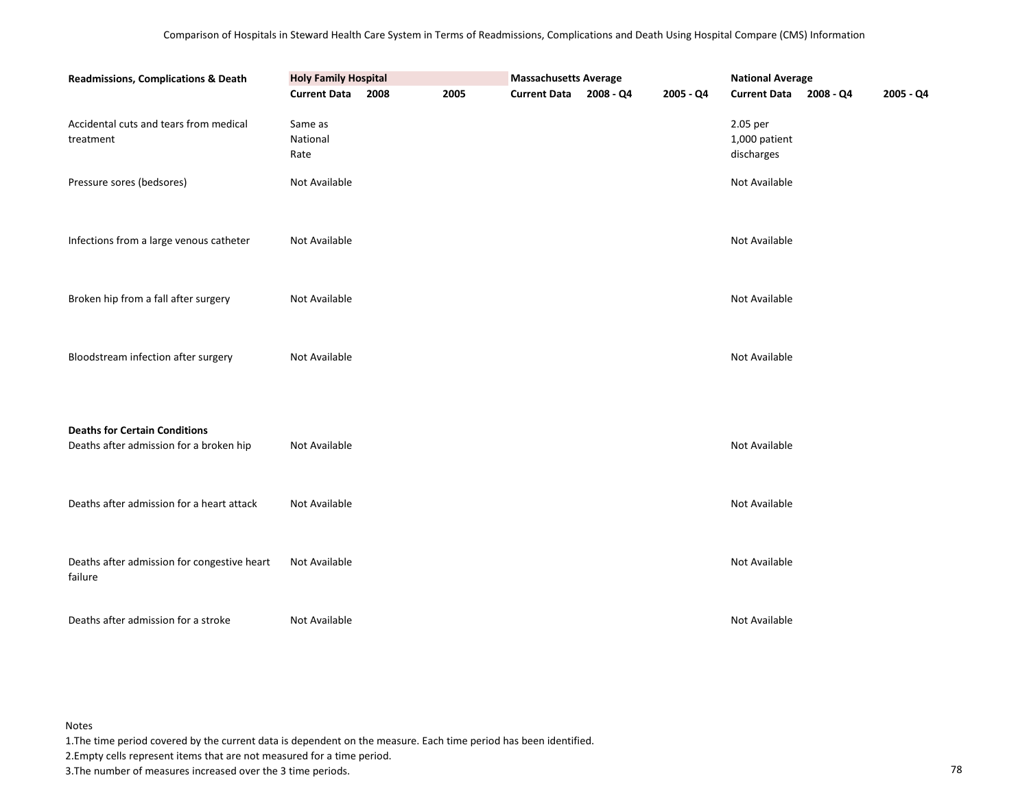Comparison of Hospitals in Steward Health Care System in Terms of Readmissions, Complications and Death Using Hospital Compare (CMS) Information

| Readmissions, Complications & Death | Holy Family Hospital | | | Massachusetts Average | | | National Average | | |
|---|---|---|---|---|---|---|---|---|---|
| | Current Data | 2008 | 2005 | Current Data | 2008 - Q4 | 2005 - Q4 | Current Data | 2008 - Q4 | 2005 - Q4 |
| Accidental cuts and tears from medical treatment | Same as National Rate | | | | | | 2.05 per 1,000 patient discharges | | |
| Pressure sores (bedsores) | Not Available | | | | | | Not Available | | |
| Infections from a large venous catheter | Not Available | | | | | | Not Available | | |
| Broken hip from a fall after surgery | Not Available | | | | | | Not Available | | |
| Bloodstream infection after surgery | Not Available | | | | | | Not Available | | |
| **Deaths for Certain Conditions** | | | | | | | | | |
| Deaths after admission for a broken hip | Not Available | | | | | | Not Available | | |
| Deaths after admission for a heart attack | Not Available | | | | | | Not Available | | |
| Deaths after admission for congestive heart failure | Not Available | | | | | | Not Available | | |
| Deaths after admission for a stroke | Not Available | | | | | | Not Available | | |

Notes

1. The time period covered by the current data is dependent on the measure. Each time period has been identified.
2. Empty cells represent items that are not measured for a time period.
3. The number of measures increased over the 3 time periods.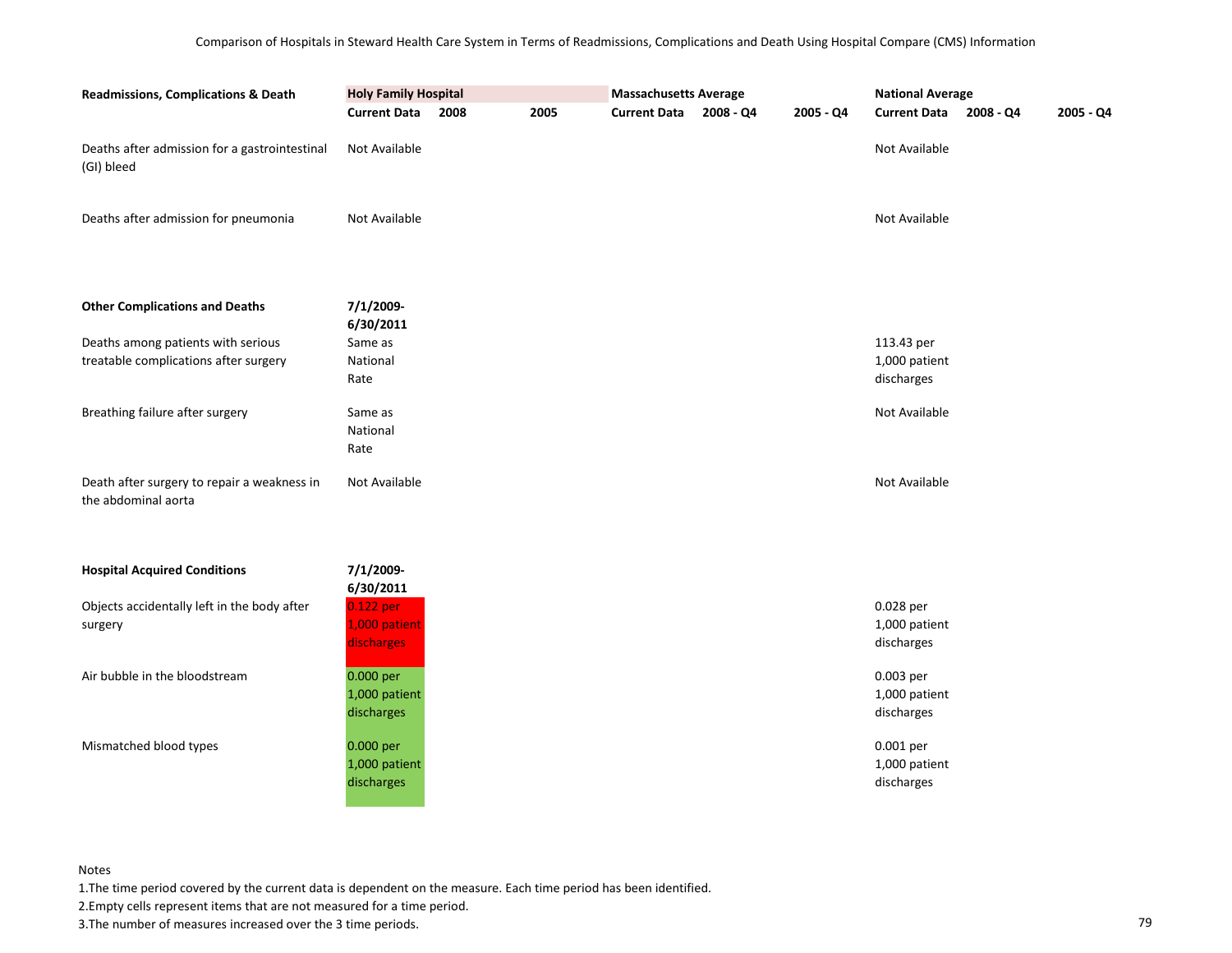Comparison of Hospitals in Steward Health Care System in Terms of Readmissions, Complications and Death Using Hospital Compare (CMS) Information

| Readmissions, Complications & Death | Holy Family Hospital | | | Massachusetts Average | | | National Average | | |
|---|---|---|---|---|---|---|---|---|---|
| | Current Data | 2008 | 2005 | Current Data | 2008 - Q4 | 2005 - Q4 | Current Data | 2008 - Q4 | 2005 - Q4 |
| Deaths after admission for a gastrointestinal (GI) bleed | Not Available | | | | | | Not Available | | |
| Deaths after admission for pneumonia | Not Available | | | | | | Not Available | | |
| **Other Complications and Deaths** | **7/1/2009-6/30/2011** | | | | | | | | |
| Deaths among patients with serious treatable complications after surgery | Same as National Rate | | | | | | 113.43 per 1,000 patient discharges | | |
| Breathing failure after surgery | Same as National Rate | | | | | | Not Available | | |
| Death after surgery to repair a weakness in the abdominal aorta | Not Available | | | | | | Not Available | | |
| **Hospital Acquired Conditions** | **7/1/2009-6/30/2011** | | | | | | | | |
| Objects accidentally left in the body after surgery | 0.122 per 1,000 patient discharges | | | | | | 0.028 per 1,000 patient discharges | | |
| Air bubble in the bloodstream | 0.000 per 1,000 patient discharges | | | | | | 0.003 per 1,000 patient discharges | | |
| Mismatched blood types | 0.000 per 1,000 patient discharges | | | | | | 0.001 per 1,000 patient discharges | | |

Notes

1.The time period covered by the current data is dependent on the measure. Each time period has been identified.

2.Empty cells represent items that are not measured for a time period.

3.The number of measures increased over the 3 time periods.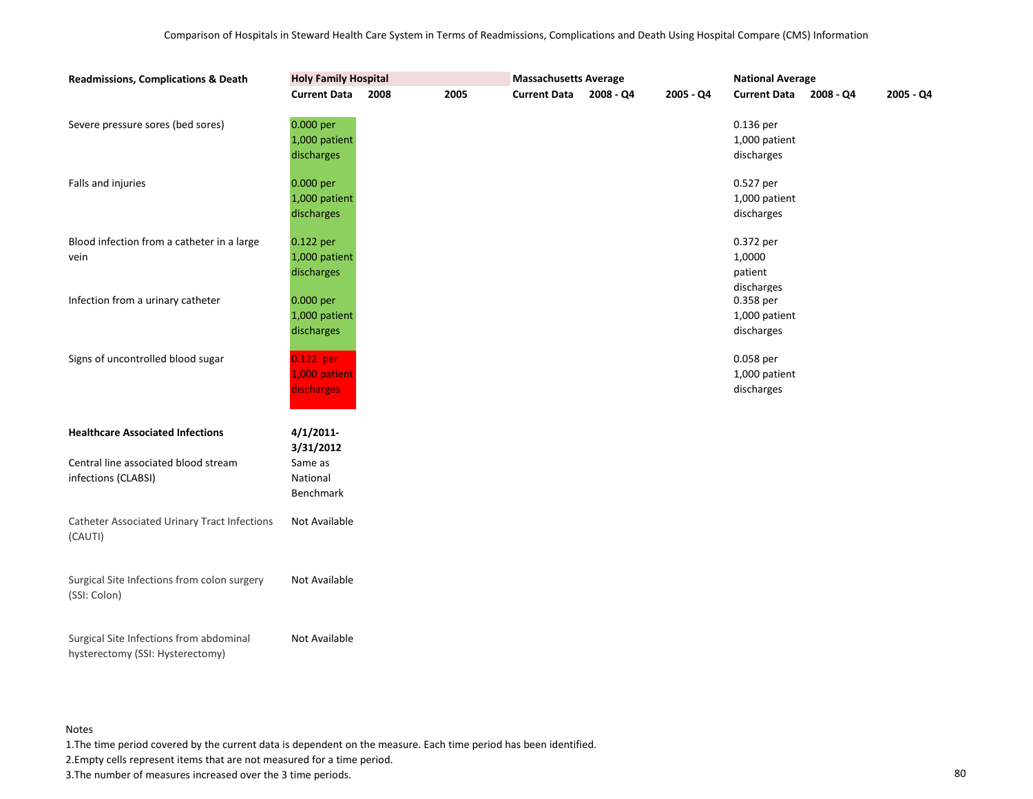Comparison of Hospitals in Steward Health Care System in Terms of Readmissions, Complications and Death Using Hospital Compare (CMS) Information

| Readmissions, Complications & Death | Holy Family Hospital | | | Massachusetts Average | | | National Average | | |
|---|---|---|---|---|---|---|---|---|---|
| | Current Data | 2008 | 2005 | Current Data | 2008 - Q4 | 2005 - Q4 | Current Data | 2008 - Q4 | 2005 - Q4 |
| Severe pressure sores (bed sores) | 0.000 per 1,000 patient discharges | | | | | | 0.136 per 1,000 patient discharges | | |
| Falls and injuries | 0.000 per 1,000 patient discharges | | | | | | 0.527 per 1,000 patient discharges | | |
| Blood infection from a catheter in a large vein | 0.122 per 1,000 patient discharges | | | | | | 0.372 per 1,0000 patient discharges | | |
| Infection from a urinary catheter | 0.000 per 1,000 patient discharges | | | | | | 0.358 per 1,000 patient discharges | | |
| Signs of uncontrolled blood sugar | 0.122 per 1,000 patient discharges | | | | | | 0.058 per 1,000 patient discharges | | |
| **Healthcare Associated Infections** | **4/1/2011-3/31/2012** | | | | | | | | |
| Central line associated blood stream infections (CLABSI) | Same as National Benchmark | | | | | | | | |
| Catheter Associated Urinary Tract Infections (CAUTI) | Not Available | | | | | | | | |
| Surgical Site Infections from colon surgery (SSI: Colon) | Not Available | | | | | | | | |
| Surgical Site Infections from abdominal hysterectomy (SSI: Hysterectomy) | Not Available | | | | | | | | |

Notes

1. The time period covered by the current data is dependent on the measure. Each time period has been identified.
2. Empty cells represent items that are not measured for a time period.
3. The number of measures increased over the 3 time periods.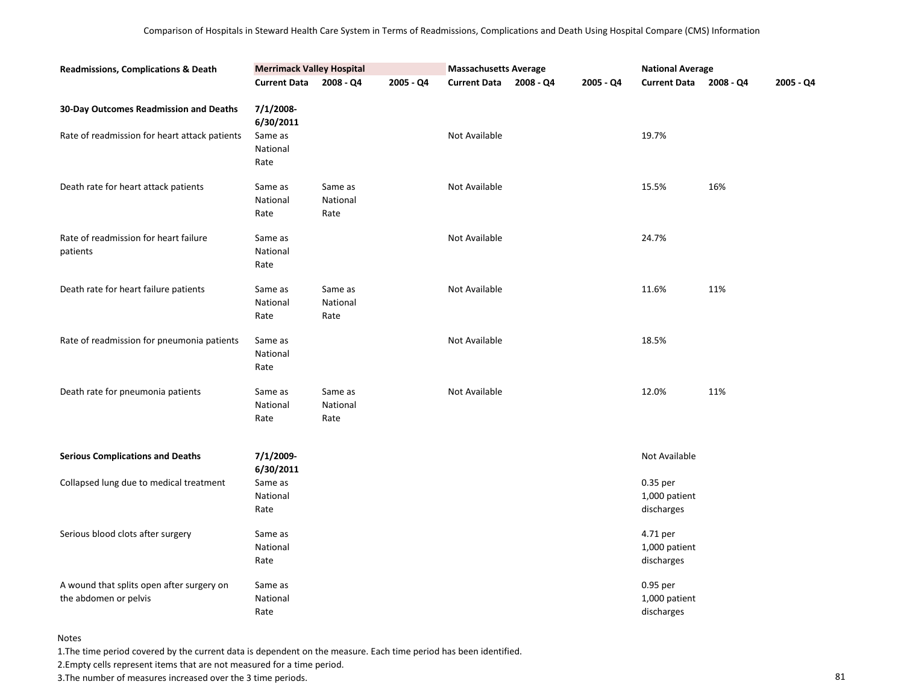Comparison of Hospitals in Steward Health Care System in Terms of Readmissions, Complications and Death Using Hospital Compare (CMS) Information

| Readmissions, Complications & Death | Merrimack Valley Hospital | | | Massachusetts Average | | | National Average | | |
|---|---|---|---|---|---|---|---|---|---|
| | Current Data | 2008 - Q4 | 2005 - Q4 | Current Data | 2008 - Q4 | 2005 - Q4 | Current Data | 2008 - Q4 | 2005 - Q4 |
| **30-Day Outcomes Readmission and Deaths** | **7/1/2008-6/30/2011** | | | | | | | | |
| Rate of readmission for heart attack patients | Same as National Rate | | | Not Available | | | 19.7% | | |
| Death rate for heart attack patients | Same as National Rate | Same as National Rate | | Not Available | | | 15.5% | 16% | |
| Rate of readmission for heart failure patients | Same as National Rate | | | Not Available | | | 24.7% | | |
| Death rate for heart failure patients | Same as National Rate | Same as National Rate | | Not Available | | | 11.6% | 11% | |
| Rate of readmission for pneumonia patients | Same as National Rate | | | Not Available | | | 18.5% | | |
| Death rate for pneumonia patients | Same as National Rate | Same as National Rate | | Not Available | | | 12.0% | 11% | |
| **Serious Complications and Deaths** | **7/1/2009-6/30/2011** | | | | | | Not Available | | |
| Collapsed lung due to medical treatment | Same as National Rate | | | | | | 0.35 per 1,000 patient discharges | | |
| Serious blood clots after surgery | Same as National Rate | | | | | | 4.71 per 1,000 patient discharges | | |
| A wound that splits open after surgery on the abdomen or pelvis | Same as National Rate | | | | | | 0.95 per 1,000 patient discharges | | |

Notes

1.The time period covered by the current data is dependent on the measure. Each time period has been identified.

2.Empty cells represent items that are not measured for a time period.

3.The number of measures increased over the 3 time periods.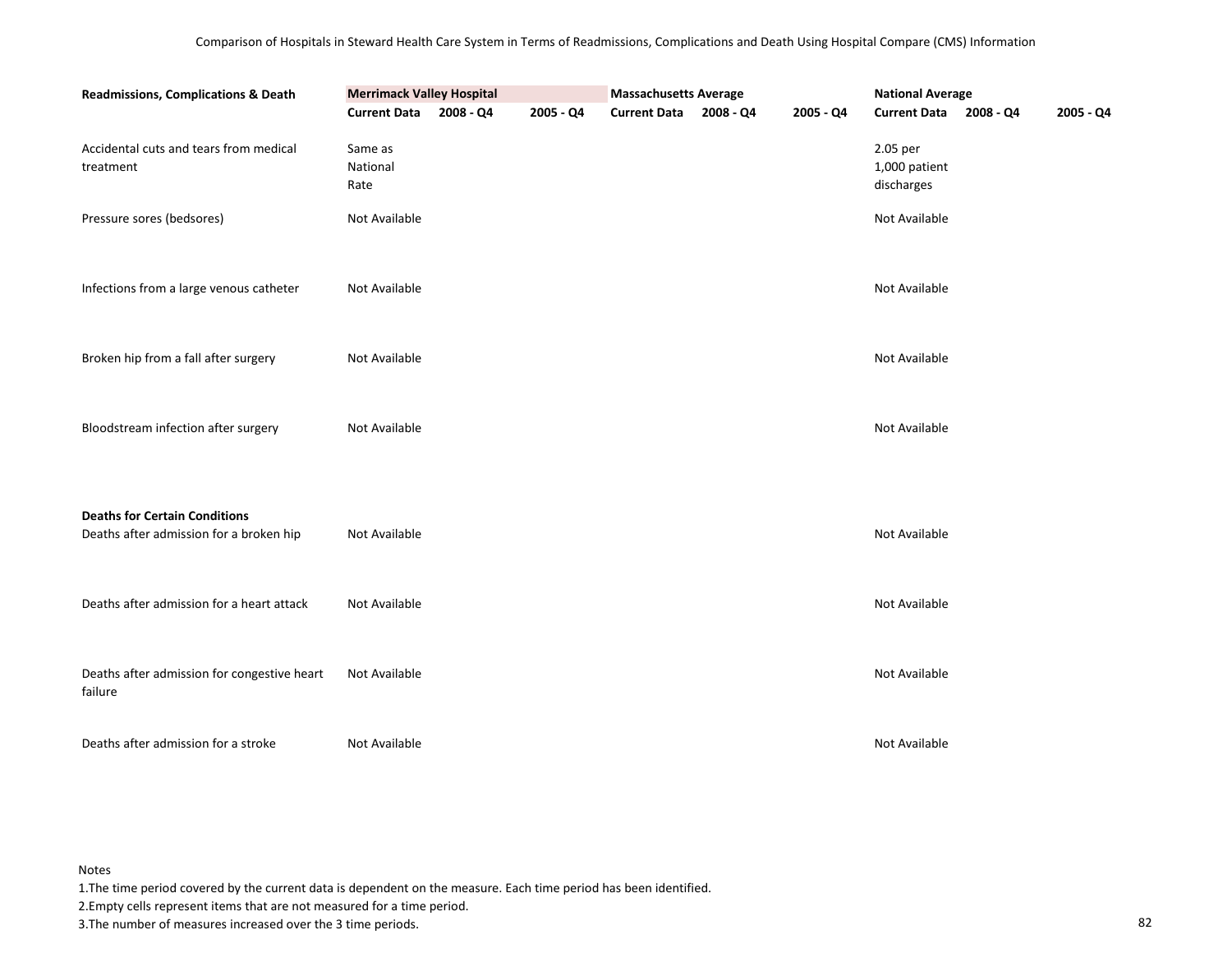Comparison of Hospitals in Steward Health Care System in Terms of Readmissions, Complications and Death Using Hospital Compare (CMS) Information

| Readmissions, Complications & Death | Merrimack Valley Hospital | | | Massachusetts Average | | | National Average | | |
|---|---|---|---|---|---|---|---|---|---|
| | Current Data | 2008 - Q4 | 2005 - Q4 | Current Data | 2008 - Q4 | 2005 - Q4 | Current Data | 2008 - Q4 | 2005 - Q4 |
| Accidental cuts and tears from medical treatment | Same as National Rate | | | | | | 2.05 per 1,000 patient discharges | | |
| Pressure sores (bedsores) | Not Available | | | | | | Not Available | | |
| Infections from a large venous catheter | Not Available | | | | | | Not Available | | |
| Broken hip from a fall after surgery | Not Available | | | | | | Not Available | | |
| Bloodstream infection after surgery | Not Available | | | | | | Not Available | | |
| **Deaths for Certain Conditions** | | | | | | | | | |
| Deaths after admission for a broken hip | Not Available | | | | | | Not Available | | |
| Deaths after admission for a heart attack | Not Available | | | | | | Not Available | | |
| Deaths after admission for congestive heart failure | Not Available | | | | | | Not Available | | |
| Deaths after admission for a stroke | Not Available | | | | | | Not Available | | |

Notes

1. The time period covered by the current data is dependent on the measure. Each time period has been identified.
2. Empty cells represent items that are not measured for a time period.
3. The number of measures increased over the 3 time periods.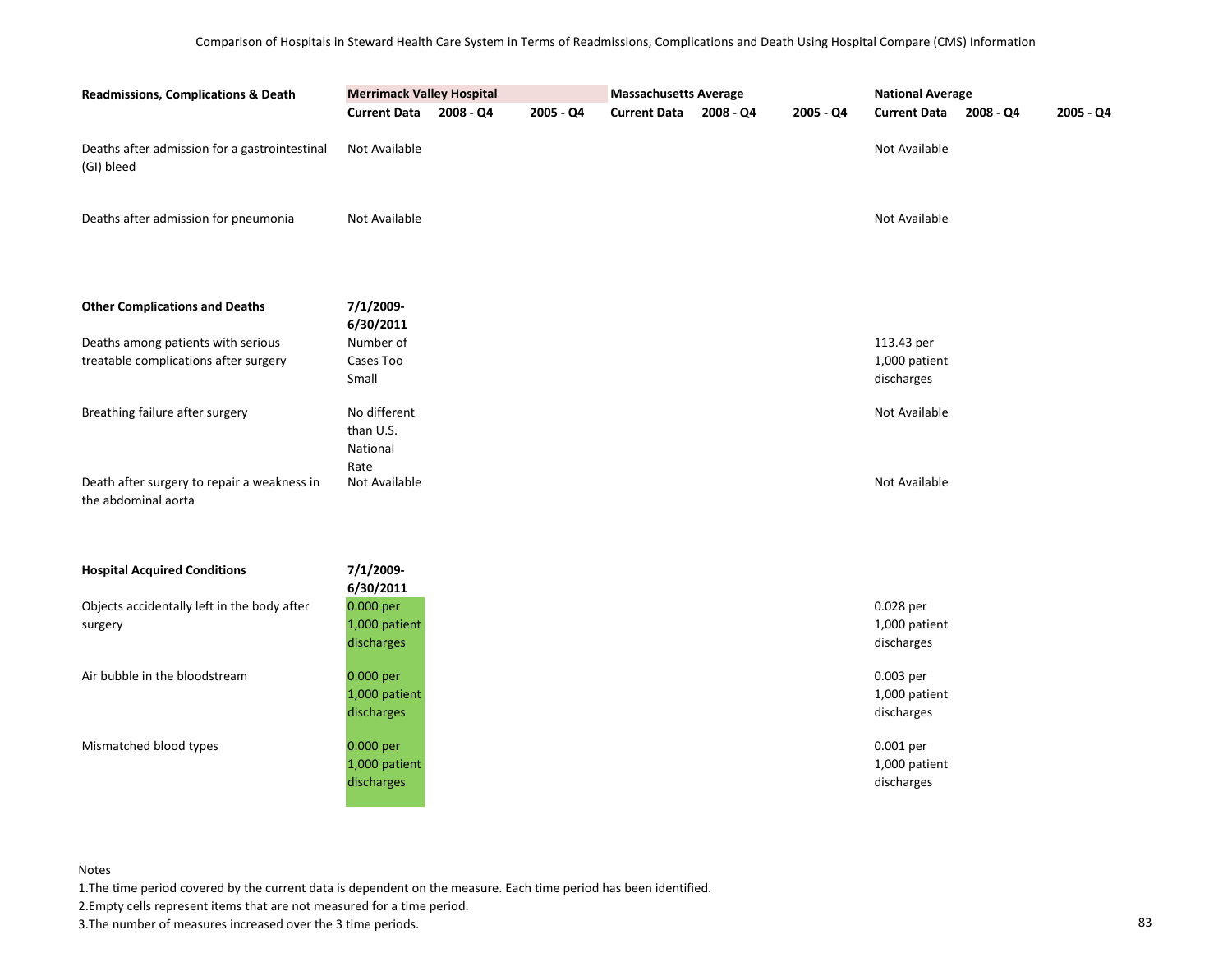Comparison of Hospitals in Steward Health Care System in Terms of Readmissions, Complications and Death Using Hospital Compare (CMS) Information

| Readmissions, Complications & Death | Merrimack Valley Hospital | | | Massachusetts Average | | | National Average | | |
|---|---|---|---|---|---|---|---|---|---|
| | Current Data | 2008 - Q4 | 2005 - Q4 | Current Data | 2008 - Q4 | 2005 - Q4 | Current Data | 2008 - Q4 | 2005 - Q4 |
| Deaths after admission for a gastrointestinal (GI) bleed | Not Available | | | | | | Not Available | | |
| Deaths after admission for pneumonia | Not Available | | | | | | Not Available | | |
| **Other Complications and Deaths** | **7/1/2009-6/30/2011** | | | | | | | | |
| Deaths among patients with serious treatable complications after surgery | Number of Cases Too Small | | | | | | 113.43 per 1,000 patient discharges | | |
| Breathing failure after surgery | No different than U.S. National Rate | | | | | | Not Available | | |
| Death after surgery to repair a weakness in the abdominal aorta | Not Available | | | | | | Not Available | | |
| **Hospital Acquired Conditions** | **7/1/2009-6/30/2011** | | | | | | | | |
| Objects accidentally left in the body after surgery | 0.000 per 1,000 patient discharges | | | | | | 0.028 per 1,000 patient discharges | | |
| Air bubble in the bloodstream | 0.000 per 1,000 patient discharges | | | | | | 0.003 per 1,000 patient discharges | | |
| Mismatched blood types | 0.000 per 1,000 patient discharges | | | | | | 0.001 per 1,000 patient discharges | | |

Notes

1.The time period covered by the current data is dependent on the measure. Each time period has been identified.

2.Empty cells represent items that are not measured for a time period.

3.The number of measures increased over the 3 time periods.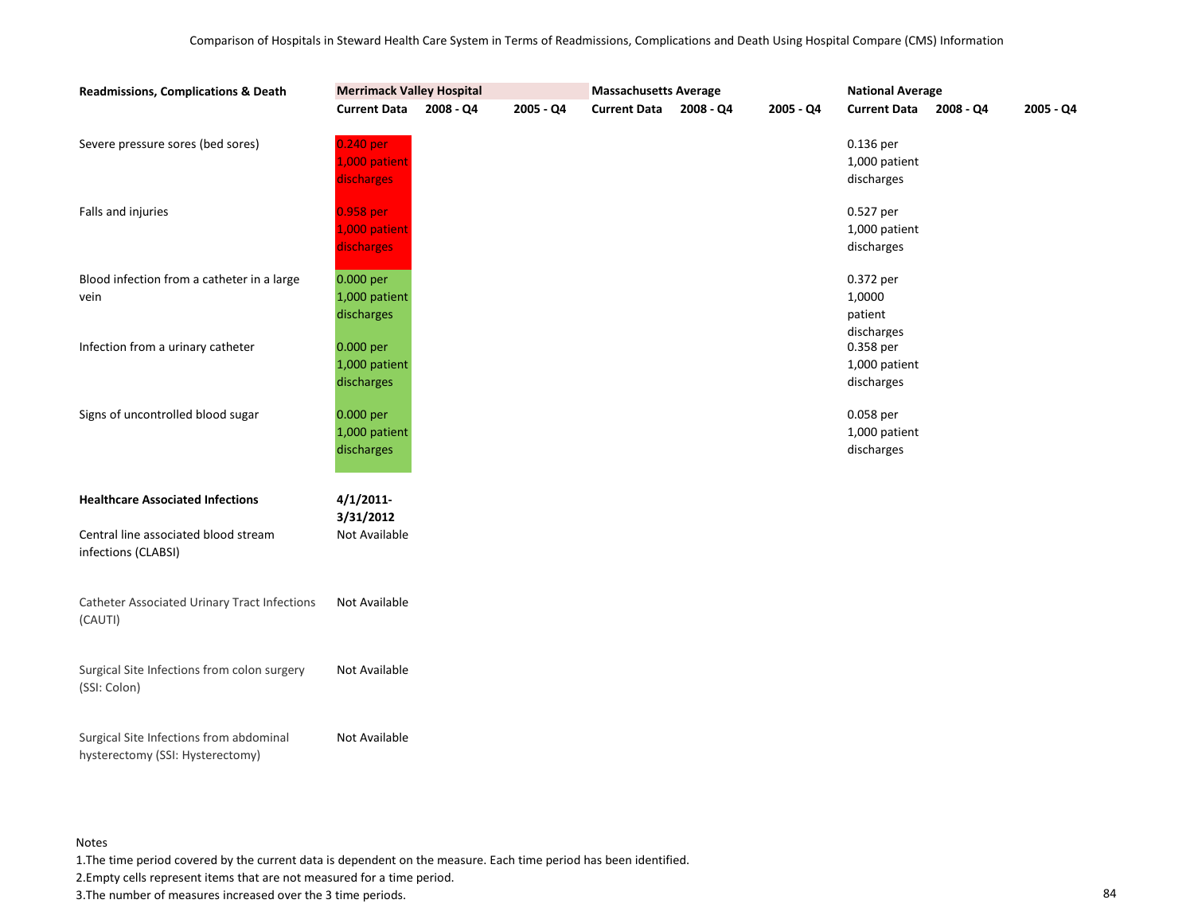Comparison of Hospitals in Steward Health Care System in Terms of Readmissions, Complications and Death Using Hospital Compare (CMS) Information

| Readmissions, Complications & Death | Merrimack Valley Hospital | | | Massachusetts Average | | | National Average | | |
|---|---|---|---|---|---|---|---|---|---|
| | Current Data | 2008 - Q4 | 2005 - Q4 | Current Data | 2008 - Q4 | 2005 - Q4 | Current Data | 2008 - Q4 | 2005 - Q4 |
| Severe pressure sores (bed sores) | 0.240 per 1,000 patient discharges | | | | | | 0.136 per 1,000 patient discharges | | |
| Falls and injuries | 0.958 per 1,000 patient discharges | | | | | | 0.527 per 1,000 patient discharges | | |
| Blood infection from a catheter in a large vein | 0.000 per 1,000 patient discharges | | | | | | 0.372 per 1,0000 patient discharges | | |
| Infection from a urinary catheter | 0.000 per 1,000 patient discharges | | | | | | 0.358 per 1,000 patient discharges | | |
| Signs of uncontrolled blood sugar | 0.000 per 1,000 patient discharges | | | | | | 0.058 per 1,000 patient discharges | | |
| **Healthcare Associated Infections** | **4/1/2011-3/31/2012** | | | | | | | | |
| Central line associated blood stream infections (CLABSI) | Not Available | | | | | | | | |
| Catheter Associated Urinary Tract Infections (CAUTI) | Not Available | | | | | | | | |
| Surgical Site Infections from colon surgery (SSI: Colon) | Not Available | | | | | | | | |
| Surgical Site Infections from abdominal hysterectomy (SSI: Hysterectomy) | Not Available | | | | | | | | |

Notes
1.The time period covered by the current data is dependent on the measure. Each time period has been identified.
2.Empty cells represent items that are not measured for a time period.
3.The number of measures increased over the 3 time periods.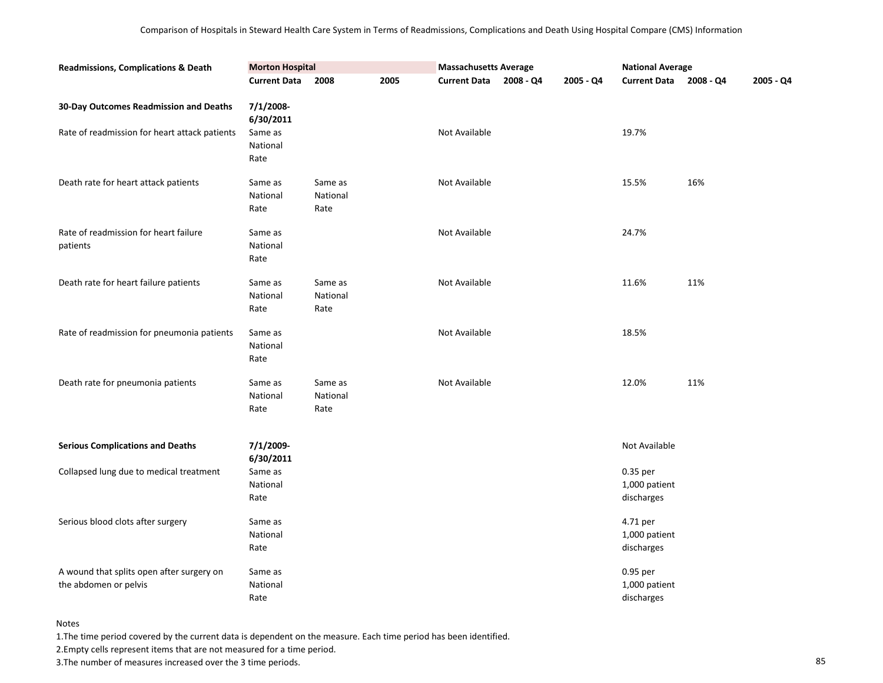Comparison of Hospitals in Steward Health Care System in Terms of Readmissions, Complications and Death Using Hospital Compare (CMS) Information

| Readmissions, Complications & Death | Morton Hospital | | | Massachusetts Average | | | National Average | | |
|---|---|---|---|---|---|---|---|---|---|
| | Current Data | 2008 | 2005 | Current Data | 2008 - Q4 | 2005 - Q4 | Current Data | 2008 - Q4 | 2005 - Q4 |
| **30-Day Outcomes Readmission and Deaths** | 7/1/2008-6/30/2011 | | | | | | | | |
| Rate of readmission for heart attack patients | Same as National Rate | | | Not Available | | | 19.7% | | |
| Death rate for heart attack patients | Same as National Rate | Same as National Rate | | Not Available | | | 15.5% | 16% | |
| Rate of readmission for heart failure patients | Same as National Rate | | | Not Available | | | 24.7% | | |
| Death rate for heart failure patients | Same as National Rate | Same as National Rate | | Not Available | | | 11.6% | 11% | |
| Rate of readmission for pneumonia patients | Same as National Rate | | | Not Available | | | 18.5% | | |
| Death rate for pneumonia patients | Same as National Rate | Same as National Rate | | Not Available | | | 12.0% | 11% | |
| **Serious Complications and Deaths** | 7/1/2009-6/30/2011 | | | | | | Not Available | | |
| Collapsed lung due to medical treatment | Same as National Rate | | | | | | 0.35 per 1,000 patient discharges | | |
| Serious blood clots after surgery | Same as National Rate | | | | | | 4.71 per 1,000 patient discharges | | |
| A wound that splits open after surgery on the abdomen or pelvis | Same as National Rate | | | | | | 0.95 per 1,000 patient discharges | | |

Notes

1.The time period covered by the current data is dependent on the measure. Each time period has been identified.

2.Empty cells represent items that are not measured for a time period.

3.The number of measures increased over the 3 time periods.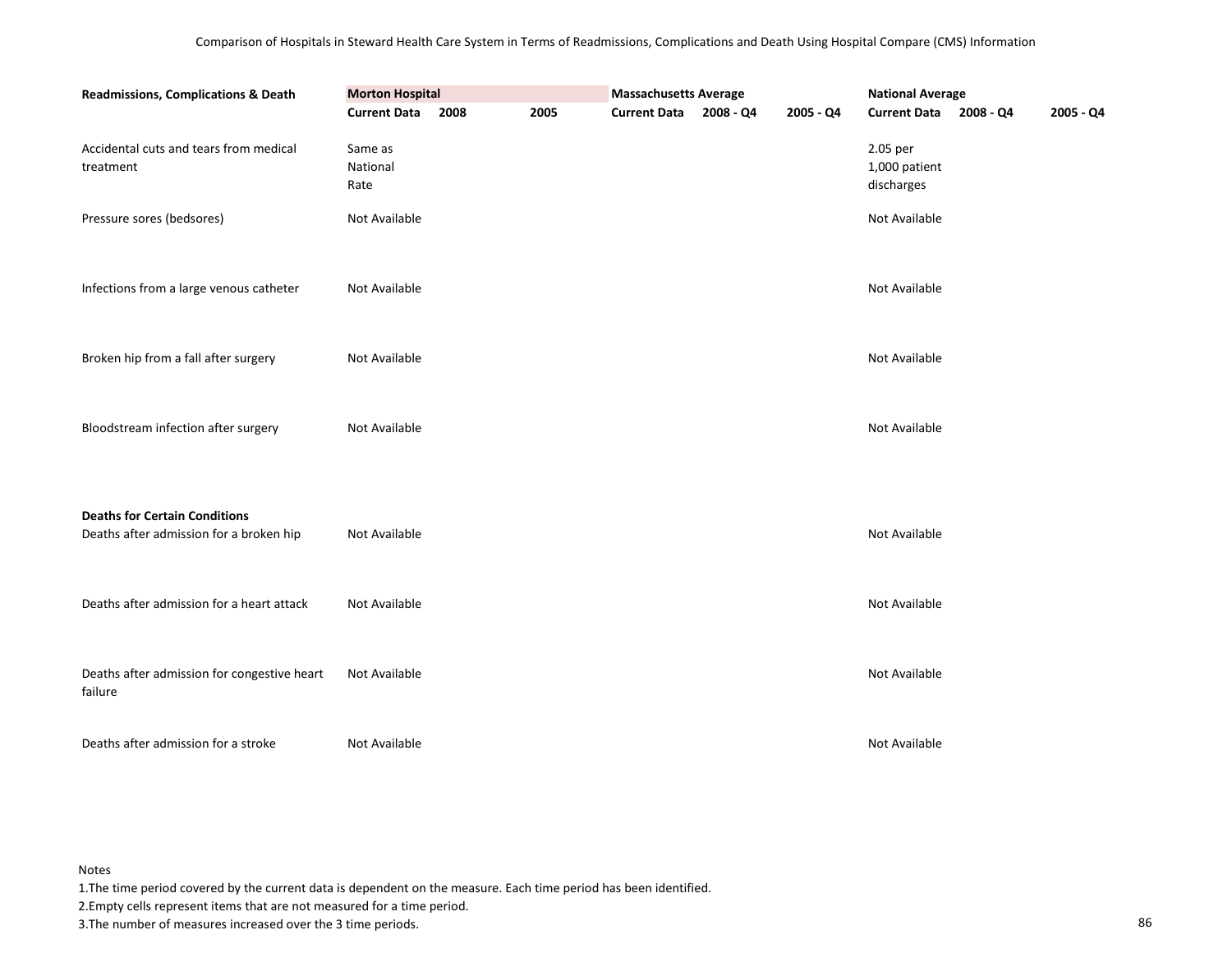Comparison of Hospitals in Steward Health Care System in Terms of Readmissions, Complications and Death Using Hospital Compare (CMS) Information

| Readmissions, Complications & Death | Morton Hospital | | | Massachusetts Average | | | National Average | | |
|---|---|---|---|---|---|---|---|---|---|
| | Current Data | 2008 | 2005 | Current Data | 2008 - Q4 | 2005 - Q4 | Current Data | 2008 - Q4 | 2005 - Q4 |
| Accidental cuts and tears from medical treatment | Same as National Rate | | | | | | 2.05 per 1,000 patient discharges | | |
| Pressure sores (bedsores) | Not Available | | | | | | Not Available | | |
| Infections from a large venous catheter | Not Available | | | | | | Not Available | | |
| Broken hip from a fall after surgery | Not Available | | | | | | Not Available | | |
| Bloodstream infection after surgery | Not Available | | | | | | Not Available | | |
| **Deaths for Certain Conditions** | | | | | | | | | |
| Deaths after admission for a broken hip | Not Available | | | | | | Not Available | | |
| Deaths after admission for a heart attack | Not Available | | | | | | Not Available | | |
| Deaths after admission for congestive heart failure | Not Available | | | | | | Not Available | | |
| Deaths after admission for a stroke | Not Available | | | | | | Not Available | | |

Notes

1.The time period covered by the current data is dependent on the measure. Each time period has been identified.

2.Empty cells represent items that are not measured for a time period.

3.The number of measures increased over the 3 time periods.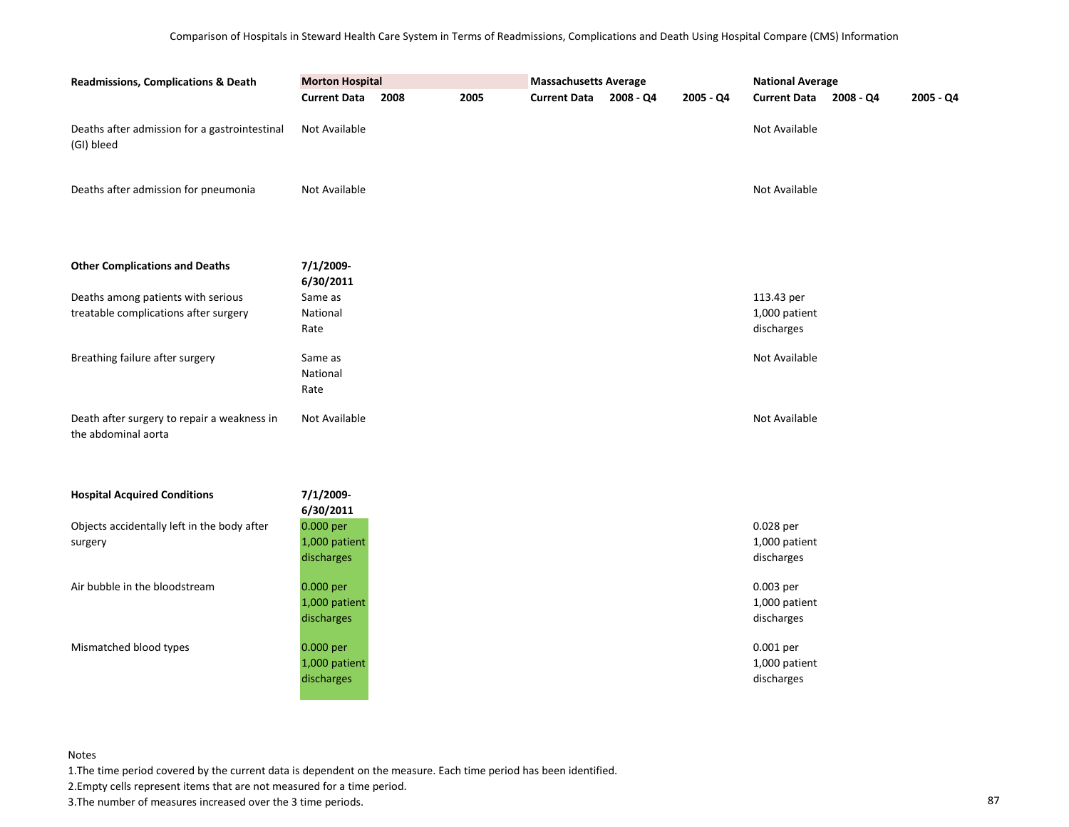Comparison of Hospitals in Steward Health Care System in Terms of Readmissions, Complications and Death Using Hospital Compare (CMS) Information

| Readmissions, Complications & Death | Morton Hospital | | | Massachusetts Average | | | National Average | | |
|---|---|---|---|---|---|---|---|---|---|
| | **Current Data** | **2008** | **2005** | **Current Data** | **2008 - Q4** | **2005 - Q4** | **Current Data** | **2008 - Q4** | **2005 - Q4** |
| Deaths after admission for a gastrointestinal (GI) bleed | Not Available | | | | | | Not Available | | |
| Deaths after admission for pneumonia | Not Available | | | | | | Not Available | | |
| **Other Complications and Deaths** | **7/1/2009-6/30/2011** | | | | | | | | |
| Deaths among patients with serious treatable complications after surgery | Same as National Rate | | | | | | 113.43 per 1,000 patient discharges | | |
| Breathing failure after surgery | Same as National Rate | | | | | | Not Available | | |
| Death after surgery to repair a weakness in the abdominal aorta | Not Available | | | | | | Not Available | | |
| **Hospital Acquired Conditions** | **7/1/2009-6/30/2011** | | | | | | | | |
| Objects accidentally left in the body after surgery | 0.000 per 1,000 patient discharges | | | | | | 0.028 per 1,000 patient discharges | | |
| Air bubble in the bloodstream | 0.000 per 1,000 patient discharges | | | | | | 0.003 per 1,000 patient discharges | | |
| Mismatched blood types | 0.000 per 1,000 patient discharges | | | | | | 0.001 per 1,000 patient discharges | | |

Notes

1. The time period covered by the current data is dependent on the measure. Each time period has been identified.
2. Empty cells represent items that are not measured for a time period.
3. The number of measures increased over the 3 time periods.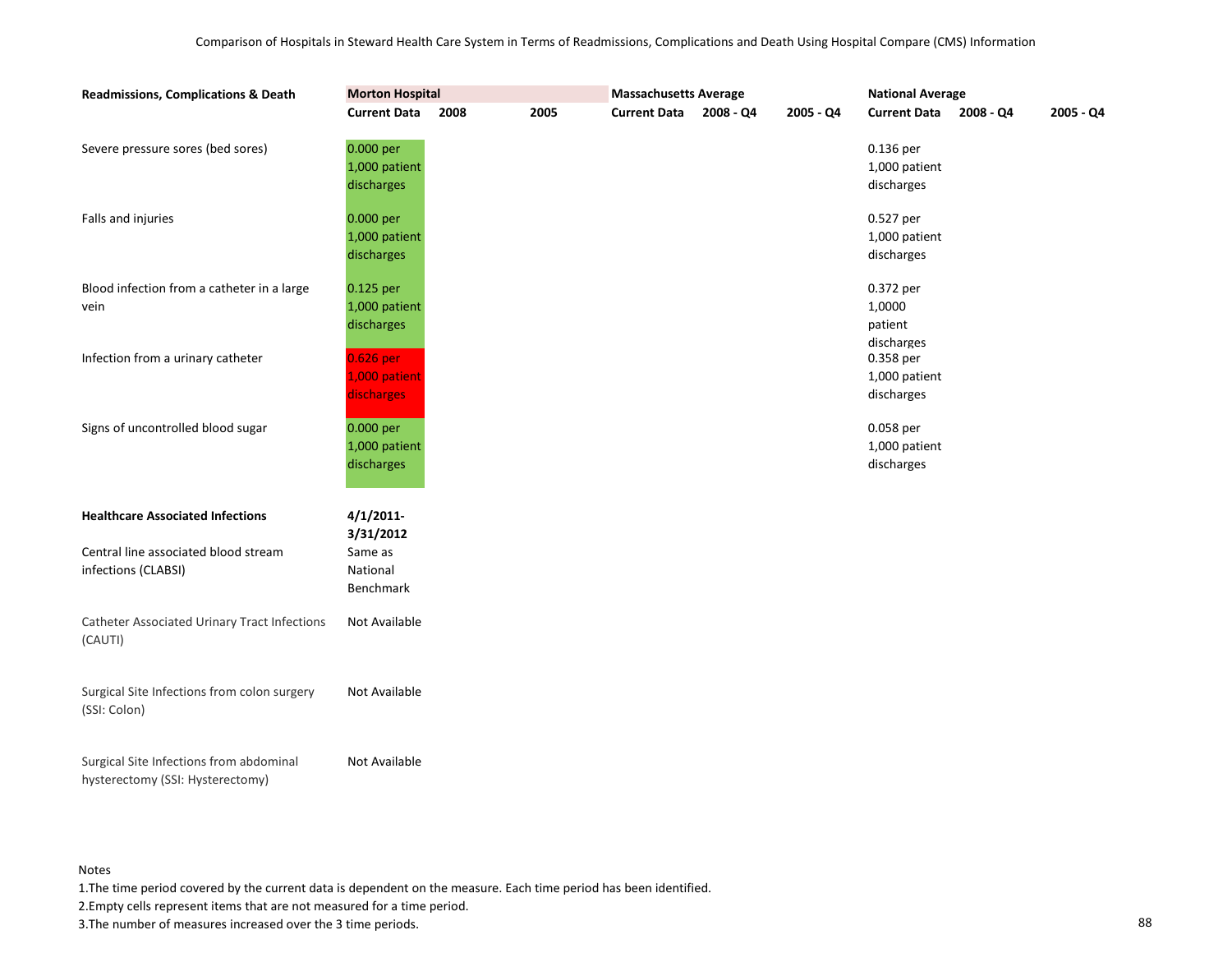Comparison of Hospitals in Steward Health Care System in Terms of Readmissions, Complications and Death Using Hospital Compare (CMS) Information

| Readmissions, Complications & Death | Morton Hospital | | | Massachusetts Average | | | National Average | | |
|---|---|---|---|---|---|---|---|---|---|
| | Current Data | 2008 | 2005 | Current Data | 2008 - Q4 | 2005 - Q4 | Current Data | 2008 - Q4 | 2005 - Q4 |
| Severe pressure sores (bed sores) | 0.000 per 1,000 patient discharges | | | | | | 0.136 per 1,000 patient discharges | | |
| Falls and injuries | 0.000 per 1,000 patient discharges | | | | | | 0.527 per 1,000 patient discharges | | |
| Blood infection from a catheter in a large vein | 0.125 per 1,000 patient discharges | | | | | | 0.372 per 1,0000 patient discharges | | |
| Infection from a urinary catheter | 0.626 per 1,000 patient discharges | | | | | | 0.358 per 1,000 patient discharges | | |
| Signs of uncontrolled blood sugar | 0.000 per 1,000 patient discharges | | | | | | 0.058 per 1,000 patient discharges | | |
| **Healthcare Associated Infections** | **4/1/2011-3/31/2012** | | | | | | | | |
| Central line associated blood stream infections (CLABSI) | Same as National Benchmark | | | | | | | | |
| Catheter Associated Urinary Tract Infections (CAUTI) | Not Available | | | | | | | | |
| Surgical Site Infections from colon surgery (SSI: Colon) | Not Available | | | | | | | | |
| Surgical Site Infections from abdominal hysterectomy (SSI: Hysterectomy) | Not Available | | | | | | | | |

Notes

1.The time period covered by the current data is dependent on the measure. Each time period has been identified.

2.Empty cells represent items that are not measured for a time period.

3.The number of measures increased over the 3 time periods.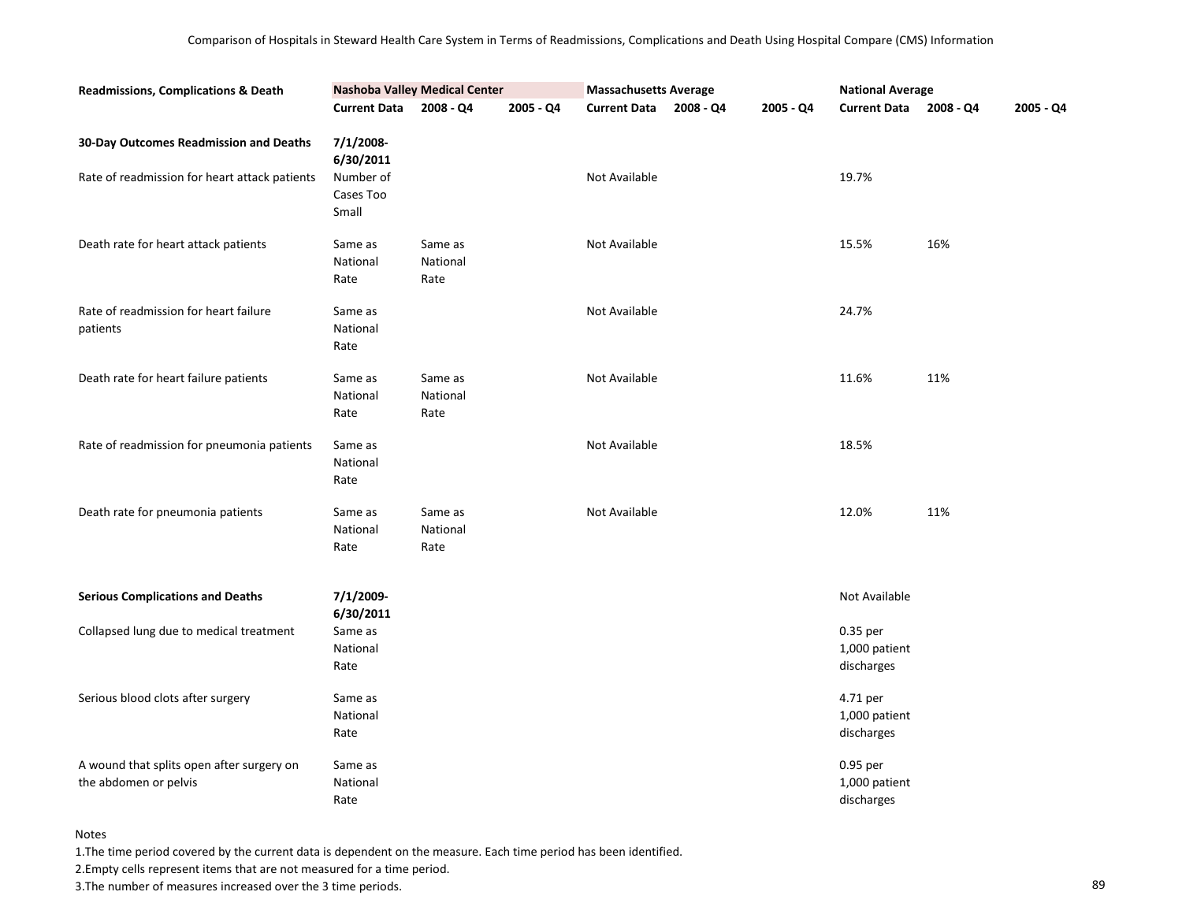Comparison of Hospitals in Steward Health Care System in Terms of Readmissions, Complications and Death Using Hospital Compare (CMS) Information

| Readmissions, Complications & Death | Nashoba Valley Medical Center | | | Massachusetts Average | | | National Average | | |
|---|---|---|---|---|---|---|---|---|---|
| | Current Data | 2008 - Q4 | 2005 - Q4 | Current Data | 2008 - Q4 | 2005 - Q4 | Current Data | 2008 - Q4 | 2005 - Q4 |
| **30-Day Outcomes Readmission and Deaths** | 7/1/2008-6/30/2011 | | | | | | | | |
| Rate of readmission for heart attack patients | Number of Cases Too Small | | | Not Available | | | 19.7% | | |
| Death rate for heart attack patients | Same as National Rate | Same as National Rate | | Not Available | | | 15.5% | 16% | |
| Rate of readmission for heart failure patients | Same as National Rate | | | Not Available | | | 24.7% | | |
| Death rate for heart failure patients | Same as National Rate | Same as National Rate | | Not Available | | | 11.6% | 11% | |
| Rate of readmission for pneumonia patients | Same as National Rate | | | Not Available | | | 18.5% | | |
| Death rate for pneumonia patients | Same as National Rate | Same as National Rate | | Not Available | | | 12.0% | 11% | |
| **Serious Complications and Deaths** | 7/1/2009-6/30/2011 | | | | | | Not Available | | |
| Collapsed lung due to medical treatment | Same as National Rate | | | | | | 0.35 per 1,000 patient discharges | | |
| Serious blood clots after surgery | Same as National Rate | | | | | | 4.71 per 1,000 patient discharges | | |
| A wound that splits open after surgery on the abdomen or pelvis | Same as National Rate | | | | | | 0.95 per 1,000 patient discharges | | |

Notes

1.The time period covered by the current data is dependent on the measure. Each time period has been identified.

2.Empty cells represent items that are not measured for a time period.

3.The number of measures increased over the 3 time periods.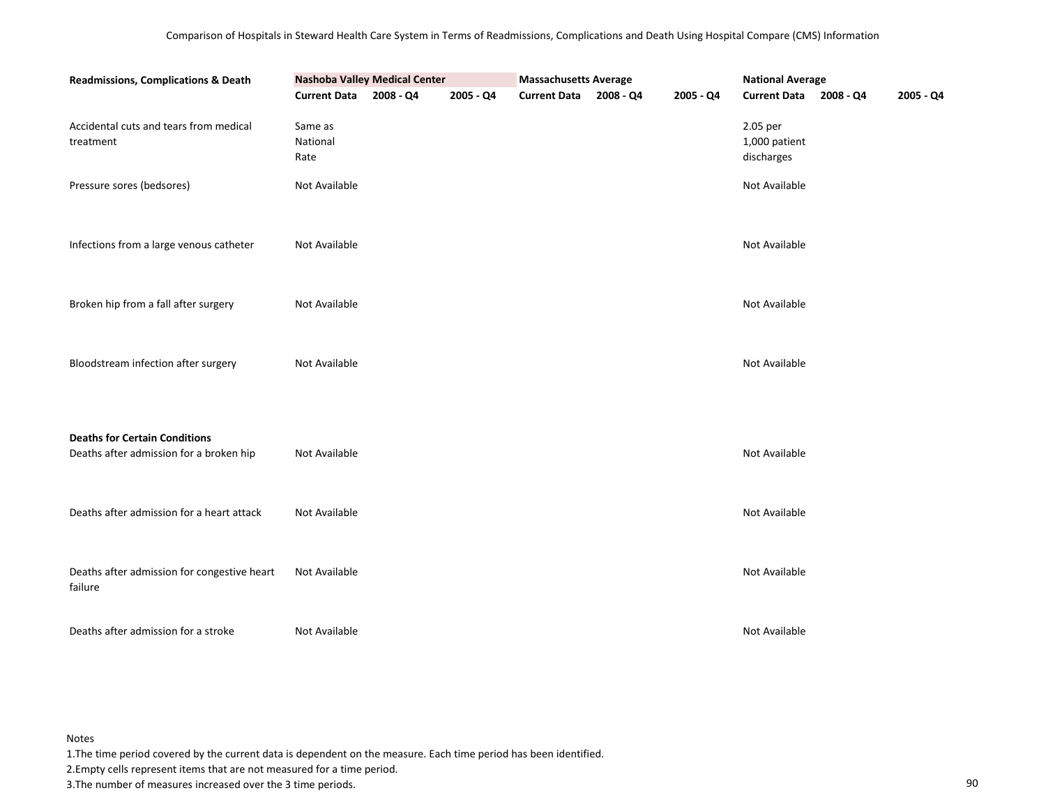Comparison of Hospitals in Steward Health Care System in Terms of Readmissions, Complications and Death Using Hospital Compare (CMS) Information

| Readmissions, Complications & Death | Nashoba Valley Medical Center | | | Massachusetts Average | | | National Average | | |
|---|---|---|---|---|---|---|---|---|---|
| | Current Data | 2008 - Q4 | 2005 - Q4 | Current Data | 2008 - Q4 | 2005 - Q4 | Current Data | 2008 - Q4 | 2005 - Q4 |
| Accidental cuts and tears from medical treatment | Same as National Rate | | | | | | 2.05 per 1,000 patient discharges | | |
| Pressure sores (bedsores) | Not Available | | | | | | Not Available | | |
| Infections from a large venous catheter | Not Available | | | | | | Not Available | | |
| Broken hip from a fall after surgery | Not Available | | | | | | Not Available | | |
| Bloodstream infection after surgery | Not Available | | | | | | Not Available | | |
| **Deaths for Certain Conditions** | | | | | | | | | |
| Deaths after admission for a broken hip | Not Available | | | | | | Not Available | | |
| Deaths after admission for a heart attack | Not Available | | | | | | Not Available | | |
| Deaths after admission for congestive heart failure | Not Available | | | | | | Not Available | | |
| Deaths after admission for a stroke | Not Available | | | | | | Not Available | | |

Notes

1. The time period covered by the current data is dependent on the measure. Each time period has been identified.
2. Empty cells represent items that are not measured for a time period.
3. The number of measures increased over the 3 time periods.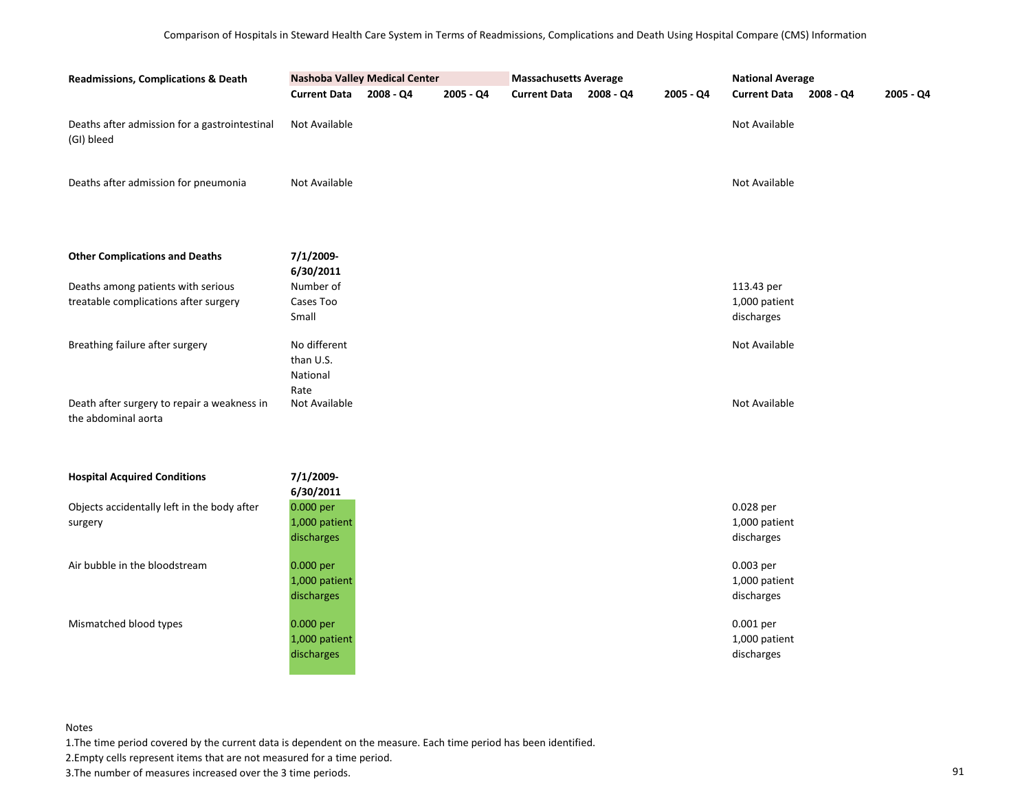Comparison of Hospitals in Steward Health Care System in Terms of Readmissions, Complications and Death Using Hospital Compare (CMS) Information

| Readmissions, Complications & Death | Nashoba Valley Medical Center | | | Massachusetts Average | | | National Average | | |
|---|---|---|---|---|---|---|---|---|---|
| | Current Data | 2008 - Q4 | 2005 - Q4 | Current Data | 2008 - Q4 | 2005 - Q4 | Current Data | 2008 - Q4 | 2005 - Q4 |
| Deaths after admission for a gastrointestinal (GI) bleed | Not Available | | | | | | Not Available | | |
| Deaths after admission for pneumonia | Not Available | | | | | | Not Available | | |
| **Other Complications and Deaths** | **7/1/2009-6/30/2011** | | | | | | | | |
| Deaths among patients with serious treatable complications after surgery | Number of Cases Too Small | | | | | | 113.43 per 1,000 patient discharges | | |
| Breathing failure after surgery | No different than U.S. National Rate | | | | | | Not Available | | |
| Death after surgery to repair a weakness in the abdominal aorta | Not Available | | | | | | Not Available | | |
| **Hospital Acquired Conditions** | **7/1/2009-6/30/2011** | | | | | | | | |
| Objects accidentally left in the body after surgery | 0.000 per 1,000 patient discharges | | | | | | 0.028 per 1,000 patient discharges | | |
| Air bubble in the bloodstream | 0.000 per 1,000 patient discharges | | | | | | 0.003 per 1,000 patient discharges | | |
| Mismatched blood types | 0.000 per 1,000 patient discharges | | | | | | 0.001 per 1,000 patient discharges | | |

Notes

1. The time period covered by the current data is dependent on the measure. Each time period has been identified.
2. Empty cells represent items that are not measured for a time period.
3. The number of measures increased over the 3 time periods.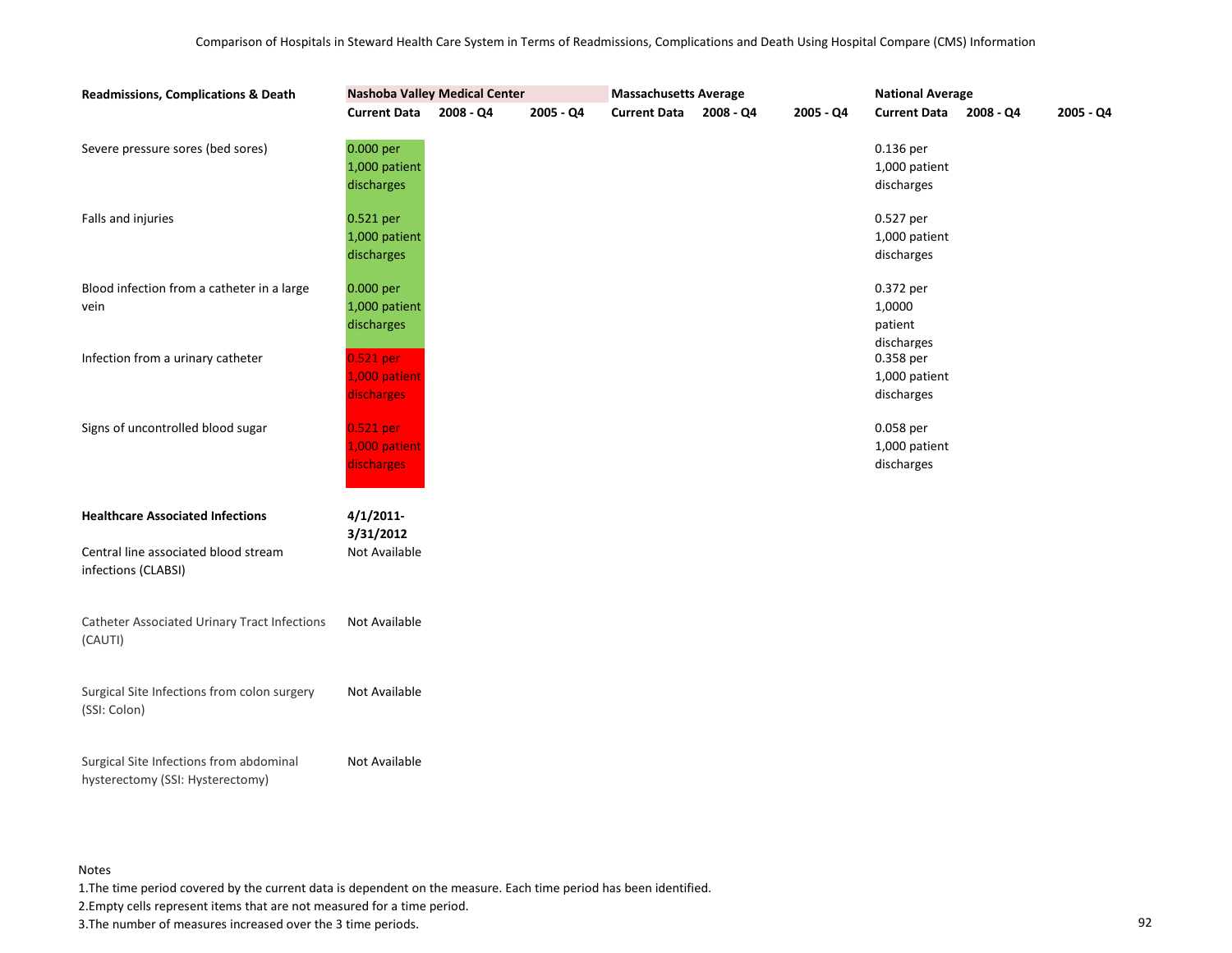Comparison of Hospitals in Steward Health Care System in Terms of Readmissions, Complications and Death Using Hospital Compare (CMS) Information

| Readmissions, Complications & Death | Nashoba Valley Medical Center | | | Massachusetts Average | | | National Average | | |
|---|---|---|---|---|---|---|---|---|---|
| | Current Data | 2008 - Q4 | 2005 - Q4 | Current Data | 2008 - Q4 | 2005 - Q4 | Current Data | 2008 - Q4 | 2005 - Q4 |
| Severe pressure sores (bed sores) | 0.000 per 1,000 patient discharges | | | | | | 0.136 per 1,000 patient discharges | | |
| Falls and injuries | 0.521 per 1,000 patient discharges | | | | | | 0.527 per 1,000 patient discharges | | |
| Blood infection from a catheter in a large vein | 0.000 per 1,000 patient discharges | | | | | | 0.372 per 1,0000 patient discharges | | |
| Infection from a urinary catheter | 0.521 per 1,000 patient discharges | | | | | | 0.358 per 1,000 patient discharges | | |
| Signs of uncontrolled blood sugar | 0.521 per 1,000 patient discharges | | | | | | 0.058 per 1,000 patient discharges | | |
| **Healthcare Associated Infections** | **4/1/2011-3/31/2012** | | | | | | | | |
| Central line associated blood stream infections (CLABSI) | Not Available | | | | | | | | |
| Catheter Associated Urinary Tract Infections (CAUTI) | Not Available | | | | | | | | |
| Surgical Site Infections from colon surgery (SSI: Colon) | Not Available | | | | | | | | |
| Surgical Site Infections from abdominal hysterectomy (SSI: Hysterectomy) | Not Available | | | | | | | | |

Notes

1.The time period covered by the current data is dependent on the measure. Each time period has been identified.

2.Empty cells represent items that are not measured for a time period.

3.The number of measures increased over the 3 time periods.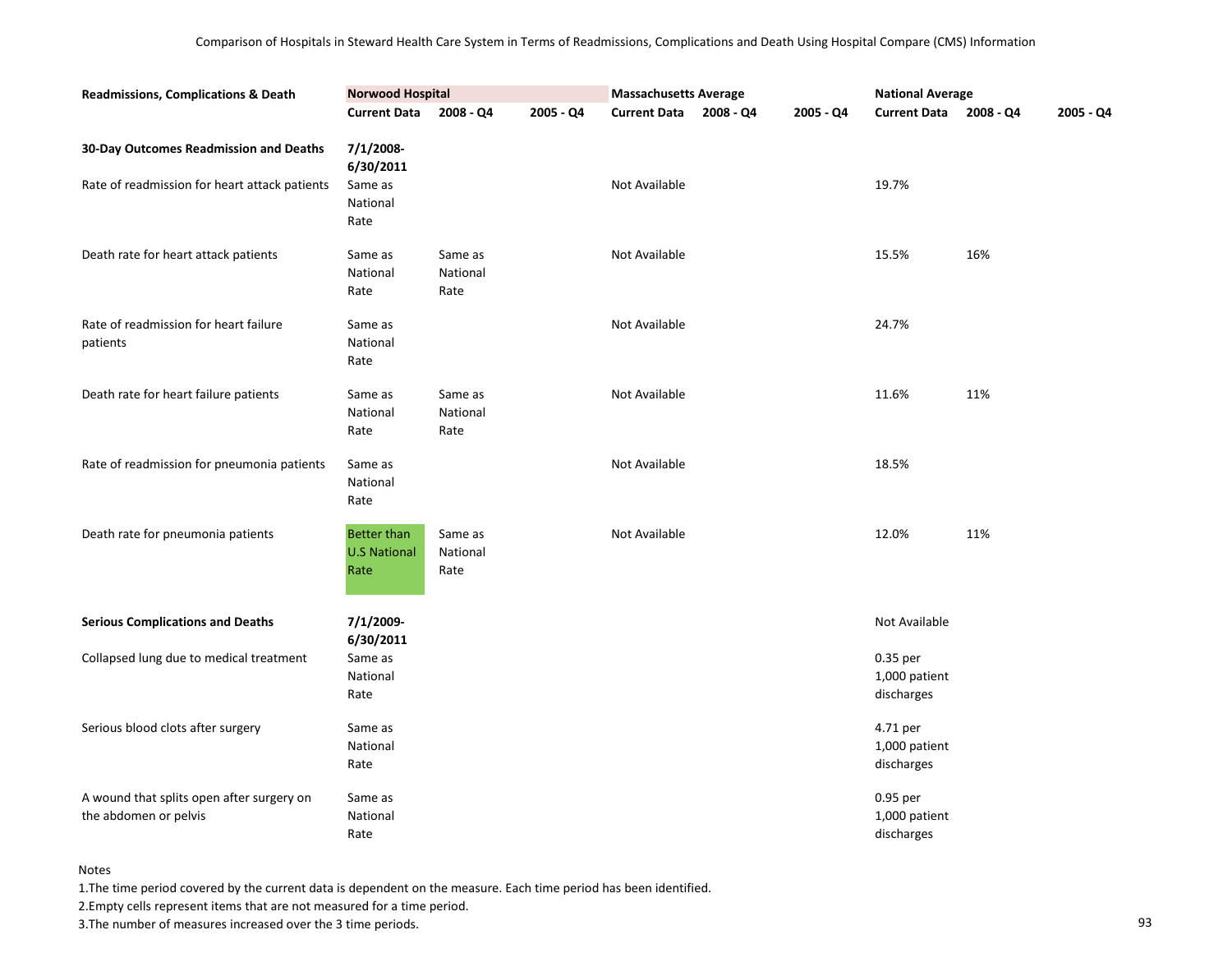Comparison of Hospitals in Steward Health Care System in Terms of Readmissions, Complications and Death Using Hospital Compare (CMS) Information

| Readmissions, Complications & Death | Norwood Hospital | | | Massachusetts Average | | | National Average | | |
|---|---|---|---|---|---|---|---|---|---|
| | Current Data | 2008 - Q4 | 2005 - Q4 | Current Data | 2008 - Q4 | 2005 - Q4 | Current Data | 2008 - Q4 | 2005 - Q4 |
| **30-Day Outcomes Readmission and Deaths** | 7/1/2008-6/30/2011 | | | | | | | | |
| Rate of readmission for heart attack patients | Same as National Rate | | | Not Available | | | 19.7% | | |
| Death rate for heart attack patients | Same as National Rate | Same as National Rate | | Not Available | | | 15.5% | 16% | |
| Rate of readmission for heart failure patients | Same as National Rate | | | Not Available | | | 24.7% | | |
| Death rate for heart failure patients | Same as National Rate | Same as National Rate | | Not Available | | | 11.6% | 11% | |
| Rate of readmission for pneumonia patients | Same as National Rate | | | Not Available | | | 18.5% | | |
| Death rate for pneumonia patients | Better than U.S National Rate | Same as National Rate | | Not Available | | | 12.0% | 11% | |
| **Serious Complications and Deaths** | 7/1/2009-6/30/2011 | | | | | | Not Available | | |
| Collapsed lung due to medical treatment | Same as National Rate | | | | | | 0.35 per 1,000 patient discharges | | |
| Serious blood clots after surgery | Same as National Rate | | | | | | 4.71 per 1,000 patient discharges | | |
| A wound that splits open after surgery on the abdomen or pelvis | Same as National Rate | | | | | | 0.95 per 1,000 patient discharges | | |

Notes

1.The time period covered by the current data is dependent on the measure. Each time period has been identified.

2.Empty cells represent items that are not measured for a time period.

3.The number of measures increased over the 3 time periods.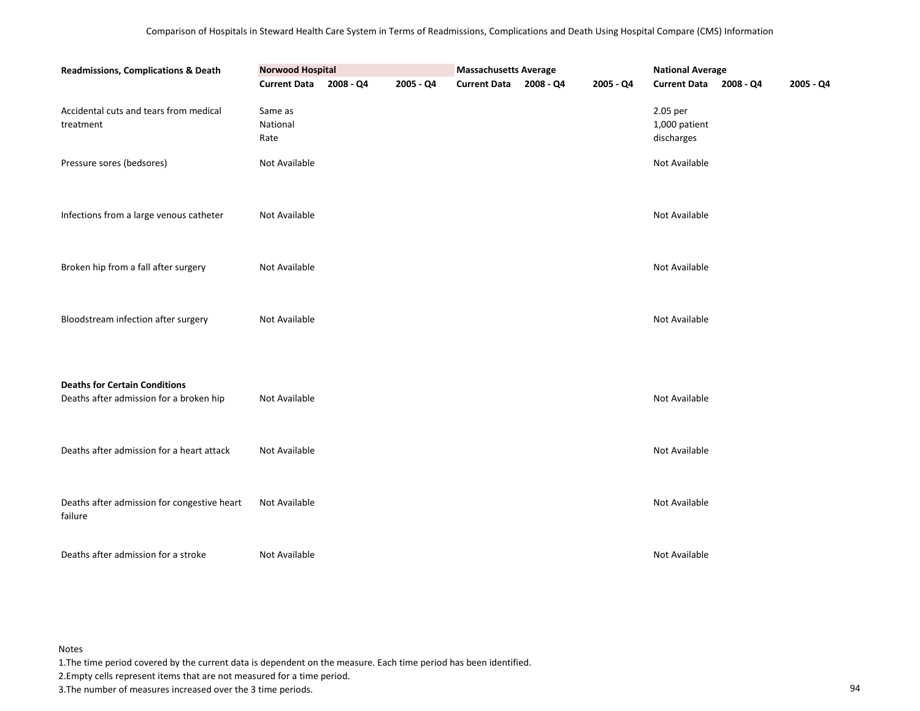Comparison of Hospitals in Steward Health Care System in Terms of Readmissions, Complications and Death Using Hospital Compare (CMS) Information

| Readmissions, Complications & Death | Norwood Hospital | | | Massachusetts Average | | | National Average | | |
|---|---|---|---|---|---|---|---|---|---|
| | Current Data | 2008 - Q4 | 2005 - Q4 | Current Data | 2008 - Q4 | 2005 - Q4 | Current Data | 2008 - Q4 | 2005 - Q4 |
| Accidental cuts and tears from medical treatment | Same as National Rate | | | | | | 2.05 per 1,000 patient discharges | | |
| Pressure sores (bedsores) | Not Available | | | | | | Not Available | | |
| Infections from a large venous catheter | Not Available | | | | | | Not Available | | |
| Broken hip from a fall after surgery | Not Available | | | | | | Not Available | | |
| Bloodstream infection after surgery | Not Available | | | | | | Not Available | | |
| **Deaths for Certain Conditions** | | | | | | | | | |
| Deaths after admission for a broken hip | Not Available | | | | | | Not Available | | |
| Deaths after admission for a heart attack | Not Available | | | | | | Not Available | | |
| Deaths after admission for congestive heart failure | Not Available | | | | | | Not Available | | |
| Deaths after admission for a stroke | Not Available | | | | | | Not Available | | |

Notes

1.The time period covered by the current data is dependent on the measure. Each time period has been identified.

2.Empty cells represent items that are not measured for a time period.

3.The number of measures increased over the 3 time periods.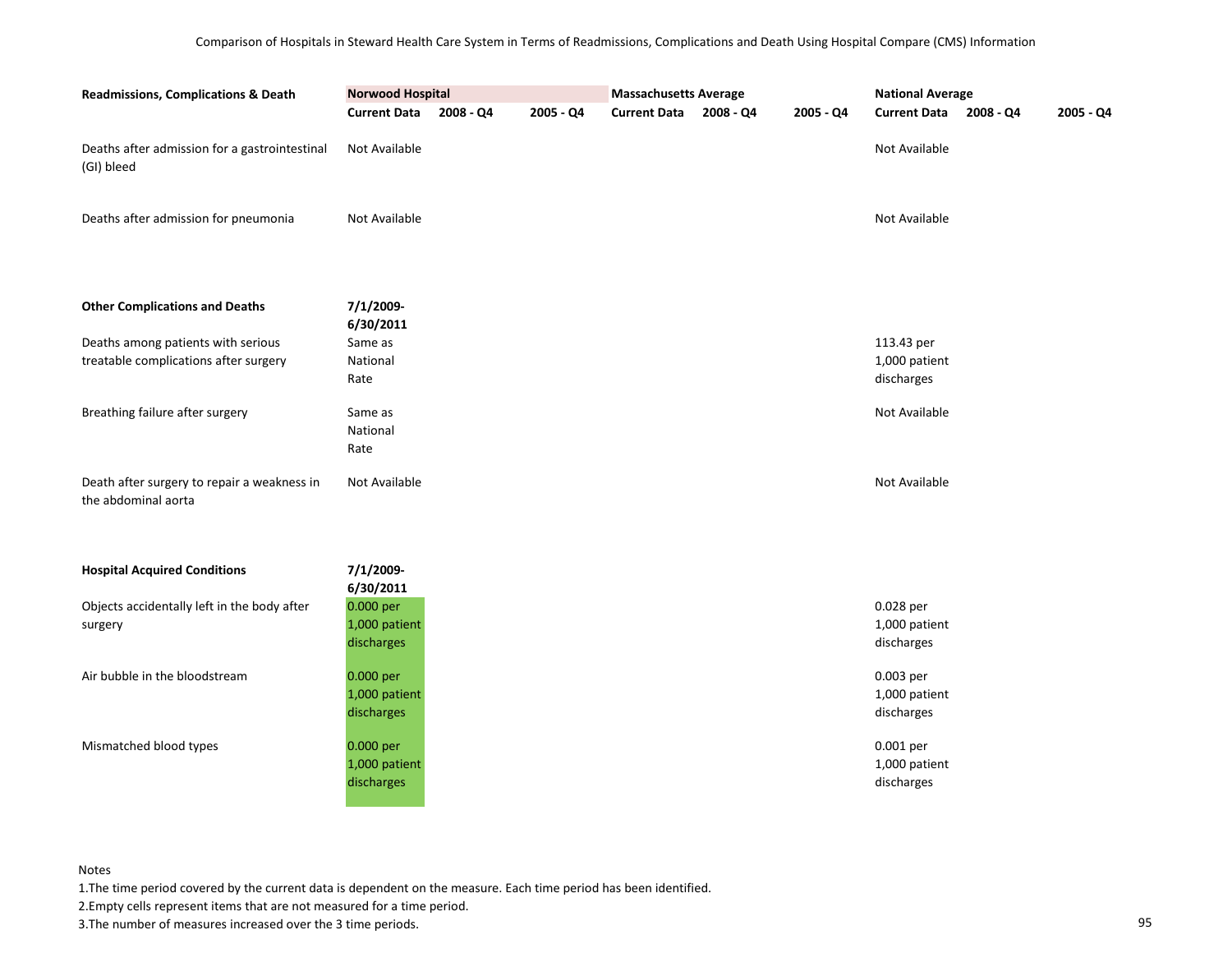Comparison of Hospitals in Steward Health Care System in Terms of Readmissions, Complications and Death Using Hospital Compare (CMS) Information

| Readmissions, Complications & Death | Norwood Hospital | | | Massachusetts Average | | | National Average | | |
|---|---|---|---|---|---|---|---|---|---|
| | Current Data | 2008 - Q4 | 2005 - Q4 | Current Data | 2008 - Q4 | 2005 - Q4 | Current Data | 2008 - Q4 | 2005 - Q4 |
| Deaths after admission for a gastrointestinal (GI) bleed | Not Available | | | | | | Not Available | | |
| Deaths after admission for pneumonia | Not Available | | | | | | Not Available | | |
| **Other Complications and Deaths** | **7/1/2009-6/30/2011** | | | | | | | | |
| Deaths among patients with serious treatable complications after surgery | Same as National Rate | | | | | | 113.43 per 1,000 patient discharges | | |
| Breathing failure after surgery | Same as National Rate | | | | | | Not Available | | |
| Death after surgery to repair a weakness in the abdominal aorta | Not Available | | | | | | Not Available | | |
| **Hospital Acquired Conditions** | **7/1/2009-6/30/2011** | | | | | | | | |
| Objects accidentally left in the body after surgery | 0.000 per 1,000 patient discharges | | | | | | 0.028 per 1,000 patient discharges | | |
| Air bubble in the bloodstream | 0.000 per 1,000 patient discharges | | | | | | 0.003 per 1,000 patient discharges | | |
| Mismatched blood types | 0.000 per 1,000 patient discharges | | | | | | 0.001 per 1,000 patient discharges | | |

Notes

1. The time period covered by the current data is dependent on the measure. Each time period has been identified.
2. Empty cells represent items that are not measured for a time period.
3. The number of measures increased over the 3 time periods.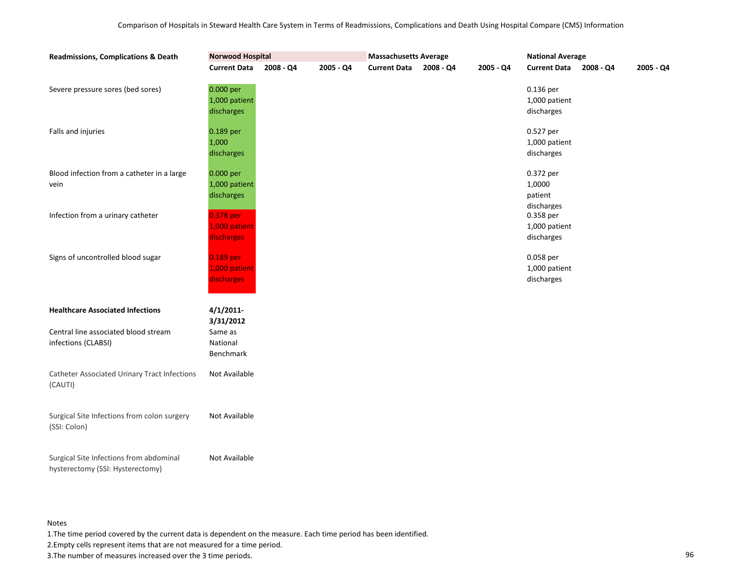Comparison of Hospitals in Steward Health Care System in Terms of Readmissions, Complications and Death Using Hospital Compare (CMS) Information

| Readmissions, Complications & Death | Norwood Hospital | | | Massachusetts Average | | | National Average | | |
|---|---|---|---|---|---|---|---|---|---|
| | Current Data | 2008 - Q4 | 2005 - Q4 | Current Data | 2008 - Q4 | 2005 - Q4 | Current Data | 2008 - Q4 | 2005 - Q4 |
| Severe pressure sores (bed sores) | 0.000 per 1,000 patient discharges | | | | | | 0.136 per 1,000 patient discharges | | |
| Falls and injuries | 0.189 per 1,000 discharges | | | | | | 0.527 per 1,000 patient discharges | | |
| Blood infection from a catheter in a large vein | 0.000 per 1,000 patient discharges | | | | | | 0.372 per 1,0000 patient discharges | | |
| Infection from a urinary catheter | 0.378 per 1,000 patient discharges | | | | | | 0.358 per 1,000 patient discharges | | |
| Signs of uncontrolled blood sugar | 0.189 per 1,000 patient discharges | | | | | | 0.058 per 1,000 patient discharges | | |
| **Healthcare Associated Infections** | **4/1/2011-3/31/2012** | | | | | | | | |
| Central line associated blood stream infections (CLABSI) | Same as National Benchmark | | | | | | | | |
| Catheter Associated Urinary Tract Infections (CAUTI) | Not Available | | | | | | | | |
| Surgical Site Infections from colon surgery (SSI: Colon) | Not Available | | | | | | | | |
| Surgical Site Infections from abdominal hysterectomy (SSI: Hysterectomy) | Not Available | | | | | | | | |

Notes

1. The time period covered by the current data is dependent on the measure. Each time period has been identified.
2. Empty cells represent items that are not measured for a time period.
3. The number of measures increased over the 3 time periods.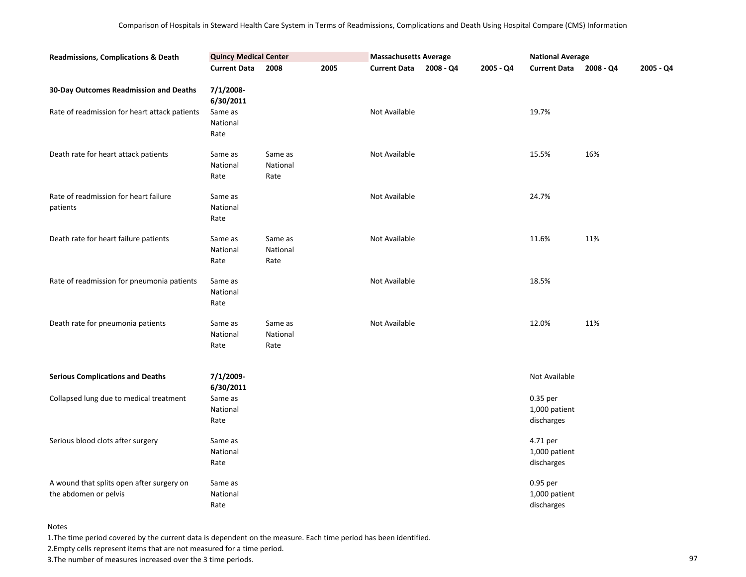Comparison of Hospitals in Steward Health Care System in Terms of Readmissions, Complications and Death Using Hospital Compare (CMS) Information

| Readmissions, Complications & Death | Quincy Medical Center | | | Massachusetts Average | | | National Average | | |
|---|---|---|---|---|---|---|---|---|---|
| | Current Data | 2008 | 2005 | Current Data | 2008 - Q4 | 2005 - Q4 | Current Data | 2008 - Q4 | 2005 - Q4 |
| **30-Day Outcomes Readmission and Deaths** | 7/1/2008-6/30/2011 | | | | | | | | |
| Rate of readmission for heart attack patients | Same as National Rate | | | Not Available | | | 19.7% | | |
| Death rate for heart attack patients | Same as National Rate | Same as National Rate | | Not Available | | | 15.5% | 16% | |
| Rate of readmission for heart failure patients | Same as National Rate | | | Not Available | | | 24.7% | | |
| Death rate for heart failure patients | Same as National Rate | Same as National Rate | | Not Available | | | 11.6% | 11% | |
| Rate of readmission for pneumonia patients | Same as National Rate | | | Not Available | | | 18.5% | | |
| Death rate for pneumonia patients | Same as National Rate | Same as National Rate | | Not Available | | | 12.0% | 11% | |
| **Serious Complications and Deaths** | 7/1/2009-6/30/2011 | | | | | | Not Available | | |
| Collapsed lung due to medical treatment | Same as National Rate | | | | | | 0.35 per 1,000 patient discharges | | |
| Serious blood clots after surgery | Same as National Rate | | | | | | 4.71 per 1,000 patient discharges | | |
| A wound that splits open after surgery on the abdomen or pelvis | Same as National Rate | | | | | | 0.95 per 1,000 patient discharges | | |

Notes

1.The time period covered by the current data is dependent on the measure. Each time period has been identified.

2.Empty cells represent items that are not measured for a time period.

3.The number of measures increased over the 3 time periods.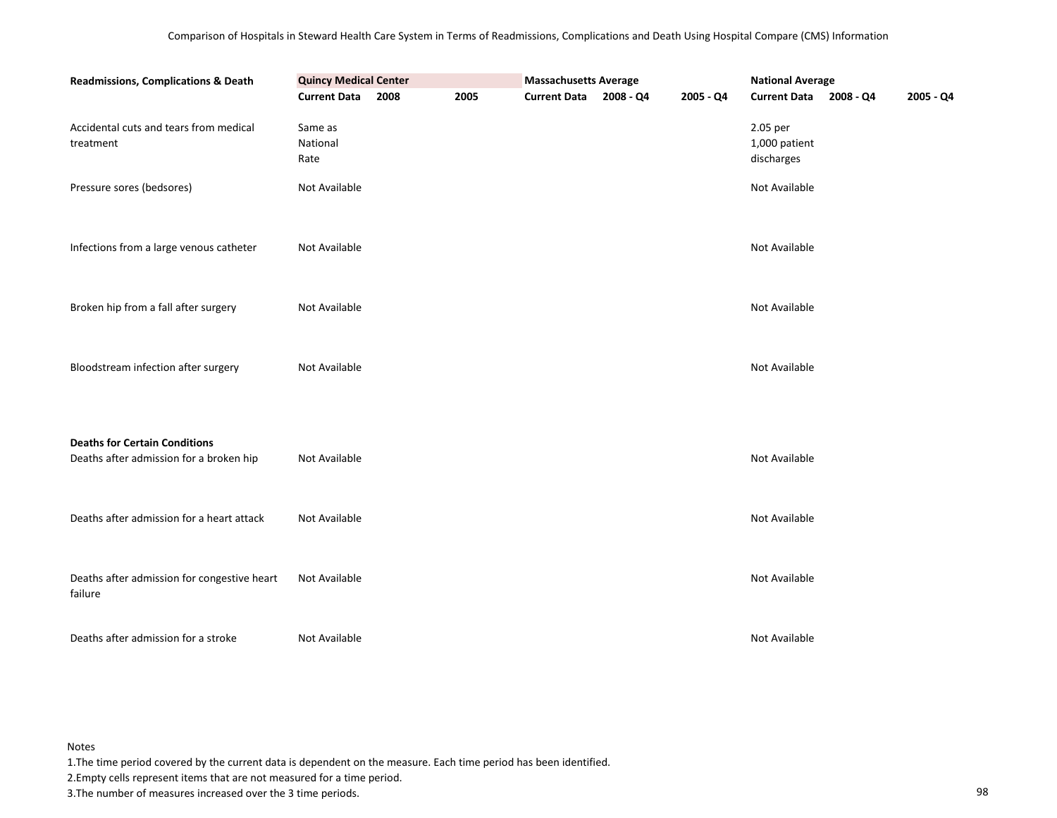Comparison of Hospitals in Steward Health Care System in Terms of Readmissions, Complications and Death Using Hospital Compare (CMS) Information

| Readmissions, Complications & Death | Quincy Medical Center | | | Massachusetts Average | | | National Average | | |
|---|---|---|---|---|---|---|---|---|---|
| | Current Data | 2008 | 2005 | Current Data | 2008 - Q4 | 2005 - Q4 | Current Data | 2008 - Q4 | 2005 - Q4 |
| Accidental cuts and tears from medical treatment | Same as National Rate | | | | | | 2.05 per 1,000 patient discharges | | |
| Pressure sores (bedsores) | Not Available | | | | | | Not Available | | |
| Infections from a large venous catheter | Not Available | | | | | | Not Available | | |
| Broken hip from a fall after surgery | Not Available | | | | | | Not Available | | |
| Bloodstream infection after surgery | Not Available | | | | | | Not Available | | |
| **Deaths for Certain Conditions** | | | | | | | | | |
| Deaths after admission for a broken hip | Not Available | | | | | | Not Available | | |
| Deaths after admission for a heart attack | Not Available | | | | | | Not Available | | |
| Deaths after admission for congestive heart failure | Not Available | | | | | | Not Available | | |
| Deaths after admission for a stroke | Not Available | | | | | | Not Available | | |

Notes

1. The time period covered by the current data is dependent on the measure. Each time period has been identified.
2. Empty cells represent items that are not measured for a time period.
3. The number of measures increased over the 3 time periods.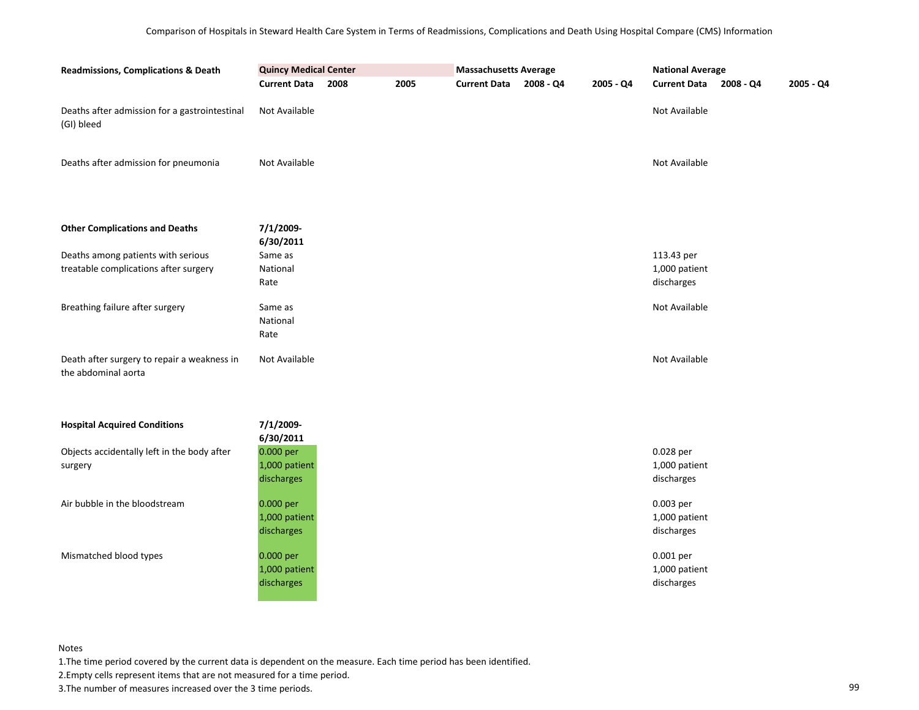Comparison of Hospitals in Steward Health Care System in Terms of Readmissions, Complications and Death Using Hospital Compare (CMS) Information

| Readmissions, Complications & Death | Quincy Medical Center | | | Massachusetts Average | | | National Average | | |
|---|---|---|---|---|---|---|---|---|---|
| | Current Data | 2008 | 2005 | Current Data | 2008 - Q4 | 2005 - Q4 | Current Data | 2008 - Q4 | 2005 - Q4 |
| Deaths after admission for a gastrointestinal (GI) bleed | Not Available | | | | | | Not Available | | |
| Deaths after admission for pneumonia | Not Available | | | | | | Not Available | | |
| **Other Complications and Deaths** | **7/1/2009-6/30/2011** | | | | | | | | |
| Deaths among patients with serious treatable complications after surgery | Same as National Rate | | | | | | 113.43 per 1,000 patient discharges | | |
| Breathing failure after surgery | Same as National Rate | | | | | | Not Available | | |
| Death after surgery to repair a weakness in the abdominal aorta | Not Available | | | | | | Not Available | | |
| **Hospital Acquired Conditions** | **7/1/2009-6/30/2011** | | | | | | | | |
| Objects accidentally left in the body after surgery | 0.000 per 1,000 patient discharges | | | | | | 0.028 per 1,000 patient discharges | | |
| Air bubble in the bloodstream | 0.000 per 1,000 patient discharges | | | | | | 0.003 per 1,000 patient discharges | | |
| Mismatched blood types | 0.000 per 1,000 patient discharges | | | | | | 0.001 per 1,000 patient discharges | | |

Notes

1. The time period covered by the current data is dependent on the measure. Each time period has been identified.
2. Empty cells represent items that are not measured for a time period.
3. The number of measures increased over the 3 time periods.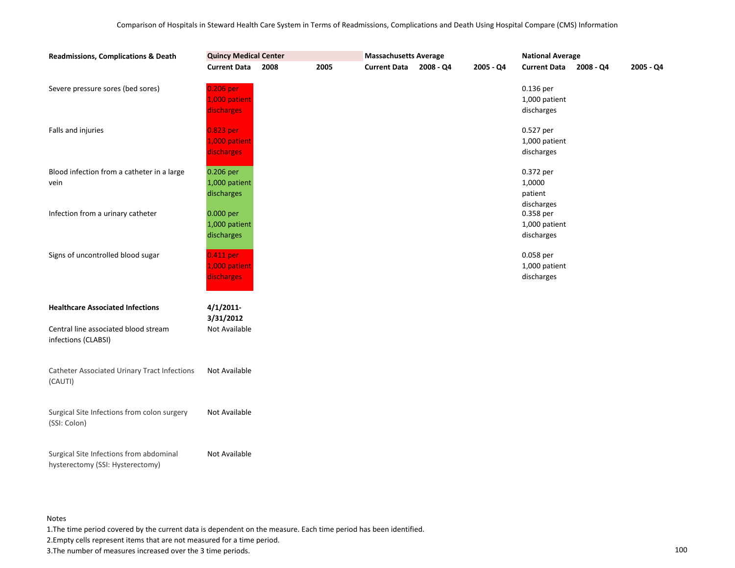Comparison of Hospitals in Steward Health Care System in Terms of Readmissions, Complications and Death Using Hospital Compare (CMS) Information

| Readmissions, Complications & Death | Quincy Medical Center | | | Massachusetts Average | | | National Average | | |
|---|---|---|---|---|---|---|---|---|---|
| | Current Data | 2008 | 2005 | Current Data | 2008 - Q4 | 2005 - Q4 | Current Data | 2008 - Q4 | 2005 - Q4 |
| Severe pressure sores (bed sores) | 0.206 per 1,000 patient discharges | | | | | | 0.136 per 1,000 patient discharges | | |
| Falls and injuries | 0.823 per 1,000 patient discharges | | | | | | 0.527 per 1,000 patient discharges | | |
| Blood infection from a catheter in a large vein | 0.206 per 1,000 patient discharges | | | | | | 0.372 per 1,0000 patient discharges | | |
| Infection from a urinary catheter | 0.000 per 1,000 patient discharges | | | | | | 0.358 per 1,000 patient discharges | | |
| Signs of uncontrolled blood sugar | 0.411 per 1,000 patient discharges | | | | | | 0.058 per 1,000 patient discharges | | |
| **Healthcare Associated Infections** | **4/1/2011-3/31/2012** | | | | | | | | |
| Central line associated blood stream infections (CLABSI) | Not Available | | | | | | | | |
| Catheter Associated Urinary Tract Infections (CAUTI) | Not Available | | | | | | | | |
| Surgical Site Infections from colon surgery (SSI: Colon) | Not Available | | | | | | | | |
| Surgical Site Infections from abdominal hysterectomy (SSI: Hysterectomy) | Not Available | | | | | | | | |

Notes

1. The time period covered by the current data is dependent on the measure. Each time period has been identified.
2. Empty cells represent items that are not measured for a time period.
3. The number of measures increased over the 3 time periods.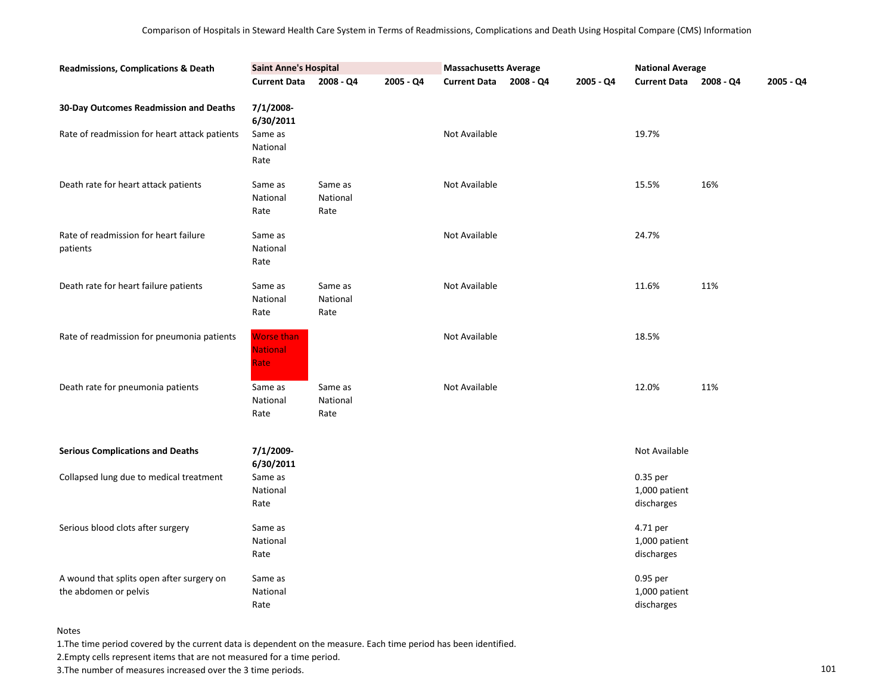Comparison of Hospitals in Steward Health Care System in Terms of Readmissions, Complications and Death Using Hospital Compare (CMS) Information

| Readmissions, Complications & Death | Saint Anne's Hospital | | | Massachusetts Average | | | National Average | | |
|---|---|---|---|---|---|---|---|---|---|
| | Current Data | 2008 - Q4 | 2005 - Q4 | Current Data | 2008 - Q4 | 2005 - Q4 | Current Data | 2008 - Q4 | 2005 - Q4 |
| **30-Day Outcomes Readmission and Deaths** | **7/1/2008-6/30/2011** | | | | | | | | |
| Rate of readmission for heart attack patients | Same as National Rate | | | Not Available | | | 19.7% | | |
| Death rate for heart attack patients | Same as National Rate | Same as National Rate | | Not Available | | | 15.5% | 16% | |
| Rate of readmission for heart failure patients | Same as National Rate | | | Not Available | | | 24.7% | | |
| Death rate for heart failure patients | Same as National Rate | Same as National Rate | | Not Available | | | 11.6% | 11% | |
| Rate of readmission for pneumonia patients | Worse than National Rate | | | Not Available | | | 18.5% | | |
| Death rate for pneumonia patients | Same as National Rate | Same as National Rate | | Not Available | | | 12.0% | 11% | |
| **Serious Complications and Deaths** | **7/1/2009-6/30/2011** | | | | | | Not Available | | |
| Collapsed lung due to medical treatment | Same as National Rate | | | | | | 0.35 per 1,000 patient discharges | | |
| Serious blood clots after surgery | Same as National Rate | | | | | | 4.71 per 1,000 patient discharges | | |
| A wound that splits open after surgery on the abdomen or pelvis | Same as National Rate | | | | | | 0.95 per 1,000 patient discharges | | |

Notes

1.The time period covered by the current data is dependent on the measure. Each time period has been identified.

2.Empty cells represent items that are not measured for a time period.

3.The number of measures increased over the 3 time periods.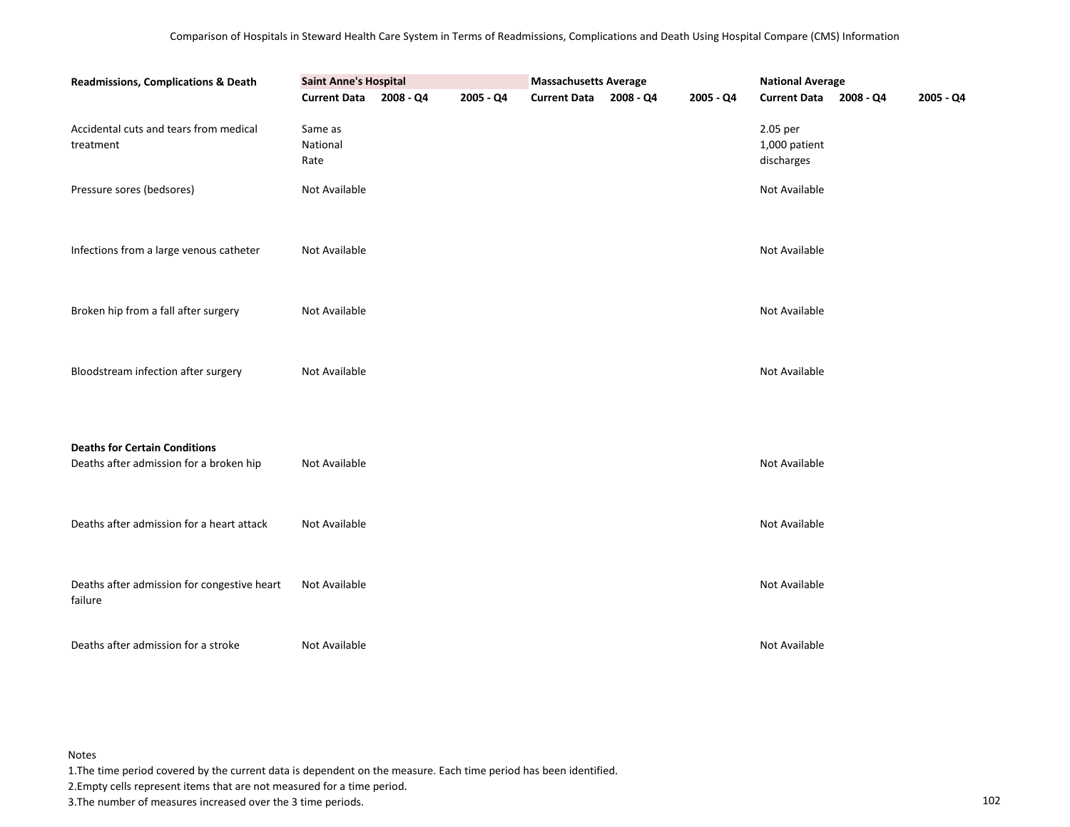Comparison of Hospitals in Steward Health Care System in Terms of Readmissions, Complications and Death Using Hospital Compare (CMS) Information

| Readmissions, Complications & Death | Saint Anne's Hospital | | | Massachusetts Average | | | National Average | | |
|---|---|---|---|---|---|---|---|---|---|
| | Current Data | 2008 - Q4 | 2005 - Q4 | Current Data | 2008 - Q4 | 2005 - Q4 | Current Data | 2008 - Q4 | 2005 - Q4 |
| Accidental cuts and tears from medical treatment | Same as National Rate | | | | | | 2.05 per 1,000 patient discharges | | |
| Pressure sores (bedsores) | Not Available | | | | | | Not Available | | |
| Infections from a large venous catheter | Not Available | | | | | | Not Available | | |
| Broken hip from a fall after surgery | Not Available | | | | | | Not Available | | |
| Bloodstream infection after surgery | Not Available | | | | | | Not Available | | |
| **Deaths for Certain Conditions** | | | | | | | | | |
| Deaths after admission for a broken hip | Not Available | | | | | | Not Available | | |
| Deaths after admission for a heart attack | Not Available | | | | | | Not Available | | |
| Deaths after admission for congestive heart failure | Not Available | | | | | | Not Available | | |
| Deaths after admission for a stroke | Not Available | | | | | | Not Available | | |

Notes
1.The time period covered by the current data is dependent on the measure. Each time period has been identified.
2.Empty cells represent items that are not measured for a time period.
3.The number of measures increased over the 3 time periods.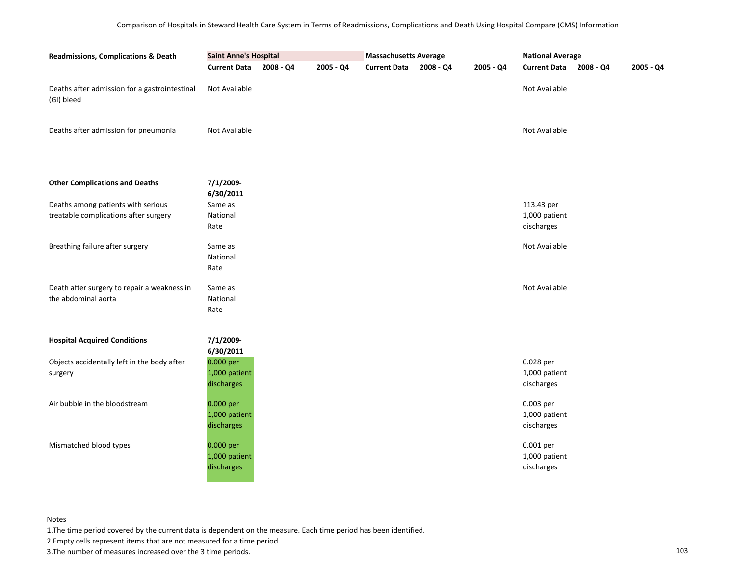Comparison of Hospitals in Steward Health Care System in Terms of Readmissions, Complications and Death Using Hospital Compare (CMS) Information

| Readmissions, Complications & Death | Saint Anne's Hospital | | | Massachusetts Average | | | National Average | | |
|---|---|---|---|---|---|---|---|---|---|
| | Current Data | 2008 - Q4 | 2005 - Q4 | Current Data | 2008 - Q4 | 2005 - Q4 | Current Data | 2008 - Q4 | 2005 - Q4 |
| Deaths after admission for a gastrointestinal (GI) bleed | Not Available | | | | | | Not Available | | |
| Deaths after admission for pneumonia | Not Available | | | | | | Not Available | | |
| **Other Complications and Deaths** | **7/1/2009-6/30/2011** | | | | | | | | |
| Deaths among patients with serious treatable complications after surgery | Same as National Rate | | | | | | 113.43 per 1,000 patient discharges | | |
| Breathing failure after surgery | Same as National Rate | | | | | | Not Available | | |
| Death after surgery to repair a weakness in the abdominal aorta | Same as National Rate | | | | | | Not Available | | |
| **Hospital Acquired Conditions** | **7/1/2009-6/30/2011** | | | | | | | | |
| Objects accidentally left in the body after surgery | 0.000 per 1,000 patient discharges | | | | | | 0.028 per 1,000 patient discharges | | |
| Air bubble in the bloodstream | 0.000 per 1,000 patient discharges | | | | | | 0.003 per 1,000 patient discharges | | |
| Mismatched blood types | 0.000 per 1,000 patient discharges | | | | | | 0.001 per 1,000 patient discharges | | |

Notes

1. The time period covered by the current data is dependent on the measure. Each time period has been identified.
2. Empty cells represent items that are not measured for a time period.
3. The number of measures increased over the 3 time periods.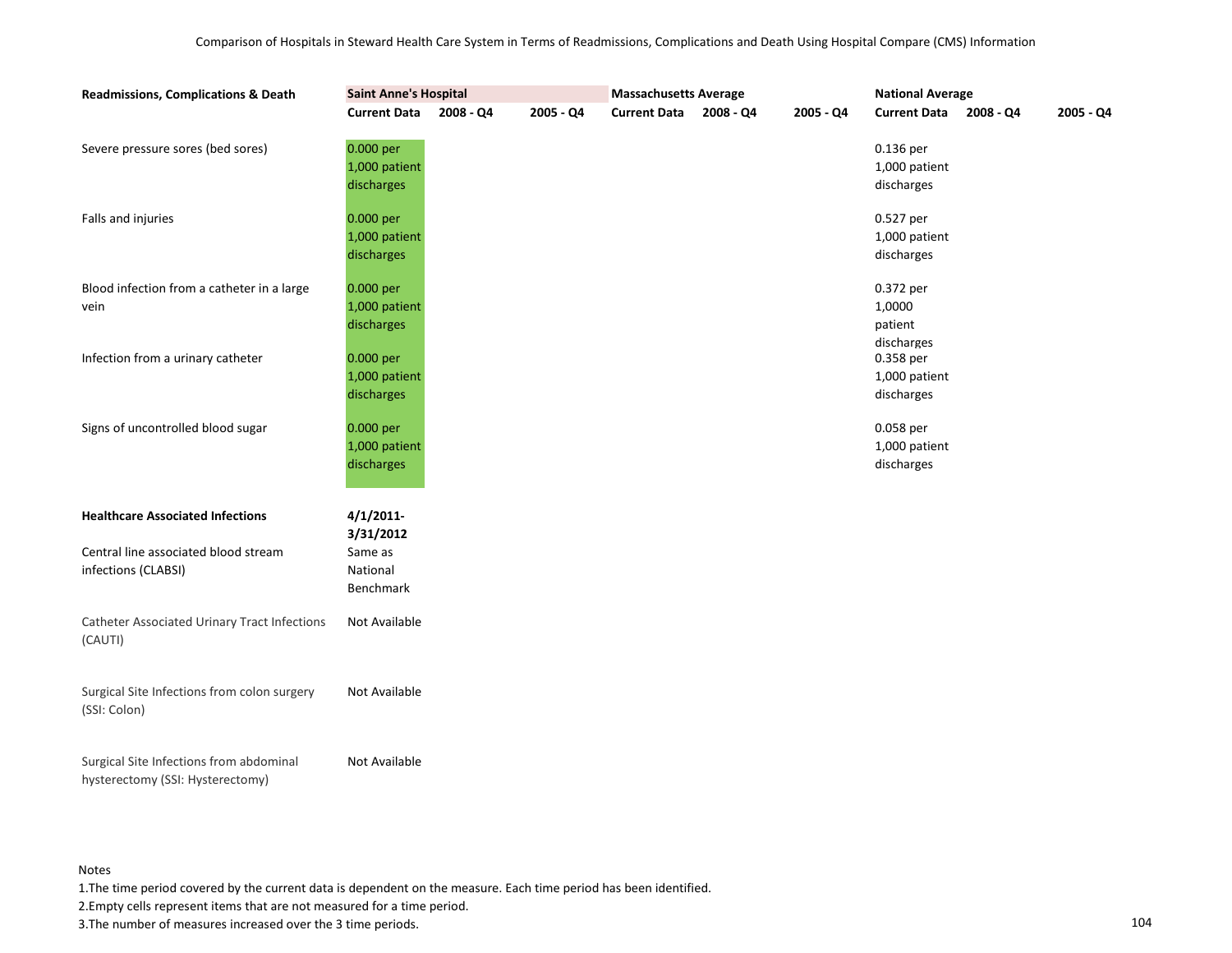Comparison of Hospitals in Steward Health Care System in Terms of Readmissions, Complications and Death Using Hospital Compare (CMS) Information

| Readmissions, Complications & Death | Saint Anne's Hospital | | | Massachusetts Average | | | National Average | | |
|---|---|---|---|---|---|---|---|---|---|
| | Current Data | 2008 - Q4 | 2005 - Q4 | Current Data | 2008 - Q4 | 2005 - Q4 | Current Data | 2008 - Q4 | 2005 - Q4 |
| Severe pressure sores (bed sores) | 0.000 per 1,000 patient discharges | | | | | | 0.136 per 1,000 patient discharges | | |
| Falls and injuries | 0.000 per 1,000 patient discharges | | | | | | 0.527 per 1,000 patient discharges | | |
| Blood infection from a catheter in a large vein | 0.000 per 1,000 patient discharges | | | | | | 0.372 per 1,0000 patient discharges | | |
| Infection from a urinary catheter | 0.000 per 1,000 patient discharges | | | | | | 0.358 per 1,000 patient discharges | | |
| Signs of uncontrolled blood sugar | 0.000 per 1,000 patient discharges | | | | | | 0.058 per 1,000 patient discharges | | |
| **Healthcare Associated Infections** | **4/1/2011-3/31/2012** | | | | | | | | |
| Central line associated blood stream infections (CLABSI) | Same as National Benchmark | | | | | | | | |
| Catheter Associated Urinary Tract Infections (CAUTI) | Not Available | | | | | | | | |
| Surgical Site Infections from colon surgery (SSI: Colon) | Not Available | | | | | | | | |
| Surgical Site Infections from abdominal hysterectomy (SSI: Hysterectomy) | Not Available | | | | | | | | |

Notes

1.The time period covered by the current data is dependent on the measure. Each time period has been identified.

2.Empty cells represent items that are not measured for a time period.

3.The number of measures increased over the 3 time periods.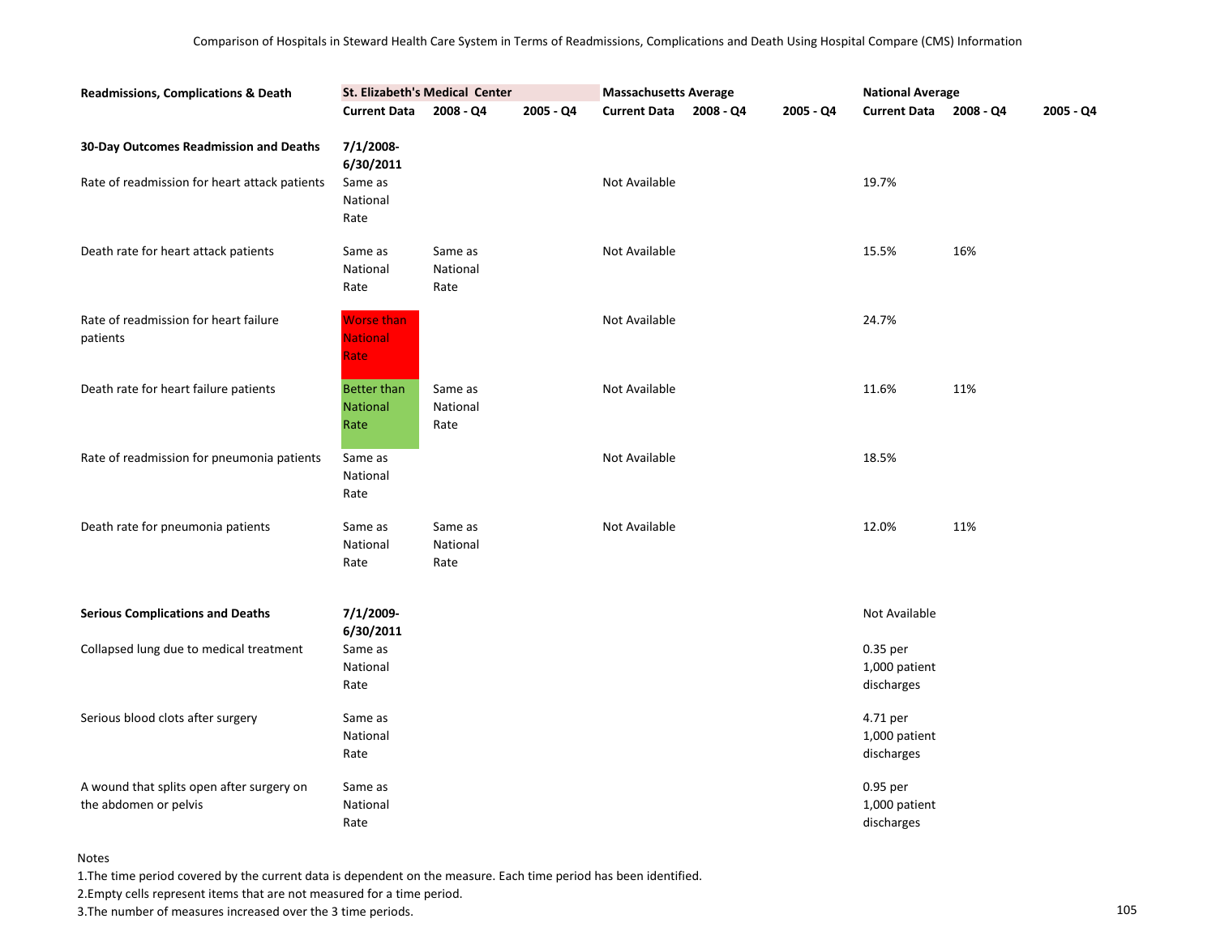Comparison of Hospitals in Steward Health Care System in Terms of Readmissions, Complications and Death Using Hospital Compare (CMS) Information

| Readmissions, Complications & Death | St. Elizabeth's Medical Center | | | Massachusetts Average | | | National Average | | |
|---|---|---|---|---|---|---|---|---|---|
| | Current Data | 2008 - Q4 | 2005 - Q4 | Current Data | 2008 - Q4 | 2005 - Q4 | Current Data | 2008 - Q4 | 2005 - Q4 |
| **30-Day Outcomes Readmission and Deaths** | **7/1/2008-6/30/2011** | | | | | | | | |
| Rate of readmission for heart attack patients | Same as National Rate | | | Not Available | | | 19.7% | | |
| Death rate for heart attack patients | Same as National Rate | Same as National Rate | | Not Available | | | 15.5% | 16% | |
| Rate of readmission for heart failure patients | Worse than National Rate | | | Not Available | | | 24.7% | | |
| Death rate for heart failure patients | Better than National Rate | Same as National Rate | | Not Available | | | 11.6% | 11% | |
| Rate of readmission for pneumonia patients | Same as National Rate | | | Not Available | | | 18.5% | | |
| Death rate for pneumonia patients | Same as National Rate | Same as National Rate | | Not Available | | | 12.0% | 11% | |
| **Serious Complications and Deaths** | **7/1/2009-6/30/2011** | | | | | | Not Available | | |
| Collapsed lung due to medical treatment | Same as National Rate | | | | | | 0.35 per 1,000 patient discharges | | |
| Serious blood clots after surgery | Same as National Rate | | | | | | 4.71 per 1,000 patient discharges | | |
| A wound that splits open after surgery on the abdomen or pelvis | Same as National Rate | | | | | | 0.95 per 1,000 patient discharges | | |

Notes

1.The time period covered by the current data is dependent on the measure. Each time period has been identified.

2.Empty cells represent items that are not measured for a time period.

3.The number of measures increased over the 3 time periods.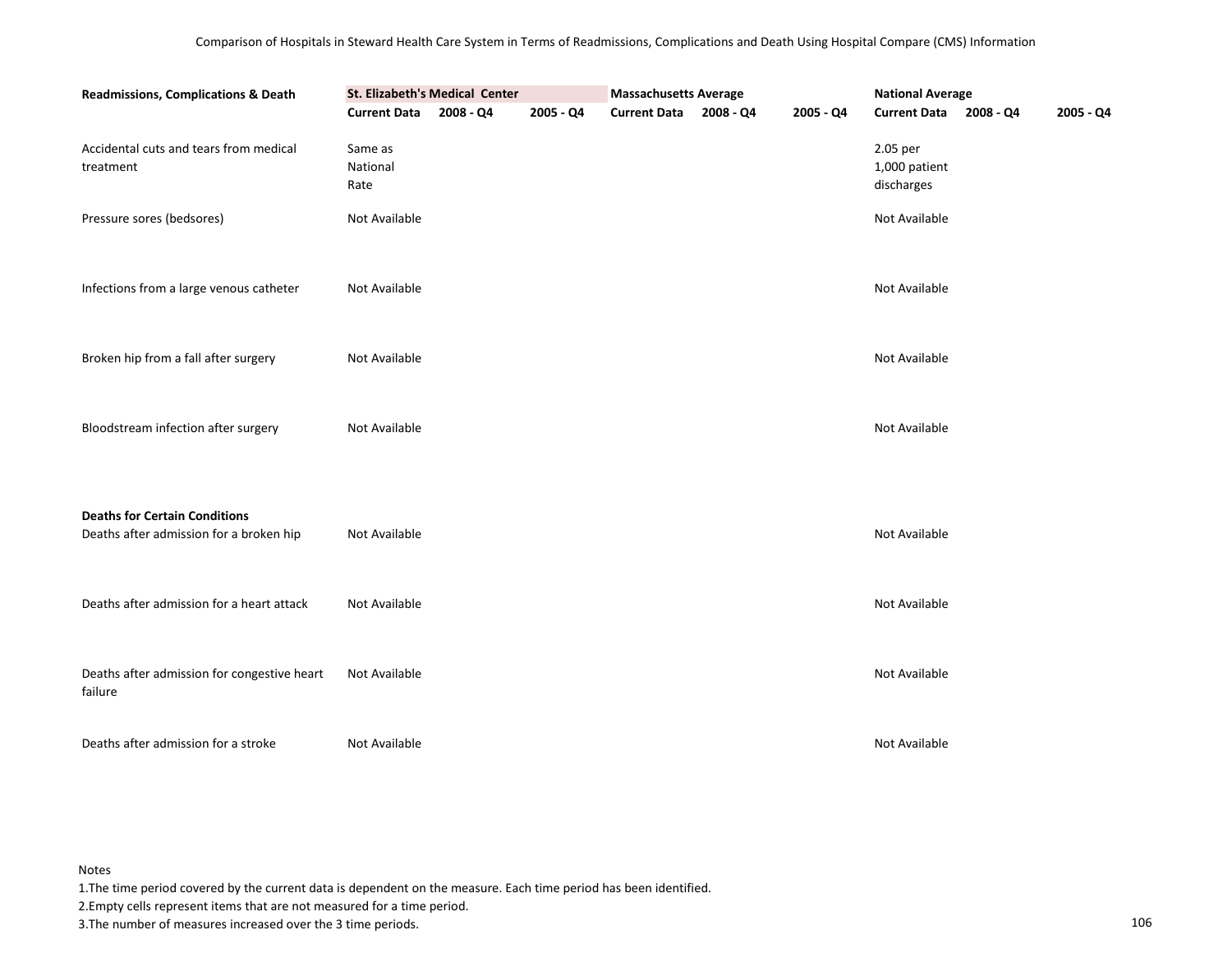Comparison of Hospitals in Steward Health Care System in Terms of Readmissions, Complications and Death Using Hospital Compare (CMS) Information

| Readmissions, Complications & Death | St. Elizabeth's Medical Center | | | Massachusetts Average | | | National Average | | |
|---|---|---|---|---|---|---|---|---|---|
| | Current Data | 2008 - Q4 | 2005 - Q4 | Current Data | 2008 - Q4 | 2005 - Q4 | Current Data | 2008 - Q4 | 2005 - Q4 |
| Accidental cuts and tears from medical treatment | Same as National Rate | | | | | | 2.05 per 1,000 patient discharges | | |
| Pressure sores (bedsores) | Not Available | | | | | | Not Available | | |
| Infections from a large venous catheter | Not Available | | | | | | Not Available | | |
| Broken hip from a fall after surgery | Not Available | | | | | | Not Available | | |
| Bloodstream infection after surgery | Not Available | | | | | | Not Available | | |
| **Deaths for Certain Conditions** | | | | | | | | | |
| Deaths after admission for a broken hip | Not Available | | | | | | Not Available | | |
| Deaths after admission for a heart attack | Not Available | | | | | | Not Available | | |
| Deaths after admission for congestive heart failure | Not Available | | | | | | Not Available | | |
| Deaths after admission for a stroke | Not Available | | | | | | Not Available | | |

Notes

1.The time period covered by the current data is dependent on the measure. Each time period has been identified.

2.Empty cells represent items that are not measured for a time period.

3.The number of measures increased over the 3 time periods.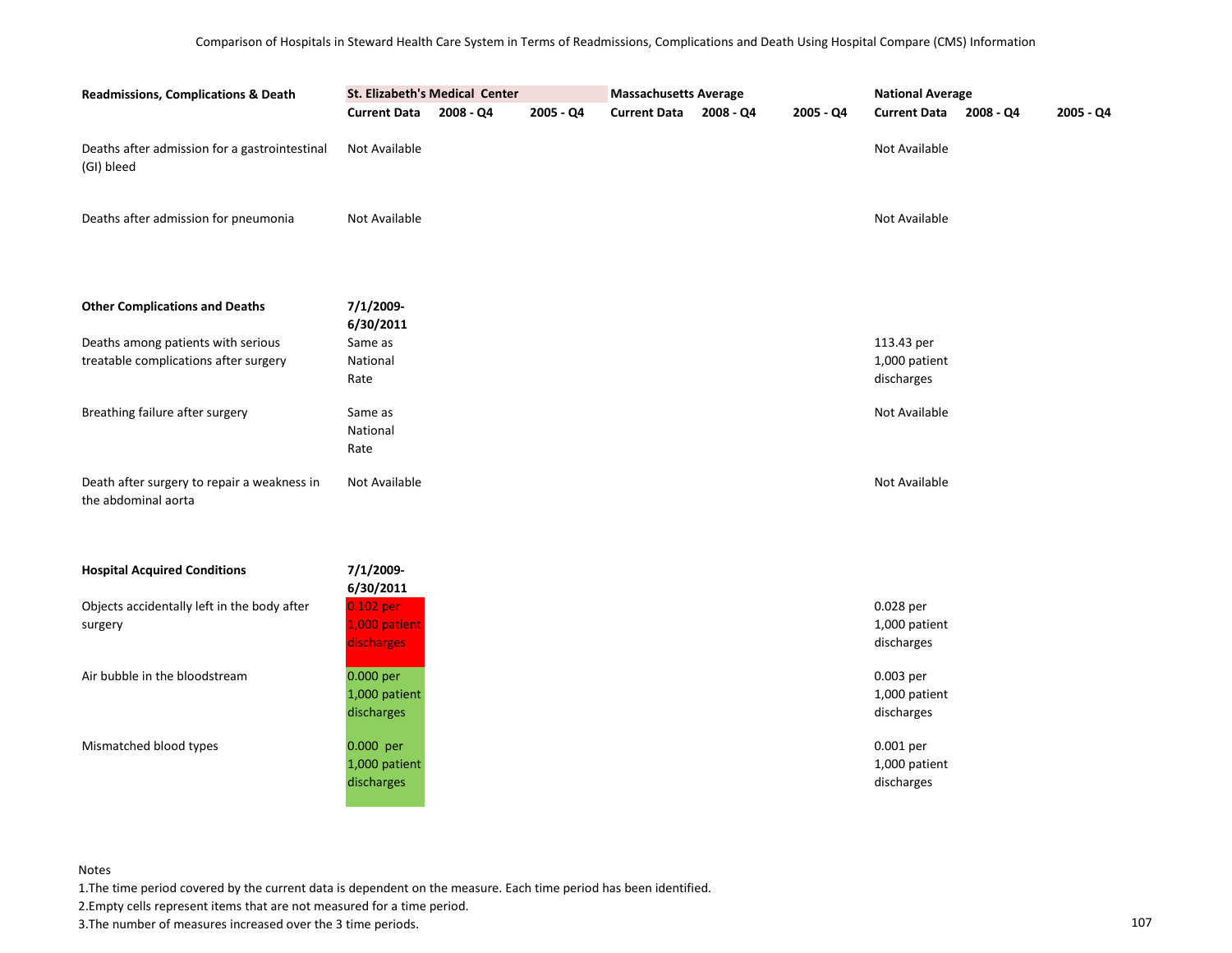Comparison of Hospitals in Steward Health Care System in Terms of Readmissions, Complications and Death Using Hospital Compare (CMS) Information

| **Readmissions, Complications & Death** | **St. Elizabeth's Medical Center** | | | **Massachusetts Average** | | | **National Average** | | |
|---|---|---|---|---|---|---|---|---|---|
| | **Current Data** | **2008 - Q4** | **2005 - Q4** | **Current Data** | **2008 - Q4** | **2005 - Q4** | **Current Data** | **2008 - Q4** | **2005 - Q4** |
| Deaths after admission for a gastrointestinal (GI) bleed | Not Available | | | | | | Not Available | | |
| Deaths after admission for pneumonia | Not Available | | | | | | Not Available | | |
| **Other Complications and Deaths** | **7/1/2009-6/30/2011** | | | | | | | | |
| Deaths among patients with serious treatable complications after surgery | Same as National Rate | | | | | | 113.43 per 1,000 patient discharges | | |
| Breathing failure after surgery | Same as National Rate | | | | | | Not Available | | |
| Death after surgery to repair a weakness in the abdominal aorta | Not Available | | | | | | Not Available | | |
| **Hospital Acquired Conditions** | **7/1/2009-6/30/2011** | | | | | | | | |
| Objects accidentally left in the body after surgery | 0.102 per 1,000 patient discharges | | | | | | 0.028 per 1,000 patient discharges | | |
| Air bubble in the bloodstream | 0.000 per 1,000 patient discharges | | | | | | 0.003 per 1,000 patient discharges | | |
| Mismatched blood types | 0.000 per 1,000 patient discharges | | | | | | 0.001 per 1,000 patient discharges | | |

Notes

1.The time period covered by the current data is dependent on the measure. Each time period has been identified.

2.Empty cells represent items that are not measured for a time period.

3.The number of measures increased over the 3 time periods.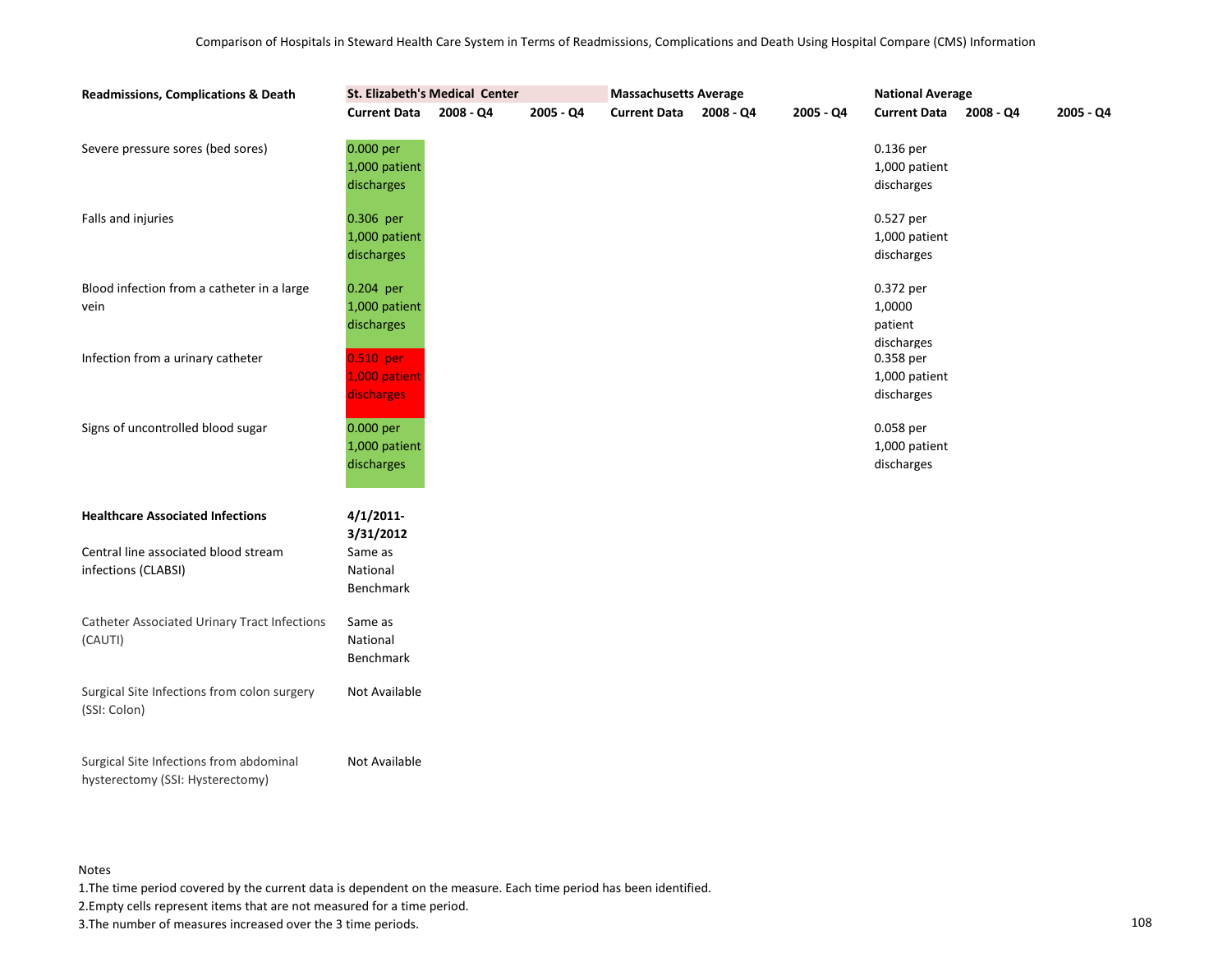Comparison of Hospitals in Steward Health Care System in Terms of Readmissions, Complications and Death Using Hospital Compare (CMS) Information

| Readmissions, Complications & Death | St. Elizabeth's Medical Center | | | Massachusetts Average | | | National Average | | |
|---|---|---|---|---|---|---|---|---|---|
| | Current Data | 2008 - Q4 | 2005 - Q4 | Current Data | 2008 - Q4 | 2005 - Q4 | Current Data | 2008 - Q4 | 2005 - Q4 |
| Severe pressure sores (bed sores) | 0.000 per 1,000 patient discharges | | | | | | 0.136 per 1,000 patient discharges | | |
| Falls and injuries | 0.306 per 1,000 patient discharges | | | | | | 0.527 per 1,000 patient discharges | | |
| Blood infection from a catheter in a large vein | 0.204 per 1,000 patient discharges | | | | | | 0.372 per 1,0000 patient discharges | | |
| Infection from a urinary catheter | 0.510 per 1,000 patient discharges | | | | | | 0.358 per 1,000 patient discharges | | |
| Signs of uncontrolled blood sugar | 0.000 per 1,000 patient discharges | | | | | | 0.058 per 1,000 patient discharges | | |
| **Healthcare Associated Infections** | **4/1/2011-3/31/2012** | | | | | | | | |
| Central line associated blood stream infections (CLABSI) | Same as National Benchmark | | | | | | | | |
| Catheter Associated Urinary Tract Infections (CAUTI) | Same as National Benchmark | | | | | | | | |
| Surgical Site Infections from colon surgery (SSI: Colon) | Not Available | | | | | | | | |
| Surgical Site Infections from abdominal hysterectomy (SSI: Hysterectomy) | Not Available | | | | | | | | |

Notes

1.The time period covered by the current data is dependent on the measure. Each time period has been identified.

2.Empty cells represent items that are not measured for a time period.

3.The number of measures increased over the 3 time periods.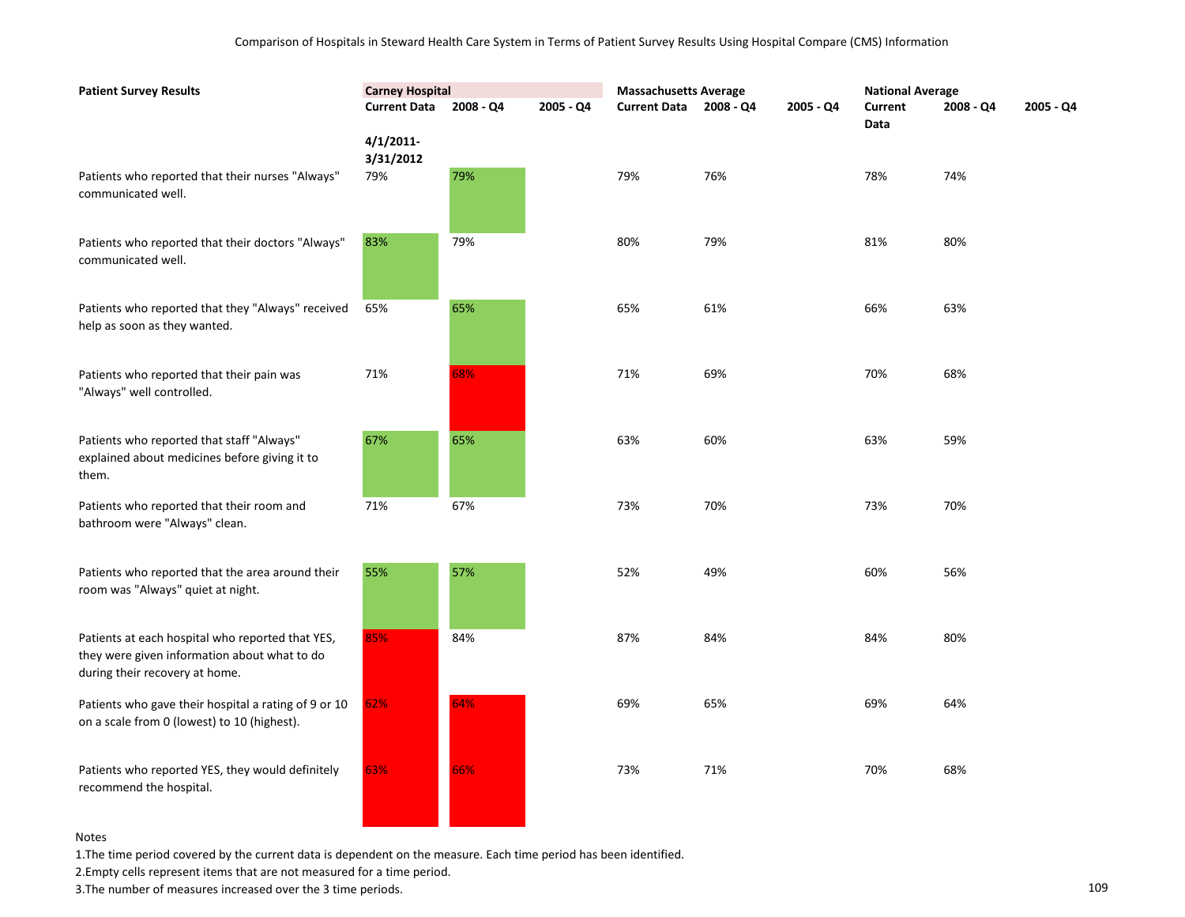Comparison of Hospitals in Steward Health Care System in Terms of Patient Survey Results Using Hospital Compare (CMS) Information

| Patient Survey Results | Carney Hospital | | | Massachusetts Average | | | National Average | | |
|---|---|---|---|---|---|---|---|---|---|
| | Current Data | 2008 - Q4 | 2005 - Q4 | Current Data | 2008 - Q4 | 2005 - Q4 | Current Data | 2008 - Q4 | 2005 - Q4 |
| | 4/1/2011-3/31/2012 | | | | | | | | |
| Patients who reported that their nurses "Always" communicated well. | 79% | 79% | | 79% | 76% | | 78% | 74% | |
| Patients who reported that their doctors "Always" communicated well. | 83% | 79% | | 80% | 79% | | 81% | 80% | |
| Patients who reported that they "Always" received help as soon as they wanted. | 65% | 65% | | 65% | 61% | | 66% | 63% | |
| Patients who reported that their pain was "Always" well controlled. | 71% | 68% | | 71% | 69% | | 70% | 68% | |
| Patients who reported that staff "Always" explained about medicines before giving it to them. | 67% | 65% | | 63% | 60% | | 63% | 59% | |
| Patients who reported that their room and bathroom were "Always" clean. | 71% | 67% | | 73% | 70% | | 73% | 70% | |
| Patients who reported that the area around their room was "Always" quiet at night. | 55% | 57% | | 52% | 49% | | 60% | 56% | |
| Patients at each hospital who reported that YES, they were given information about what to do during their recovery at home. | 85% | 84% | | 87% | 84% | | 84% | 80% | |
| Patients who gave their hospital a rating of 9 or 10 on a scale from 0 (lowest) to 10 (highest). | 62% | 64% | | 69% | 65% | | 69% | 64% | |
| Patients who reported YES, they would definitely recommend the hospital. | 63% | 66% | | 73% | 71% | | 70% | 68% | |

Notes

1.The time period covered by the current data is dependent on the measure. Each time period has been identified.

2.Empty cells represent items that are not measured for a time period.

3.The number of measures increased over the 3 time periods.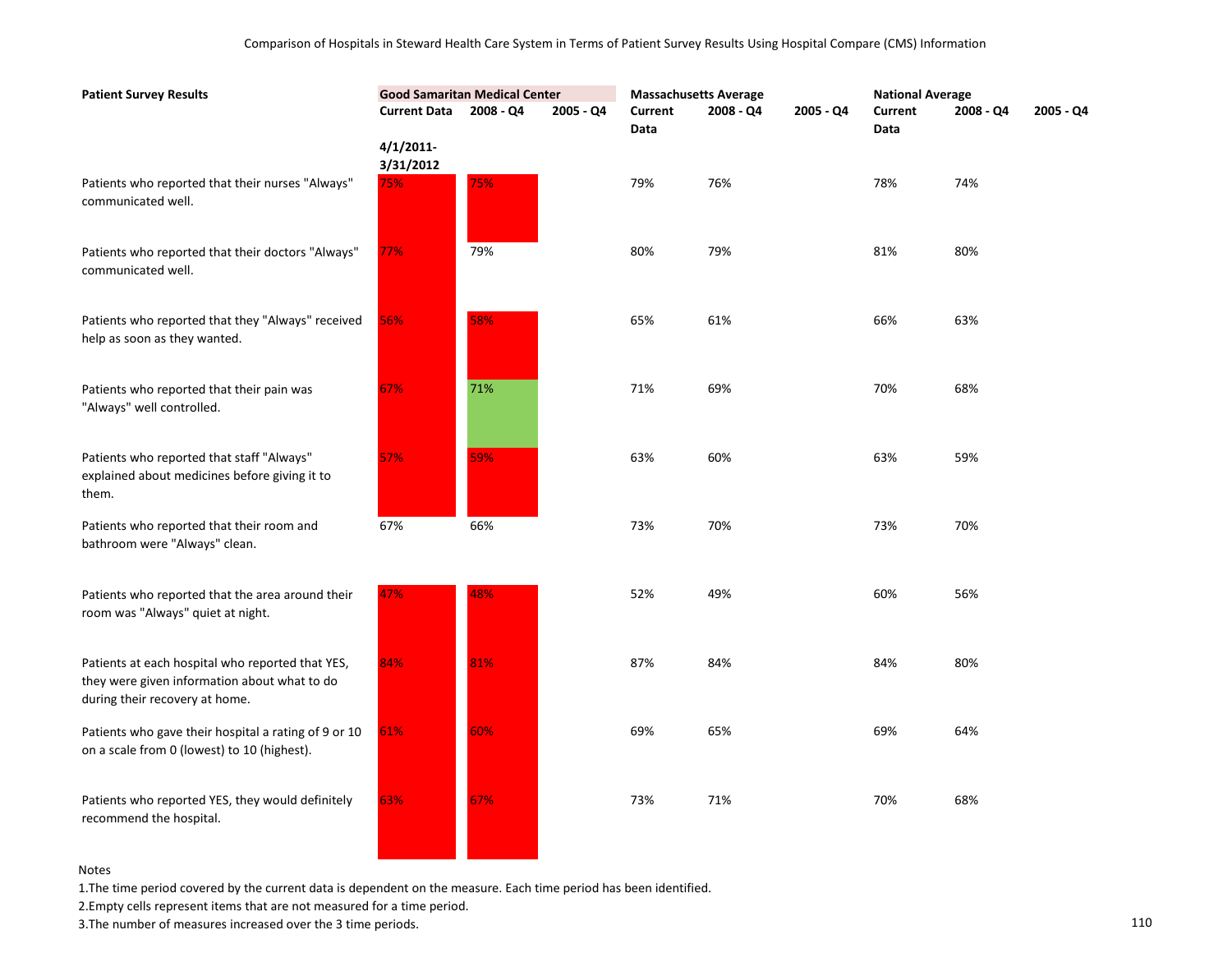Comparison of Hospitals in Steward Health Care System in Terms of Patient Survey Results Using Hospital Compare (CMS) Information

| Patient Survey Results | Good Samaritan Medical Center | | | Massachusetts Average | | | National Average | | |
|---|---|---|---|---|---|---|---|---|---|
| | Current Data 4/1/2011-3/31/2012 | 2008 - Q4 | 2005 - Q4 | Current Data | 2008 - Q4 | 2005 - Q4 | Current Data | 2008 - Q4 | 2005 - Q4 |
| Patients who reported that their nurses "Always" communicated well. | 75% | 75% | | 79% | 76% | | 78% | 74% | |
| Patients who reported that their doctors "Always" communicated well. | 77% | 79% | | 80% | 79% | | 81% | 80% | |
| Patients who reported that they "Always" received help as soon as they wanted. | 56% | 58% | | 65% | 61% | | 66% | 63% | |
| Patients who reported that their pain was "Always" well controlled. | 67% | 71% | | 71% | 69% | | 70% | 68% | |
| Patients who reported that staff "Always" explained about medicines before giving it to them. | 57% | 59% | | 63% | 60% | | 63% | 59% | |
| Patients who reported that their room and bathroom were "Always" clean. | 67% | 66% | | 73% | 70% | | 73% | 70% | |
| Patients who reported that the area around their room was "Always" quiet at night. | 47% | 48% | | 52% | 49% | | 60% | 56% | |
| Patients at each hospital who reported that YES, they were given information about what to do during their recovery at home. | 84% | 81% | | 87% | 84% | | 84% | 80% | |
| Patients who gave their hospital a rating of 9 or 10 on a scale from 0 (lowest) to 10 (highest). | 61% | 60% | | 69% | 65% | | 69% | 64% | |
| Patients who reported YES, they would definitely recommend the hospital. | 63% | 67% | | 73% | 71% | | 70% | 68% | |

Notes

1.The time period covered by the current data is dependent on the measure. Each time period has been identified.

2.Empty cells represent items that are not measured for a time period.

3.The number of measures increased over the 3 time periods.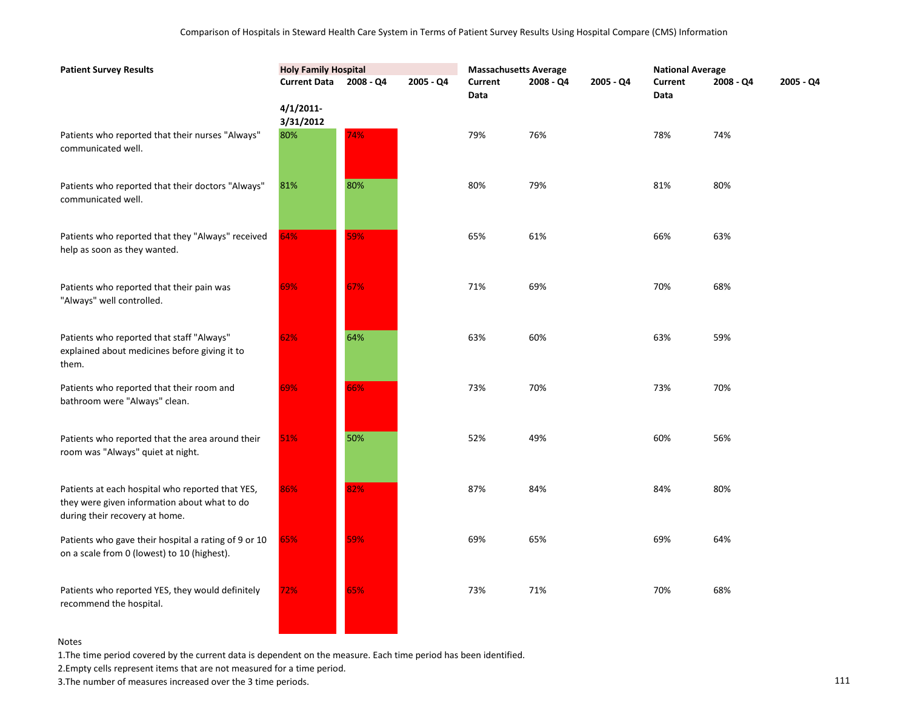Comparison of Hospitals in Steward Health Care System in Terms of Patient Survey Results Using Hospital Compare (CMS) Information

| Patient Survey Results | Holy Family Hospital | | | Massachusetts Average | | | National Average | | |
|---|---|---|---|---|---|---|---|---|---|
| | Current Data 4/1/2011-3/31/2012 | 2008 - Q4 | 2005 - Q4 | Current Data | 2008 - Q4 | 2005 - Q4 | Current Data | 2008 - Q4 | 2005 - Q4 |
| Patients who reported that their nurses "Always" communicated well. | 80% | 74% | | 79% | 76% | | 78% | 74% | |
| Patients who reported that their doctors "Always" communicated well. | 81% | 80% | | 80% | 79% | | 81% | 80% | |
| Patients who reported that they "Always" received help as soon as they wanted. | 64% | 59% | | 65% | 61% | | 66% | 63% | |
| Patients who reported that their pain was "Always" well controlled. | 69% | 67% | | 71% | 69% | | 70% | 68% | |
| Patients who reported that staff "Always" explained about medicines before giving it to them. | 62% | 64% | | 63% | 60% | | 63% | 59% | |
| Patients who reported that their room and bathroom were "Always" clean. | 69% | 66% | | 73% | 70% | | 73% | 70% | |
| Patients who reported that the area around their room was "Always" quiet at night. | 51% | 50% | | 52% | 49% | | 60% | 56% | |
| Patients at each hospital who reported that YES, they were given information about what to do during their recovery at home. | 86% | 82% | | 87% | 84% | | 84% | 80% | |
| Patients who gave their hospital a rating of 9 or 10 on a scale from 0 (lowest) to 10 (highest). | 65% | 59% | | 69% | 65% | | 69% | 64% | |
| Patients who reported YES, they would definitely recommend the hospital. | 72% | 65% | | 73% | 71% | | 70% | 68% | |

Notes

1.The time period covered by the current data is dependent on the measure. Each time period has been identified.

2.Empty cells represent items that are not measured for a time period.

3.The number of measures increased over the 3 time periods.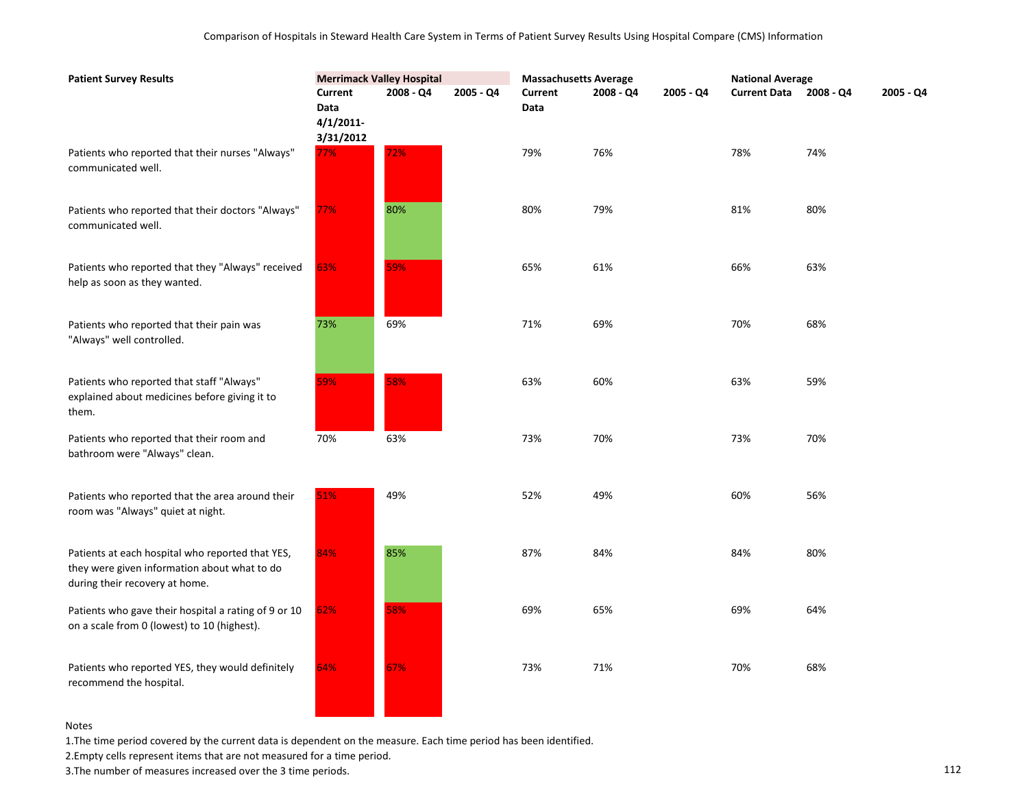Comparison of Hospitals in Steward Health Care System in Terms of Patient Survey Results Using Hospital Compare (CMS) Information

| Patient Survey Results | Merrimack Valley Hospital | | | Massachusetts Average | | | National Average | | |
|---|---|---|---|---|---|---|---|---|---|
| | Current Data 4/1/2011-3/31/2012 | 2008 - Q4 | 2005 - Q4 | Current Data | 2008 - Q4 | 2005 - Q4 | Current Data | 2008 - Q4 | 2005 - Q4 |
| Patients who reported that their nurses "Always" communicated well. | 77% | 72% | | 79% | 76% | | 78% | 74% | |
| Patients who reported that their doctors "Always" communicated well. | 77% | 80% | | 80% | 79% | | 81% | 80% | |
| Patients who reported that they "Always" received help as soon as they wanted. | 63% | 59% | | 65% | 61% | | 66% | 63% | |
| Patients who reported that their pain was "Always" well controlled. | 73% | 69% | | 71% | 69% | | 70% | 68% | |
| Patients who reported that staff "Always" explained about medicines before giving it to them. | 59% | 58% | | 63% | 60% | | 63% | 59% | |
| Patients who reported that their room and bathroom were "Always" clean. | 70% | 63% | | 73% | 70% | | 73% | 70% | |
| Patients who reported that the area around their room was "Always" quiet at night. | 51% | 49% | | 52% | 49% | | 60% | 56% | |
| Patients at each hospital who reported that YES, they were given information about what to do during their recovery at home. | 84% | 85% | | 87% | 84% | | 84% | 80% | |
| Patients who gave their hospital a rating of 9 or 10 on a scale from 0 (lowest) to 10 (highest). | 62% | 58% | | 69% | 65% | | 69% | 64% | |
| Patients who reported YES, they would definitely recommend the hospital. | 64% | 67% | | 73% | 71% | | 70% | 68% | |

Notes

1.The time period covered by the current data is dependent on the measure. Each time period has been identified.

2.Empty cells represent items that are not measured for a time period.

3.The number of measures increased over the 3 time periods.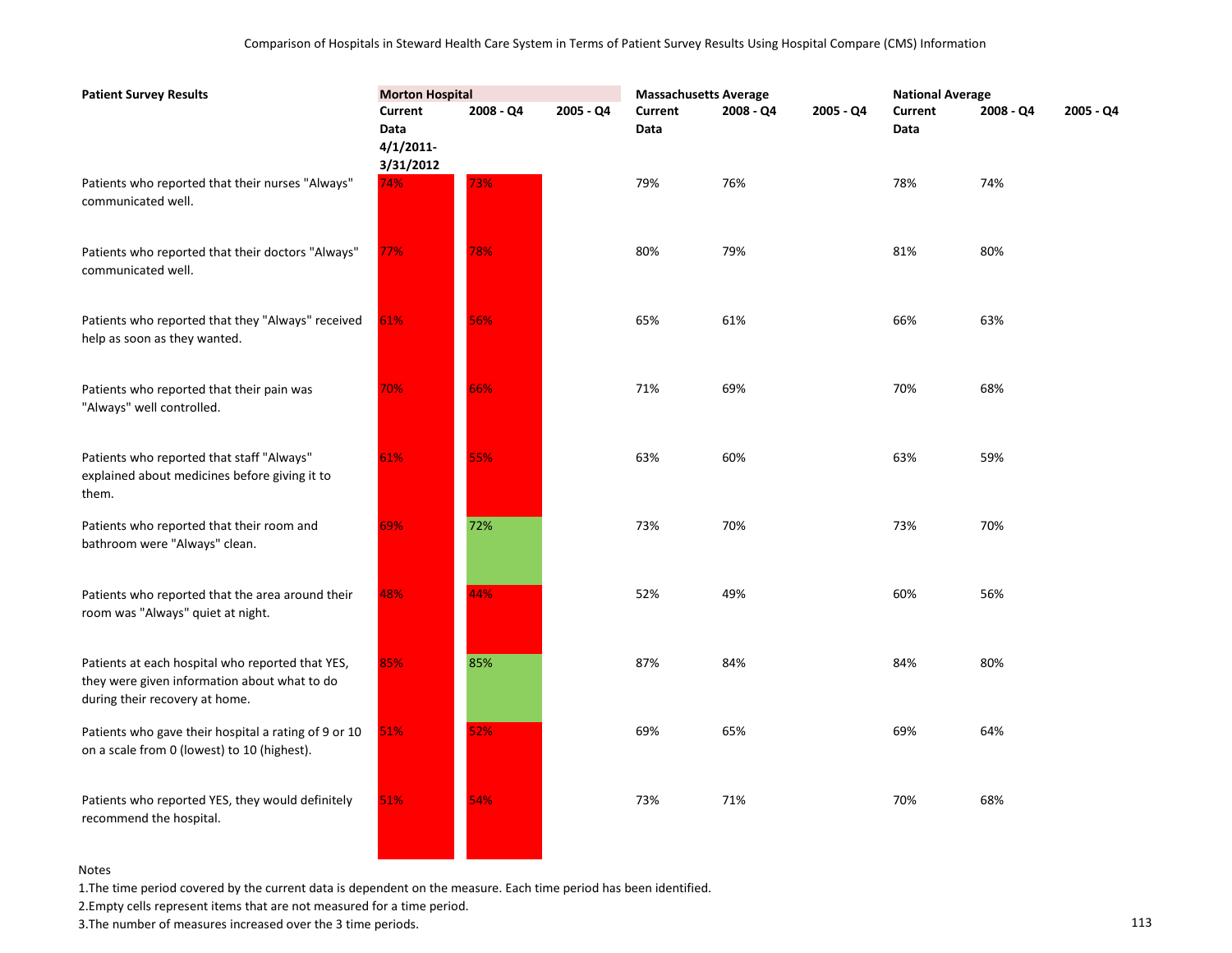Comparison of Hospitals in Steward Health Care System in Terms of Patient Survey Results Using Hospital Compare (CMS) Information

| Patient Survey Results | Morton Hospital | | | Massachusetts Average | | | National Average | | |
|---|---|---|---|---|---|---|---|---|---|
| | Current Data 4/1/2011-3/31/2012 | 2008 - Q4 | 2005 - Q4 | Current Data | 2008 - Q4 | 2005 - Q4 | Current Data | 2008 - Q4 | 2005 - Q4 |
| Patients who reported that their nurses "Always" communicated well. | 74% | 73% | | 79% | 76% | | 78% | 74% | |
| Patients who reported that their doctors "Always" communicated well. | 77% | 78% | | 80% | 79% | | 81% | 80% | |
| Patients who reported that they "Always" received help as soon as they wanted. | 61% | 56% | | 65% | 61% | | 66% | 63% | |
| Patients who reported that their pain was "Always" well controlled. | 70% | 66% | | 71% | 69% | | 70% | 68% | |
| Patients who reported that staff "Always" explained about medicines before giving it to them. | 61% | 55% | | 63% | 60% | | 63% | 59% | |
| Patients who reported that their room and bathroom were "Always" clean. | 69% | 72% | | 73% | 70% | | 73% | 70% | |
| Patients who reported that the area around their room was "Always" quiet at night. | 48% | 44% | | 52% | 49% | | 60% | 56% | |
| Patients at each hospital who reported that YES, they were given information about what to do during their recovery at home. | 85% | 85% | | 87% | 84% | | 84% | 80% | |
| Patients who gave their hospital a rating of 9 or 10 on a scale from 0 (lowest) to 10 (highest). | 51% | 52% | | 69% | 65% | | 69% | 64% | |
| Patients who reported YES, they would definitely recommend the hospital. | 51% | 54% | | 73% | 71% | | 70% | 68% | |

Notes

1.The time period covered by the current data is dependent on the measure. Each time period has been identified.

2.Empty cells represent items that are not measured for a time period.

3.The number of measures increased over the 3 time periods.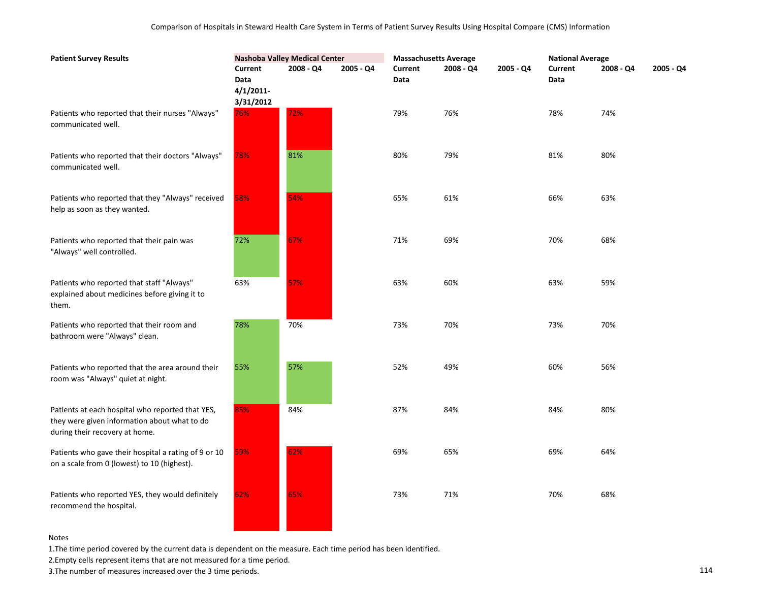Comparison of Hospitals in Steward Health Care System in Terms of Patient Survey Results Using Hospital Compare (CMS) Information

| Patient Survey Results | Nashoba Valley Medical Center | | | Massachusetts Average | | | National Average | | |
|---|---|---|---|---|---|---|---|---|---|
| | Current Data 4/1/2011-3/31/2012 | 2008 - Q4 | 2005 - Q4 | Current Data | 2008 - Q4 | 2005 - Q4 | Current Data | 2008 - Q4 | 2005 - Q4 |
| Patients who reported that their nurses "Always" communicated well. | 76% | 72% | | 79% | 76% | | 78% | 74% | |
| Patients who reported that their doctors "Always" communicated well. | 78% | 81% | | 80% | 79% | | 81% | 80% | |
| Patients who reported that they "Always" received help as soon as they wanted. | 58% | 54% | | 65% | 61% | | 66% | 63% | |
| Patients who reported that their pain was "Always" well controlled. | 72% | 67% | | 71% | 69% | | 70% | 68% | |
| Patients who reported that staff "Always" explained about medicines before giving it to them. | 63% | 57% | | 63% | 60% | | 63% | 59% | |
| Patients who reported that their room and bathroom were "Always" clean. | 78% | 70% | | 73% | 70% | | 73% | 70% | |
| Patients who reported that the area around their room was "Always" quiet at night. | 55% | 57% | | 52% | 49% | | 60% | 56% | |
| Patients at each hospital who reported that YES, they were given information about what to do during their recovery at home. | 85% | 84% | | 87% | 84% | | 84% | 80% | |
| Patients who gave their hospital a rating of 9 or 10 on a scale from 0 (lowest) to 10 (highest). | 59% | 62% | | 69% | 65% | | 69% | 64% | |
| Patients who reported YES, they would definitely recommend the hospital. | 62% | 65% | | 73% | 71% | | 70% | 68% | |

Notes

1.The time period covered by the current data is dependent on the measure. Each time period has been identified.

2.Empty cells represent items that are not measured for a time period.

3.The number of measures increased over the 3 time periods.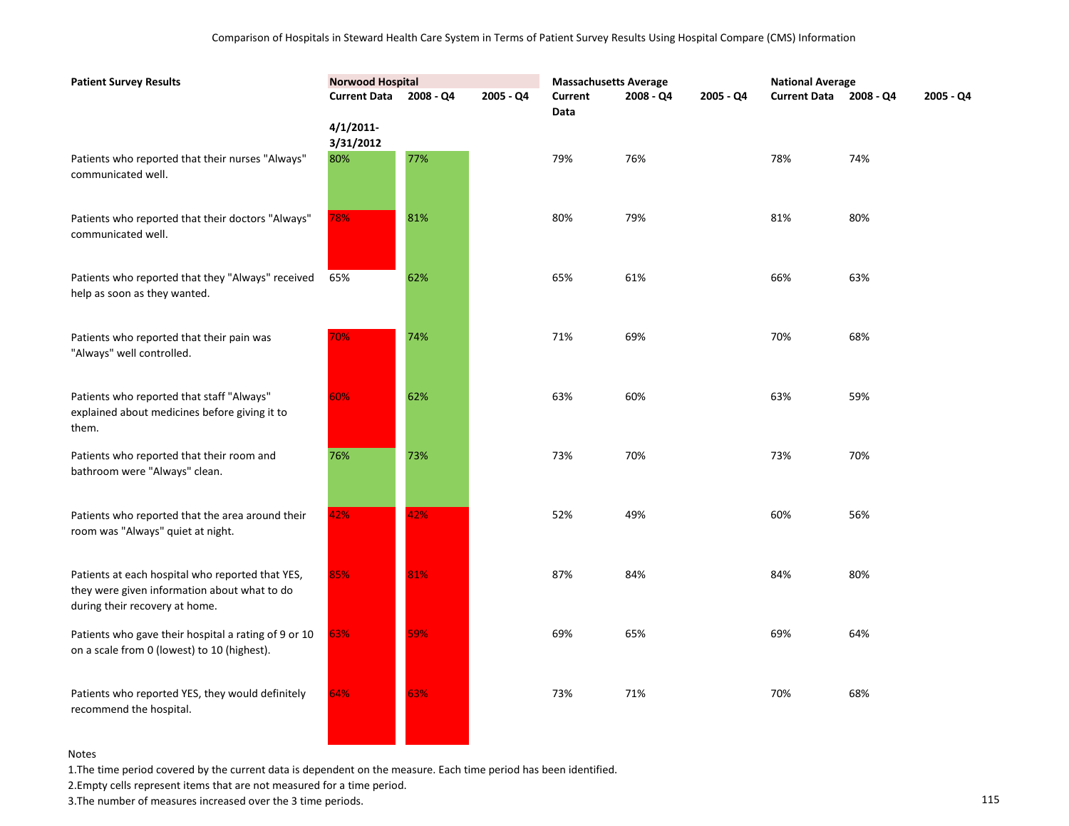Comparison of Hospitals in Steward Health Care System in Terms of Patient Survey Results Using Hospital Compare (CMS) Information

| Patient Survey Results | Norwood Hospital | | | Massachusetts Average | | | National Average | | |
|---|---|---|---|---|---|---|---|---|---|
| | Current Data 4/1/2011-3/31/2012 | 2008 - Q4 | 2005 - Q4 | Current Data | 2008 - Q4 | 2005 - Q4 | Current Data | 2008 - Q4 | 2005 - Q4 |
| Patients who reported that their nurses "Always" communicated well. | 80% | 77% | | 79% | 76% | | 78% | 74% | |
| Patients who reported that their doctors "Always" communicated well. | 78% | 81% | | 80% | 79% | | 81% | 80% | |
| Patients who reported that they "Always" received help as soon as they wanted. | 65% | 62% | | 65% | 61% | | 66% | 63% | |
| Patients who reported that their pain was "Always" well controlled. | 70% | 74% | | 71% | 69% | | 70% | 68% | |
| Patients who reported that staff "Always" explained about medicines before giving it to them. | 60% | 62% | | 63% | 60% | | 63% | 59% | |
| Patients who reported that their room and bathroom were "Always" clean. | 76% | 73% | | 73% | 70% | | 73% | 70% | |
| Patients who reported that the area around their room was "Always" quiet at night. | 42% | 42% | | 52% | 49% | | 60% | 56% | |
| Patients at each hospital who reported that YES, they were given information about what to do during their recovery at home. | 85% | 81% | | 87% | 84% | | 84% | 80% | |
| Patients who gave their hospital a rating of 9 or 10 on a scale from 0 (lowest) to 10 (highest). | 63% | 59% | | 69% | 65% | | 69% | 64% | |
| Patients who reported YES, they would definitely recommend the hospital. | 64% | 63% | | 73% | 71% | | 70% | 68% | |

Notes

1.The time period covered by the current data is dependent on the measure. Each time period has been identified.

2.Empty cells represent items that are not measured for a time period.

3.The number of measures increased over the 3 time periods.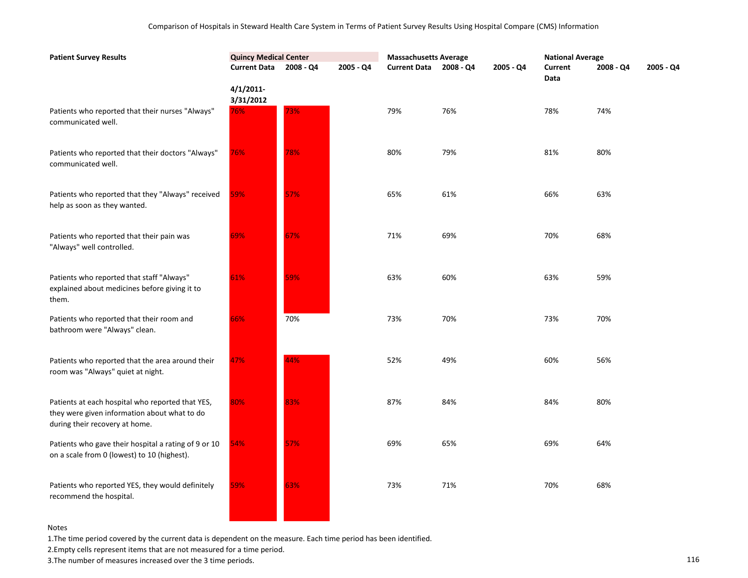Comparison of Hospitals in Steward Health Care System in Terms of Patient Survey Results Using Hospital Compare (CMS) Information

| Patient Survey Results | Quincy Medical Center | | | Massachusetts Average | | | National Average | | |
|---|---|---|---|---|---|---|---|---|---|
| | Current Data | 2008 - Q4 | 2005 - Q4 | Current Data | 2008 - Q4 | 2005 - Q4 | Current Data | 2008 - Q4 | 2005 - Q4 |
| | 4/1/2011-3/31/2012 | | | | | | | | |
| Patients who reported that their nurses "Always" communicated well. | 76% | 73% | | 79% | 76% | | 78% | 74% | |
| Patients who reported that their doctors "Always" communicated well. | 76% | 78% | | 80% | 79% | | 81% | 80% | |
| Patients who reported that they "Always" received help as soon as they wanted. | 59% | 57% | | 65% | 61% | | 66% | 63% | |
| Patients who reported that their pain was "Always" well controlled. | 69% | 67% | | 71% | 69% | | 70% | 68% | |
| Patients who reported that staff "Always" explained about medicines before giving it to them. | 61% | 59% | | 63% | 60% | | 63% | 59% | |
| Patients who reported that their room and bathroom were "Always" clean. | 66% | 70% | | 73% | 70% | | 73% | 70% | |
| Patients who reported that the area around their room was "Always" quiet at night. | 47% | 44% | | 52% | 49% | | 60% | 56% | |
| Patients at each hospital who reported that YES, they were given information about what to do during their recovery at home. | 80% | 83% | | 87% | 84% | | 84% | 80% | |
| Patients who gave their hospital a rating of 9 or 10 on a scale from 0 (lowest) to 10 (highest). | 54% | 57% | | 69% | 65% | | 69% | 64% | |
| Patients who reported YES, they would definitely recommend the hospital. | 59% | 63% | | 73% | 71% | | 70% | 68% | |

Notes

1.The time period covered by the current data is dependent on the measure. Each time period has been identified.

2.Empty cells represent items that are not measured for a time period.

3.The number of measures increased over the 3 time periods.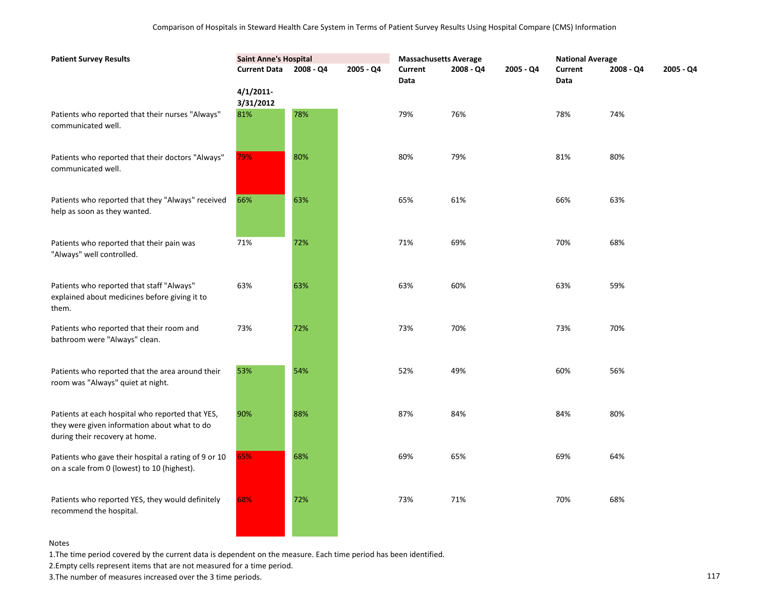Comparison of Hospitals in Steward Health Care System in Terms of Patient Survey Results Using Hospital Compare (CMS) Information

| **Patient Survey Results** | **Saint Anne's Hospital** | | | **Massachusetts Average** | | | **National Average** | | |
|---|---|---|---|---|---|---|---|---|---|
| | **Current Data** | **2008 - Q4** | **2005 - Q4** | **Current Data** | **2008 - Q4** | **2005 - Q4** | **Current Data** | **2008 - Q4** | **2005 - Q4** |
| | **4/1/2011-3/31/2012** | | | | | | | | |
| Patients who reported that their nurses "Always" communicated well. | 81% | 78% | | 79% | 76% | | 78% | 74% | |
| Patients who reported that their doctors "Always" communicated well. | 79% | 80% | | 80% | 79% | | 81% | 80% | |
| Patients who reported that they "Always" received help as soon as they wanted. | 66% | 63% | | 65% | 61% | | 66% | 63% | |
| Patients who reported that their pain was "Always" well controlled. | 71% | 72% | | 71% | 69% | | 70% | 68% | |
| Patients who reported that staff "Always" explained about medicines before giving it to them. | 63% | 63% | | 63% | 60% | | 63% | 59% | |
| Patients who reported that their room and bathroom were "Always" clean. | 73% | 72% | | 73% | 70% | | 73% | 70% | |
| Patients who reported that the area around their room was "Always" quiet at night. | 53% | 54% | | 52% | 49% | | 60% | 56% | |
| Patients at each hospital who reported that YES, they were given information about what to do during their recovery at home. | 90% | 88% | | 87% | 84% | | 84% | 80% | |
| Patients who gave their hospital a rating of 9 or 10 on a scale from 0 (lowest) to 10 (highest). | 65% | 68% | | 69% | 65% | | 69% | 64% | |
| Patients who reported YES, they would definitely recommend the hospital. | 68% | 72% | | 73% | 71% | | 70% | 68% | |

Notes

1.The time period covered by the current data is dependent on the measure. Each time period has been identified.

2.Empty cells represent items that are not measured for a time period.

3.The number of measures increased over the 3 time periods.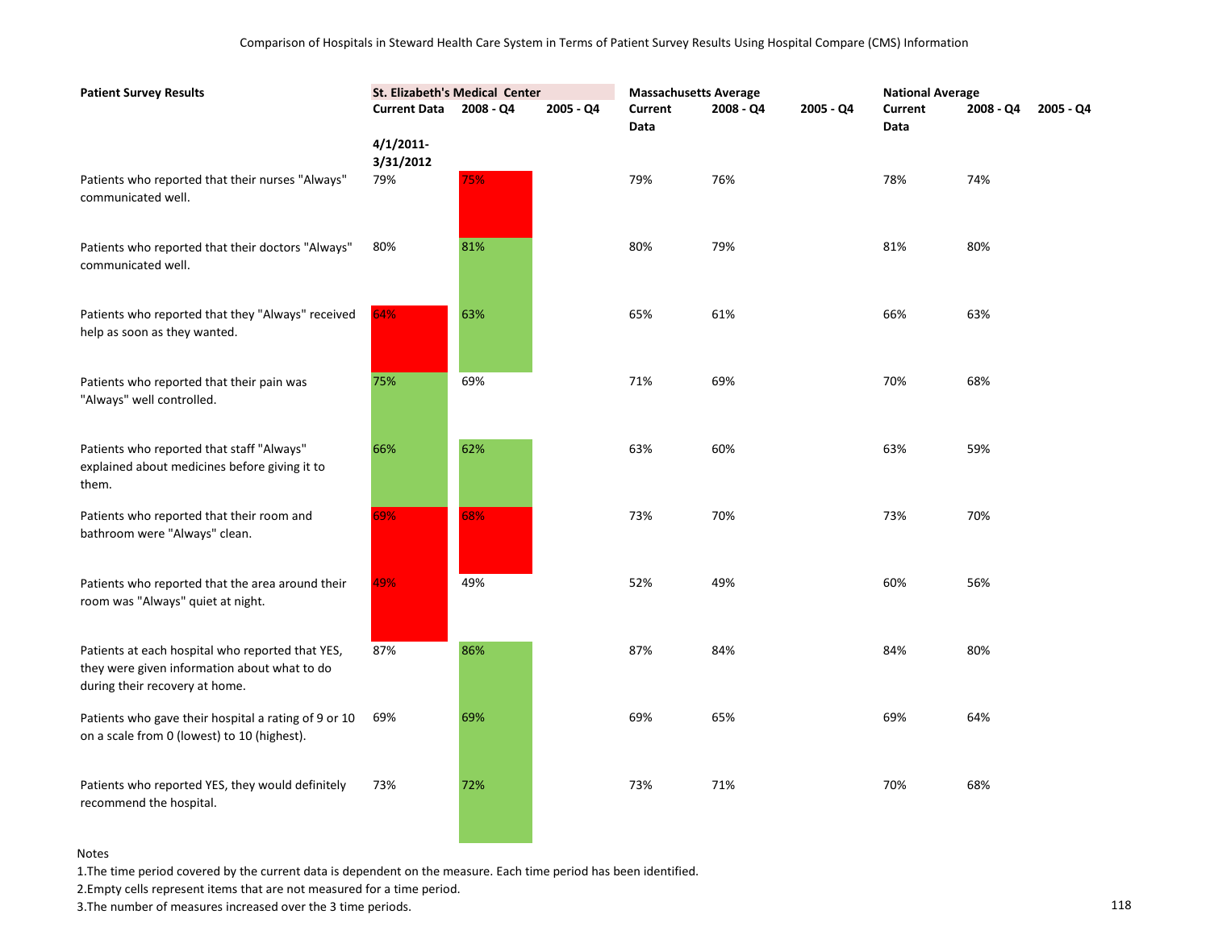Comparison of Hospitals in Steward Health Care System in Terms of Patient Survey Results Using Hospital Compare (CMS) Information

| Patient Survey Results | St. Elizabeth's Medical Center | | | Massachusetts Average | | | National Average | | |
|---|---|---|---|---|---|---|---|---|---|
| | Current Data 4/1/2011-3/31/2012 | 2008 - Q4 | 2005 - Q4 | Current Data | 2008 - Q4 | 2005 - Q4 | Current Data | 2008 - Q4 | 2005 - Q4 |
| Patients who reported that their nurses "Always" communicated well. | 79% | 75% | | 79% | 76% | | 78% | 74% | |
| Patients who reported that their doctors "Always" communicated well. | 80% | 81% | | 80% | 79% | | 81% | 80% | |
| Patients who reported that they "Always" received help as soon as they wanted. | 64% | 63% | | 65% | 61% | | 66% | 63% | |
| Patients who reported that their pain was "Always" well controlled. | 75% | 69% | | 71% | 69% | | 70% | 68% | |
| Patients who reported that staff "Always" explained about medicines before giving it to them. | 66% | 62% | | 63% | 60% | | 63% | 59% | |
| Patients who reported that their room and bathroom were "Always" clean. | 69% | 68% | | 73% | 70% | | 73% | 70% | |
| Patients who reported that the area around their room was "Always" quiet at night. | 49% | 49% | | 52% | 49% | | 60% | 56% | |
| Patients at each hospital who reported that YES, they were given information about what to do during their recovery at home. | 87% | 86% | | 87% | 84% | | 84% | 80% | |
| Patients who gave their hospital a rating of 9 or 10 on a scale from 0 (lowest) to 10 (highest). | 69% | 69% | | 69% | 65% | | 69% | 64% | |
| Patients who reported YES, they would definitely recommend the hospital. | 73% | 72% | | 73% | 71% | | 70% | 68% | |

Notes

1. The time period covered by the current data is dependent on the measure. Each time period has been identified.
2. Empty cells represent items that are not measured for a time period.
3. The number of measures increased over the 3 time periods.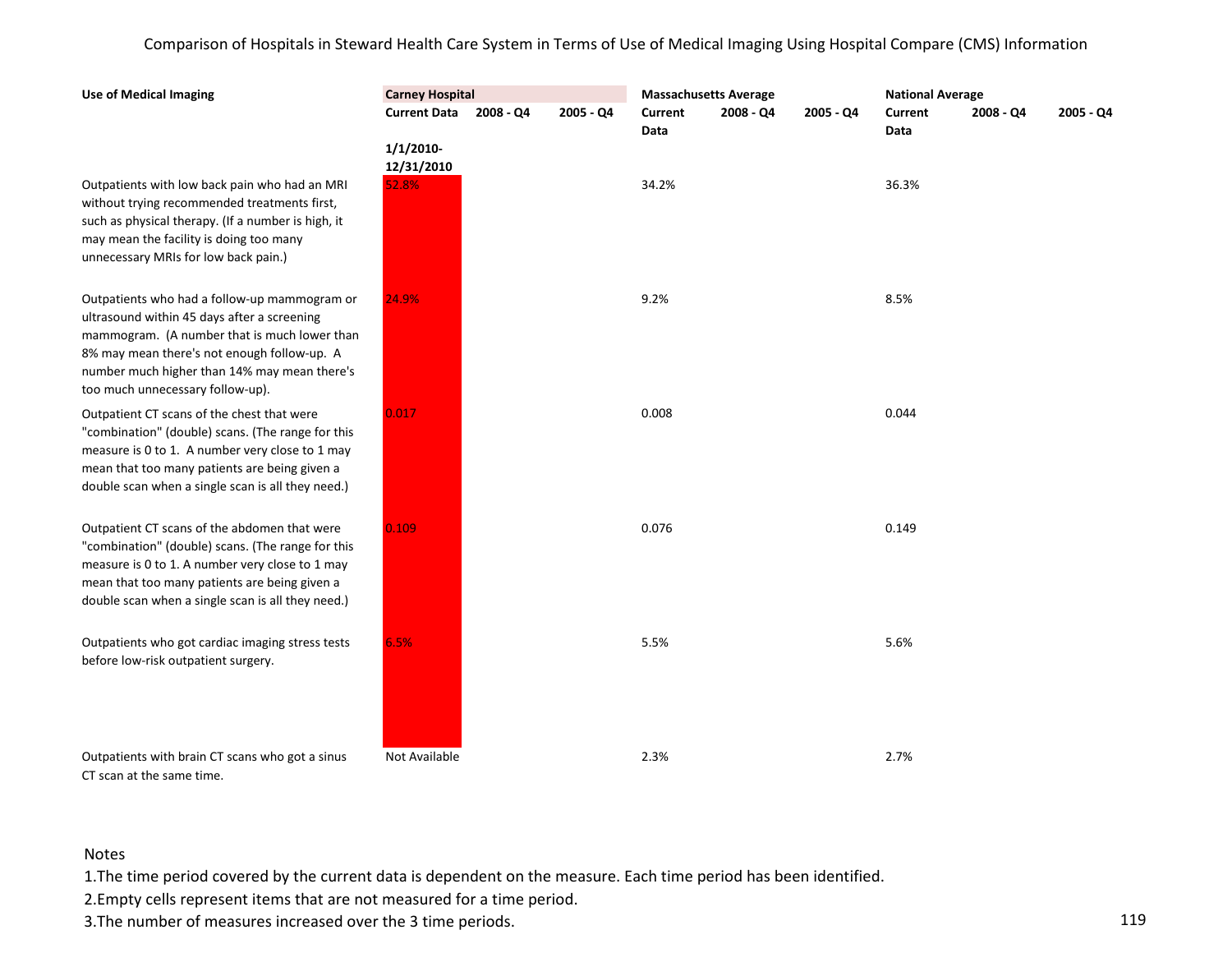Comparison of Hospitals in Steward Health Care System in Terms of Use of Medical Imaging Using Hospital Compare (CMS) Information

| Use of Medical Imaging | Carney Hospital | | | Massachusetts Average | | | National Average | | |
|---|---|---|---|---|---|---|---|---|---|
| | Current Data | 2008 - Q4 | 2005 - Q4 | Current Data | 2008 - Q4 | 2005 - Q4 | Current Data | 2008 - Q4 | 2005 - Q4 |
| | 1/1/2010-12/31/2010 | | | | | | | | |
| Outpatients with low back pain who had an MRI without trying recommended treatments first, such as physical therapy. (If a number is high, it may mean the facility is doing too many unnecessary MRIs for low back pain.) | 52.8% | | | 34.2% | | | 36.3% | | |
| Outpatients who had a follow-up mammogram or ultrasound within 45 days after a screening mammogram. (A number that is much lower than 8% may mean there's not enough follow-up. A number much higher than 14% may mean there's too much unnecessary follow-up). | 24.9% | | | 9.2% | | | 8.5% | | |
| Outpatient CT scans of the chest that were "combination" (double) scans. (The range for this measure is 0 to 1. A number very close to 1 may mean that too many patients are being given a double scan when a single scan is all they need.) | 0.017 | | | 0.008 | | | 0.044 | | |
| Outpatient CT scans of the abdomen that were "combination" (double) scans. (The range for this measure is 0 to 1. A number very close to 1 may mean that too many patients are being given a double scan when a single scan is all they need.) | 0.109 | | | 0.076 | | | 0.149 | | |
| Outpatients who got cardiac imaging stress tests before low-risk outpatient surgery. | 6.5% | | | 5.5% | | | 5.6% | | |
| Outpatients with brain CT scans who got a sinus CT scan at the same time. | Not Available | | | 2.3% | | | 2.7% | | |

Notes

1. The time period covered by the current data is dependent on the measure. Each time period has been identified.
2. Empty cells represent items that are not measured for a time period.
3. The number of measures increased over the 3 time periods.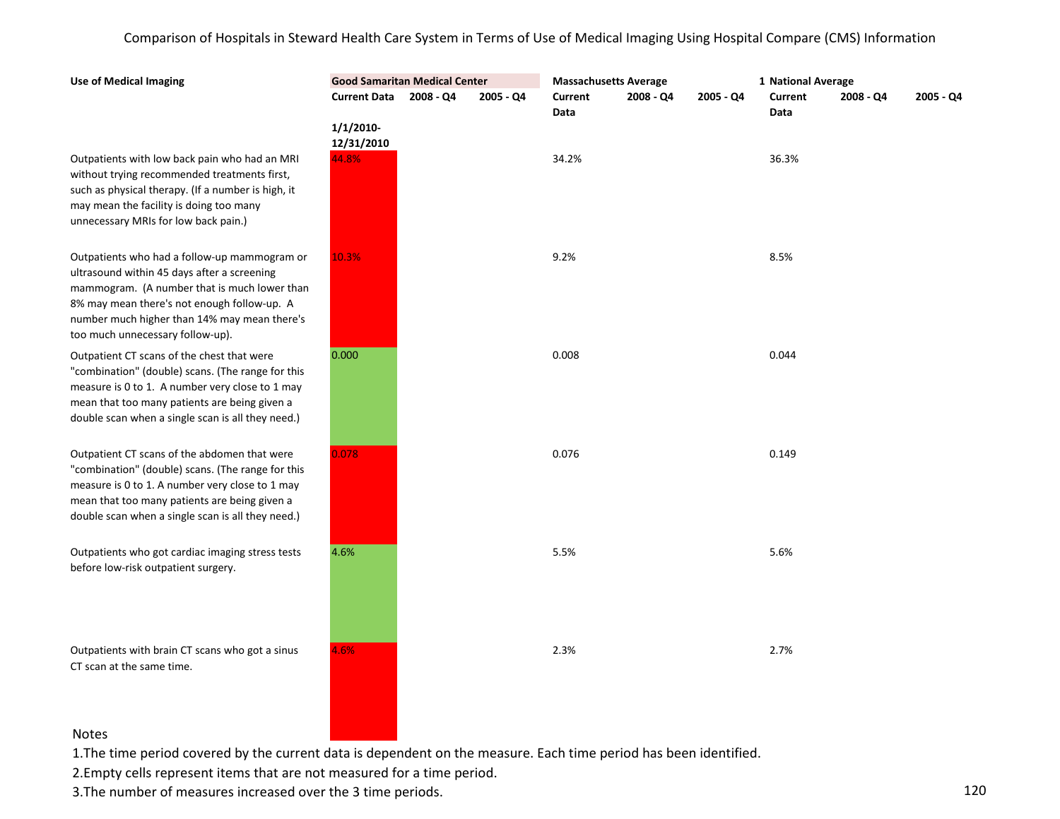Comparison of Hospitals in Steward Health Care System in Terms of Use of Medical Imaging Using Hospital Compare (CMS) Information

| Use of Medical Imaging | Good Samaritan Medical Center | | | Massachusetts Average | | | 1 National Average | | |
|---|---|---|---|---|---|---|---|---|---|
| | Current Data | 2008 - Q4 | 2005 - Q4 | Current Data | 2008 - Q4 | 2005 - Q4 | Current Data | 2008 - Q4 | 2005 - Q4 |
| | 1/1/2010-12/31/2010 | | | | | | | | |
| Outpatients with low back pain who had an MRI without trying recommended treatments first, such as physical therapy. (If a number is high, it may mean the facility is doing too many unnecessary MRIs for low back pain.) | 44.8% | | | 34.2% | | | 36.3% | | |
| Outpatients who had a follow-up mammogram or ultrasound within 45 days after a screening mammogram. (A number that is much lower than 8% may mean there's not enough follow-up. A number much higher than 14% may mean there's too much unnecessary follow-up). | 10.3% | | | 9.2% | | | 8.5% | | |
| Outpatient CT scans of the chest that were "combination" (double) scans. (The range for this measure is 0 to 1. A number very close to 1 may mean that too many patients are being given a double scan when a single scan is all they need.) | 0.000 | | | 0.008 | | | 0.044 | | |
| Outpatient CT scans of the abdomen that were "combination" (double) scans. (The range for this measure is 0 to 1. A number very close to 1 may mean that too many patients are being given a double scan when a single scan is all they need.) | 0.078 | | | 0.076 | | | 0.149 | | |
| Outpatients who got cardiac imaging stress tests before low-risk outpatient surgery. | 4.6% | | | 5.5% | | | 5.6% | | |
| Outpatients with brain CT scans who got a sinus CT scan at the same time. | 4.6% | | | 2.3% | | | 2.7% | | |

Notes

1.The time period covered by the current data is dependent on the measure. Each time period has been identified.

2.Empty cells represent items that are not measured for a time period.

3.The number of measures increased over the 3 time periods.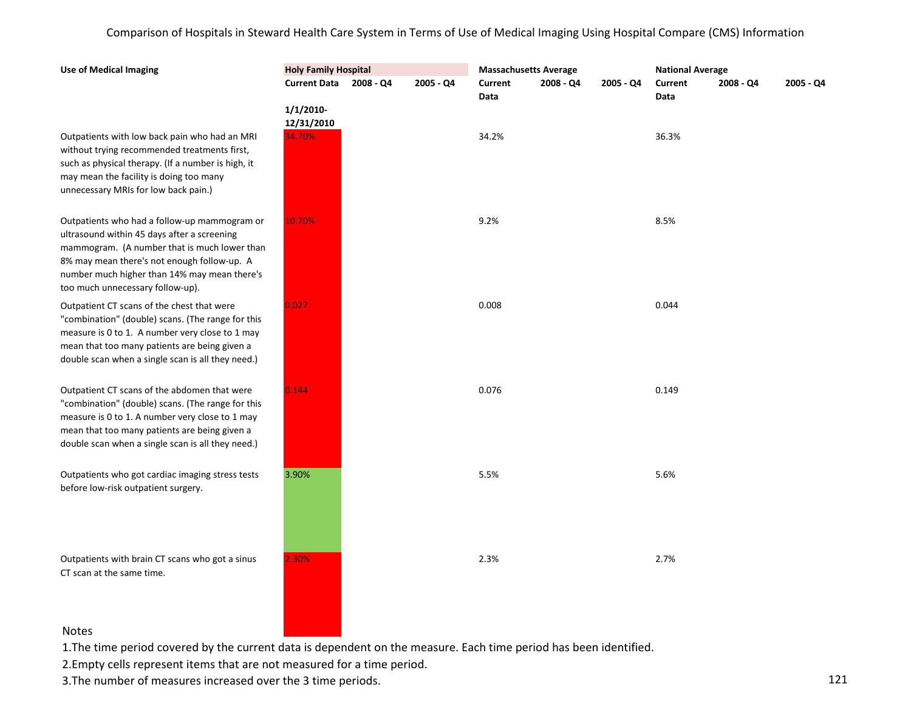Comparison of Hospitals in Steward Health Care System in Terms of Use of Medical Imaging Using Hospital Compare (CMS) Information

| **Use of Medical Imaging** | **Holy Family Hospital** | | | **Massachusetts Average** | | | **National Average** | | |
|---|---|---|---|---|---|---|---|---|---|
| | **Current Data** | **2008 - Q4** | **2005 - Q4** | **Current Data** | **2008 - Q4** | **2005 - Q4** | **Current Data** | **2008 - Q4** | **2005 - Q4** |
| | **1/1/2010-12/31/2010** | | | | | | | | |
| Outpatients with low back pain who had an MRI without trying recommended treatments first, such as physical therapy. (If a number is high, it may mean the facility is doing too many unnecessary MRIs for low back pain.) | 34.70% | | | 34.2% | | | 36.3% | | |
| Outpatients who had a follow-up mammogram or ultrasound within 45 days after a screening mammogram. (A number that is much lower than 8% may mean there's not enough follow-up. A number much higher than 14% may mean there's too much unnecessary follow-up). | 10.70% | | | 9.2% | | | 8.5% | | |
| Outpatient CT scans of the chest that were "combination" (double) scans. (The range for this measure is 0 to 1. A number very close to 1 may mean that too many patients are being given a double scan when a single scan is all they need.) | 0.027 | | | 0.008 | | | 0.044 | | |
| Outpatient CT scans of the abdomen that were "combination" (double) scans. (The range for this measure is 0 to 1. A number very close to 1 may mean that too many patients are being given a double scan when a single scan is all they need.) | 0.144 | | | 0.076 | | | 0.149 | | |
| Outpatients who got cardiac imaging stress tests before low-risk outpatient surgery. | 3.90% | | | 5.5% | | | 5.6% | | |
| Outpatients with brain CT scans who got a sinus CT scan at the same time. | 2.30% | | | 2.3% | | | 2.7% | | |

Notes

1.The time period covered by the current data is dependent on the measure. Each time period has been identified.

2.Empty cells represent items that are not measured for a time period.

3.The number of measures increased over the 3 time periods.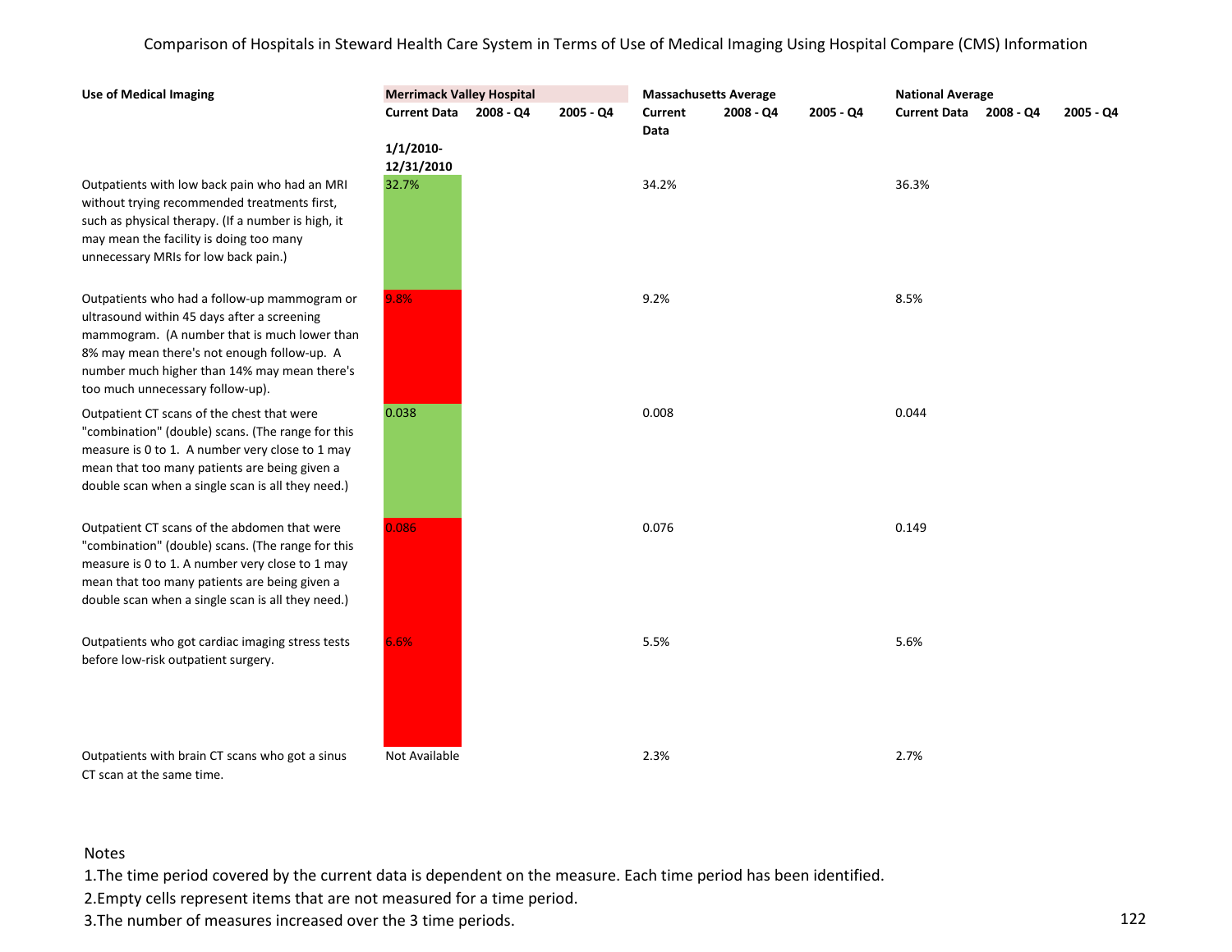Comparison of Hospitals in Steward Health Care System in Terms of Use of Medical Imaging Using Hospital Compare (CMS) Information

| Use of Medical Imaging | Merrimack Valley Hospital | | | Massachusetts Average | | | National Average | | |
|---|---|---|---|---|---|---|---|---|---|
| | Current Data | 2008 - Q4 | 2005 - Q4 | Current Data | 2008 - Q4 | 2005 - Q4 | Current Data | 2008 - Q4 | 2005 - Q4 |
| | 1/1/2010-12/31/2010 | | | | | | | | |
| Outpatients with low back pain who had an MRI without trying recommended treatments first, such as physical therapy. (If a number is high, it may mean the facility is doing too many unnecessary MRIs for low back pain.) | 32.7% | | | 34.2% | | | 36.3% | | |
| Outpatients who had a follow-up mammogram or ultrasound within 45 days after a screening mammogram. (A number that is much lower than 8% may mean there's not enough follow-up. A number much higher than 14% may mean there's too much unnecessary follow-up). | 9.8% | | | 9.2% | | | 8.5% | | |
| Outpatient CT scans of the chest that were "combination" (double) scans. (The range for this measure is 0 to 1. A number very close to 1 may mean that too many patients are being given a double scan when a single scan is all they need.) | 0.038 | | | 0.008 | | | 0.044 | | |
| Outpatient CT scans of the abdomen that were "combination" (double) scans. (The range for this measure is 0 to 1. A number very close to 1 may mean that too many patients are being given a double scan when a single scan is all they need.) | 0.086 | | | 0.076 | | | 0.149 | | |
| Outpatients who got cardiac imaging stress tests before low-risk outpatient surgery. | 6.6% | | | 5.5% | | | 5.6% | | |
| Outpatients with brain CT scans who got a sinus CT scan at the same time. | Not Available | | | 2.3% | | | 2.7% | | |

Notes

1.The time period covered by the current data is dependent on the measure. Each time period has been identified.

2.Empty cells represent items that are not measured for a time period.

3.The number of measures increased over the 3 time periods.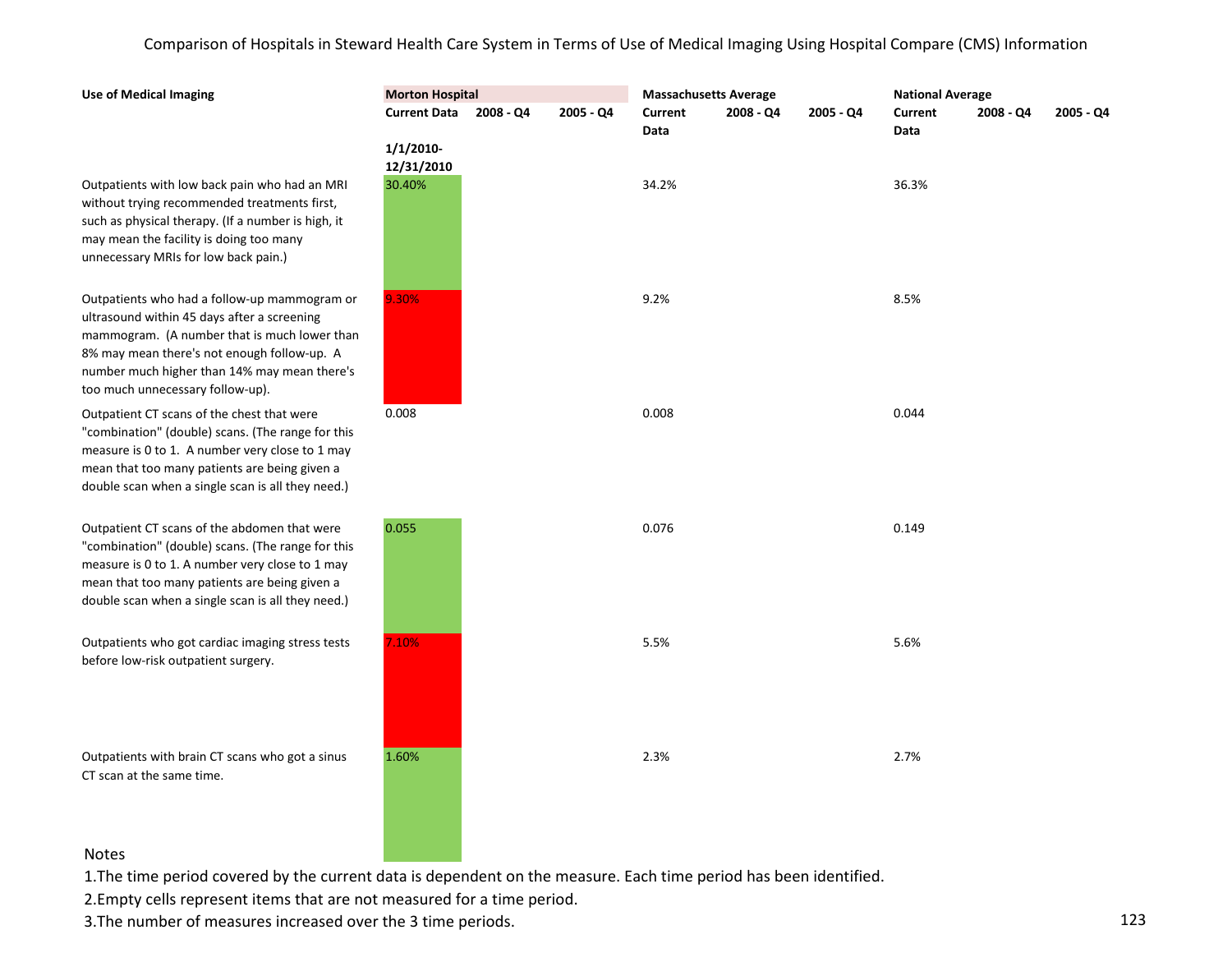Comparison of Hospitals in Steward Health Care System in Terms of Use of Medical Imaging Using Hospital Compare (CMS) Information

| **Use of Medical Imaging** | **Morton Hospital** | | | **Massachusetts Average** | | | **National Average** | | |
|---|---|---|---|---|---|---|---|---|---|
| | **Current Data** | **2008 - Q4** | **2005 - Q4** | **Current Data** | **2008 - Q4** | **2005 - Q4** | **Current Data** | **2008 - Q4** | **2005 - Q4** |
| | **1/1/2010-12/31/2010** | | | | | | | | |
| Outpatients with low back pain who had an MRI without trying recommended treatments first, such as physical therapy. (If a number is high, it may mean the facility is doing too many unnecessary MRIs for low back pain.) | 30.40% | | | 34.2% | | | 36.3% | | |
| Outpatients who had a follow-up mammogram or ultrasound within 45 days after a screening mammogram. (A number that is much lower than 8% may mean there's not enough follow-up. A number much higher than 14% may mean there's too much unnecessary follow-up). | 9.30% | | | 9.2% | | | 8.5% | | |
| Outpatient CT scans of the chest that were "combination" (double) scans. (The range for this measure is 0 to 1. A number very close to 1 may mean that too many patients are being given a double scan when a single scan is all they need.) | 0.008 | | | 0.008 | | | 0.044 | | |
| Outpatient CT scans of the abdomen that were "combination" (double) scans. (The range for this measure is 0 to 1. A number very close to 1 may mean that too many patients are being given a double scan when a single scan is all they need.) | 0.055 | | | 0.076 | | | 0.149 | | |
| Outpatients who got cardiac imaging stress tests before low-risk outpatient surgery. | 7.10% | | | 5.5% | | | 5.6% | | |
| Outpatients with brain CT scans who got a sinus CT scan at the same time. | 1.60% | | | 2.3% | | | 2.7% | | |

Notes

1.The time period covered by the current data is dependent on the measure. Each time period has been identified.

2.Empty cells represent items that are not measured for a time period.

3.The number of measures increased over the 3 time periods.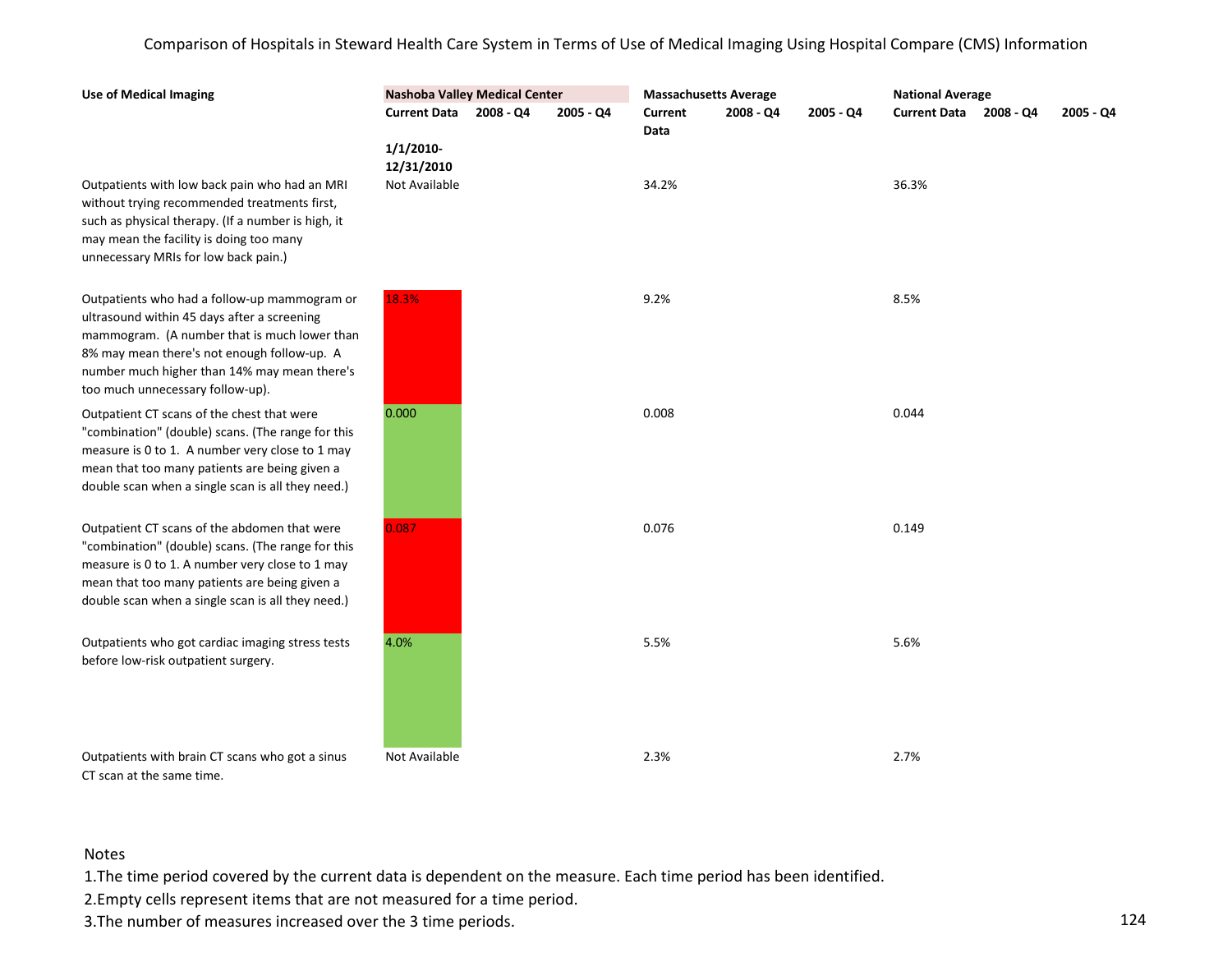Comparison of Hospitals in Steward Health Care System in Terms of Use of Medical Imaging Using Hospital Compare (CMS) Information

| Use of Medical Imaging | Nashoba Valley Medical Center | | | Massachusetts Average | | | National Average | | |
|---|---|---|---|---|---|---|---|---|---|
| | Current Data | 2008 - Q4 | 2005 - Q4 | Current Data | 2008 - Q4 | 2005 - Q4 | Current Data | 2008 - Q4 | 2005 - Q4 |
| | 1/1/2010-12/31/2010 | | | | | | | | |
| Outpatients with low back pain who had an MRI without trying recommended treatments first, such as physical therapy. (If a number is high, it may mean the facility is doing too many unnecessary MRIs for low back pain.) | Not Available | | | 34.2% | | | 36.3% | | |
| Outpatients who had a follow-up mammogram or ultrasound within 45 days after a screening mammogram. (A number that is much lower than 8% may mean there's not enough follow-up. A number much higher than 14% may mean there's too much unnecessary follow-up). | 18.3% | | | 9.2% | | | 8.5% | | |
| Outpatient CT scans of the chest that were "combination" (double) scans. (The range for this measure is 0 to 1. A number very close to 1 may mean that too many patients are being given a double scan when a single scan is all they need.) | 0.000 | | | 0.008 | | | 0.044 | | |
| Outpatient CT scans of the abdomen that were "combination" (double) scans. (The range for this measure is 0 to 1. A number very close to 1 may mean that too many patients are being given a double scan when a single scan is all they need.) | 0.087 | | | 0.076 | | | 0.149 | | |
| Outpatients who got cardiac imaging stress tests before low-risk outpatient surgery. | 4.0% | | | 5.5% | | | 5.6% | | |
| Outpatients with brain CT scans who got a sinus CT scan at the same time. | Not Available | | | 2.3% | | | 2.7% | | |

Notes

1.The time period covered by the current data is dependent on the measure. Each time period has been identified.

2.Empty cells represent items that are not measured for a time period.

3.The number of measures increased over the 3 time periods.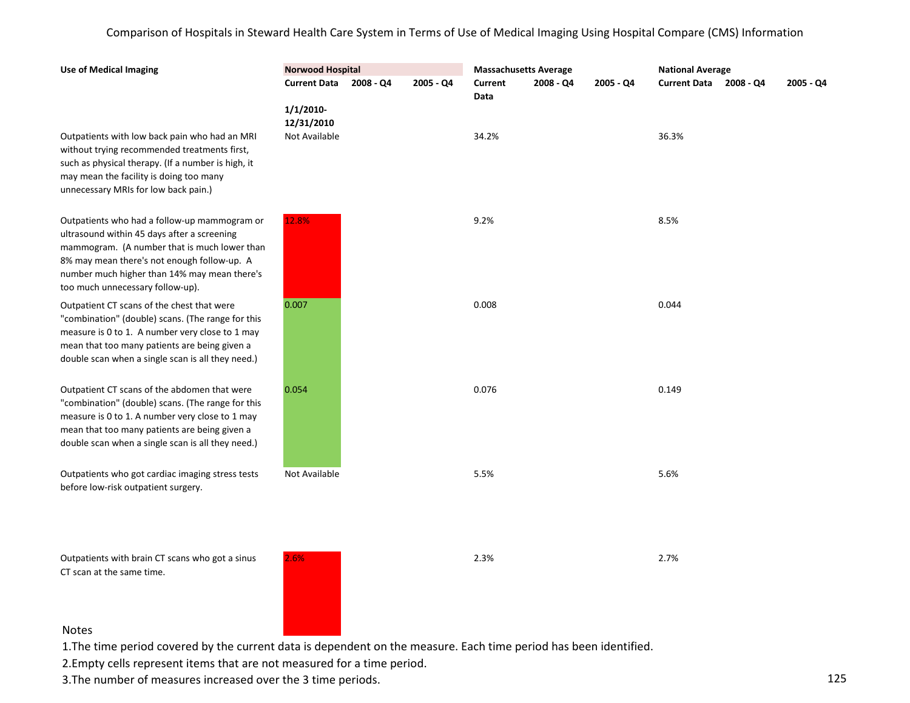Comparison of Hospitals in Steward Health Care System in Terms of Use of Medical Imaging Using Hospital Compare (CMS) Information

| **Use of Medical Imaging** | **Norwood Hospital** | | | **Massachusetts Average** | | | **National Average** | | |
|---|---|---|---|---|---|---|---|---|---|
| | **Current Data** | **2008 - Q4** | **2005 - Q4** | **Current Data** | **2008 - Q4** | **2005 - Q4** | **Current Data** | **2008 - Q4** | **2005 - Q4** |
| | **1/1/2010-12/31/2010** | | | | | | | | |
| Outpatients with low back pain who had an MRI without trying recommended treatments first, such as physical therapy. (If a number is high, it may mean the facility is doing too many unnecessary MRIs for low back pain.) | Not Available | | | 34.2% | | | 36.3% | | |
| Outpatients who had a follow-up mammogram or ultrasound within 45 days after a screening mammogram. (A number that is much lower than 8% may mean there's not enough follow-up. A number much higher than 14% may mean there's too much unnecessary follow-up). | 12.8% | | | 9.2% | | | 8.5% | | |
| Outpatient CT scans of the chest that were "combination" (double) scans. (The range for this measure is 0 to 1. A number very close to 1 may mean that too many patients are being given a double scan when a single scan is all they need.) | 0.007 | | | 0.008 | | | 0.044 | | |
| Outpatient CT scans of the abdomen that were "combination" (double) scans. (The range for this measure is 0 to 1. A number very close to 1 may mean that too many patients are being given a double scan when a single scan is all they need.) | 0.054 | | | 0.076 | | | 0.149 | | |
| Outpatients who got cardiac imaging stress tests before low-risk outpatient surgery. | Not Available | | | 5.5% | | | 5.6% | | |
| Outpatients with brain CT scans who got a sinus CT scan at the same time. | 2.6% | | | 2.3% | | | 2.7% | | |

Notes

1. The time period covered by the current data is dependent on the measure. Each time period has been identified.
2. Empty cells represent items that are not measured for a time period.
3. The number of measures increased over the 3 time periods.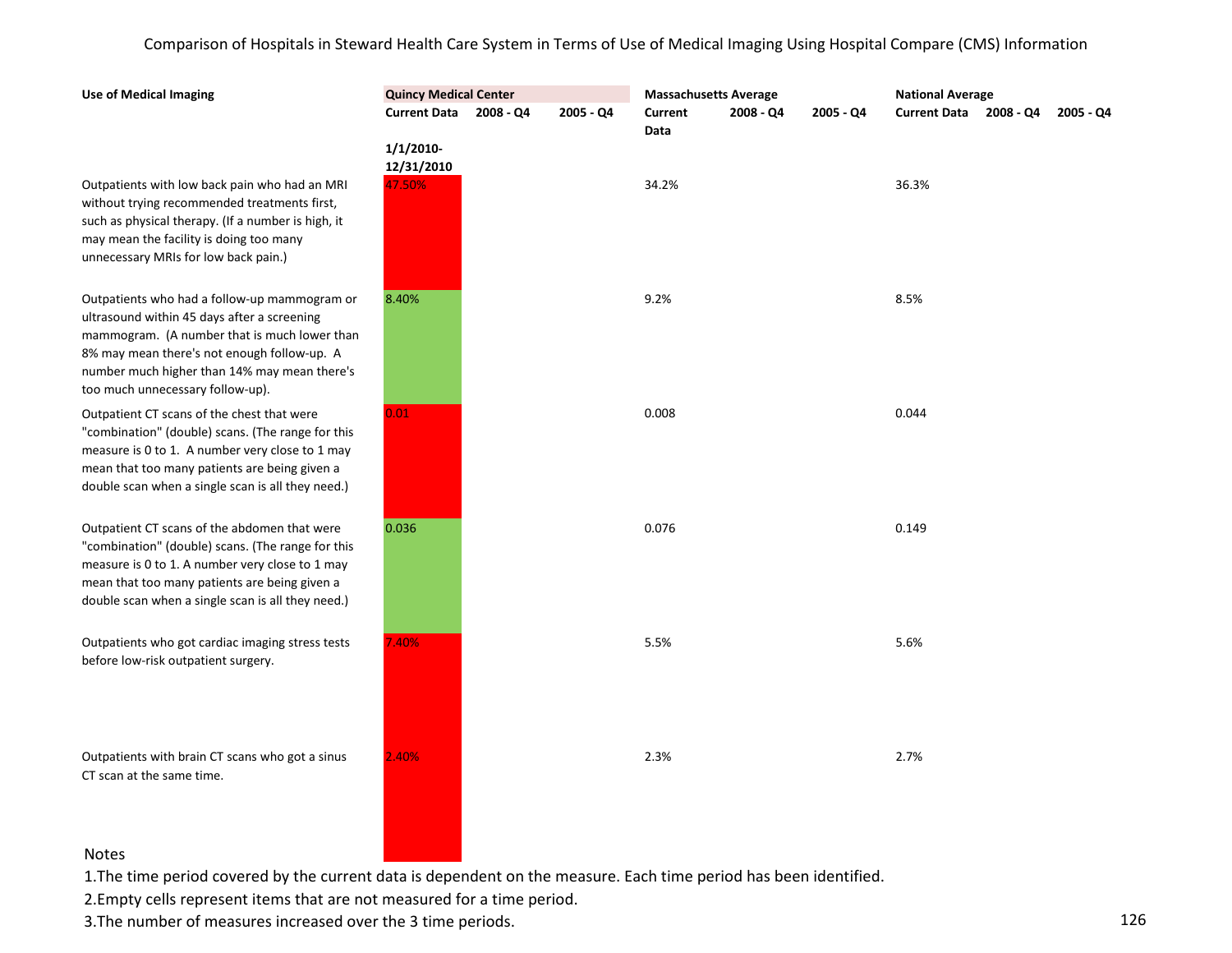Comparison of Hospitals in Steward Health Care System in Terms of Use of Medical Imaging Using Hospital Compare (CMS) Information

| Use of Medical Imaging | Quincy Medical Center | | | Massachusetts Average | | | National Average | | |
|---|---|---|---|---|---|---|---|---|---|
| | Current Data | 2008 - Q4 | 2005 - Q4 | Current Data | 2008 - Q4 | 2005 - Q4 | Current Data | 2008 - Q4 | 2005 - Q4 |
| | 1/1/2010-12/31/2010 | | | | | | | | |
| Outpatients with low back pain who had an MRI without trying recommended treatments first, such as physical therapy. (If a number is high, it may mean the facility is doing too many unnecessary MRIs for low back pain.) | 47.50% | | | 34.2% | | | 36.3% | | |
| Outpatients who had a follow-up mammogram or ultrasound within 45 days after a screening mammogram. (A number that is much lower than 8% may mean there's not enough follow-up. A number much higher than 14% may mean there's too much unnecessary follow-up). | 8.40% | | | 9.2% | | | 8.5% | | |
| Outpatient CT scans of the chest that were "combination" (double) scans. (The range for this measure is 0 to 1. A number very close to 1 may mean that too many patients are being given a double scan when a single scan is all they need.) | 0.01 | | | 0.008 | | | 0.044 | | |
| Outpatient CT scans of the abdomen that were "combination" (double) scans. (The range for this measure is 0 to 1. A number very close to 1 may mean that too many patients are being given a double scan when a single scan is all they need.) | 0.036 | | | 0.076 | | | 0.149 | | |
| Outpatients who got cardiac imaging stress tests before low-risk outpatient surgery. | 7.40% | | | 5.5% | | | 5.6% | | |
| Outpatients with brain CT scans who got a sinus CT scan at the same time. | 2.40% | | | 2.3% | | | 2.7% | | |

Notes

1.The time period covered by the current data is dependent on the measure. Each time period has been identified.

2.Empty cells represent items that are not measured for a time period.

3.The number of measures increased over the 3 time periods.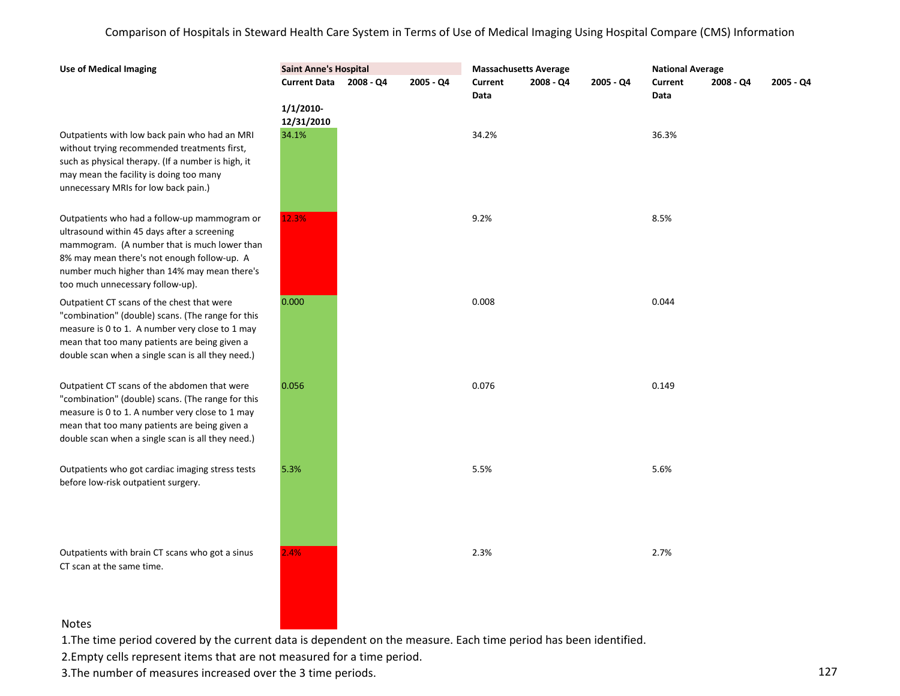Comparison of Hospitals in Steward Health Care System in Terms of Use of Medical Imaging Using Hospital Compare (CMS) Information

| Use of Medical Imaging | Saint Anne's Hospital | | | Massachusetts Average | | | National Average | | |
|---|---|---|---|---|---|---|---|---|---|
| | Current Data | 2008 - Q4 | 2005 - Q4 | Current Data | 2008 - Q4 | 2005 - Q4 | Current Data | 2008 - Q4 | 2005 - Q4 |
| | 1/1/2010-12/31/2010 | | | | | | | | |
| Outpatients with low back pain who had an MRI without trying recommended treatments first, such as physical therapy. (If a number is high, it may mean the facility is doing too many unnecessary MRIs for low back pain.) | 34.1% | | | 34.2% | | | 36.3% | | |
| Outpatients who had a follow-up mammogram or ultrasound within 45 days after a screening mammogram. (A number that is much lower than 8% may mean there's not enough follow-up. A number much higher than 14% may mean there's too much unnecessary follow-up). | 12.3% | | | 9.2% | | | 8.5% | | |
| Outpatient CT scans of the chest that were "combination" (double) scans. (The range for this measure is 0 to 1. A number very close to 1 may mean that too many patients are being given a double scan when a single scan is all they need.) | 0.000 | | | 0.008 | | | 0.044 | | |
| Outpatient CT scans of the abdomen that were "combination" (double) scans. (The range for this measure is 0 to 1. A number very close to 1 may mean that too many patients are being given a double scan when a single scan is all they need.) | 0.056 | | | 0.076 | | | 0.149 | | |
| Outpatients who got cardiac imaging stress tests before low-risk outpatient surgery. | 5.3% | | | 5.5% | | | 5.6% | | |
| Outpatients with brain CT scans who got a sinus CT scan at the same time. | 2.4% | | | 2.3% | | | 2.7% | | |

Notes

1. The time period covered by the current data is dependent on the measure. Each time period has been identified.
2. Empty cells represent items that are not measured for a time period.
3. The number of measures increased over the 3 time periods.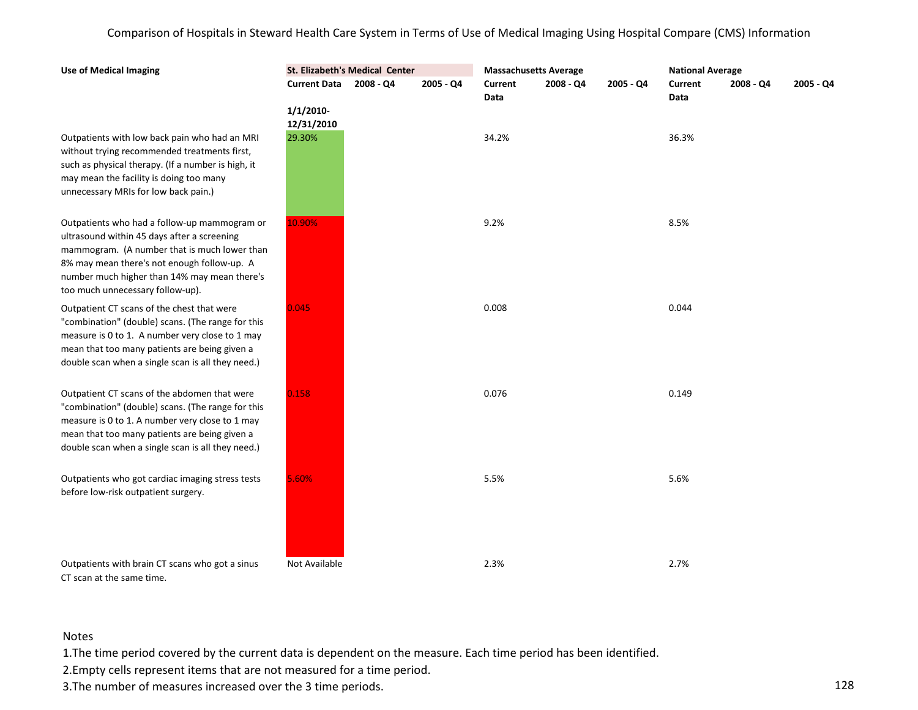Comparison of Hospitals in Steward Health Care System in Terms of Use of Medical Imaging Using Hospital Compare (CMS) Information

| **Use of Medical Imaging** | **St. Elizabeth's Medical Center** | | | **Massachusetts Average** | | | **National Average** | | |
|---|---|---|---|---|---|---|---|---|---|
| | **Current Data** | **2008 - Q4** | **2005 - Q4** | **Current Data** | **2008 - Q4** | **2005 - Q4** | **Current Data** | **2008 - Q4** | **2005 - Q4** |
| | **1/1/2010-12/31/2010** | | | | | | | | |
| Outpatients with low back pain who had an MRI without trying recommended treatments first, such as physical therapy. (If a number is high, it may mean the facility is doing too many unnecessary MRIs for low back pain.) | 29.30% | | | 34.2% | | | 36.3% | | |
| Outpatients who had a follow-up mammogram or ultrasound within 45 days after a screening mammogram. (A number that is much lower than 8% may mean there's not enough follow-up. A number much higher than 14% may mean there's too much unnecessary follow-up). | 10.90% | | | 9.2% | | | 8.5% | | |
| Outpatient CT scans of the chest that were "combination" (double) scans. (The range for this measure is 0 to 1. A number very close to 1 may mean that too many patients are being given a double scan when a single scan is all they need.) | 0.045 | | | 0.008 | | | 0.044 | | |
| Outpatient CT scans of the abdomen that were "combination" (double) scans. (The range for this measure is 0 to 1. A number very close to 1 may mean that too many patients are being given a double scan when a single scan is all they need.) | 0.158 | | | 0.076 | | | 0.149 | | |
| Outpatients who got cardiac imaging stress tests before low-risk outpatient surgery. | 5.60% | | | 5.5% | | | 5.6% | | |
| Outpatients with brain CT scans who got a sinus CT scan at the same time. | Not Available | | | 2.3% | | | 2.7% | | |

Notes

1. The time period covered by the current data is dependent on the measure. Each time period has been identified.
2. Empty cells represent items that are not measured for a time period.
3. The number of measures increased over the 3 time periods.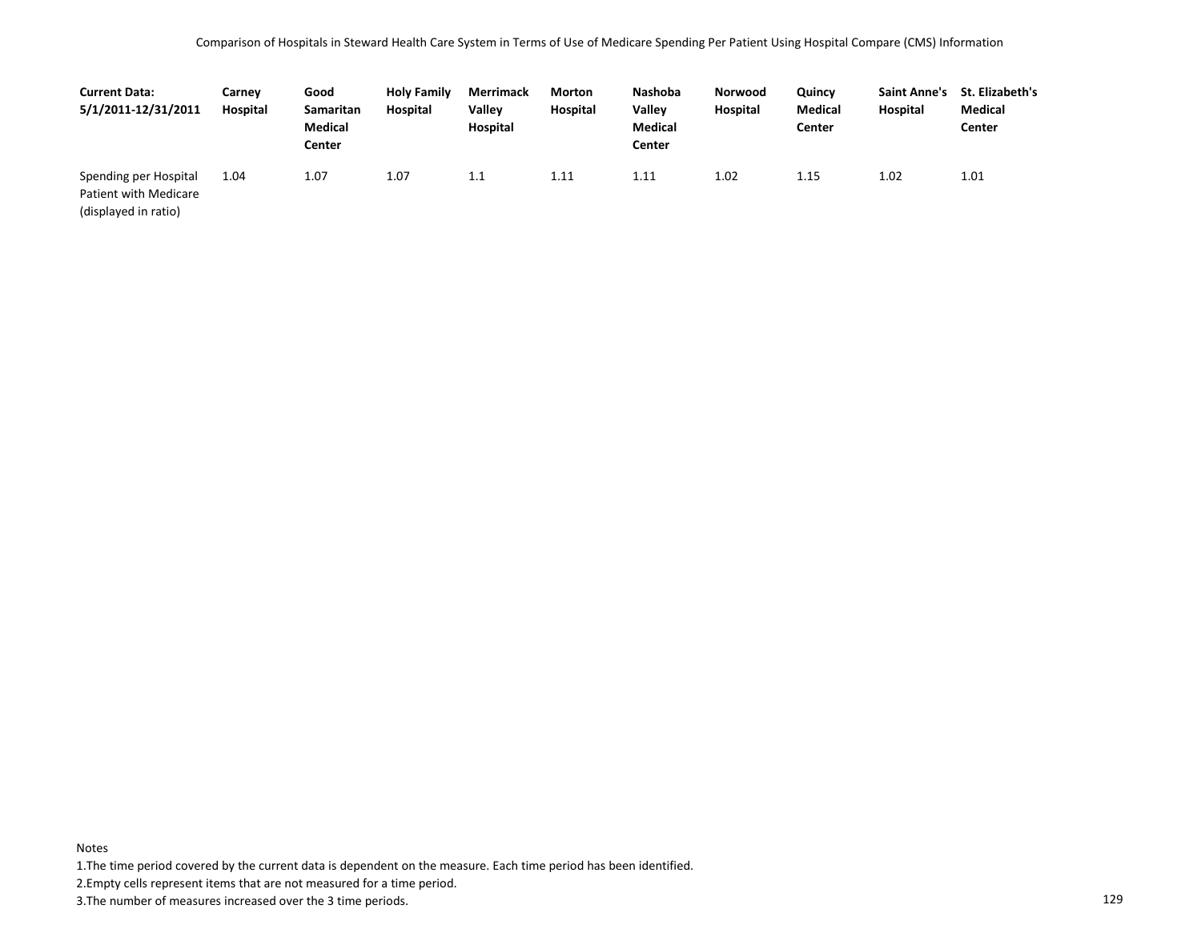Comparison of Hospitals in Steward Health Care System in Terms of Use of Medicare Spending Per Patient Using Hospital Compare (CMS) Information

| **Current Data: 5/1/2011-12/31/2011** | **Carney Hospital** | **Good Samaritan Medical Center** | **Holy Family Hospital** | **Merrimack Valley Hospital** | **Morton Hospital** | **Nashoba Valley Medical Center** | **Norwood Hospital** | **Quincy Medical Center** | **Saint Anne's Hospital** | **St. Elizabeth's Medical Center** |
|---|---|---|---|---|---|---|---|---|---|---|
| Spending per Hospital Patient with Medicare (displayed in ratio) | 1.04 | 1.07 | 1.07 | 1.1 | 1.11 | 1.11 | 1.02 | 1.15 | 1.02 | 1.01 |

Notes

1.The time period covered by the current data is dependent on the measure. Each time period has been identified.

2.Empty cells represent items that are not measured for a time period.

3.The number of measures increased over the 3 time periods.